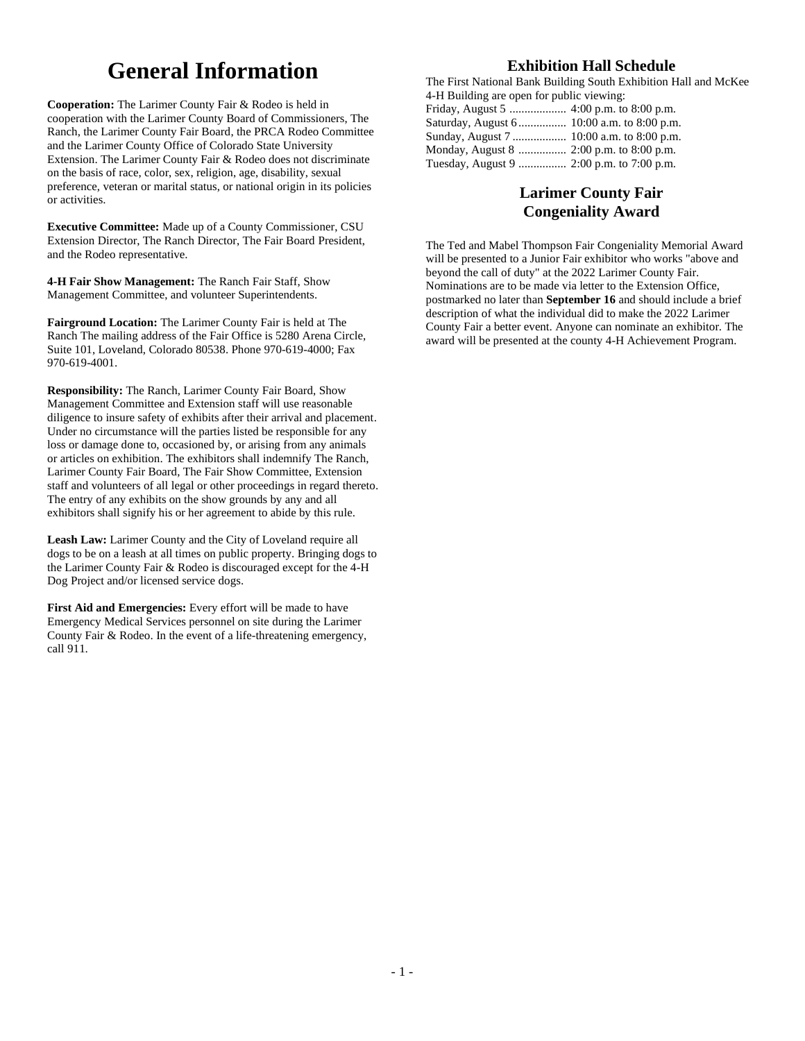# General Information

**Cooperation:** The Larimer County Fair & Rodeo is held in cooperation with the Larimer County Board of Commissioners, The Ranch, the Larimer County Fair Board, the PRCA Rodeo Committee and the Larimer County Office of Colorado State University Extension. The Larimer County Fair & Rodeo does not discriminate on the basis of race, color, sex, religion, age, disability, sexual preference, veteran or marital status, or national origin in its policies or activities.

**Executive Committee:** Made up of a County Commissioner, CSU Extension Director, The Ranch Director, The Fair Board President, and the Rodeo representative.

**4-H Fair Show Management:** The Ranch Fair Staff, Show Management Committee, and volunteer Superintendents.

**Fairground Location:** The Larimer County Fair is held at The Ranch The mailing address of the Fair Office is 5280 Arena Circle, Suite 101, Loveland, Colorado 80538. Phone 970-619-4000; Fax 970-619-4001.

**Responsibility:** The Ranch, Larimer County Fair Board, Show Management Committee and Extension staff will use reasonable diligence to insure safety of exhibits after their arrival and placement. Under no circumstance will the parties listed be responsible for any loss or damage done to, occasioned by, or arising from any animals or articles on exhibition. The exhibitors shall indemnify The Ranch, Larimer County Fair Board, The Fair Show Committee, Extension staff and volunteers of all legal or other proceedings in regard thereto. The entry of any exhibits on the show grounds by any and all exhibitors shall signify his or her agreement to abide by this rule.

**Leash Law:** Larimer County and the City of Loveland require all dogs to be on a leash at all times on public property. Bringing dogs to the Larimer County Fair & Rodeo is discouraged except for the 4-H Dog Project and/or licensed service dogs.

**First Aid and Emergencies:** Every effort will be made to have Emergency Medical Services personnel on site during the Larimer County Fair & Rodeo. In the event of a life-threatening emergency, call 911.

## Exhibition Hall Schedule

The First National Bank Building South Exhibition Hall and McKee 4-H Building are open for public viewing:

Friday, August 5 ................... 4:00 p.m. to 8:00 p.m.
Saturday, August 6 ................ 10:00 a.m. to 8:00 p.m.
Sunday, August 7 .................. 10:00 a.m. to 8:00 p.m.
Monday, August 8 ................ 2:00 p.m. to 8:00 p.m.
Tuesday, August 9 ................ 2:00 p.m. to 7:00 p.m.

## Larimer County Fair Congeniality Award

The Ted and Mabel Thompson Fair Congeniality Memorial Award will be presented to a Junior Fair exhibitor who works "above and beyond the call of duty" at the 2022 Larimer County Fair. Nominations are to be made via letter to the Extension Office, postmarked no later than **September 16** and should include a brief description of what the individual did to make the 2022 Larimer County Fair a better event. Anyone can nominate an exhibitor. The award will be presented at the county 4-H Achievement Program.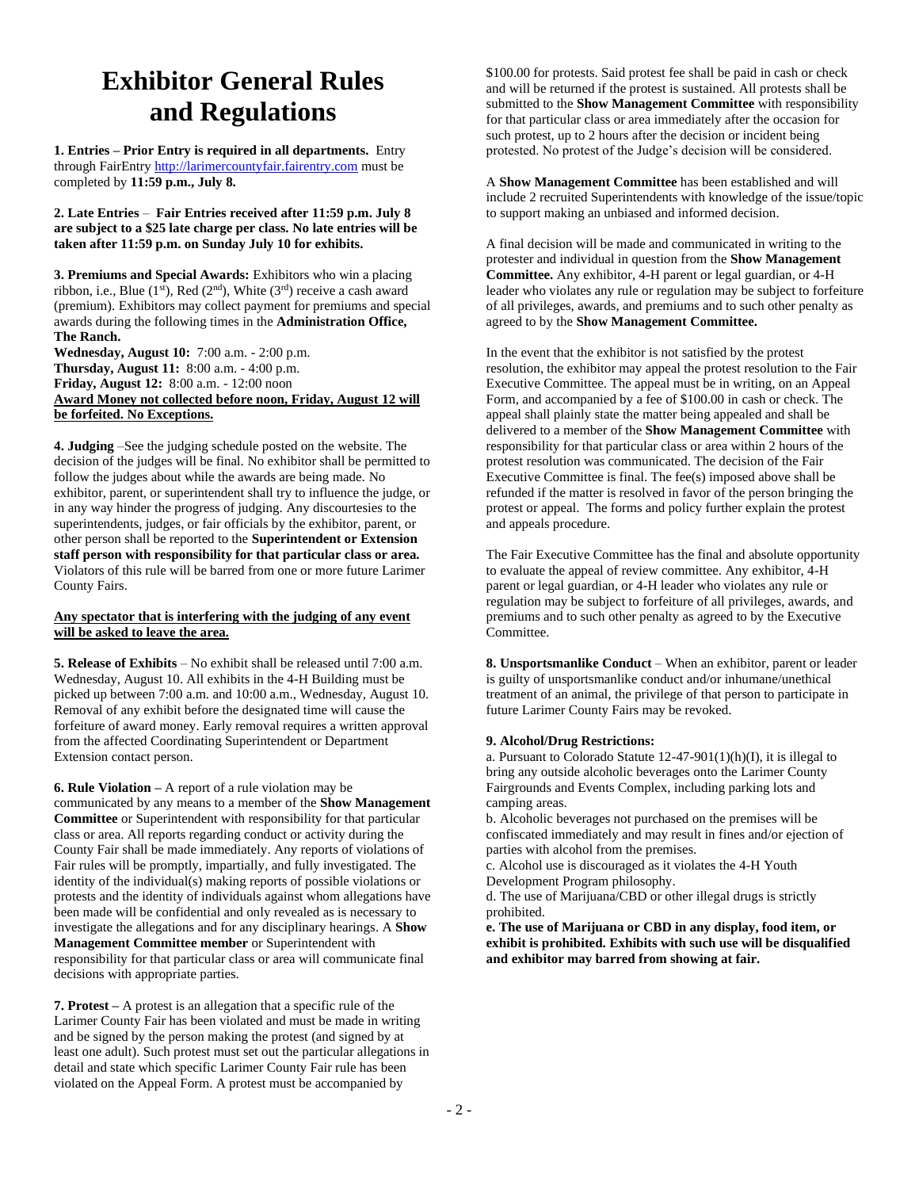# Exhibitor General Rules and Regulations

**1. Entries – Prior Entry is required in all departments.** Entry through FairEntry http://larimercountyfair.fairentry.com must be completed by **11:59 p.m., July 8.**

**2. Late Entries** – **Fair Entries received after 11:59 p.m. July 8 are subject to a $25 late charge per class. No late entries will be taken after 11:59 p.m. on Sunday July 10 for exhibits.**

**3. Premiums and Special Awards:** Exhibitors who win a placing ribbon, i.e., Blue (1st), Red (2nd), White (3rd) receive a cash award (premium). Exhibitors may collect payment for premiums and special awards during the following times in the **Administration Office, The Ranch.**

**Wednesday, August 10:** 7:00 a.m. - 2:00 p.m.
**Thursday, August 11:** 8:00 a.m. - 4:00 p.m.
**Friday, August 12:** 8:00 a.m. - 12:00 noon
**Award Money not collected before noon, Friday, August 12 will be forfeited. No Exceptions.**

**4. Judging** –See the judging schedule posted on the website. The decision of the judges will be final. No exhibitor shall be permitted to follow the judges about while the awards are being made. No exhibitor, parent, or superintendent shall try to influence the judge, or in any way hinder the progress of judging. Any discourtesies to the superintendents, judges, or fair officials by the exhibitor, parent, or other person shall be reported to the **Superintendent or Extension staff person with responsibility for that particular class or area.** Violators of this rule will be barred from one or more future Larimer County Fairs.

**Any spectator that is interfering with the judging of any event will be asked to leave the area.**

**5. Release of Exhibits** – No exhibit shall be released until 7:00 a.m. Wednesday, August 10. All exhibits in the 4-H Building must be picked up between 7:00 a.m. and 10:00 a.m., Wednesday, August 10. Removal of any exhibit before the designated time will cause the forfeiture of award money. Early removal requires a written approval from the affected Coordinating Superintendent or Department Extension contact person.

**6. Rule Violation –** A report of a rule violation may be communicated by any means to a member of the **Show Management Committee** or Superintendent with responsibility for that particular class or area. All reports regarding conduct or activity during the County Fair shall be made immediately. Any reports of violations of Fair rules will be promptly, impartially, and fully investigated. The identity of the individual(s) making reports of possible violations or protests and the identity of individuals against whom allegations have been made will be confidential and only revealed as is necessary to investigate the allegations and for any disciplinary hearings. A **Show Management Committee member** or Superintendent with responsibility for that particular class or area will communicate final decisions with appropriate parties.

**7. Protest –** A protest is an allegation that a specific rule of the Larimer County Fair has been violated and must be made in writing and be signed by the person making the protest (and signed by at least one adult). Such protest must set out the particular allegations in detail and state which specific Larimer County Fair rule has been violated on the Appeal Form. A protest must be accompanied by $100.00 for protests. Said protest fee shall be paid in cash or check and will be returned if the protest is sustained. All protests shall be submitted to the **Show Management Committee** with responsibility for that particular class or area immediately after the occasion for such protest, up to 2 hours after the decision or incident being protested. No protest of the Judge's decision will be considered.

A **Show Management Committee** has been established and will include 2 recruited Superintendents with knowledge of the issue/topic to support making an unbiased and informed decision.

A final decision will be made and communicated in writing to the protester and individual in question from the **Show Management Committee.** Any exhibitor, 4-H parent or legal guardian, or 4-H leader who violates any rule or regulation may be subject to forfeiture of all privileges, awards, and premiums and to such other penalty as agreed to by the **Show Management Committee.**

In the event that the exhibitor is not satisfied by the protest resolution, the exhibitor may appeal the protest resolution to the Fair Executive Committee. The appeal must be in writing, on an Appeal Form, and accompanied by a fee of $100.00 in cash or check. The appeal shall plainly state the matter being appealed and shall be delivered to a member of the **Show Management Committee** with responsibility for that particular class or area within 2 hours of the protest resolution was communicated. The decision of the Fair Executive Committee is final. The fee(s) imposed above shall be refunded if the matter is resolved in favor of the person bringing the protest or appeal. The forms and policy further explain the protest and appeals procedure.

The Fair Executive Committee has the final and absolute opportunity to evaluate the appeal of review committee. Any exhibitor, 4-H parent or legal guardian, or 4-H leader who violates any rule or regulation may be subject to forfeiture of all privileges, awards, and premiums and to such other penalty as agreed to by the Executive Committee.

**8. Unsportsmanlike Conduct** – When an exhibitor, parent or leader is guilty of unsportsmanlike conduct and/or inhumane/unethical treatment of an animal, the privilege of that person to participate in future Larimer County Fairs may be revoked.

**9. Alcohol/Drug Restrictions:**

a. Pursuant to Colorado Statute 12-47-901(1)(h)(I), it is illegal to bring any outside alcoholic beverages onto the Larimer County Fairgrounds and Events Complex, including parking lots and camping areas.

b. Alcoholic beverages not purchased on the premises will be confiscated immediately and may result in fines and/or ejection of parties with alcohol from the premises.

c. Alcohol use is discouraged as it violates the 4-H Youth Development Program philosophy.

d. The use of Marijuana/CBD or other illegal drugs is strictly prohibited.

**e. The use of Marijuana or CBD in any display, food item, or exhibit is prohibited. Exhibits with such use will be disqualified and exhibitor may barred from showing at fair.**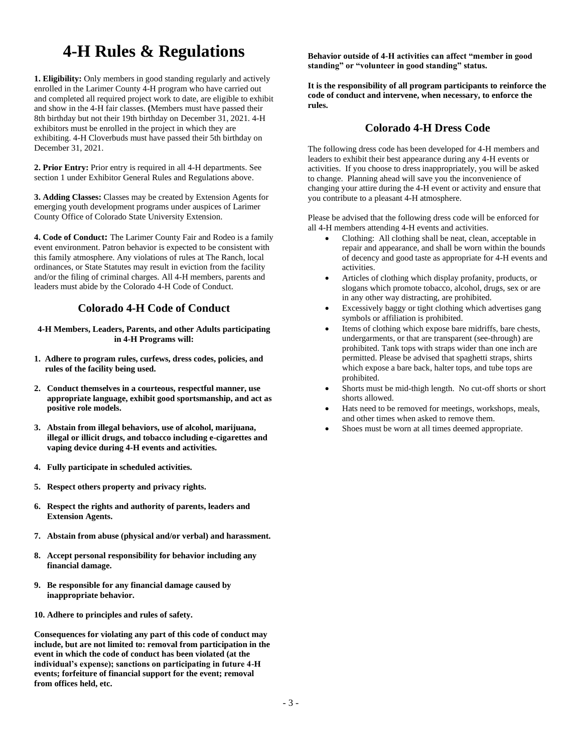# 4-H Rules & Regulations

**1. Eligibility:** Only members in good standing regularly and actively enrolled in the Larimer County 4-H program who have carried out and completed all required project work to date, are eligible to exhibit and show in the 4-H fair classes. **(**Members must have passed their 8th birthday but not their 19th birthday on December 31, 2021. 4-H exhibitors must be enrolled in the project in which they are exhibiting. 4-H Cloverbuds must have passed their 5th birthday on December 31, 2021.

**2. Prior Entry:** Prior entry is required in all 4-H departments. See section 1 under Exhibitor General Rules and Regulations above.

**3. Adding Classes:** Classes may be created by Extension Agents for emerging youth development programs under auspices of Larimer County Office of Colorado State University Extension.

**4. Code of Conduct:** The Larimer County Fair and Rodeo is a family event environment. Patron behavior is expected to be consistent with this family atmosphere. Any violations of rules at The Ranch, local ordinances, or State Statutes may result in eviction from the facility and/or the filing of criminal charges. All 4-H members, parents and leaders must abide by the Colorado 4-H Code of Conduct.

## Colorado 4-H Code of Conduct

**4-H Members, Leaders, Parents, and other Adults participating in 4-H Programs will:**

1. **Adhere to program rules, curfews, dress codes, policies, and rules of the facility being used.**
2. **Conduct themselves in a courteous, respectful manner, use appropriate language, exhibit good sportsmanship, and act as positive role models.**
3. **Abstain from illegal behaviors, use of alcohol, marijuana, illegal or illicit drugs, and tobacco including e-cigarettes and vaping device during 4-H events and activities.**
4. **Fully participate in scheduled activities.**
5. **Respect others property and privacy rights.**
6. **Respect the rights and authority of parents, leaders and Extension Agents.**
7. **Abstain from abuse (physical and/or verbal) and harassment.**
8. **Accept personal responsibility for behavior including any financial damage.**
9. **Be responsible for any financial damage caused by inappropriate behavior.**
10. **Adhere to principles and rules of safety.**

**Consequences for violating any part of this code of conduct may include, but are not limited to: removal from participation in the event in which the code of conduct has been violated (at the individual's expense); sanctions on participating in future 4-H events; forfeiture of financial support for the event; removal from offices held, etc.**

**Behavior outside of 4-H activities can affect "member in good standing" or "volunteer in good standing" status.**

**It is the responsibility of all program participants to reinforce the code of conduct and intervene, when necessary, to enforce the rules.**

## Colorado 4-H Dress Code

The following dress code has been developed for 4-H members and leaders to exhibit their best appearance during any 4-H events or activities. If you choose to dress inappropriately, you will be asked to change. Planning ahead will save you the inconvenience of changing your attire during the 4-H event or activity and ensure that you contribute to a pleasant 4-H atmosphere.

Please be advised that the following dress code will be enforced for all 4-H members attending 4-H events and activities.

- Clothing: All clothing shall be neat, clean, acceptable in repair and appearance, and shall be worn within the bounds of decency and good taste as appropriate for 4-H events and activities.
- Articles of clothing which display profanity, products, or slogans which promote tobacco, alcohol, drugs, sex or are in any other way distracting, are prohibited.
- Excessively baggy or tight clothing which advertises gang symbols or affiliation is prohibited.
- Items of clothing which expose bare midriffs, bare chests, undergarments, or that are transparent (see-through) are prohibited. Tank tops with straps wider than one inch are permitted. Please be advised that spaghetti straps, shirts which expose a bare back, halter tops, and tube tops are prohibited.
- Shorts must be mid-thigh length. No cut-off shorts or short shorts allowed.
- Hats need to be removed for meetings, workshops, meals, and other times when asked to remove them.
- Shoes must be worn at all times deemed appropriate.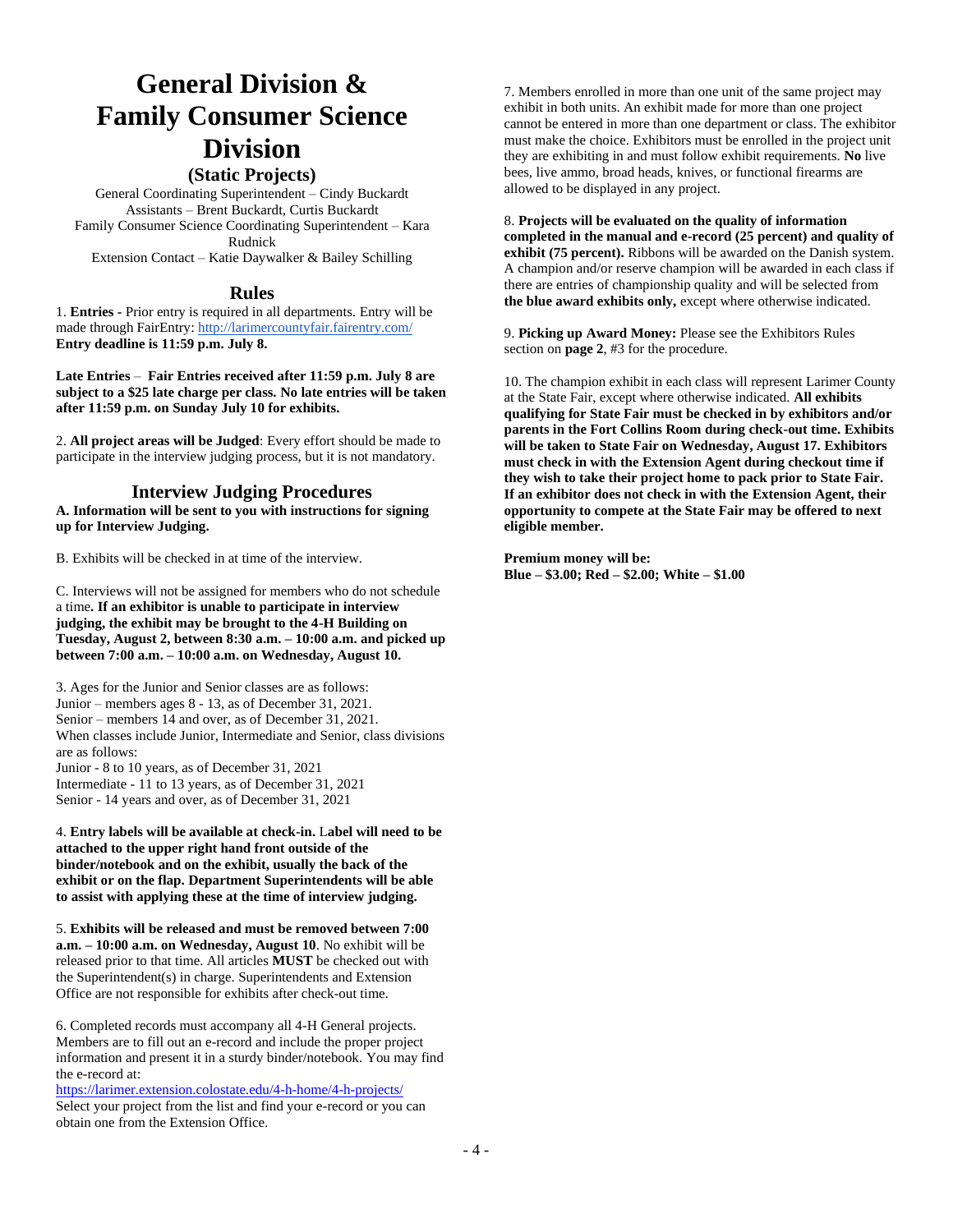# General Division & Family Consumer Science Division

### (Static Projects)

General Coordinating Superintendent – Cindy Buckardt
Assistants – Brent Buckardt, Curtis Buckardt
Family Consumer Science Coordinating Superintendent – Kara Rudnick
Extension Contact – Katie Daywalker & Bailey Schilling

## Rules

1. **Entries -** Prior entry is required in all departments. Entry will be made through FairEntry: http://larimercountyfair.fairentry.com/
**Entry deadline is 11:59 p.m. July 8.**

**Late Entries** – **Fair Entries received after 11:59 p.m. July 8 are subject to a $25 late charge per class. No late entries will be taken after 11:59 p.m. on Sunday July 10 for exhibits.**

2. **All project areas will be Judged**: Every effort should be made to participate in the interview judging process, but it is not mandatory.

## Interview Judging Procedures

**A. Information will be sent to you with instructions for signing up for Interview Judging.**

B. Exhibits will be checked in at time of the interview.

C. Interviews will not be assigned for members who do not schedule a time**. If an exhibitor is unable to participate in interview judging, the exhibit may be brought to the 4-H Building on Tuesday, August 2, between 8:30 a.m. – 10:00 a.m. and picked up between 7:00 a.m. – 10:00 a.m. on Wednesday, August 10.**

3. Ages for the Junior and Senior classes are as follows:
Junior – members ages 8 - 13, as of December 31, 2021.
Senior – members 14 and over, as of December 31, 2021.
When classes include Junior, Intermediate and Senior, class divisions are as follows:
Junior - 8 to 10 years, as of December 31, 2021
Intermediate - 11 to 13 years, as of December 31, 2021
Senior - 14 years and over, as of December 31, 2021

4. **Entry labels will be available at check-in. Label will need to be attached to the upper right hand front outside of the binder/notebook and on the exhibit, usually the back of the exhibit or on the flap. Department Superintendents will be able to assist with applying these at the time of interview judging.**

5. **Exhibits will be released and must be removed between 7:00 a.m. – 10:00 a.m. on Wednesday, August 10**. No exhibit will be released prior to that time. All articles **MUST** be checked out with the Superintendent(s) in charge. Superintendents and Extension Office are not responsible for exhibits after check-out time.

6. Completed records must accompany all 4-H General projects. Members are to fill out an e-record and include the proper project information and present it in a sturdy binder/notebook. You may find the e-record at:
https://larimer.extension.colostate.edu/4-h-home/4-h-projects/
Select your project from the list and find your e-record or you can obtain one from the Extension Office.

7. Members enrolled in more than one unit of the same project may exhibit in both units. An exhibit made for more than one project cannot be entered in more than one department or class. The exhibitor must make the choice. Exhibitors must be enrolled in the project unit they are exhibiting in and must follow exhibit requirements. **No** live bees, live ammo, broad heads, knives, or functional firearms are allowed to be displayed in any project.

8. **Projects will be evaluated on the quality of information completed in the manual and e-record (25 percent) and quality of exhibit (75 percent).** Ribbons will be awarded on the Danish system. A champion and/or reserve champion will be awarded in each class if there are entries of championship quality and will be selected from **the blue award exhibits only,** except where otherwise indicated.

9. **Picking up Award Money:** Please see the Exhibitors Rules section on **page 2**, #3 for the procedure.

10. The champion exhibit in each class will represent Larimer County at the State Fair, except where otherwise indicated. **All exhibits qualifying for State Fair must be checked in by exhibitors and/or parents in the Fort Collins Room during check-out time. Exhibits will be taken to State Fair on Wednesday, August 17. Exhibitors must check in with the Extension Agent during checkout time if they wish to take their project home to pack prior to State Fair. If an exhibitor does not check in with the Extension Agent, their opportunity to compete at the State Fair may be offered to next eligible member.**

**Premium money will be:**
**Blue – $3.00; Red – $2.00; White – $1.00**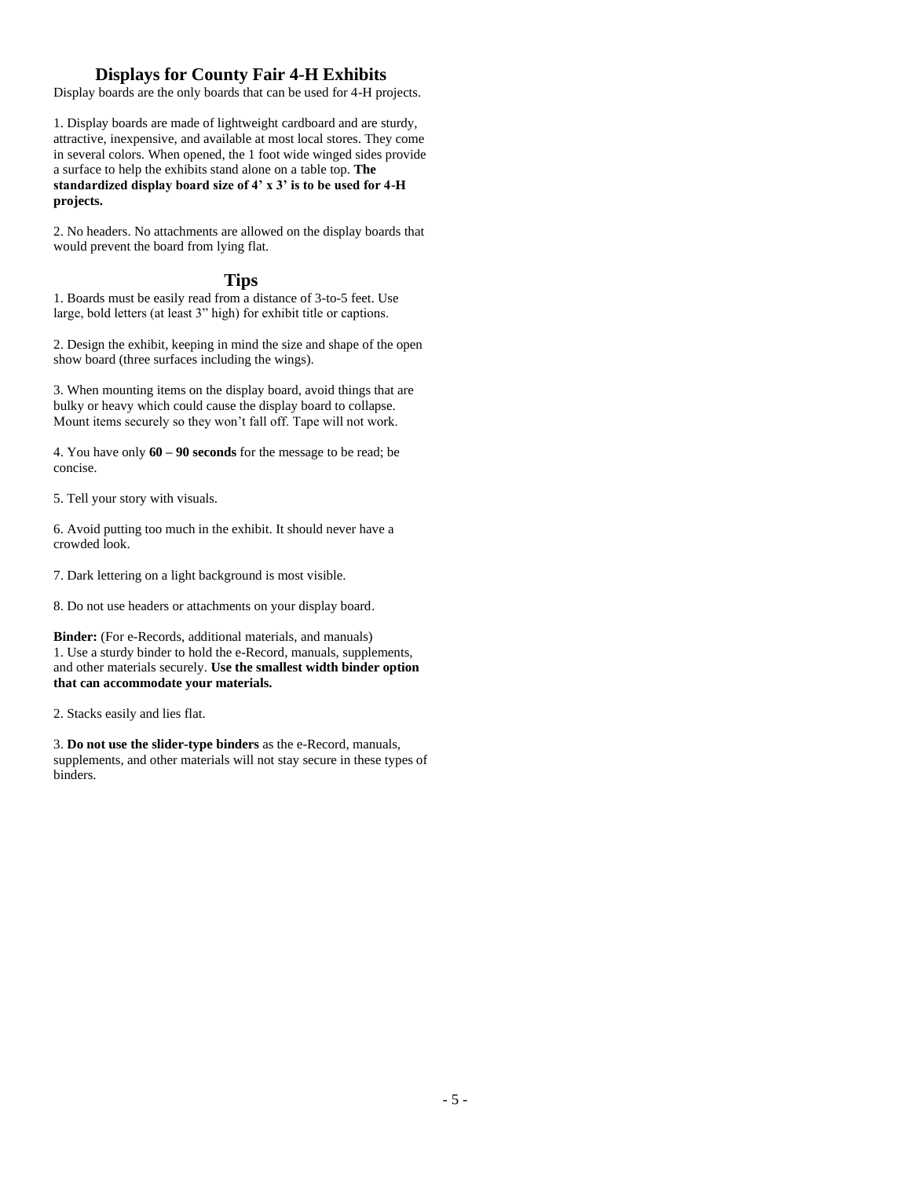## Displays for County Fair 4-H Exhibits

Display boards are the only boards that can be used for 4-H projects.

1. Display boards are made of lightweight cardboard and are sturdy, attractive, inexpensive, and available at most local stores. They come in several colors. When opened, the 1 foot wide winged sides provide a surface to help the exhibits stand alone on a table top. **The standardized display board size of 4' x 3' is to be used for 4-H projects.**

2. No headers. No attachments are allowed on the display boards that would prevent the board from lying flat.

## Tips

1. Boards must be easily read from a distance of 3-to-5 feet. Use large, bold letters (at least 3" high) for exhibit title or captions.

2. Design the exhibit, keeping in mind the size and shape of the open show board (three surfaces including the wings).

3. When mounting items on the display board, avoid things that are bulky or heavy which could cause the display board to collapse. Mount items securely so they won't fall off. Tape will not work.

4. You have only **60 – 90 seconds** for the message to be read; be concise.

5. Tell your story with visuals.

6. Avoid putting too much in the exhibit. It should never have a crowded look.

7. Dark lettering on a light background is most visible.

8. Do not use headers or attachments on your display board.

**Binder:** (For e-Records, additional materials, and manuals)
1. Use a sturdy binder to hold the e-Record, manuals, supplements, and other materials securely. **Use the smallest width binder option that can accommodate your materials.**

2. Stacks easily and lies flat.

3. **Do not use the slider-type binders** as the e-Record, manuals, supplements, and other materials will not stay secure in these types of binders.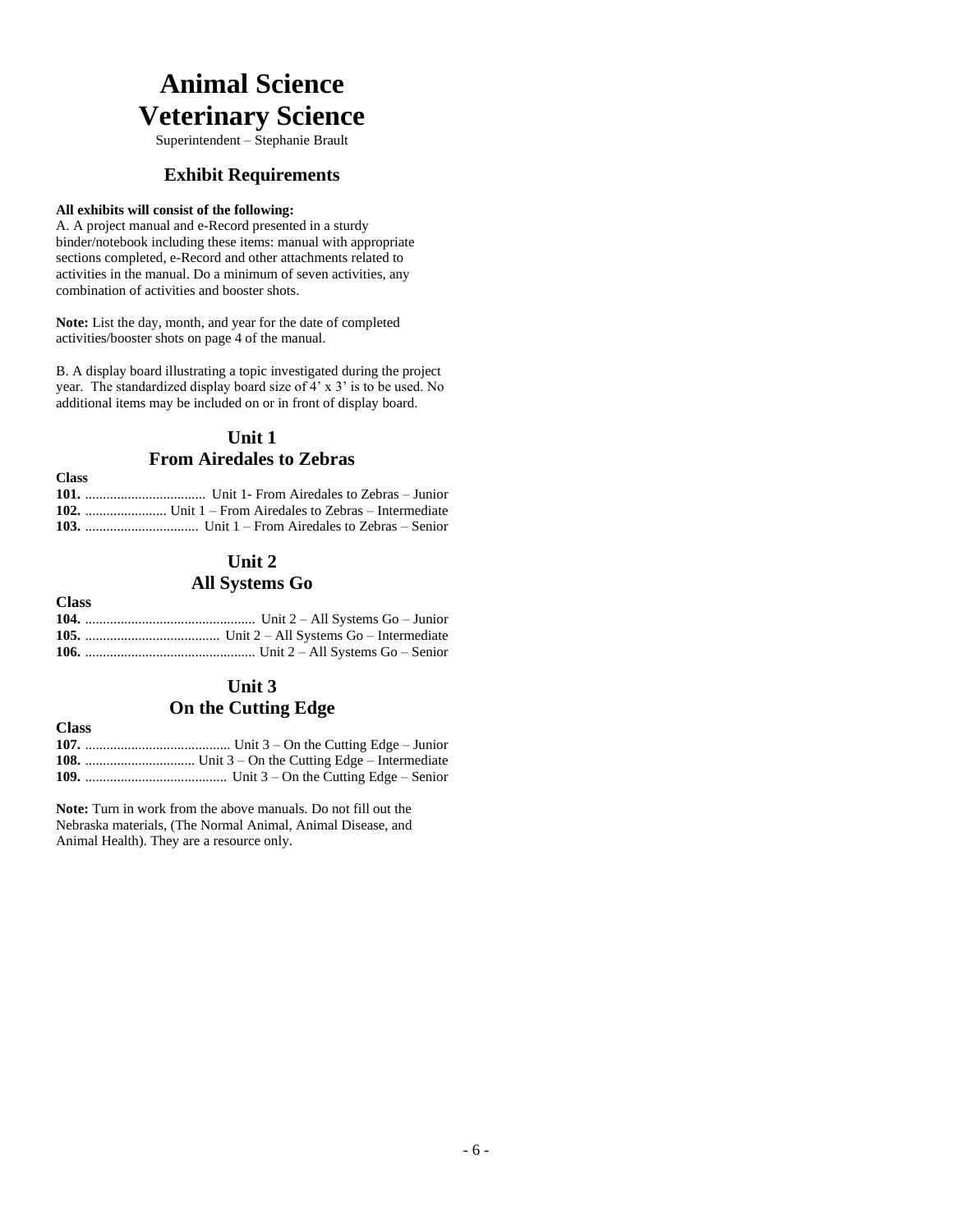# Animal Science
# Veterinary Science

Superintendent – Stephanie Brault

## Exhibit Requirements

**All exhibits will consist of the following:**

A. A project manual and e-Record presented in a sturdy binder/notebook including these items: manual with appropriate sections completed, e-Record and other attachments related to activities in the manual. Do a minimum of seven activities, any combination of activities and booster shots.

**Note:** List the day, month, and year for the date of completed activities/booster shots on page 4 of the manual.

B. A display board illustrating a topic investigated during the project year. The standardized display board size of 4' x 3' is to be used. No additional items may be included on or in front of display board.

## Unit 1
## From Airedales to Zebras

**Class**

**101.** .................................. Unit 1- From Airedales to Zebras – Junior
**102.** ....................... Unit 1 – From Airedales to Zebras – Intermediate
**103.** ................................ Unit 1 – From Airedales to Zebras – Senior

## Unit 2
## All Systems Go

**Class**

**104.** ................................................ Unit 2 – All Systems Go – Junior
**105.** ...................................... Unit 2 – All Systems Go – Intermediate
**106.** ................................................ Unit 2 – All Systems Go – Senior

## Unit 3
## On the Cutting Edge

**Class**

**107.** ......................................... Unit 3 – On the Cutting Edge – Junior
**108.** ............................... Unit 3 – On the Cutting Edge – Intermediate
**109.** ........................................ Unit 3 – On the Cutting Edge – Senior

**Note:** Turn in work from the above manuals. Do not fill out the Nebraska materials, (The Normal Animal, Animal Disease, and Animal Health). They are a resource only.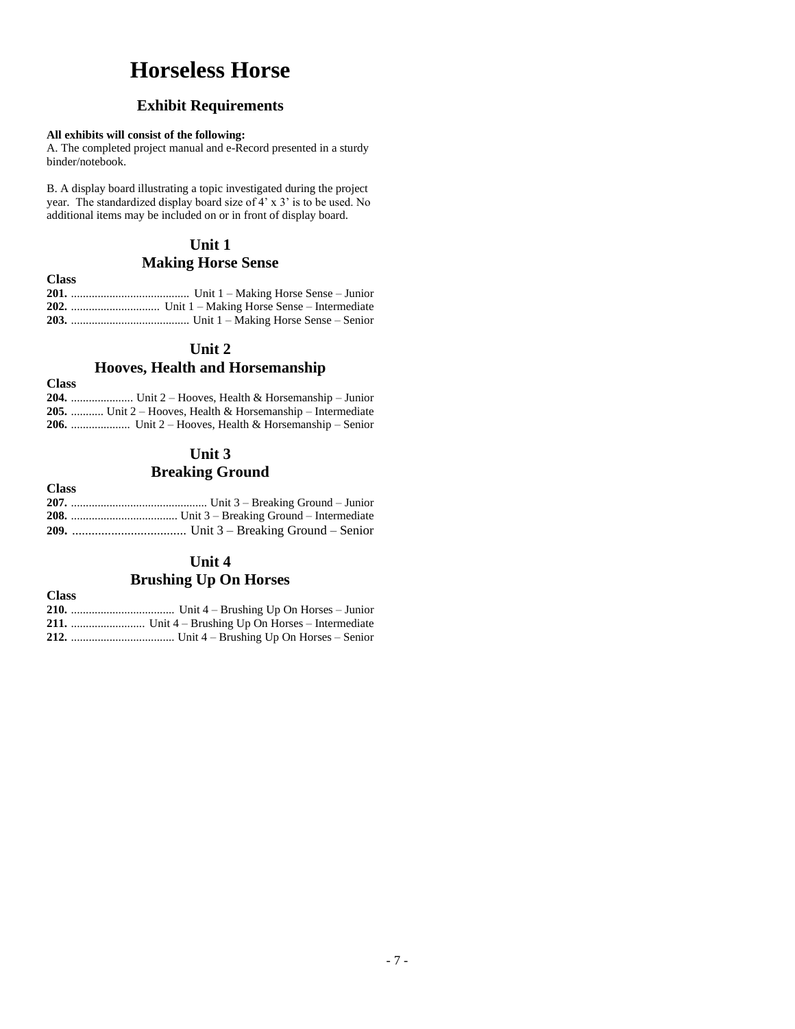# Horseless Horse

## Exhibit Requirements

**All exhibits will consist of the following:**

A. The completed project manual and e-Record presented in a sturdy binder/notebook.

B. A display board illustrating a topic investigated during the project year. The standardized display board size of 4' x 3' is to be used. No additional items may be included on or in front of display board.

### Unit 1
### Making Horse Sense

**Class**

**201.** ........................................ Unit 1 – Making Horse Sense – Junior
**202.** .............................. Unit 1 – Making Horse Sense – Intermediate
**203.** ........................................ Unit 1 – Making Horse Sense – Senior

### Unit 2
### Hooves, Health and Horsemanship

**Class**

**204.** ..................... Unit 2 – Hooves, Health & Horsemanship – Junior
**205.** ........... Unit 2 – Hooves, Health & Horsemanship – Intermediate
**206.** .................... Unit 2 – Hooves, Health & Horsemanship – Senior

### Unit 3
### Breaking Ground

**Class**

**207.** ............................................. Unit 3 – Breaking Ground – Junior
**208.** .................................... Unit 3 – Breaking Ground – Intermediate
**209.** ................................... Unit 3 – Breaking Ground – Senior

### Unit 4
### Brushing Up On Horses

**Class**

**210.** ................................... Unit 4 – Brushing Up On Horses – Junior
**211.** ......................... Unit 4 – Brushing Up On Horses – Intermediate
**212.** ................................... Unit 4 – Brushing Up On Horses – Senior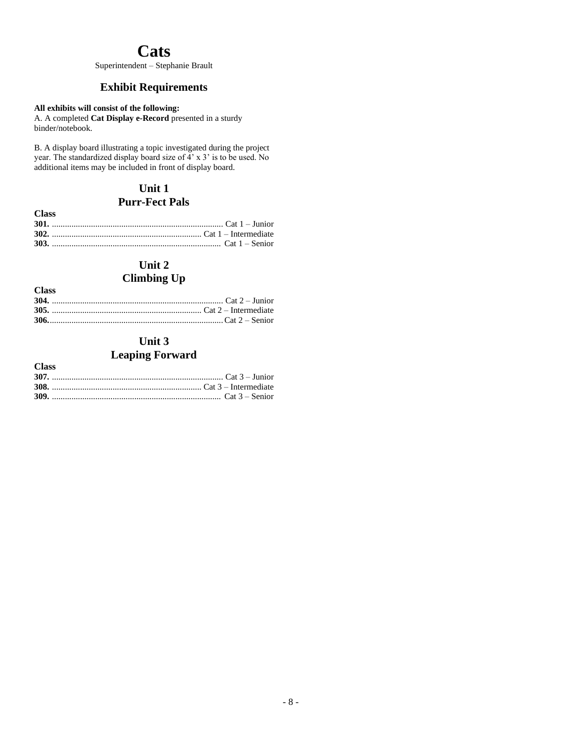# Cats

Superintendent – Stephanie Brault

## Exhibit Requirements

**All exhibits will consist of the following:**

A. A completed **Cat Display e-Record** presented in a sturdy binder/notebook.

B. A display board illustrating a topic investigated during the project year. The standardized display board size of 4' x 3' is to be used. No additional items may be included in front of display board.

## Unit 1
## Purr-Fect Pals

**Class**

**301.** .............................................................................. Cat 1 – Junior
**302.** .................................................................... Cat 1 – Intermediate
**303.** ............................................................................. Cat 1 – Senior

## Unit 2
## Climbing Up

**Class**

**304.** .............................................................................. Cat 2 – Junior
**305.** .................................................................... Cat 2 – Intermediate
**306.**................................................................................Cat 2 – Senior

## Unit 3
## Leaping Forward

**Class**

**307.** .............................................................................. Cat 3 – Junior
**308.** .................................................................... Cat 3 – Intermediate
**309.** ............................................................................. Cat 3 – Senior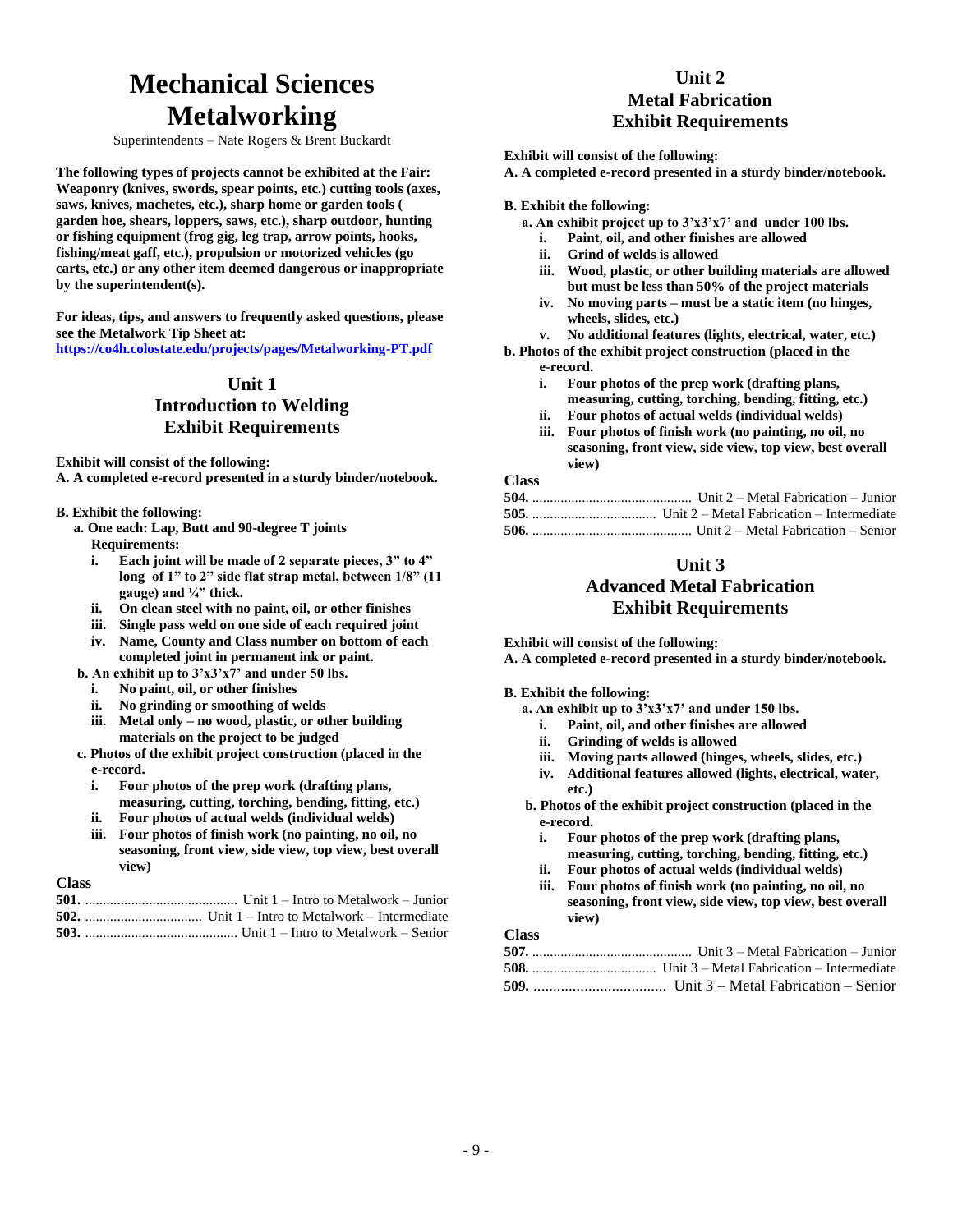# Mechanical Sciences Metalworking

Superintendents – Nate Rogers & Brent Buckardt

**The following types of projects cannot be exhibited at the Fair: Weaponry (knives, swords, spear points, etc.) cutting tools (axes, saws, knives, machetes, etc.), sharp home or garden tools ( garden hoe, shears, loppers, saws, etc.), sharp outdoor, hunting or fishing equipment (frog gig, leg trap, arrow points, hooks, fishing/meat gaff, etc.), propulsion or motorized vehicles (go carts, etc.) or any other item deemed dangerous or inappropriate by the superintendent(s).**

**For ideas, tips, and answers to frequently asked questions, please see the Metalwork Tip Sheet at:**
**https://co4h.colostate.edu/projects/pages/Metalworking-PT.pdf**

## Unit 1 Introduction to Welding Exhibit Requirements

**Exhibit will consist of the following:**

**A. A completed e-record presented in a sturdy binder/notebook.**

**B. Exhibit the following:**

- **a. One each: Lap, Butt and 90-degree T joints**
  **Requirements:**
  - **i. Each joint will be made of 2 separate pieces, 3" to 4" long of 1" to 2" side flat strap metal, between 1/8" (11 gauge) and ¼" thick.**
  - **ii. On clean steel with no paint, oil, or other finishes**
  - **iii. Single pass weld on one side of each required joint**
  - **iv. Name, County and Class number on bottom of each completed joint in permanent ink or paint.**
- **b. An exhibit up to 3'x3'x7' and under 50 lbs.**
  - **i. No paint, oil, or other finishes**
  - **ii. No grinding or smoothing of welds**
  - **iii. Metal only – no wood, plastic, or other building materials on the project to be judged**
- **c. Photos of the exhibit project construction (placed in the e-record.**
  - **i. Four photos of the prep work (drafting plans, measuring, cutting, torching, bending, fitting, etc.)**
  - **ii. Four photos of actual welds (individual welds)**
  - **iii. Four photos of finish work (no painting, no oil, no seasoning, front view, side view, top view, best overall view)**

**Class**

**501.** ........................................... Unit 1 – Intro to Metalwork – Junior
**502.** ................................ Unit 1 – Intro to Metalwork – Intermediate
**503.** ........................................... Unit 1 – Intro to Metalwork – Senior

## Unit 2 Metal Fabrication Exhibit Requirements

**Exhibit will consist of the following:**

**A. A completed e-record presented in a sturdy binder/notebook.**

**B. Exhibit the following:**

- **a. An exhibit project up to 3'x3'x7' and under 100 lbs.**
  - **i. Paint, oil, and other finishes are allowed**
  - **ii. Grind of welds is allowed**
  - **iii. Wood, plastic, or other building materials are allowed but must be less than 50% of the project materials**
  - **iv. No moving parts – must be a static item (no hinges, wheels, slides, etc.)**
  - **v. No additional features (lights, electrical, water, etc.)**
- **b. Photos of the exhibit project construction (placed in the e-record.**
  - **i. Four photos of the prep work (drafting plans, measuring, cutting, torching, bending, fitting, etc.)**
  - **ii. Four photos of actual welds (individual welds)**
  - **iii. Four photos of finish work (no painting, no oil, no seasoning, front view, side view, top view, best overall view)**

**Class**

**504.** ............................................. Unit 2 – Metal Fabrication – Junior
**505.** ................................... Unit 2 – Metal Fabrication – Intermediate
**506.** ............................................. Unit 2 – Metal Fabrication – Senior

## Unit 3 Advanced Metal Fabrication Exhibit Requirements

**Exhibit will consist of the following:**

**A. A completed e-record presented in a sturdy binder/notebook.**

**B. Exhibit the following:**

- **a. An exhibit up to 3'x3'x7' and under 150 lbs.**
  - **i. Paint, oil, and other finishes are allowed**
  - **ii. Grinding of welds is allowed**
  - **iii. Moving parts allowed (hinges, wheels, slides, etc.)**
  - **iv. Additional features allowed (lights, electrical, water, etc.)**
- **b. Photos of the exhibit project construction (placed in the e-record.**
  - **i. Four photos of the prep work (drafting plans, measuring, cutting, torching, bending, fitting, etc.)**
  - **ii. Four photos of actual welds (individual welds)**
  - **iii. Four photos of finish work (no painting, no oil, no seasoning, front view, side view, top view, best overall view)**

**Class**

**507.** ............................................. Unit 3 – Metal Fabrication – Junior
**508.** ................................... Unit 3 – Metal Fabrication – Intermediate
**509.** .................................. Unit 3 – Metal Fabrication – Senior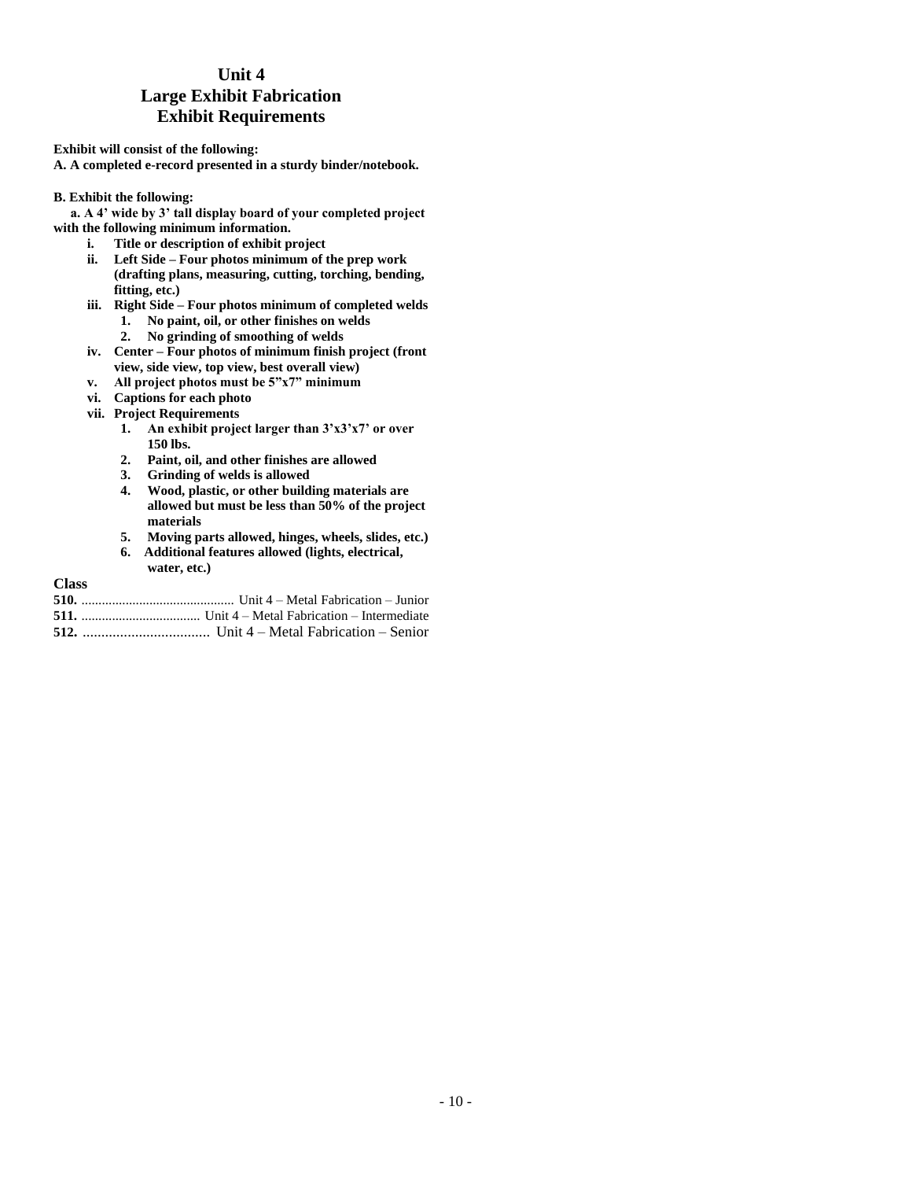# Unit 4
# Large Exhibit Fabrication
# Exhibit Requirements

**Exhibit will consist of the following:**

**A. A completed e-record presented in a sturdy binder/notebook.**

**B. Exhibit the following:**

**a. A 4' wide by 3' tall display board of your completed project with the following minimum information.**

- **i. Title or description of exhibit project**
- **ii. Left Side – Four photos minimum of the prep work (drafting plans, measuring, cutting, torching, bending, fitting, etc.)**
- **iii. Right Side – Four photos minimum of completed welds**
  1. **No paint, oil, or other finishes on welds**
  2. **No grinding of smoothing of welds**
- **iv. Center – Four photos of minimum finish project (front view, side view, top view, best overall view)**
- **v. All project photos must be 5"x7" minimum**
- **vi. Captions for each photo**
- **vii. Project Requirements**
  1. **An exhibit project larger than 3'x3'x7' or over 150 lbs.**
  2. **Paint, oil, and other finishes are allowed**
  3. **Grinding of welds is allowed**
  4. **Wood, plastic, or other building materials are allowed but must be less than 50% of the project materials**
  5. **Moving parts allowed, hinges, wheels, slides, etc.)**
  6. **Additional features allowed (lights, electrical, water, etc.)**

**Class**

**510.** ............................................ Unit 4 – Metal Fabrication – Junior

**511.** .................................. Unit 4 – Metal Fabrication – Intermediate

**512.** .................................. Unit 4 – Metal Fabrication – Senior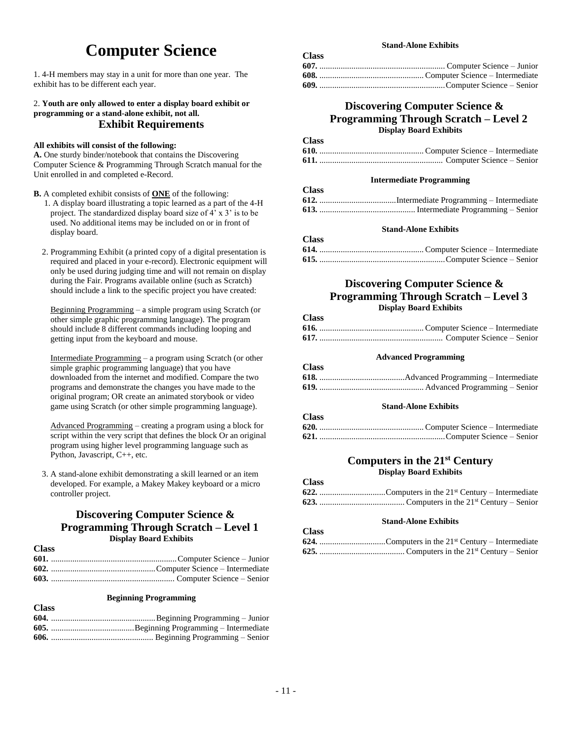# Computer Science

1. 4-H members may stay in a unit for more than one year. The exhibit has to be different each year.

2. **Youth are only allowed to enter a display board exhibit or programming or a stand-alone exhibit, not all.**

## Exhibit Requirements

**All exhibits will consist of the following:**

**A.** One sturdy binder/notebook that contains the Discovering Computer Science & Programming Through Scratch manual for the Unit enrolled in and completed e-Record.

**B.** A completed exhibit consists of **ONE** of the following:

1. A display board illustrating a topic learned as a part of the 4-H project. The standardized display board size of 4' x 3' is to be used. No additional items may be included on or in front of display board.

2. Programming Exhibit (a printed copy of a digital presentation is required and placed in your e-record). Electronic equipment will only be used during judging time and will not remain on display during the Fair. Programs available online (such as Scratch) should include a link to the specific project you have created:

   Beginning Programming – a simple program using Scratch (or other simple graphic programming language). The program should include 8 different commands including looping and getting input from the keyboard and mouse.

   Intermediate Programming – a program using Scratch (or other simple graphic programming language) that you have downloaded from the internet and modified. Compare the two programs and demonstrate the changes you have made to the original program; OR create an animated storybook or video game using Scratch (or other simple programming language).

   Advanced Programming – creating a program using a block for script within the very script that defines the block Or an original program using higher level programming language such as Python, Javascript, C++, etc.

3. A stand-alone exhibit demonstrating a skill learned or an item developed. For example, a Makey Makey keyboard or a micro controller project.

## Discovering Computer Science & Programming Through Scratch – Level 1

### Display Board Exhibits

**Class**

**601.** Computer Science – Junior
**602.** Computer Science – Intermediate
**603.** Computer Science – Senior

### Beginning Programming

**Class**

**604.** Beginning Programming – Junior
**605.** Beginning Programming – Intermediate
**606.** Beginning Programming – Senior

### Stand-Alone Exhibits

**Class**

**607.** Computer Science – Junior
**608.** Computer Science – Intermediate
**609.** Computer Science – Senior

## Discovering Computer Science & Programming Through Scratch – Level 2

### Display Board Exhibits

**Class**

**610.** Computer Science – Intermediate
**611.** Computer Science – Senior

### Intermediate Programming

**Class**

**612.** Intermediate Programming – Intermediate
**613.** Intermediate Programming – Senior

### Stand-Alone Exhibits

**Class**

**614.** Computer Science – Intermediate
**615.** Computer Science – Senior

## Discovering Computer Science & Programming Through Scratch – Level 3

### Display Board Exhibits

**Class**

**616.** Computer Science – Intermediate
**617.** Computer Science – Senior

### Advanced Programming

**Class**

**618.** Advanced Programming – Intermediate
**619.** Advanced Programming – Senior

### Stand-Alone Exhibits

**Class**

**620.** Computer Science – Intermediate
**621.** Computer Science – Senior

## Computers in the 21st Century

### Display Board Exhibits

**Class**

**622.** Computers in the 21st Century – Intermediate
**623.** Computers in the 21st Century – Senior

### Stand-Alone Exhibits

**Class**

**624.** Computers in the 21st Century – Intermediate
**625.** Computers in the 21st Century – Senior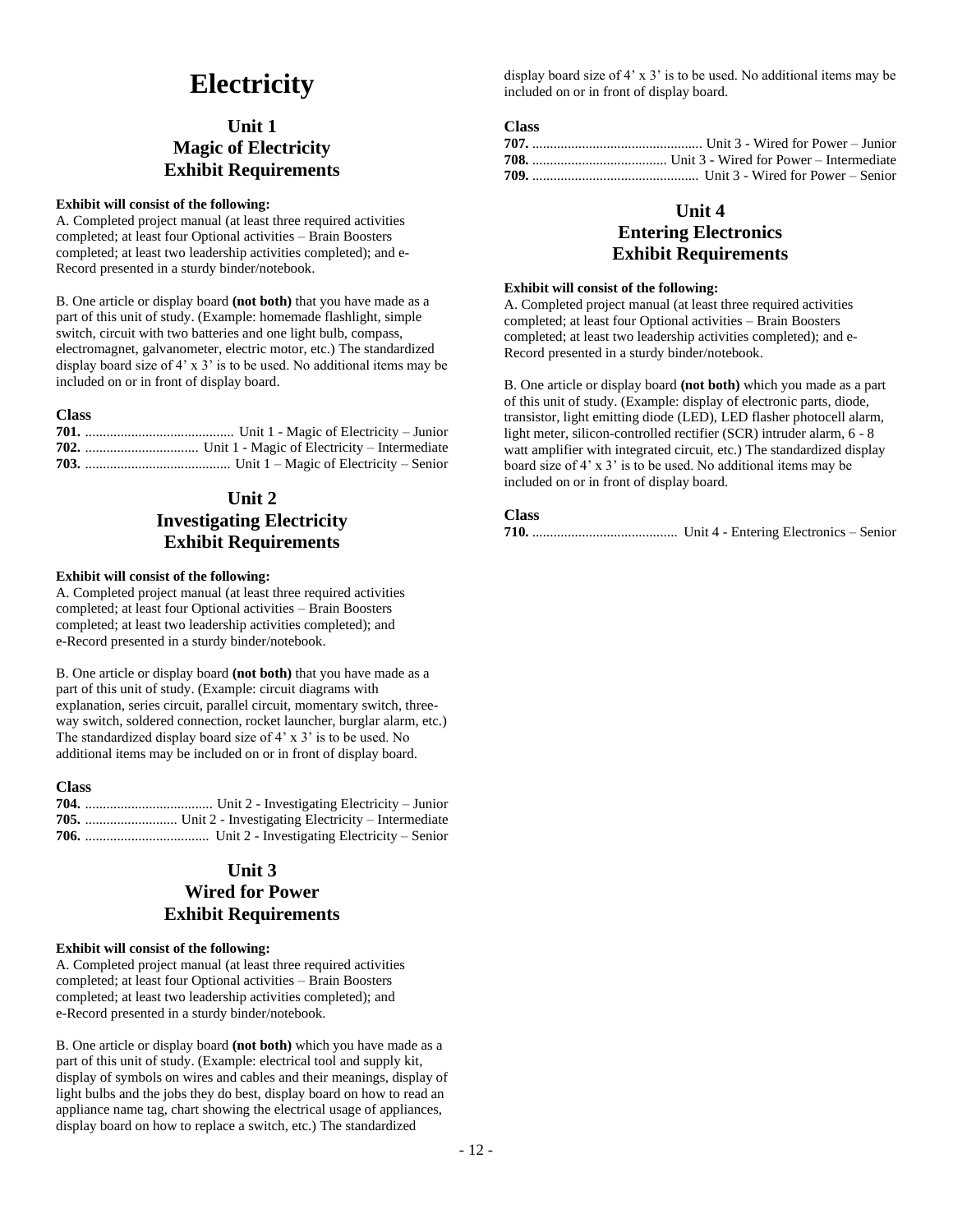# Electricity

## Unit 1
## Magic of Electricity
## Exhibit Requirements

**Exhibit will consist of the following:**

A. Completed project manual (at least three required activities completed; at least four Optional activities – Brain Boosters completed; at least two leadership activities completed); and e-Record presented in a sturdy binder/notebook.

B. One article or display board **(not both)** that you have made as a part of this unit of study. (Example: homemade flashlight, simple switch, circuit with two batteries and one light bulb, compass, electromagnet, galvanometer, electric motor, etc.) The standardized display board size of 4' x 3' is to be used. No additional items may be included on or in front of display board.

**Class**

**701.** .......................................... Unit 1 - Magic of Electricity – Junior
**702.** ................................ Unit 1 - Magic of Electricity – Intermediate
**703.** ......................................... Unit 1 – Magic of Electricity – Senior

## Unit 2
## Investigating Electricity
## Exhibit Requirements

**Exhibit will consist of the following:**

A. Completed project manual (at least three required activities completed; at least four Optional activities – Brain Boosters completed; at least two leadership activities completed); and e-Record presented in a sturdy binder/notebook.

B. One article or display board **(not both)** that you have made as a part of this unit of study. (Example: circuit diagrams with explanation, series circuit, parallel circuit, momentary switch, three-way switch, soldered connection, rocket launcher, burglar alarm, etc.) The standardized display board size of 4' x 3' is to be used. No additional items may be included on or in front of display board.

**Class**

**704.** ................................... Unit 2 - Investigating Electricity – Junior
**705.** .......................... Unit 2 - Investigating Electricity – Intermediate
**706.** .................................. Unit 2 - Investigating Electricity – Senior

## Unit 3
## Wired for Power
## Exhibit Requirements

**Exhibit will consist of the following:**

A. Completed project manual (at least three required activities completed; at least four Optional activities – Brain Boosters completed; at least two leadership activities completed); and e-Record presented in a sturdy binder/notebook.

B. One article or display board **(not both)** which you have made as a part of this unit of study. (Example: electrical tool and supply kit, display of symbols on wires and cables and their meanings, display of light bulbs and the jobs they do best, display board on how to read an appliance name tag, chart showing the electrical usage of appliances, display board on how to replace a switch, etc.) The standardized display board size of 4' x 3' is to be used. No additional items may be included on or in front of display board.

**Class**

**707.** ................................................ Unit 3 - Wired for Power – Junior
**708.** ...................................... Unit 3 - Wired for Power – Intermediate
**709.** ............................................... Unit 3 - Wired for Power – Senior

## Unit 4
## Entering Electronics
## Exhibit Requirements

**Exhibit will consist of the following:**

A. Completed project manual (at least three required activities completed; at least four Optional activities – Brain Boosters completed; at least two leadership activities completed); and e-Record presented in a sturdy binder/notebook.

B. One article or display board **(not both)** which you made as a part of this unit of study. (Example: display of electronic parts, diode, transistor, light emitting diode (LED), LED flasher photocell alarm, light meter, silicon-controlled rectifier (SCR) intruder alarm, 6 - 8 watt amplifier with integrated circuit, etc.) The standardized display board size of 4' x 3' is to be used. No additional items may be included on or in front of display board.

**Class**

**710.** ......................................... Unit 4 - Entering Electronics – Senior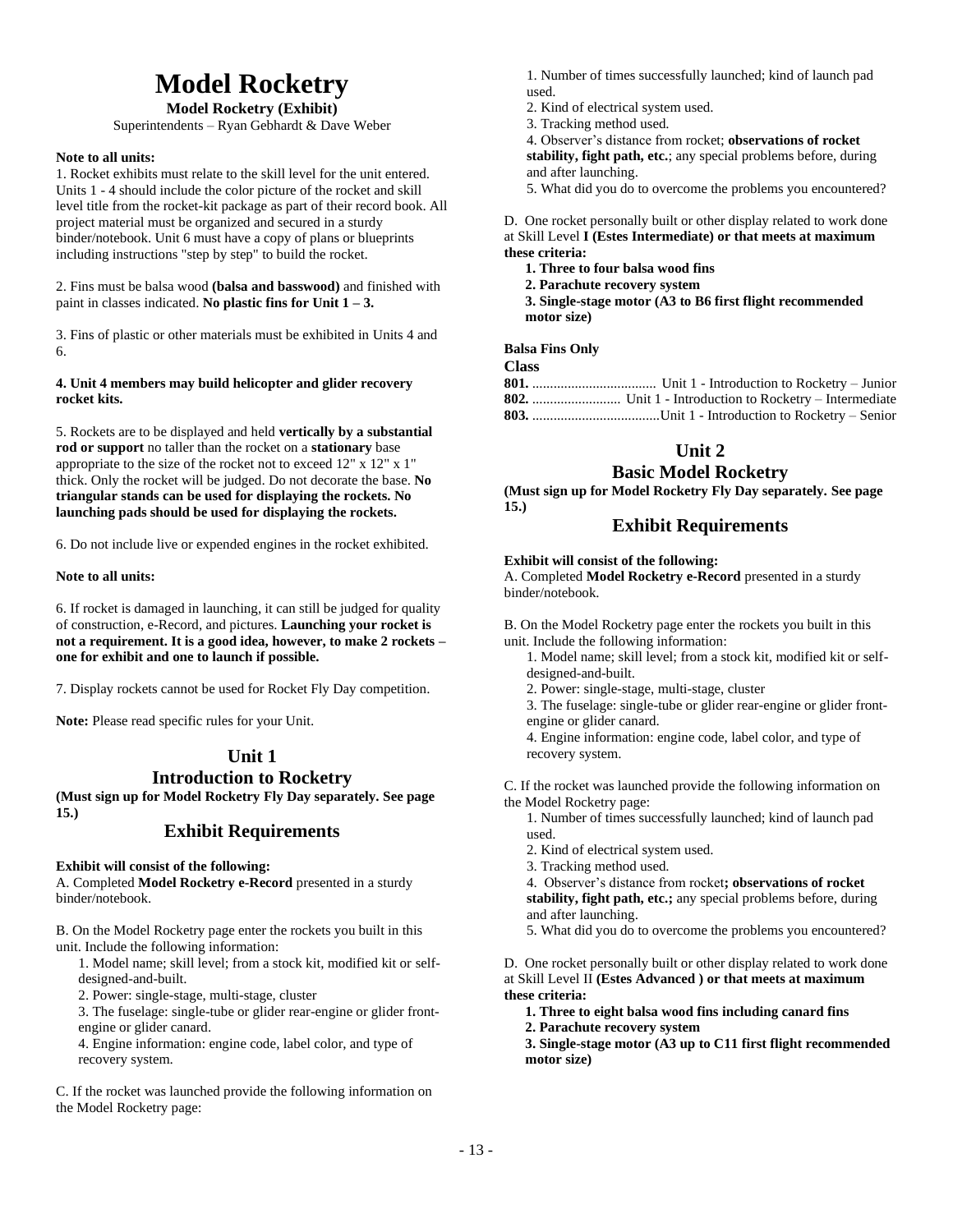# Model Rocketry

**Model Rocketry (Exhibit)**

Superintendents – Ryan Gebhardt & Dave Weber

**Note to all units:**

1. Rocket exhibits must relate to the skill level for the unit entered. Units 1 - 4 should include the color picture of the rocket and skill level title from the rocket-kit package as part of their record book. All project material must be organized and secured in a sturdy binder/notebook. Unit 6 must have a copy of plans or blueprints including instructions "step by step" to build the rocket.

2. Fins must be balsa wood **(balsa and basswood)** and finished with paint in classes indicated. **No plastic fins for Unit 1 – 3.**

3. Fins of plastic or other materials must be exhibited in Units 4 and 6.

**4. Unit 4 members may build helicopter and glider recovery rocket kits.**

5. Rockets are to be displayed and held **vertically by a substantial rod or support** no taller than the rocket on a **stationary** base appropriate to the size of the rocket not to exceed 12" x 12" x 1" thick. Only the rocket will be judged. Do not decorate the base. **No triangular stands can be used for displaying the rockets. No launching pads should be used for displaying the rockets.**

6. Do not include live or expended engines in the rocket exhibited.

**Note to all units:**

6. If rocket is damaged in launching, it can still be judged for quality of construction, e-Record, and pictures. **Launching your rocket is not a requirement. It is a good idea, however, to make 2 rockets – one for exhibit and one to launch if possible.**

7. Display rockets cannot be used for Rocket Fly Day competition.

**Note:** Please read specific rules for your Unit.

## Unit 1
## Introduction to Rocketry

**(Must sign up for Model Rocketry Fly Day separately. See page 15.)**

### Exhibit Requirements

**Exhibit will consist of the following:**

A. Completed **Model Rocketry e-Record** presented in a sturdy binder/notebook.

B. On the Model Rocketry page enter the rockets you built in this unit. Include the following information:

1. Model name; skill level; from a stock kit, modified kit or self-designed-and-built.
2. Power: single-stage, multi-stage, cluster
3. The fuselage: single-tube or glider rear-engine or glider front-engine or glider canard.
4. Engine information: engine code, label color, and type of recovery system.

C. If the rocket was launched provide the following information on the Model Rocketry page:

1. Number of times successfully launched; kind of launch pad used.
2. Kind of electrical system used.
3. Tracking method used.
4. Observer's distance from rocket; **observations of rocket stability, fight path, etc.**; any special problems before, during and after launching.
5. What did you do to overcome the problems you encountered?

D. One rocket personally built or other display related to work done at Skill Level **I (Estes Intermediate) or that meets at maximum these criteria:**

1. **Three to four balsa wood fins**
2. **Parachute recovery system**
3. **Single-stage motor (A3 to B6 first flight recommended motor size)**

**Balsa Fins Only**

**Class**

**801.** .................................. Unit 1 - Introduction to Rocketry – Junior
**802.** ......................... Unit 1 - Introduction to Rocketry – Intermediate
**803.** ....................................Unit 1 - Introduction to Rocketry – Senior

## Unit 2
## Basic Model Rocketry

**(Must sign up for Model Rocketry Fly Day separately. See page 15.)**

### Exhibit Requirements

**Exhibit will consist of the following:**

A. Completed **Model Rocketry e-Record** presented in a sturdy binder/notebook.

B. On the Model Rocketry page enter the rockets you built in this unit. Include the following information:

1. Model name; skill level; from a stock kit, modified kit or self-designed-and-built.
2. Power: single-stage, multi-stage, cluster
3. The fuselage: single-tube or glider rear-engine or glider front-engine or glider canard.
4. Engine information: engine code, label color, and type of recovery system.

C. If the rocket was launched provide the following information on the Model Rocketry page:

1. Number of times successfully launched; kind of launch pad used.
2. Kind of electrical system used.
3. Tracking method used.
4. Observer's distance from rocket**; observations of rocket stability, fight path, etc.;** any special problems before, during and after launching.
5. What did you do to overcome the problems you encountered?

D. One rocket personally built or other display related to work done at Skill Level II **(Estes Advanced ) or that meets at maximum these criteria:**

1. **Three to eight balsa wood fins including canard fins**
2. **Parachute recovery system**
3. **Single-stage motor (A3 up to C11 first flight recommended motor size)**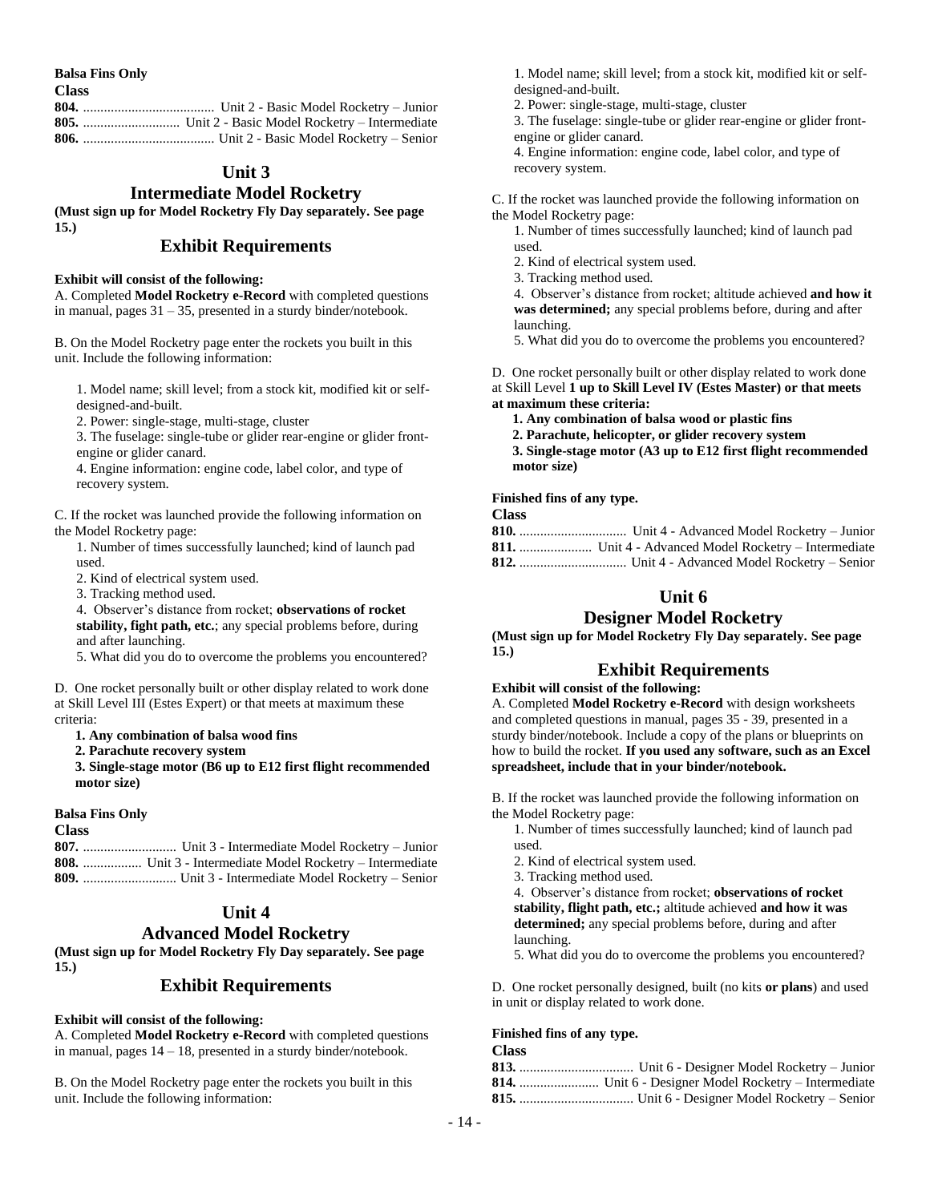**Balsa Fins Only**

**Class**

**804.** ...................................... Unit 2 - Basic Model Rocketry – Junior
**805.** ............................ Unit 2 - Basic Model Rocketry – Intermediate
**806.** ...................................... Unit 2 - Basic Model Rocketry – Senior

## Unit 3
## Intermediate Model Rocketry

**(Must sign up for Model Rocketry Fly Day separately. See page 15.)**

### Exhibit Requirements

**Exhibit will consist of the following:**

A. Completed **Model Rocketry e-Record** with completed questions in manual, pages 31 – 35, presented in a sturdy binder/notebook.

B. On the Model Rocketry page enter the rockets you built in this unit. Include the following information:

1. Model name; skill level; from a stock kit, modified kit or self-designed-and-built.
2. Power: single-stage, multi-stage, cluster
3. The fuselage: single-tube or glider rear-engine or glider front-engine or glider canard.
4. Engine information: engine code, label color, and type of recovery system.

C. If the rocket was launched provide the following information on the Model Rocketry page:

1. Number of times successfully launched; kind of launch pad used.
2. Kind of electrical system used.
3. Tracking method used.
4. Observer's distance from rocket; **observations of rocket stability, fight path, etc.**; any special problems before, during and after launching.
5. What did you do to overcome the problems you encountered?

D. One rocket personally built or other display related to work done at Skill Level III (Estes Expert) or that meets at maximum these criteria:

**1. Any combination of balsa wood fins**
**2. Parachute recovery system**
**3. Single-stage motor (B6 up to E12 first flight recommended motor size)**

**Balsa Fins Only**

**Class**

**807.** ........................... Unit 3 - Intermediate Model Rocketry – Junior
**808.** ................. Unit 3 - Intermediate Model Rocketry – Intermediate
**809.** ........................... Unit 3 - Intermediate Model Rocketry – Senior

## Unit 4
## Advanced Model Rocketry

**(Must sign up for Model Rocketry Fly Day separately. See page 15.)**

### Exhibit Requirements

**Exhibit will consist of the following:**

A. Completed **Model Rocketry e-Record** with completed questions in manual, pages 14 – 18, presented in a sturdy binder/notebook.

B. On the Model Rocketry page enter the rockets you built in this unit. Include the following information:

1. Model name; skill level; from a stock kit, modified kit or self-designed-and-built.
2. Power: single-stage, multi-stage, cluster
3. The fuselage: single-tube or glider rear-engine or glider front-engine or glider canard.
4. Engine information: engine code, label color, and type of recovery system.

C. If the rocket was launched provide the following information on the Model Rocketry page:

1. Number of times successfully launched; kind of launch pad used.
2. Kind of electrical system used.
3. Tracking method used.
4. Observer's distance from rocket; altitude achieved **and how it was determined;** any special problems before, during and after launching.
5. What did you do to overcome the problems you encountered?

D. One rocket personally built or other display related to work done at Skill Level **1 up to Skill Level IV (Estes Master) or that meets at maximum these criteria:**

**1. Any combination of balsa wood or plastic fins**
**2. Parachute, helicopter, or glider recovery system**
**3. Single-stage motor (A3 up to E12 first flight recommended motor size)**

**Finished fins of any type.**

**Class**

**810.** ............................... Unit 4 - Advanced Model Rocketry – Junior
**811.** ..................... Unit 4 - Advanced Model Rocketry – Intermediate
**812.** ............................... Unit 4 - Advanced Model Rocketry – Senior

## Unit 6
## Designer Model Rocketry

**(Must sign up for Model Rocketry Fly Day separately. See page 15.)**

### Exhibit Requirements

**Exhibit will consist of the following:**

A. Completed **Model Rocketry e-Record** with design worksheets and completed questions in manual, pages 35 - 39, presented in a sturdy binder/notebook. Include a copy of the plans or blueprints on how to build the rocket. **If you used any software, such as an Excel spreadsheet, include that in your binder/notebook.**

B. If the rocket was launched provide the following information on the Model Rocketry page:

1. Number of times successfully launched; kind of launch pad used.
2. Kind of electrical system used.
3. Tracking method used.
4. Observer's distance from rocket; **observations of rocket stability, flight path, etc.;** altitude achieved **and how it was determined;** any special problems before, during and after launching.
5. What did you do to overcome the problems you encountered?

D. One rocket personally designed, built (no kits **or plans**) and used in unit or display related to work done.

**Finished fins of any type.**

**Class**

**813.** ................................. Unit 6 - Designer Model Rocketry – Junior
**814.** ....................... Unit 6 - Designer Model Rocketry – Intermediate
**815.** ................................. Unit 6 - Designer Model Rocketry – Senior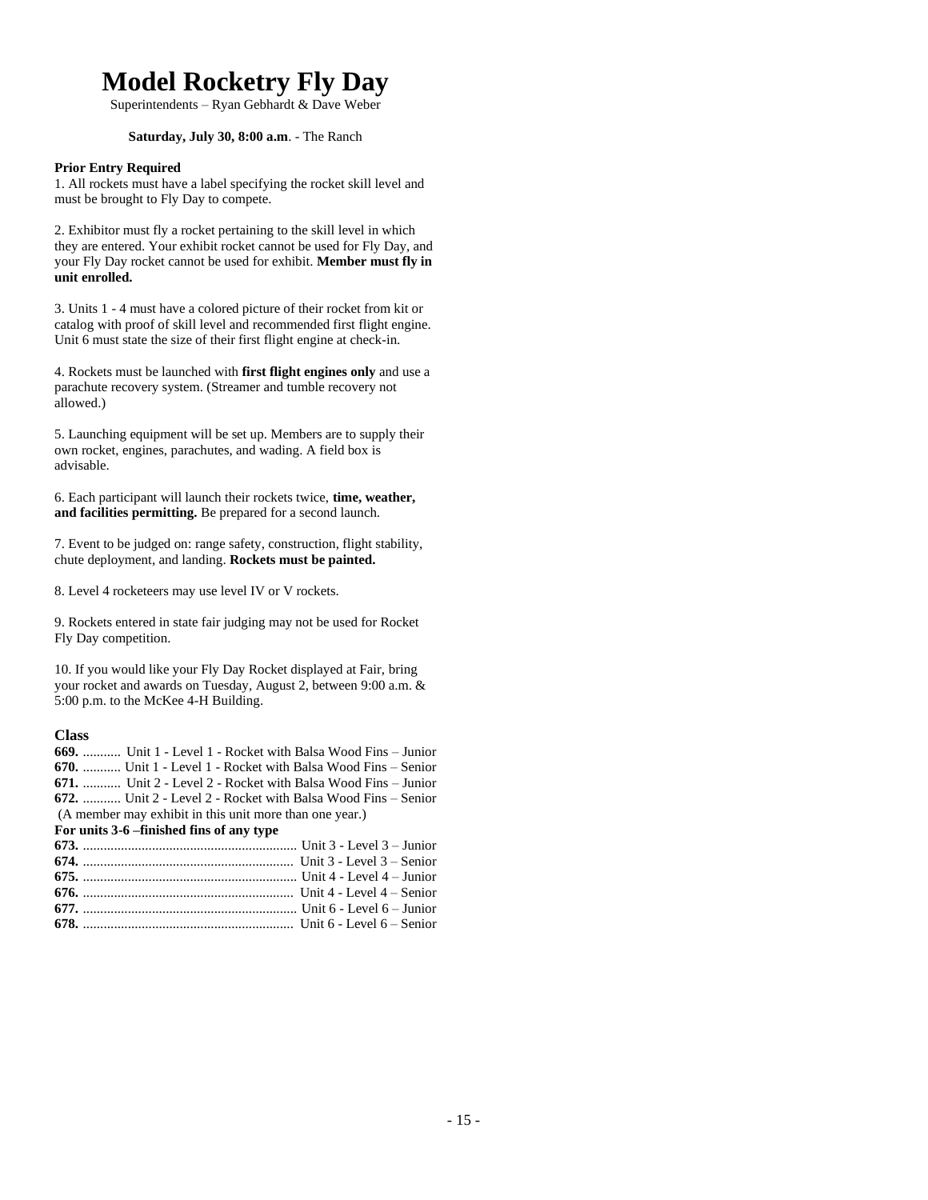# Model Rocketry Fly Day

Superintendents – Ryan Gebhardt & Dave Weber

**Saturday, July 30, 8:00 a.m**. - The Ranch

**Prior Entry Required**

1. All rockets must have a label specifying the rocket skill level and must be brought to Fly Day to compete.

2. Exhibitor must fly a rocket pertaining to the skill level in which they are entered. Your exhibit rocket cannot be used for Fly Day, and your Fly Day rocket cannot be used for exhibit. **Member must fly in unit enrolled.**

3. Units 1 - 4 must have a colored picture of their rocket from kit or catalog with proof of skill level and recommended first flight engine. Unit 6 must state the size of their first flight engine at check-in.

4. Rockets must be launched with **first flight engines only** and use a parachute recovery system. (Streamer and tumble recovery not allowed.)

5. Launching equipment will be set up. Members are to supply their own rocket, engines, parachutes, and wading. A field box is advisable.

6. Each participant will launch their rockets twice, **time, weather, and facilities permitting.** Be prepared for a second launch.

7. Event to be judged on: range safety, construction, flight stability, chute deployment, and landing. **Rockets must be painted.**

8. Level 4 rocketeers may use level IV or V rockets.

9. Rockets entered in state fair judging may not be used for Rocket Fly Day competition.

10. If you would like your Fly Day Rocket displayed at Fair, bring your rocket and awards on Tuesday, August 2, between 9:00 a.m. & 5:00 p.m. to the McKee 4-H Building.

### Class

**669.** ........... Unit 1 - Level 1 - Rocket with Balsa Wood Fins – Junior
**670.** ........... Unit 1 - Level 1 - Rocket with Balsa Wood Fins – Senior
**671.** ........... Unit 2 - Level 2 - Rocket with Balsa Wood Fins – Junior
**672.** ........... Unit 2 - Level 2 - Rocket with Balsa Wood Fins – Senior
(A member may exhibit in this unit more than one year.)

**For units 3-6 –finished fins of any type**

**673.** ........................................................ Unit 3 - Level 3 – Junior
**674.** ........................................................ Unit 3 - Level 3 – Senior
**675.** ........................................................ Unit 4 - Level 4 – Junior
**676.** ........................................................ Unit 4 - Level 4 – Senior
**677.** ........................................................ Unit 6 - Level 6 – Junior
**678.** ........................................................ Unit 6 - Level 6 – Senior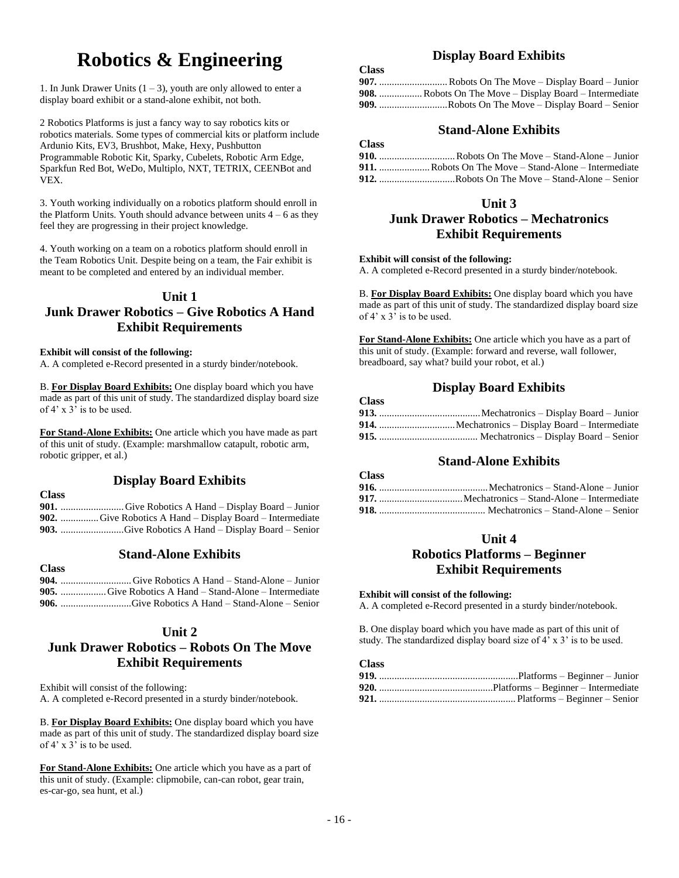# Robotics & Engineering

1. In Junk Drawer Units (1 – 3), youth are only allowed to enter a display board exhibit or a stand-alone exhibit, not both.

2 Robotics Platforms is just a fancy way to say robotics kits or robotics materials. Some types of commercial kits or platform include Ardunio Kits, EV3, Brushbot, Make, Hexy, Pushbutton Programmable Robotic Kit, Sparky, Cubelets, Robotic Arm Edge, Sparkfun Red Bot, WeDo, Multiplo, NXT, TETRIX, CEENBot and VEX.

3. Youth working individually on a robotics platform should enroll in the Platform Units. Youth should advance between units 4 – 6 as they feel they are progressing in their project knowledge.

4. Youth working on a team on a robotics platform should enroll in the Team Robotics Unit. Despite being on a team, the Fair exhibit is meant to be completed and entered by an individual member.

## Unit 1
## Junk Drawer Robotics – Give Robotics A Hand
## Exhibit Requirements

**Exhibit will consist of the following:**
A. A completed e-Record presented in a sturdy binder/notebook.

B. **For Display Board Exhibits:** One display board which you have made as part of this unit of study. The standardized display board size of 4' x 3' is to be used.

**For Stand-Alone Exhibits:** One article which you have made as part of this unit of study. (Example: marshmallow catapult, robotic arm, robotic gripper, et al.)

### Display Board Exhibits

**Class**
**901.** ......................... Give Robotics A Hand – Display Board – Junior
**902.** ............... Give Robotics A Hand – Display Board – Intermediate
**903.** .........................Give Robotics A Hand – Display Board – Senior

### Stand-Alone Exhibits

**Class**
**904.** ............................ Give Robotics A Hand – Stand-Alone – Junior
**905.** .................. Give Robotics A Hand – Stand-Alone – Intermediate
**906.** ............................Give Robotics A Hand – Stand-Alone – Senior

## Unit 2
## Junk Drawer Robotics – Robots On The Move
## Exhibit Requirements

Exhibit will consist of the following:
A. A completed e-Record presented in a sturdy binder/notebook.

B. **For Display Board Exhibits:** One display board which you have made as part of this unit of study. The standardized display board size of 4' x 3' is to be used.

**For Stand-Alone Exhibits:** One article which you have as a part of this unit of study. (Example: clipmobile, can-can robot, gear train, es-car-go, sea hunt, et al.)

### Display Board Exhibits

**Class**
**907.** ........................... Robots On The Move – Display Board – Junior
**908.** ................. Robots On The Move – Display Board – Intermediate
**909.** ...........................Robots On The Move – Display Board – Senior

### Stand-Alone Exhibits

**Class**
**910.** .............................. Robots On The Move – Stand-Alone – Junior
**911.** .................... Robots On The Move – Stand-Alone – Intermediate
**912.** ..............................Robots On The Move – Stand-Alone – Senior

## Unit 3
## Junk Drawer Robotics – Mechatronics
## Exhibit Requirements

**Exhibit will consist of the following:**
A. A completed e-Record presented in a sturdy binder/notebook.

B. **For Display Board Exhibits:** One display board which you have made as part of this unit of study. The standardized display board size of 4' x 3' is to be used.

**For Stand-Alone Exhibits:** One article which you have as a part of this unit of study. (Example: forward and reverse, wall follower, breadboard, say what? build your robot, et al.)

### Display Board Exhibits

**Class**
**913.** ........................................ Mechatronics – Display Board – Junior
**914.** .............................. Mechatronics – Display Board – Intermediate
**915.** ....................................... Mechatronics – Display Board – Senior

### Stand-Alone Exhibits

**Class**
**916.** ........................................... Mechatronics – Stand-Alone – Junior
**917.** ................................. Mechatronics – Stand-Alone – Intermediate
**918.** .......................................... Mechatronics – Stand-Alone – Senior

## Unit 4
## Robotics Platforms – Beginner
## Exhibit Requirements

**Exhibit will consist of the following:**
A. A completed e-Record presented in a sturdy binder/notebook.

B. One display board which you have made as part of this unit of study. The standardized display board size of 4' x 3' is to be used.

**Class**
**919.** ....................................................... Platforms – Beginner – Junior
**920.** ............................................ Platforms – Beginner – Intermediate
**921.** ...................................................... Platforms – Beginner – Senior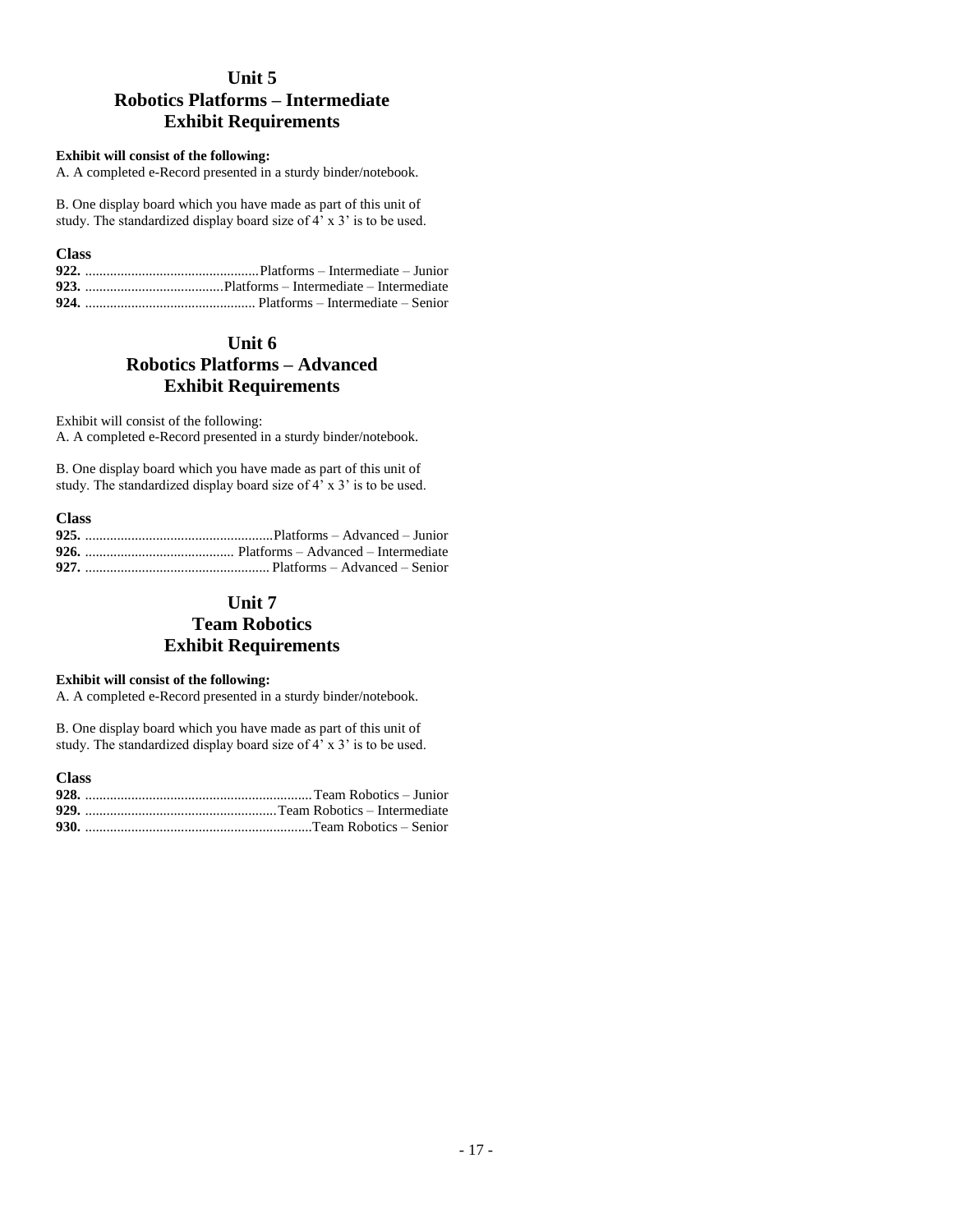## Unit 5
## Robotics Platforms – Intermediate
## Exhibit Requirements

**Exhibit will consist of the following:**

A. A completed e-Record presented in a sturdy binder/notebook.

B. One display board which you have made as part of this unit of study. The standardized display board size of 4' x 3' is to be used.

**Class**

**922.** ................................................Platforms – Intermediate – Junior
**923.** .......................................Platforms – Intermediate – Intermediate
**924.** ................................................ Platforms – Intermediate – Senior

## Unit 6
## Robotics Platforms – Advanced
## Exhibit Requirements

Exhibit will consist of the following:

A. A completed e-Record presented in a sturdy binder/notebook.

B. One display board which you have made as part of this unit of study. The standardized display board size of 4' x 3' is to be used.

**Class**

**925.** .....................................................Platforms – Advanced – Junior
**926.** .......................................... Platforms – Advanced – Intermediate
**927.** ................................................... Platforms – Advanced – Senior

## Unit 7
## Team Robotics
## Exhibit Requirements

**Exhibit will consist of the following:**

A. A completed e-Record presented in a sturdy binder/notebook.

B. One display board which you have made as part of this unit of study. The standardized display board size of 4' x 3' is to be used.

**Class**

**928.** ...............................................................Team Robotics – Junior
**929.** .....................................................Team Robotics – Intermediate
**930.** ...............................................................Team Robotics – Senior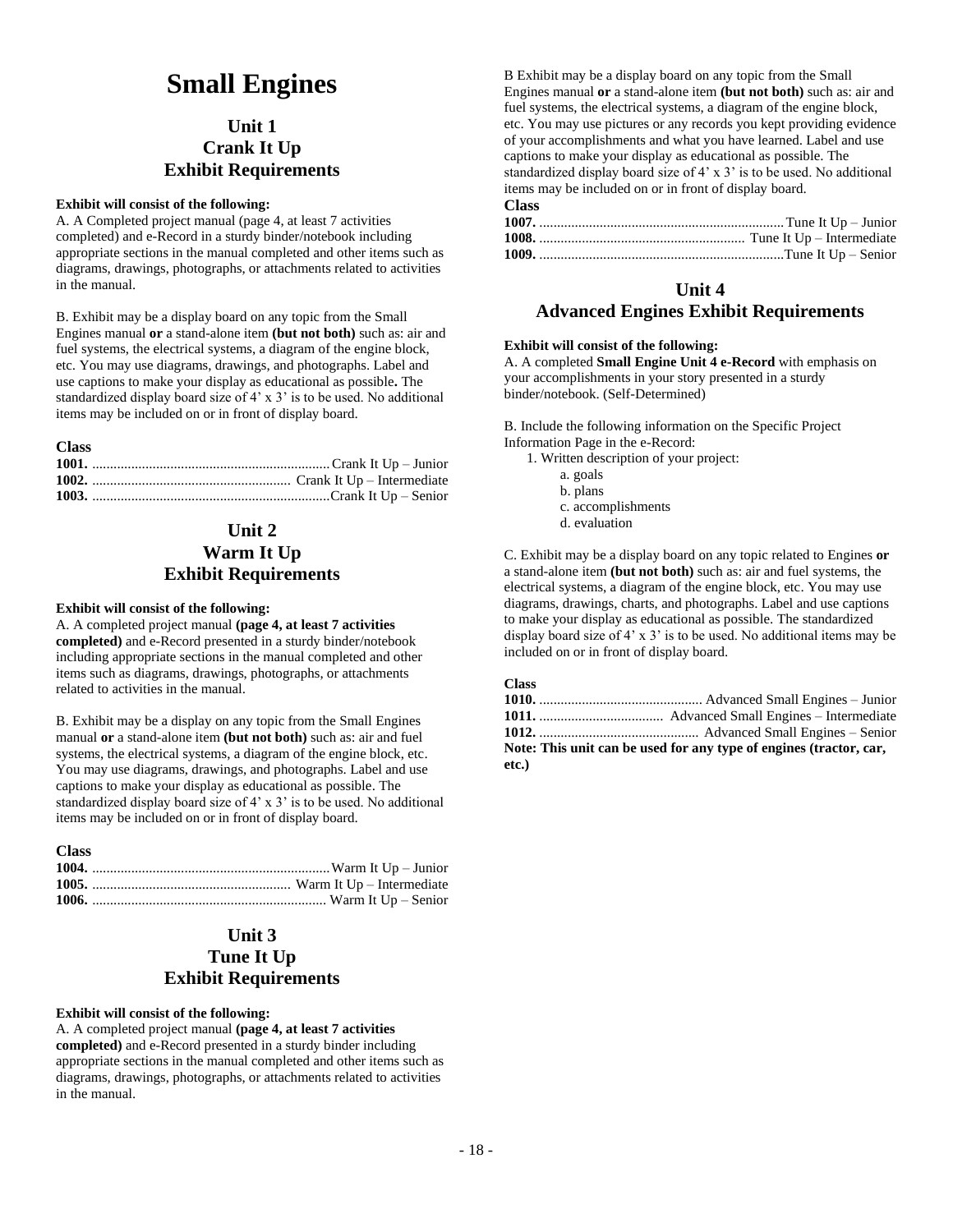# Small Engines

## Unit 1
## Crank It Up
## Exhibit Requirements

**Exhibit will consist of the following:**

A. A Completed project manual (page 4, at least 7 activities completed) and e-Record in a sturdy binder/notebook including appropriate sections in the manual completed and other items such as diagrams, drawings, photographs, or attachments related to activities in the manual.

B. Exhibit may be a display board on any topic from the Small Engines manual **or** a stand-alone item **(but not both)** such as: air and fuel systems, the electrical systems, a diagram of the engine block, etc. You may use diagrams, drawings, and photographs. Label and use captions to make your display as educational as possible**.** The standardized display board size of 4' x 3' is to be used. No additional items may be included on or in front of display board.

**Class**

**1001.** .................................................................. Crank It Up – Junior
**1002.** ....................................................... Crank It Up – Intermediate
**1003.** .................................................................. Crank It Up – Senior

## Unit 2
## Warm It Up
## Exhibit Requirements

**Exhibit will consist of the following:**

A. A completed project manual **(page 4, at least 7 activities completed)** and e-Record presented in a sturdy binder/notebook including appropriate sections in the manual completed and other items such as diagrams, drawings, photographs, or attachments related to activities in the manual.

B. Exhibit may be a display on any topic from the Small Engines manual **or** a stand-alone item **(but not both)** such as: air and fuel systems, the electrical systems, a diagram of the engine block, etc. You may use diagrams, drawings, and photographs. Label and use captions to make your display as educational as possible. The standardized display board size of 4' x 3' is to be used. No additional items may be included on or in front of display board.

**Class**

**1004.** .................................................................. Warm It Up – Junior
**1005.** ....................................................... Warm It Up – Intermediate
**1006.** .................................................................. Warm It Up – Senior

## Unit 3
## Tune It Up
## Exhibit Requirements

**Exhibit will consist of the following:**

A. A completed project manual **(page 4, at least 7 activities completed)** and e-Record presented in a sturdy binder including appropriate sections in the manual completed and other items such as diagrams, drawings, photographs, or attachments related to activities in the manual.

B Exhibit may be a display board on any topic from the Small Engines manual **or** a stand-alone item **(but not both)** such as: air and fuel systems, the electrical systems, a diagram of the engine block, etc. You may use pictures or any records you kept providing evidence of your accomplishments and what you have learned. Label and use captions to make your display as educational as possible. The standardized display board size of 4' x 3' is to be used. No additional items may be included on or in front of display board.

**Class**

**1007.** .................................................................. Tune It Up – Junior
**1008.** ....................................................... Tune It Up – Intermediate
**1009.** .................................................................. Tune It Up – Senior

## Unit 4
## Advanced Engines Exhibit Requirements

**Exhibit will consist of the following:**

A. A completed **Small Engine Unit 4 e-Record** with emphasis on your accomplishments in your story presented in a sturdy binder/notebook. (Self-Determined)

B. Include the following information on the Specific Project Information Page in the e-Record:

1. Written description of your project:
   a. goals
   b. plans
   c. accomplishments
   d. evaluation

C. Exhibit may be a display board on any topic related to Engines **or** a stand-alone item **(but not both)** such as: air and fuel systems, the electrical systems, a diagram of the engine block, etc. You may use diagrams, drawings, charts, and photographs. Label and use captions to make your display as educational as possible. The standardized display board size of 4' x 3' is to be used. No additional items may be included on or in front of display board.

**Class**

**1010.** .............................................. Advanced Small Engines – Junior
**1011.** .................................... Advanced Small Engines – Intermediate
**1012.** .............................................. Advanced Small Engines – Senior

**Note: This unit can be used for any type of engines (tractor, car, etc.)**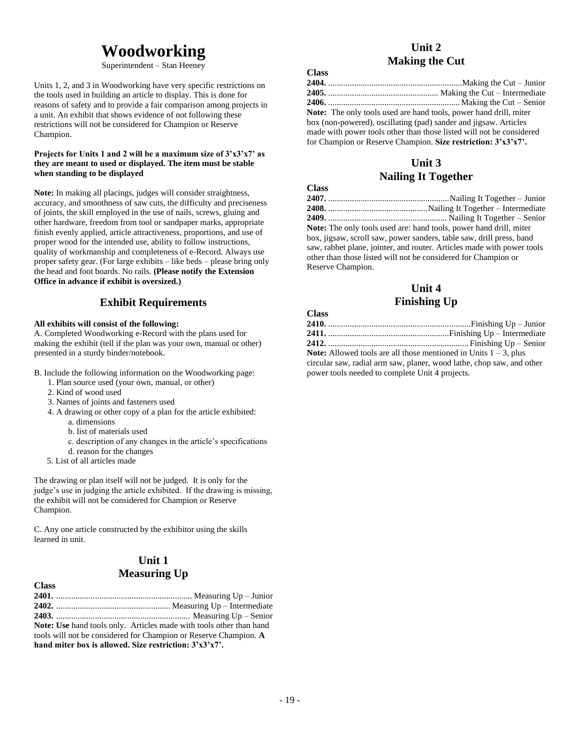# Woodworking

Superintendent – Stan Heeney

Units 1, 2, and 3 in Woodworking have very specific restrictions on the tools used in building an article to display. This is done for reasons of safety and to provide a fair comparison among projects in a unit. An exhibit that shows evidence of not following these restrictions will not be considered for Champion or Reserve Champion.

**Projects for Units 1 and 2 will be a maximum size of 3'x3'x7' as they are meant to used or displayed. The item must be stable when standing to be displayed**

**Note:** In making all placings, judges will consider straightness, accuracy, and smoothness of saw cuts, the difficulty and preciseness of joints, the skill employed in the use of nails, screws, gluing and other hardware, freedom from tool or sandpaper marks, appropriate finish evenly applied, article attractiveness, proportions, and use of proper wood for the intended use, ability to follow instructions, quality of workmanship and completeness of e-Record. Always use proper safety gear. (For large exhibits – like beds – please bring only the head and foot boards. No rails. **(Please notify the Extension Office in advance if exhibit is oversized.)**

## Exhibit Requirements

**All exhibits will consist of the following:**

A. Completed Woodworking e-Record with the plans used for making the exhibit (tell if the plan was your own, manual or other) presented in a sturdy binder/notebook.

B. Include the following information on the Woodworking page:

1. Plan source used (your own, manual, or other)
2. Kind of wood used
3. Names of joints and fasteners used
4. A drawing or other copy of a plan for the article exhibited:
    a. dimensions
    b. list of materials used
    c. description of any changes in the article's specifications
    d. reason for the changes
5. List of all articles made

The drawing or plan itself will not be judged. It is only for the judge's use in judging the article exhibited. If the drawing is missing, the exhibit will not be considered for Champion or Reserve Champion.

C. Any one article constructed by the exhibitor using the skills learned in unit.

## Unit 1
## Measuring Up

**Class**

**2401.** .............................................................. Measuring Up – Junior
**2402.** .................................................... Measuring Up – Intermediate
**2403.** .............................................................. Measuring Up – Senior

**Note: Use** hand tools only. Articles made with tools other than hand tools will not be considered for Champion or Reserve Champion. **A hand miter box is allowed. Size restriction: 3'x3'x7'.**

## Unit 2
## Making the Cut

**Class**

**2404.** .............................................................Making the Cut – Junior
**2405.** .................................................. Making the Cut – Intermediate
**2406.** ............................................................ Making the Cut – Senior

**Note:** The only tools used are hand tools, power hand drill, miter box (non-powered), oscillating (pad) sander and jigsaw. Articles made with power tools other than those listed will not be considered for Champion or Reserve Champion. **Size restriction: 3'x3'x7'.**

## Unit 3
## Nailing It Together

**Class**

**2407.** ........................................................Nailing It Together – Junior
**2408.** ..............................................Nailing It Together – Intermediate
**2409.** ...................................................... Nailing It Together – Senior

**Note:** The only tools used are: hand tools, power hand drill, miter box, jigsaw, scroll saw, power sanders, table saw, drill press, band saw, rabbet plane, jointer, and router. Articles made with power tools other than those listed will not be considered for Champion or Reserve Champion.

## Unit 4
## Finishing Up

**Class**

**2410.** .................................................................Finishing Up – Junior
**2411.** ........................................................Finishing Up – Intermediate
**2412.** ................................................................ Finishing Up – Senior

**Note:** Allowed tools are all those mentioned in Units 1 – 3, plus circular saw, radial arm saw, planer, wood lathe, chop saw, and other power tools needed to complete Unit 4 projects.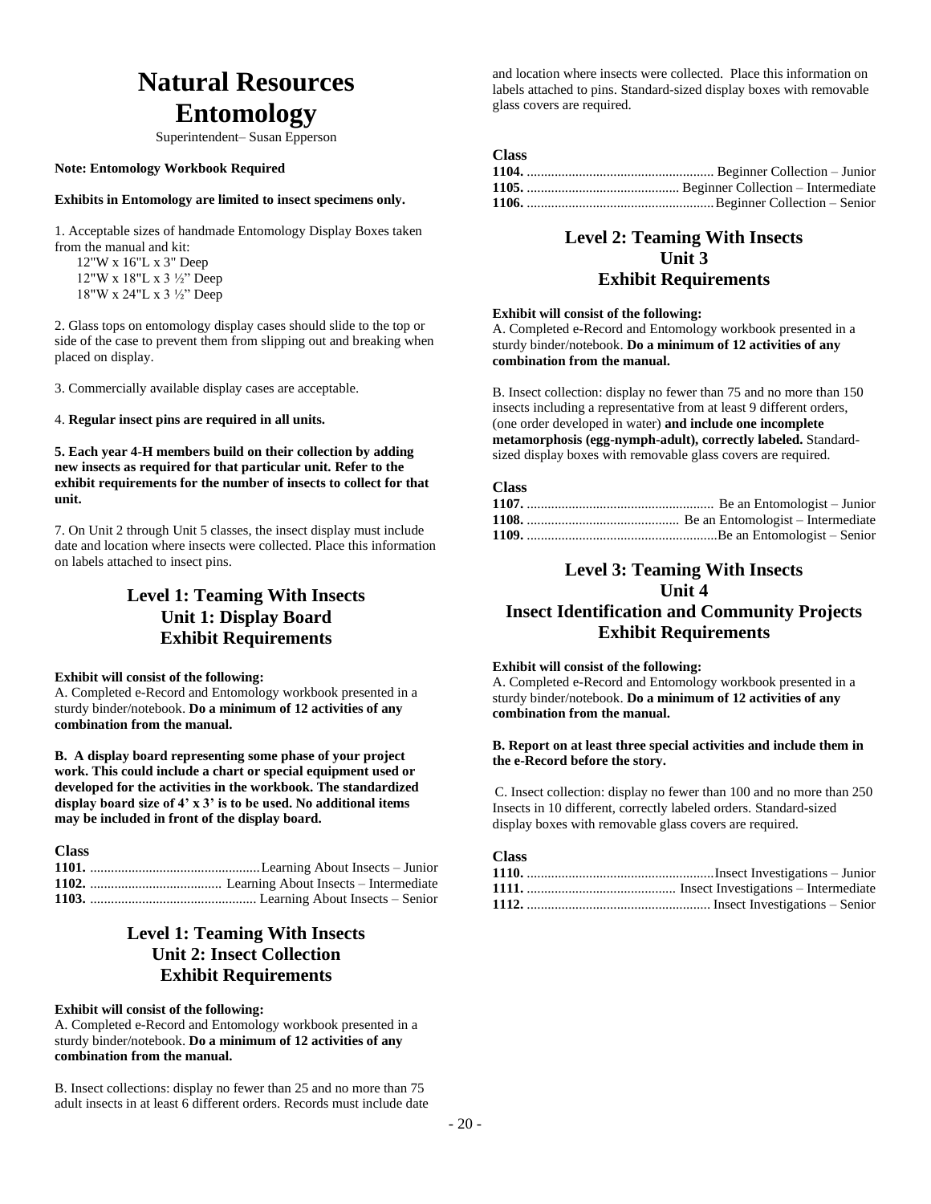# Natural Resources Entomology

Superintendent– Susan Epperson

**Note: Entomology Workbook Required**

**Exhibits in Entomology are limited to insect specimens only.**

1. Acceptable sizes of handmade Entomology Display Boxes taken from the manual and kit:
   12"W x 16"L x 3" Deep
   12"W x 18"L x 3 ½" Deep
   18"W x 24"L x 3 ½" Deep

2. Glass tops on entomology display cases should slide to the top or side of the case to prevent them from slipping out and breaking when placed on display.

3. Commercially available display cases are acceptable.

4. **Regular insect pins are required in all units.**

**5. Each year 4-H members build on their collection by adding new insects as required for that particular unit. Refer to the exhibit requirements for the number of insects to collect for that unit.**

7. On Unit 2 through Unit 5 classes, the insect display must include date and location where insects were collected. Place this information on labels attached to insect pins.

## Level 1: Teaming With Insects Unit 1: Display Board Exhibit Requirements

**Exhibit will consist of the following:**

A. Completed e-Record and Entomology workbook presented in a sturdy binder/notebook. **Do a minimum of 12 activities of any combination from the manual.**

**B. A display board representing some phase of your project work. This could include a chart or special equipment used or developed for the activities in the workbook. The standardized display board size of 4' x 3' is to be used. No additional items may be included in front of the display board.**

**Class**

**1101.** ................................................Learning About Insects – Junior
**1102.** ..................................... Learning About Insects – Intermediate
**1103.** ................................................ Learning About Insects – Senior

## Level 1: Teaming With Insects Unit 2: Insect Collection Exhibit Requirements

**Exhibit will consist of the following:**

A. Completed e-Record and Entomology workbook presented in a sturdy binder/notebook. **Do a minimum of 12 activities of any combination from the manual.**

B. Insect collections: display no fewer than 25 and no more than 75 adult insects in at least 6 different orders. Records must include date and location where insects were collected. Place this information on labels attached to pins. Standard-sized display boxes with removable glass covers are required.

**Class**

**1104.** ...................................................... Beginner Collection – Junior
**1105.** ............................................ Beginner Collection – Intermediate
**1106.** ......................................................Beginner Collection – Senior

## Level 2: Teaming With Insects Unit 3 Exhibit Requirements

**Exhibit will consist of the following:**

A. Completed e-Record and Entomology workbook presented in a sturdy binder/notebook. **Do a minimum of 12 activities of any combination from the manual.**

B. Insect collection: display no fewer than 75 and no more than 150 insects including a representative from at least 9 different orders, (one order developed in water) **and include one incomplete metamorphosis (egg-nymph-adult), correctly labeled.** Standard-sized display boxes with removable glass covers are required.

**Class**

**1107.** ...................................................... Be an Entomologist – Junior
**1108.** ............................................ Be an Entomologist – Intermediate
**1109.** .......................................................Be an Entomologist – Senior

## Level 3: Teaming With Insects Unit 4 Insect Identification and Community Projects Exhibit Requirements

**Exhibit will consist of the following:**

A. Completed e-Record and Entomology workbook presented in a sturdy binder/notebook. **Do a minimum of 12 activities of any combination from the manual.**

**B. Report on at least three special activities and include them in the e-Record before the story.**

C. Insect collection: display no fewer than 100 and no more than 250 Insects in 10 different, correctly labeled orders. Standard-sized display boxes with removable glass covers are required.

**Class**

**1110.** ......................................................Insect Investigations – Junior
**1111.** ........................................... Insect Investigations – Intermediate
**1112.** ..................................................... Insect Investigations – Senior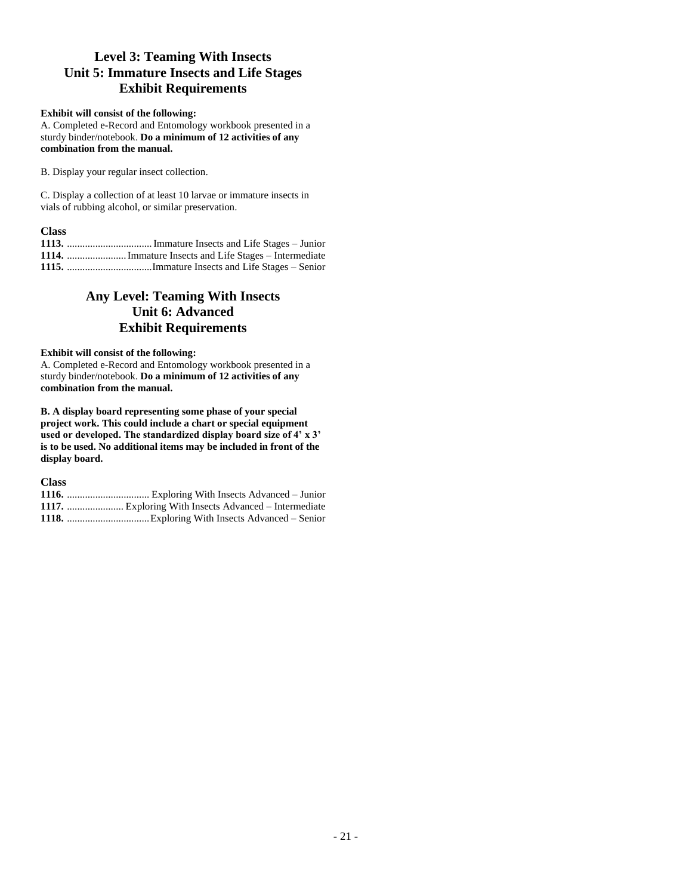## Level 3: Teaming With Insects
## Unit 5: Immature Insects and Life Stages
## Exhibit Requirements

**Exhibit will consist of the following:**

A. Completed e-Record and Entomology workbook presented in a sturdy binder/notebook. **Do a minimum of 12 activities of any combination from the manual.**

B. Display your regular insect collection.

C. Display a collection of at least 10 larvae or immature insects in vials of rubbing alcohol, or similar preservation.

**Class**

**1113.** ................................. Immature Insects and Life Stages – Junior
**1114.** ....................... Immature Insects and Life Stages – Intermediate
**1115.** .................................Immature Insects and Life Stages – Senior

## Any Level: Teaming With Insects
## Unit 6: Advanced
## Exhibit Requirements

**Exhibit will consist of the following:**

A. Completed e-Record and Entomology workbook presented in a sturdy binder/notebook. **Do a minimum of 12 activities of any combination from the manual.**

**B. A display board representing some phase of your special project work. This could include a chart or special equipment used or developed. The standardized display board size of 4' x 3' is to be used. No additional items may be included in front of the display board.**

**Class**

**1116.** ................................ Exploring With Insects Advanced – Junior
**1117.** ...................... Exploring With Insects Advanced – Intermediate
**1118.** ................................Exploring With Insects Advanced – Senior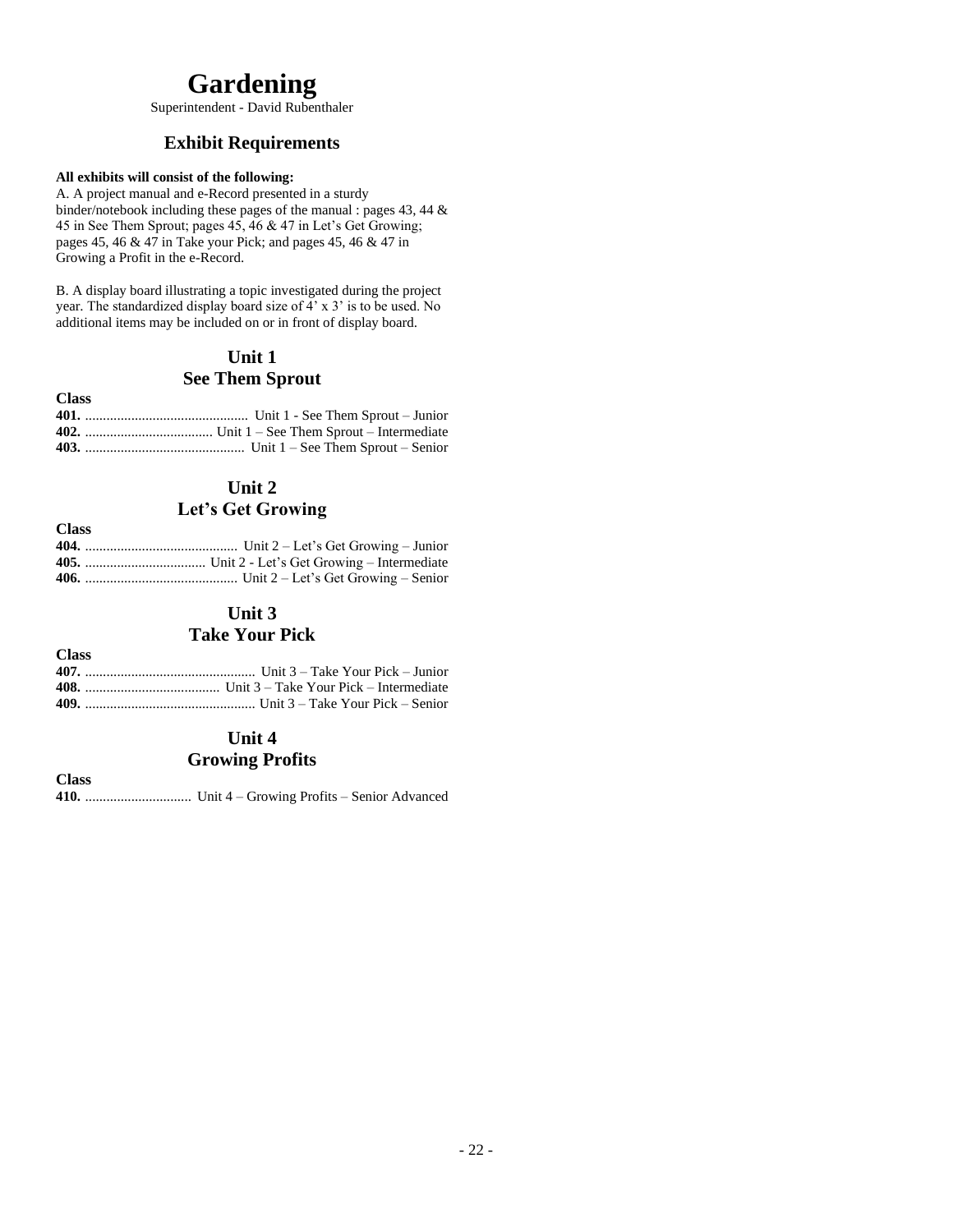# Gardening

Superintendent - David Rubenthaler

## Exhibit Requirements

**All exhibits will consist of the following:**

A. A project manual and e-Record presented in a sturdy binder/notebook including these pages of the manual : pages 43, 44 & 45 in See Them Sprout; pages 45, 46 & 47 in Let's Get Growing; pages 45, 46 & 47 in Take your Pick; and pages 45, 46 & 47 in Growing a Profit in the e-Record.

B. A display board illustrating a topic investigated during the project year. The standardized display board size of 4' x 3' is to be used. No additional items may be included on or in front of display board.

## Unit 1
## See Them Sprout

**Class**

**401.** ............................................. Unit 1 - See Them Sprout – Junior
**402.** .................................... Unit 1 – See Them Sprout – Intermediate
**403.** ............................................ Unit 1 – See Them Sprout – Senior

## Unit 2
## Let's Get Growing

**Class**

**404.** ........................................... Unit 2 – Let's Get Growing – Junior
**405.** .................................. Unit 2 - Let's Get Growing – Intermediate
**406.** ........................................... Unit 2 – Let's Get Growing – Senior

## Unit 3
## Take Your Pick

**Class**

**407.** ................................................ Unit 3 – Take Your Pick – Junior
**408.** ...................................... Unit 3 – Take Your Pick – Intermediate
**409.** ................................................ Unit 3 – Take Your Pick – Senior

## Unit 4
## Growing Profits

**Class**

**410.** .............................. Unit 4 – Growing Profits – Senior Advanced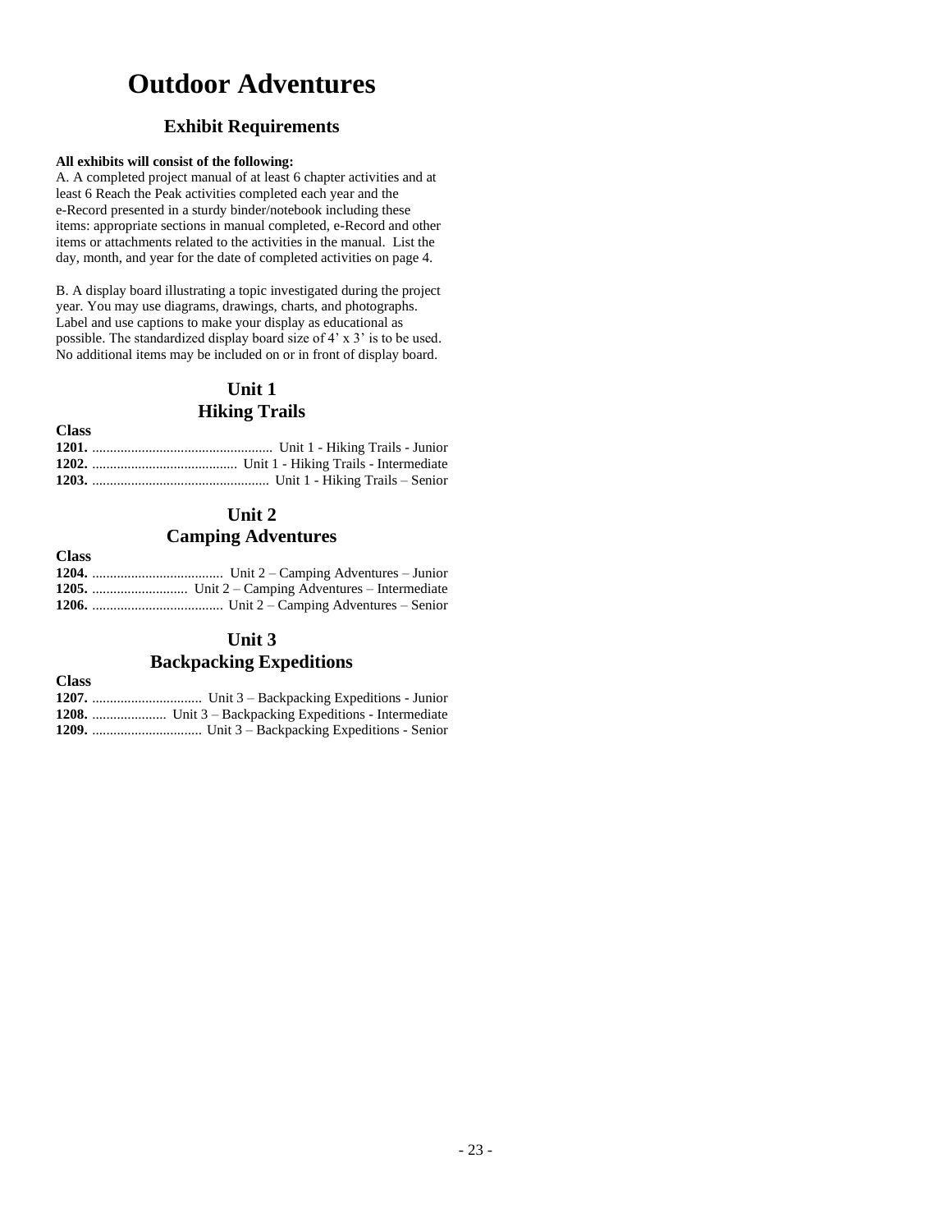# Outdoor Adventures

## Exhibit Requirements

**All exhibits will consist of the following:**

A. A completed project manual of at least 6 chapter activities and at least 6 Reach the Peak activities completed each year and the e-Record presented in a sturdy binder/notebook including these items: appropriate sections in manual completed, e-Record and other items or attachments related to the activities in the manual. List the day, month, and year for the date of completed activities on page 4.

B. A display board illustrating a topic investigated during the project year. You may use diagrams, drawings, charts, and photographs. Label and use captions to make your display as educational as possible. The standardized display board size of 4' x 3' is to be used. No additional items may be included on or in front of display board.

### Unit 1
### Hiking Trails

**Class**

**1201.** ................................................... Unit 1 - Hiking Trails - Junior
**1202.** ......................................... Unit 1 - Hiking Trails - Intermediate
**1203.** .................................................. Unit 1 - Hiking Trails – Senior

### Unit 2
### Camping Adventures

**Class**

**1204.** ..................................... Unit 2 – Camping Adventures – Junior
**1205.** ........................... Unit 2 – Camping Adventures – Intermediate
**1206.** ..................................... Unit 2 – Camping Adventures – Senior

### Unit 3
### Backpacking Expeditions

**Class**

**1207.** ............................... Unit 3 – Backpacking Expeditions - Junior
**1208.** ..................... Unit 3 – Backpacking Expeditions - Intermediate
**1209.** ............................... Unit 3 – Backpacking Expeditions - Senior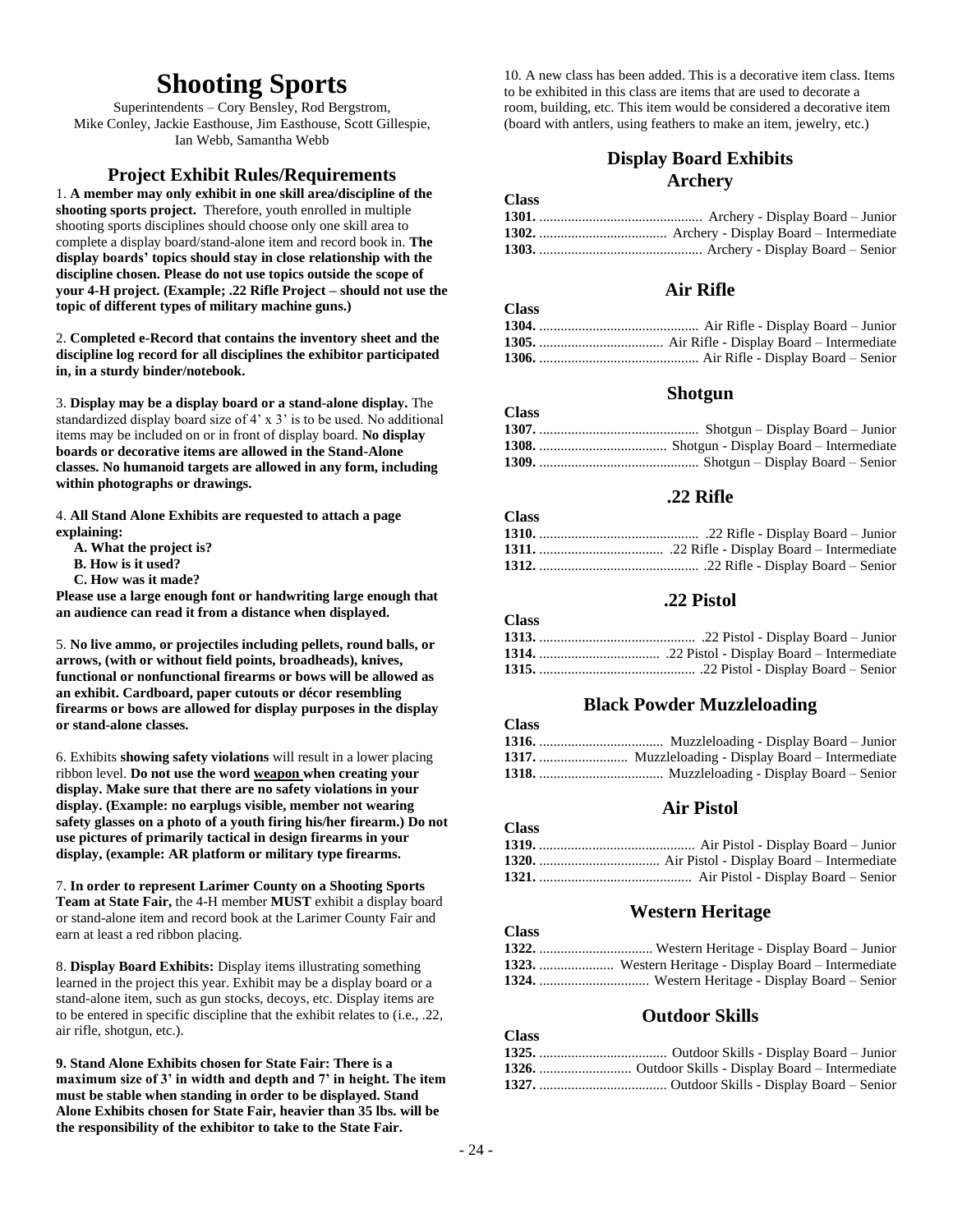# Shooting Sports

Superintendents – Cory Bensley, Rod Bergstrom, Mike Conley, Jackie Easthouse, Jim Easthouse, Scott Gillespie, Ian Webb, Samantha Webb

## Project Exhibit Rules/Requirements

1. **A member may only exhibit in one skill area/discipline of the shooting sports project.** Therefore, youth enrolled in multiple shooting sports disciplines should choose only one skill area to complete a display board/stand-alone item and record book in. **The display boards' topics should stay in close relationship with the discipline chosen. Please do not use topics outside the scope of your 4-H project. (Example; .22 Rifle Project – should not use the topic of different types of military machine guns.)**

2. **Completed e-Record that contains the inventory sheet and the discipline log record for all disciplines the exhibitor participated in, in a sturdy binder/notebook.**

3. **Display may be a display board or a stand-alone display.** The standardized display board size of 4' x 3' is to be used. No additional items may be included on or in front of display board. **No display boards or decorative items are allowed in the Stand-Alone classes. No humanoid targets are allowed in any form, including within photographs or drawings.**

4. **All Stand Alone Exhibits are requested to attach a page explaining:**
   - **A. What the project is?**
   - **B. How is it used?**
   - **C. How was it made?**

**Please use a large enough font or handwriting large enough that an audience can read it from a distance when displayed.**

5. **No live ammo, or projectiles including pellets, round balls, or arrows, (with or without field points, broadheads), knives, functional or nonfunctional firearms or bows will be allowed as an exhibit. Cardboard, paper cutouts or décor resembling firearms or bows are allowed for display purposes in the display or stand-alone classes.**

6. Exhibits **showing safety violations** will result in a lower placing ribbon level. **Do not use the word weapon when creating your display. Make sure that there are no safety violations in your display. (Example: no earplugs visible, member not wearing safety glasses on a photo of a youth firing his/her firearm.) Do not use pictures of primarily tactical in design firearms in your display, (example: AR platform or military type firearms.**

7. **In order to represent Larimer County on a Shooting Sports Team at State Fair,** the 4-H member **MUST** exhibit a display board or stand-alone item and record book at the Larimer County Fair and earn at least a red ribbon placing.

8. **Display Board Exhibits:** Display items illustrating something learned in the project this year. Exhibit may be a display board or a stand-alone item, such as gun stocks, decoys, etc. Display items are to be entered in specific discipline that the exhibit relates to (i.e., .22, air rifle, shotgun, etc.).

9. **Stand Alone Exhibits chosen for State Fair: There is a maximum size of 3' in width and depth and 7' in height. The item must be stable when standing in order to be displayed. Stand Alone Exhibits chosen for State Fair, heavier than 35 lbs. will be the responsibility of the exhibitor to take to the State Fair.**

10. A new class has been added. This is a decorative item class. Items to be exhibited in this class are items that are used to decorate a room, building, etc. This item would be considered a decorative item (board with antlers, using feathers to make an item, jewelry, etc.)

## Display Board Exhibits

### Archery

**Class**

**1301.** .......... Archery - Display Board – Junior
**1302.** .......... Archery - Display Board – Intermediate
**1303.** .......... Archery - Display Board – Senior

### Air Rifle

**Class**

**1304.** .......... Air Rifle - Display Board – Junior
**1305.** .......... Air Rifle - Display Board – Intermediate
**1306.** .......... Air Rifle - Display Board – Senior

### Shotgun

**Class**

**1307.** .......... Shotgun – Display Board – Junior
**1308.** .......... Shotgun - Display Board – Intermediate
**1309.** .......... Shotgun – Display Board – Senior

### .22 Rifle

**Class**

**1310.** .......... .22 Rifle - Display Board – Junior
**1311.** .......... .22 Rifle - Display Board – Intermediate
**1312.** .......... .22 Rifle - Display Board – Senior

### .22 Pistol

**Class**

**1313.** .......... .22 Pistol - Display Board – Junior
**1314.** .......... .22 Pistol - Display Board – Intermediate
**1315.** .......... .22 Pistol - Display Board – Senior

### Black Powder Muzzleloading

**Class**

**1316.** .......... Muzzleloading - Display Board – Junior
**1317.** .......... Muzzleloading - Display Board – Intermediate
**1318.** .......... Muzzleloading - Display Board – Senior

### Air Pistol

**Class**

**1319.** .......... Air Pistol - Display Board – Junior
**1320.** .......... Air Pistol - Display Board – Intermediate
**1321.** .......... Air Pistol - Display Board – Senior

### Western Heritage

**Class**

**1322.** .......... Western Heritage - Display Board – Junior
**1323.** .......... Western Heritage - Display Board – Intermediate
**1324.** .......... Western Heritage - Display Board – Senior

### Outdoor Skills

**Class**

**1325.** .......... Outdoor Skills - Display Board – Junior
**1326.** .......... Outdoor Skills - Display Board – Intermediate
**1327.** .......... Outdoor Skills - Display Board – Senior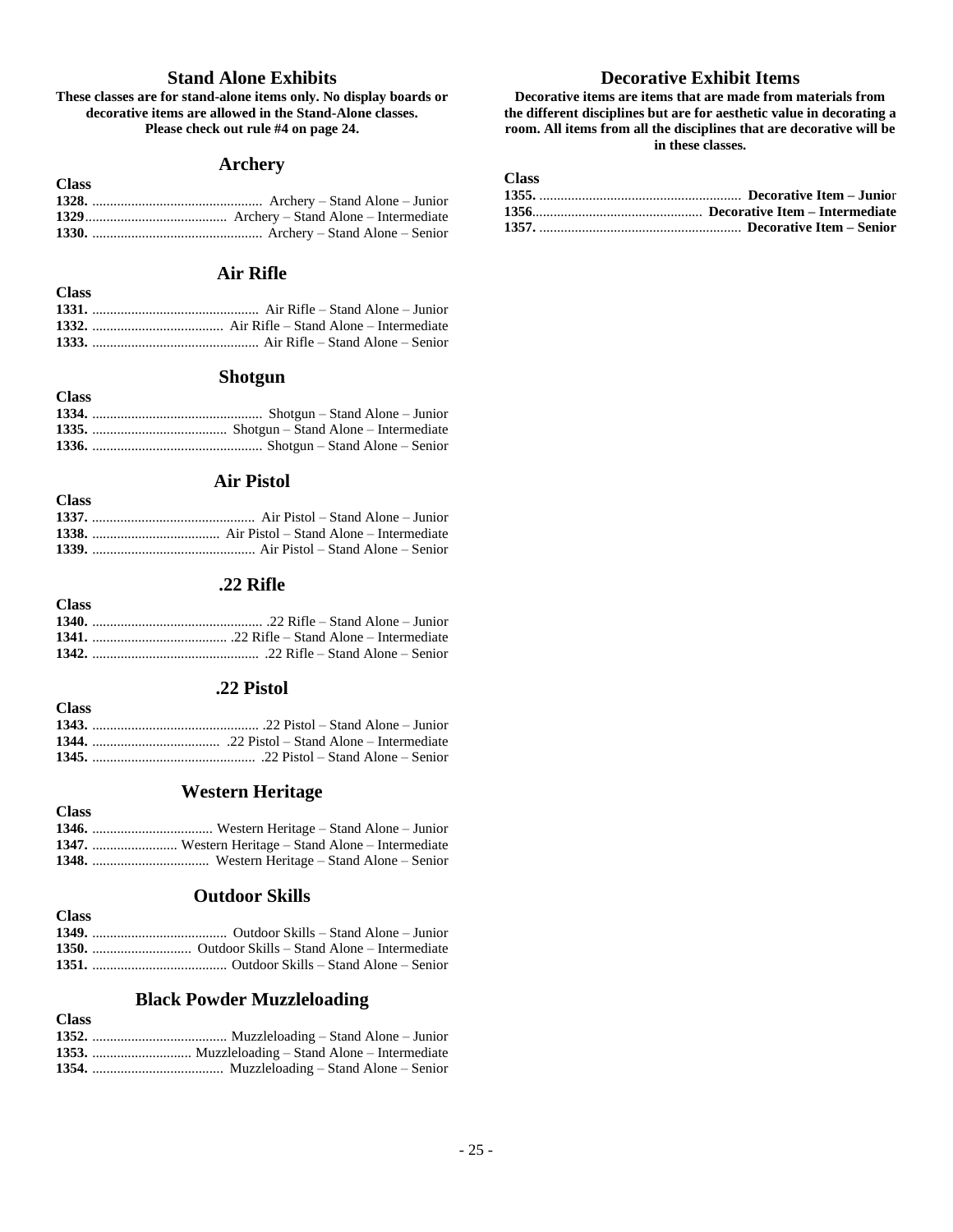## Stand Alone Exhibits

**These classes are for stand-alone items only. No display boards or decorative items are allowed in the Stand-Alone classes. Please check out rule #4 on page 24.**

### Archery

**Class**

**1328.** ................................................ Archery – Stand Alone – Junior
**1329**........................................ Archery – Stand Alone – Intermediate
**1330.** ................................................ Archery – Stand Alone – Senior

### Air Rifle

**Class**

**1331.** ............................................... Air Rifle – Stand Alone – Junior
**1332.** ..................................... Air Rifle – Stand Alone – Intermediate
**1333.** ............................................... Air Rifle – Stand Alone – Senior

### Shotgun

**Class**

**1334.** ................................................ Shotgun – Stand Alone – Junior
**1335.** ...................................... Shotgun – Stand Alone – Intermediate
**1336.** ................................................ Shotgun – Stand Alone – Senior

### Air Pistol

**Class**

**1337.** .............................................. Air Pistol – Stand Alone – Junior
**1338.** .................................... Air Pistol – Stand Alone – Intermediate
**1339.** .............................................. Air Pistol – Stand Alone – Senior

### .22 Rifle

**Class**

**1340.** ................................................ .22 Rifle – Stand Alone – Junior
**1341.** ...................................... .22 Rifle – Stand Alone – Intermediate
**1342.** ............................................... .22 Rifle – Stand Alone – Senior

### .22 Pistol

**Class**

**1343.** ............................................... .22 Pistol – Stand Alone – Junior
**1344.** .................................... .22 Pistol – Stand Alone – Intermediate
**1345.** .............................................. .22 Pistol – Stand Alone – Senior

### Western Heritage

**Class**

**1346.** .................................. Western Heritage – Stand Alone – Junior
**1347.** ........................ Western Heritage – Stand Alone – Intermediate
**1348.** ................................. Western Heritage – Stand Alone – Senior

### Outdoor Skills

**Class**

**1349.** ...................................... Outdoor Skills – Stand Alone – Junior
**1350.** ............................ Outdoor Skills – Stand Alone – Intermediate
**1351.** ...................................... Outdoor Skills – Stand Alone – Senior

### Black Powder Muzzleloading

**Class**

**1352.** ...................................... Muzzleloading – Stand Alone – Junior
**1353.** ............................ Muzzleloading – Stand Alone – Intermediate
**1354.** ..................................... Muzzleloading – Stand Alone – Senior

## Decorative Exhibit Items

**Decorative items are items that are made from materials from the different disciplines but are for aesthetic value in decorating a room. All items from all the disciplines that are decorative will be in these classes.**

**Class**

**1355.** ......................................................... **Decorative Item – Junior**
**1356**................................................ **Decorative Item – Intermediate**
**1357.** ......................................................... **Decorative Item – Senior**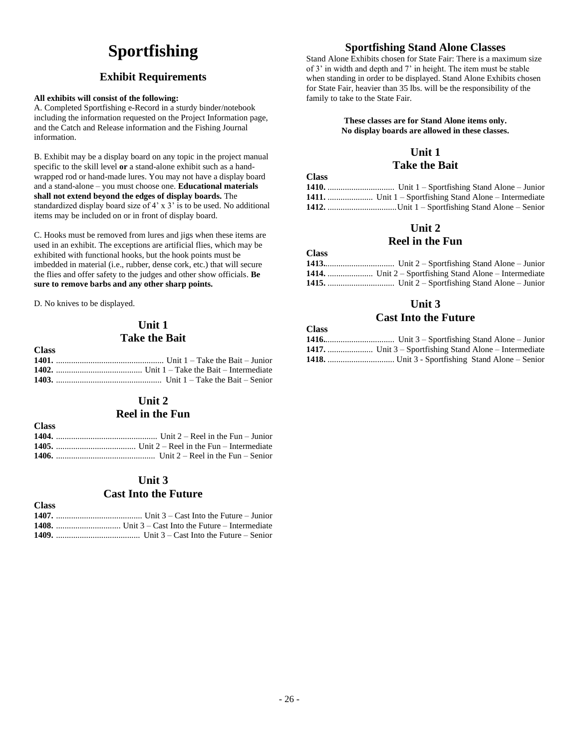# Sportfishing

## Exhibit Requirements

**All exhibits will consist of the following:**

A. Completed Sportfishing e-Record in a sturdy binder/notebook including the information requested on the Project Information page, and the Catch and Release information and the Fishing Journal information.

B. Exhibit may be a display board on any topic in the project manual specific to the skill level **or** a stand-alone exhibit such as a hand-wrapped rod or hand-made lures. You may not have a display board and a stand-alone – you must choose one. **Educational materials shall not extend beyond the edges of display boards.** The standardized display board size of 4' x 3' is to be used. No additional items may be included on or in front of display board.

C. Hooks must be removed from lures and jigs when these items are used in an exhibit. The exceptions are artificial flies, which may be exhibited with functional hooks, but the hook points must be imbedded in material (i.e., rubber, dense cork, etc.) that will secure the flies and offer safety to the judges and other show officials. **Be sure to remove barbs and any other sharp points.**

D. No knives to be displayed.

### Unit 1
### Take the Bait

**Class**

**1401.** .......... Unit 1 – Take the Bait – Junior
**1402.** .......... Unit 1 – Take the Bait – Intermediate
**1403.** .......... Unit 1 – Take the Bait – Senior

### Unit 2
### Reel in the Fun

**Class**

**1404.** .......... Unit 2 – Reel in the Fun – Junior
**1405.** .......... Unit 2 – Reel in the Fun – Intermediate
**1406.** .......... Unit 2 – Reel in the Fun – Senior

### Unit 3
### Cast Into the Future

**Class**

**1407.** .......... Unit 3 – Cast Into the Future – Junior
**1408.** .......... Unit 3 – Cast Into the Future – Intermediate
**1409.** .......... Unit 3 – Cast Into the Future – Senior

## Sportfishing Stand Alone Classes

Stand Alone Exhibits chosen for State Fair: There is a maximum size of 3' in width and depth and 7' in height. The item must be stable when standing in order to be displayed. Stand Alone Exhibits chosen for State Fair, heavier than 35 lbs. will be the responsibility of the family to take to the State Fair.

**These classes are for Stand Alone items only.**
**No display boards are allowed in these classes.**

### Unit 1
### Take the Bait

**Class**

**1410.** .......... Unit 1 – Sportfishing Stand Alone – Junior
**1411.** .......... Unit 1 – Sportfishing Stand Alone – Intermediate
**1412.** .......... Unit 1 – Sportfishing Stand Alone – Senior

### Unit 2
### Reel in the Fun

**Class**

**1413.** .......... Unit 2 – Sportfishing Stand Alone – Junior
**1414.** .......... Unit 2 – Sportfishing Stand Alone – Intermediate
**1415.** .......... Unit 2 – Sportfishing Stand Alone – Junior

### Unit 3
### Cast Into the Future

**Class**

**1416.** .......... Unit 3 – Sportfishing Stand Alone – Junior
**1417.** .......... Unit 3 – Sportfishing Stand Alone – Intermediate
**1418.** .......... Unit 3 - Sportfishing Stand Alone – Senior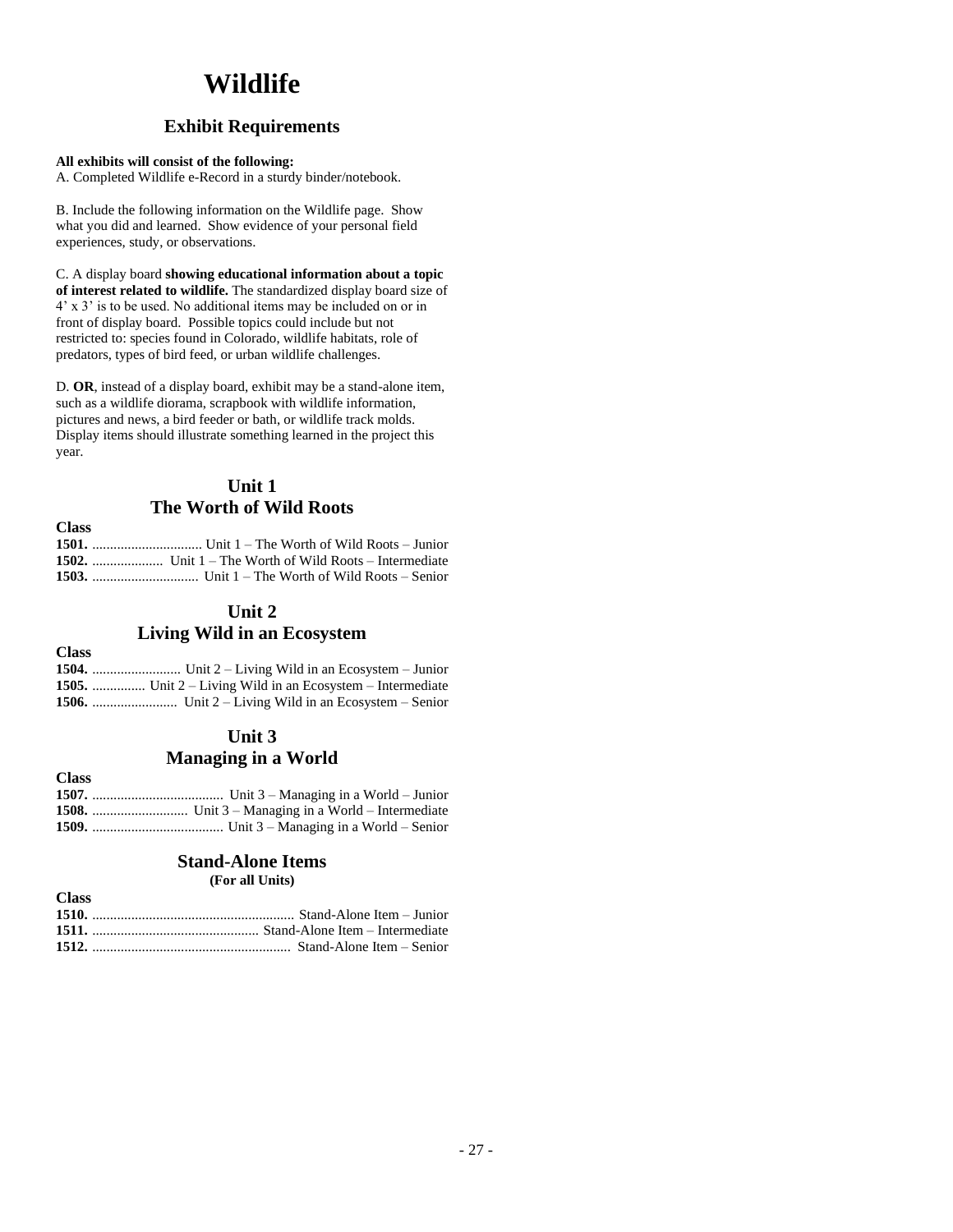# Wildlife

## Exhibit Requirements

**All exhibits will consist of the following:**
A. Completed Wildlife e-Record in a sturdy binder/notebook.

B. Include the following information on the Wildlife page. Show what you did and learned. Show evidence of your personal field experiences, study, or observations.

C. A display board **showing educational information about a topic of interest related to wildlife.** The standardized display board size of 4' x 3' is to be used. No additional items may be included on or in front of display board. Possible topics could include but not restricted to: species found in Colorado, wildlife habitats, role of predators, types of bird feed, or urban wildlife challenges.

D. **OR**, instead of a display board, exhibit may be a stand-alone item, such as a wildlife diorama, scrapbook with wildlife information, pictures and news, a bird feeder or bath, or wildlife track molds. Display items should illustrate something learned in the project this year.

### Unit 1
### The Worth of Wild Roots

**Class**
**1501.** ............................... Unit 1 – The Worth of Wild Roots – Junior
**1502.** .................... Unit 1 – The Worth of Wild Roots – Intermediate
**1503.** .............................. Unit 1 – The Worth of Wild Roots – Senior

### Unit 2
### Living Wild in an Ecosystem

**Class**
**1504.** ......................... Unit 2 – Living Wild in an Ecosystem – Junior
**1505.** ............... Unit 2 – Living Wild in an Ecosystem – Intermediate
**1506.** ........................ Unit 2 – Living Wild in an Ecosystem – Senior

### Unit 3
### Managing in a World

**Class**
**1507.** ..................................... Unit 3 – Managing in a World – Junior
**1508.** ........................... Unit 3 – Managing in a World – Intermediate
**1509.** ..................................... Unit 3 – Managing in a World – Senior

### Stand-Alone Items
**(For all Units)**

**Class**
**1510.** ......................................................... Stand-Alone Item – Junior
**1511.** ............................................... Stand-Alone Item – Intermediate
**1512.** ........................................................ Stand-Alone Item – Senior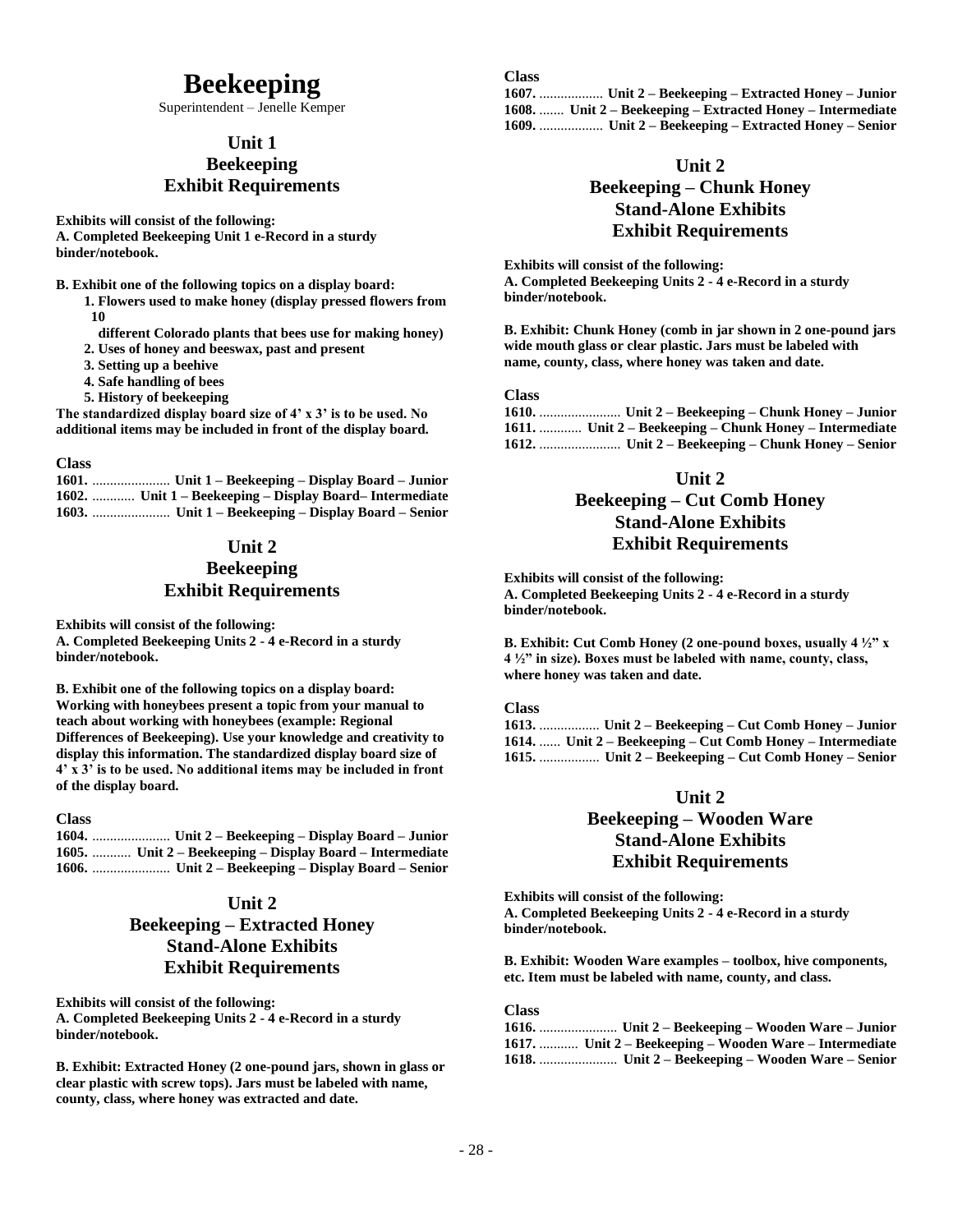# Beekeeping

Superintendent – Jenelle Kemper

## Unit 1
## Beekeeping
## Exhibit Requirements

**Exhibits will consist of the following:**
**A. Completed Beekeeping Unit 1 e-Record in a sturdy binder/notebook.**

**B. Exhibit one of the following topics on a display board:**

1. **Flowers used to make honey (display pressed flowers from 10 different Colorado plants that bees use for making honey)**
2. **Uses of honey and beeswax, past and present**
3. **Setting up a beehive**
4. **Safe handling of bees**
5. **History of beekeeping**

**The standardized display board size of 4' x 3' is to be used. No additional items may be included in front of the display board.**

**Class**
**1601.** ...................... **Unit 1 – Beekeeping – Display Board – Junior**
**1602.** ............ **Unit 1 – Beekeeping – Display Board– Intermediate**
**1603.** ...................... **Unit 1 – Beekeeping – Display Board – Senior**

## Unit 2
## Beekeeping
## Exhibit Requirements

**Exhibits will consist of the following:**
**A. Completed Beekeeping Units 2 - 4 e-Record in a sturdy binder/notebook.**

**B. Exhibit one of the following topics on a display board: Working with honeybees present a topic from your manual to teach about working with honeybees (example: Regional Differences of Beekeeping). Use your knowledge and creativity to display this information. The standardized display board size of 4' x 3' is to be used. No additional items may be included in front of the display board.**

**Class**
**1604.** ...................... **Unit 2 – Beekeeping – Display Board – Junior**
**1605.** ........... **Unit 2 – Beekeeping – Display Board – Intermediate**
**1606.** ...................... **Unit 2 – Beekeeping – Display Board – Senior**

## Unit 2
## Beekeeping – Extracted Honey
## Stand-Alone Exhibits
## Exhibit Requirements

**Exhibits will consist of the following:**
**A. Completed Beekeeping Units 2 - 4 e-Record in a sturdy binder/notebook.**

**B. Exhibit: Extracted Honey (2 one-pound jars, shown in glass or clear plastic with screw tops). Jars must be labeled with name, county, class, where honey was extracted and date.**

**Class**
**1607.** .................. **Unit 2 – Beekeeping – Extracted Honey – Junior**
**1608.** ....... **Unit 2 – Beekeeping – Extracted Honey – Intermediate**
**1609.** .................. **Unit 2 – Beekeeping – Extracted Honey – Senior**

## Unit 2
## Beekeeping – Chunk Honey
## Stand-Alone Exhibits
## Exhibit Requirements

**Exhibits will consist of the following:**
**A. Completed Beekeeping Units 2 - 4 e-Record in a sturdy binder/notebook.**

**B. Exhibit: Chunk Honey (comb in jar shown in 2 one-pound jars wide mouth glass or clear plastic. Jars must be labeled with name, county, class, where honey was taken and date.**

**Class**
**1610.** ....................... **Unit 2 – Beekeeping – Chunk Honey – Junior**
**1611.** ............ **Unit 2 – Beekeeping – Chunk Honey – Intermediate**
**1612.** ....................... **Unit 2 – Beekeeping – Chunk Honey – Senior**

## Unit 2
## Beekeeping – Cut Comb Honey
## Stand-Alone Exhibits
## Exhibit Requirements

**Exhibits will consist of the following:**
**A. Completed Beekeeping Units 2 - 4 e-Record in a sturdy binder/notebook.**

**B. Exhibit: Cut Comb Honey (2 one-pound boxes, usually 4 ½" x 4 ½" in size). Boxes must be labeled with name, county, class, where honey was taken and date.**

**Class**
**1613.** ................. **Unit 2 – Beekeeping – Cut Comb Honey – Junior**
**1614.** ...... **Unit 2 – Beekeeping – Cut Comb Honey – Intermediate**
**1615.** ................. **Unit 2 – Beekeeping – Cut Comb Honey – Senior**

## Unit 2
## Beekeeping – Wooden Ware
## Stand-Alone Exhibits
## Exhibit Requirements

**Exhibits will consist of the following:**
**A. Completed Beekeeping Units 2 - 4 e-Record in a sturdy binder/notebook.**

**B. Exhibit: Wooden Ware examples – toolbox, hive components, etc. Item must be labeled with name, county, and class.**

**Class**
**1616.** ...................... **Unit 2 – Beekeeping – Wooden Ware – Junior**
**1617.** ........... **Unit 2 – Beekeeping – Wooden Ware – Intermediate**
**1618.** ...................... **Unit 2 – Beekeeping – Wooden Ware – Senior**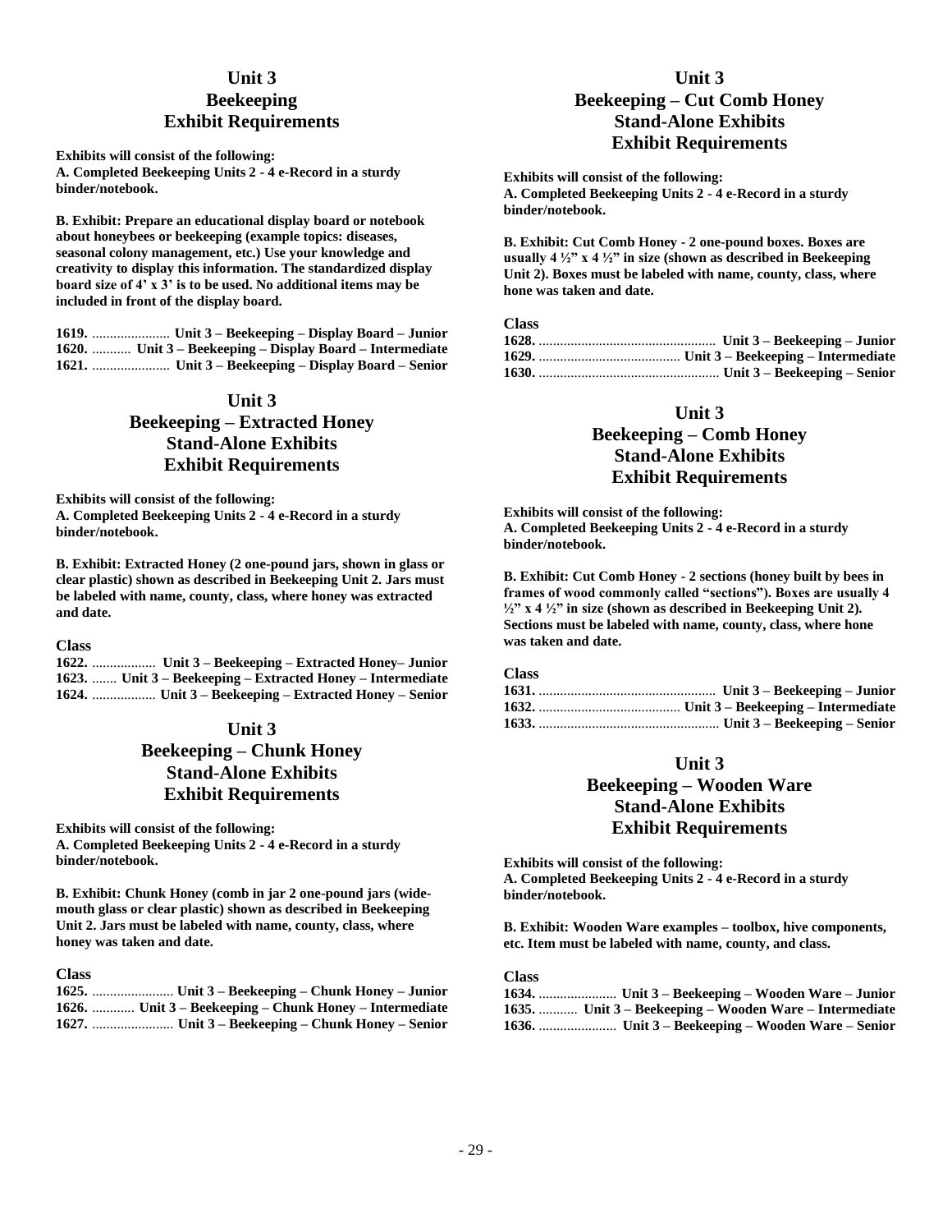## Unit 3
## Beekeeping
## Exhibit Requirements

**Exhibits will consist of the following:**
**A. Completed Beekeeping Units 2 - 4 e-Record in a sturdy binder/notebook.**

**B. Exhibit: Prepare an educational display board or notebook about honeybees or beekeeping (example topics: diseases, seasonal colony management, etc.) Use your knowledge and creativity to display this information. The standardized display board size of 4' x 3' is to be used. No additional items may be included in front of the display board.**

**1619.** ...................... **Unit 3 – Beekeeping – Display Board – Junior**
**1620.** ........... **Unit 3 – Beekeeping – Display Board – Intermediate**
**1621.** ...................... **Unit 3 – Beekeeping – Display Board – Senior**

## Unit 3
## Beekeeping – Extracted Honey
## Stand-Alone Exhibits
## Exhibit Requirements

**Exhibits will consist of the following:**
**A. Completed Beekeeping Units 2 - 4 e-Record in a sturdy binder/notebook.**

**B. Exhibit: Extracted Honey (2 one-pound jars, shown in glass or clear plastic) shown as described in Beekeeping Unit 2. Jars must be labeled with name, county, class, where honey was extracted and date.**

**Class**
**1622.** .................. **Unit 3 – Beekeeping – Extracted Honey– Junior**
**1623.** ....... **Unit 3 – Beekeeping – Extracted Honey – Intermediate**
**1624.** .................. **Unit 3 – Beekeeping – Extracted Honey – Senior**

## Unit 3
## Beekeeping – Chunk Honey
## Stand-Alone Exhibits
## Exhibit Requirements

**Exhibits will consist of the following:**
**A. Completed Beekeeping Units 2 - 4 e-Record in a sturdy binder/notebook.**

**B. Exhibit: Chunk Honey (comb in jar 2 one-pound jars (wide-mouth glass or clear plastic) shown as described in Beekeeping Unit 2. Jars must be labeled with name, county, class, where honey was taken and date.**

**Class**
**1625.** ....................... **Unit 3 – Beekeeping – Chunk Honey – Junior**
**1626.** ............ **Unit 3 – Beekeeping – Chunk Honey – Intermediate**
**1627.** ....................... **Unit 3 – Beekeeping – Chunk Honey – Senior**

## Unit 3
## Beekeeping – Cut Comb Honey
## Stand-Alone Exhibits
## Exhibit Requirements

**Exhibits will consist of the following:**
**A. Completed Beekeeping Units 2 - 4 e-Record in a sturdy binder/notebook.**

**B. Exhibit: Cut Comb Honey - 2 one-pound boxes. Boxes are usually 4 ½" x 4 ½" in size (shown as described in Beekeeping Unit 2). Boxes must be labeled with name, county, class, where hone was taken and date.**

**Class**
**1628.** .................................................. **Unit 3 – Beekeeping – Junior**
**1629.** ........................................ **Unit 3 – Beekeeping – Intermediate**
**1630.** ................................................... **Unit 3 – Beekeeping – Senior**

## Unit 3
## Beekeeping – Comb Honey
## Stand-Alone Exhibits
## Exhibit Requirements

**Exhibits will consist of the following:**
**A. Completed Beekeeping Units 2 - 4 e-Record in a sturdy binder/notebook.**

**B. Exhibit: Cut Comb Honey - 2 sections (honey built by bees in frames of wood commonly called "sections"). Boxes are usually 4 ½" x 4 ½" in size (shown as described in Beekeeping Unit 2). Sections must be labeled with name, county, class, where hone was taken and date.**

**Class**
**1631.** .................................................. **Unit 3 – Beekeeping – Junior**
**1632.** ........................................ **Unit 3 – Beekeeping – Intermediate**
**1633.** ................................................... **Unit 3 – Beekeeping – Senior**

## Unit 3
## Beekeeping – Wooden Ware
## Stand-Alone Exhibits
## Exhibit Requirements

**Exhibits will consist of the following:**
**A. Completed Beekeeping Units 2 - 4 e-Record in a sturdy binder/notebook.**

**B. Exhibit: Wooden Ware examples – toolbox, hive components, etc. Item must be labeled with name, county, and class.**

**Class**
**1634.** ...................... **Unit 3 – Beekeeping – Wooden Ware – Junior**
**1635.** ........... **Unit 3 – Beekeeping – Wooden Ware – Intermediate**
**1636.** ...................... **Unit 3 – Beekeeping – Wooden Ware – Senior**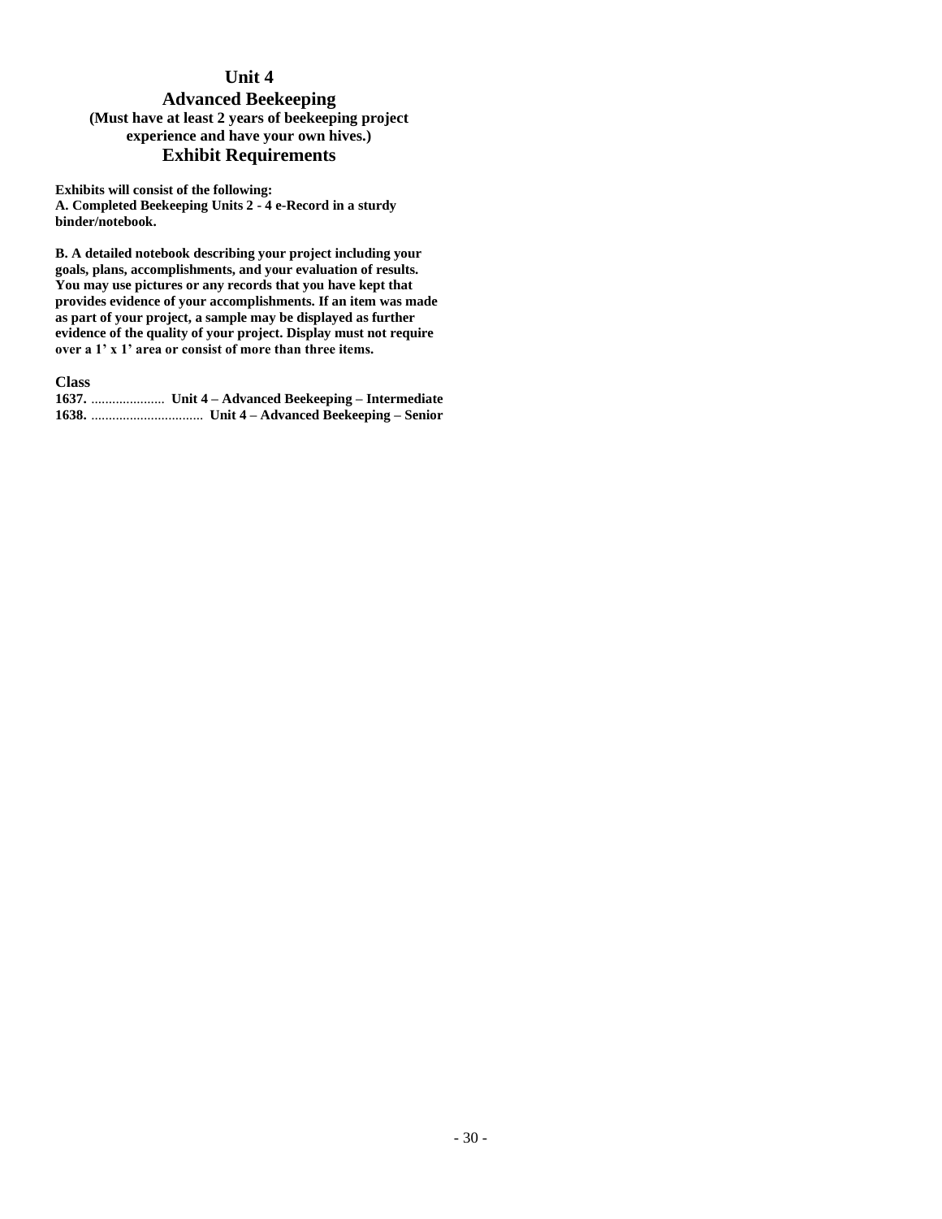# Unit 4

## Advanced Beekeeping

**(Must have at least 2 years of beekeeping project experience and have your own hives.)**

## Exhibit Requirements

**Exhibits will consist of the following:**

**A. Completed Beekeeping Units 2 - 4 e-Record in a sturdy binder/notebook.**

**B. A detailed notebook describing your project including your goals, plans, accomplishments, and your evaluation of results. You may use pictures or any records that you have kept that provides evidence of your accomplishments. If an item was made as part of your project, a sample may be displayed as further evidence of the quality of your project. Display must not require over a 1' x 1' area or consist of more than three items.**

**Class**

**1637.** ..................... **Unit 4 – Advanced Beekeeping – Intermediate**

**1638.** ................................ **Unit 4 – Advanced Beekeeping – Senior**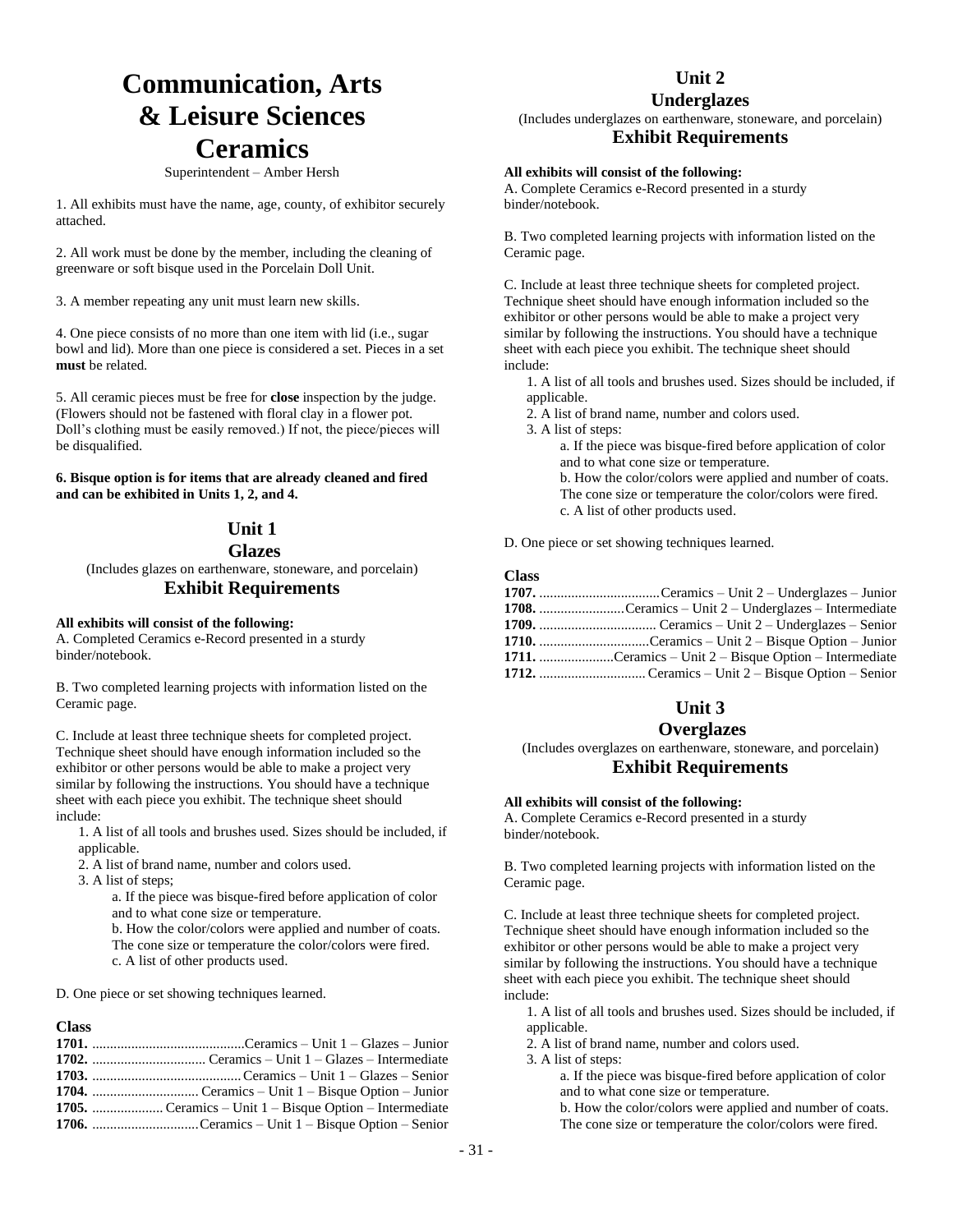# Communication, Arts & Leisure Sciences

# Ceramics

Superintendent – Amber Hersh

1. All exhibits must have the name, age, county, of exhibitor securely attached.

2. All work must be done by the member, including the cleaning of greenware or soft bisque used in the Porcelain Doll Unit.

3. A member repeating any unit must learn new skills.

4. One piece consists of no more than one item with lid (i.e., sugar bowl and lid). More than one piece is considered a set. Pieces in a set **must** be related.

5. All ceramic pieces must be free for **close** inspection by the judge. (Flowers should not be fastened with floral clay in a flower pot. Doll's clothing must be easily removed.) If not, the piece/pieces will be disqualified.

**6. Bisque option is for items that are already cleaned and fired and can be exhibited in Units 1, 2, and 4.**

## Unit 1

## Glazes

(Includes glazes on earthenware, stoneware, and porcelain)

### Exhibit Requirements

**All exhibits will consist of the following:**

A. Completed Ceramics e-Record presented in a sturdy binder/notebook.

B. Two completed learning projects with information listed on the Ceramic page.

C. Include at least three technique sheets for completed project. Technique sheet should have enough information included so the exhibitor or other persons would be able to make a project very similar by following the instructions. You should have a technique sheet with each piece you exhibit. The technique sheet should include:

1. A list of all tools and brushes used. Sizes should be included, if applicable.
2. A list of brand name, number and colors used.
3. A list of steps;
   a. If the piece was bisque-fired before application of color and to what cone size or temperature.
   b. How the color/colors were applied and number of coats. The cone size or temperature the color/colors were fired.
   c. A list of other products used.

D. One piece or set showing techniques learned.

**Class**

**1701.** .......................................Ceramics – Unit 1 – Glazes – Junior
**1702.** ................................ Ceramics – Unit 1 – Glazes – Intermediate
**1703.** .......................................Ceramics – Unit 1 – Glazes – Senior
**1704.** .............................. Ceramics – Unit 1 – Bisque Option – Junior
**1705.** .................... Ceramics – Unit 1 – Bisque Option – Intermediate
**1706.** ..............................Ceramics – Unit 1 – Bisque Option – Senior

## Unit 2

## Underglazes

(Includes underglazes on earthenware, stoneware, and porcelain)

### Exhibit Requirements

**All exhibits will consist of the following:**

A. Complete Ceramics e-Record presented in a sturdy binder/notebook.

B. Two completed learning projects with information listed on the Ceramic page.

C. Include at least three technique sheets for completed project. Technique sheet should have enough information included so the exhibitor or other persons would be able to make a project very similar by following the instructions. You should have a technique sheet with each piece you exhibit. The technique sheet should include:

1. A list of all tools and brushes used. Sizes should be included, if applicable.
2. A list of brand name, number and colors used.
3. A list of steps:
   a. If the piece was bisque-fired before application of color and to what cone size or temperature.
   b. How the color/colors were applied and number of coats. The cone size or temperature the color/colors were fired.
   c. A list of other products used.

D. One piece or set showing techniques learned.

**Class**

**1707.** ..................................Ceramics – Unit 2 – Underglazes – Junior
**1708.** ........................Ceramics – Unit 2 – Underglazes – Intermediate
**1709.** ................................. Ceramics – Unit 2 – Underglazes – Senior
**1710.** ...............................Ceramics – Unit 2 – Bisque Option – Junior
**1711.** .....................Ceramics – Unit 2 – Bisque Option – Intermediate
**1712.** ..............................Ceramics – Unit 2 – Bisque Option – Senior

## Unit 3

## Overglazes

(Includes overglazes on earthenware, stoneware, and porcelain)

### Exhibit Requirements

**All exhibits will consist of the following:**

A. Complete Ceramics e-Record presented in a sturdy binder/notebook.

B. Two completed learning projects with information listed on the Ceramic page.

C. Include at least three technique sheets for completed project. Technique sheet should have enough information included so the exhibitor or other persons would be able to make a project very similar by following the instructions. You should have a technique sheet with each piece you exhibit. The technique sheet should include:

1. A list of all tools and brushes used. Sizes should be included, if applicable.
2. A list of brand name, number and colors used.
3. A list of steps:
   a. If the piece was bisque-fired before application of color and to what cone size or temperature.
   b. How the color/colors were applied and number of coats. The cone size or temperature the color/colors were fired.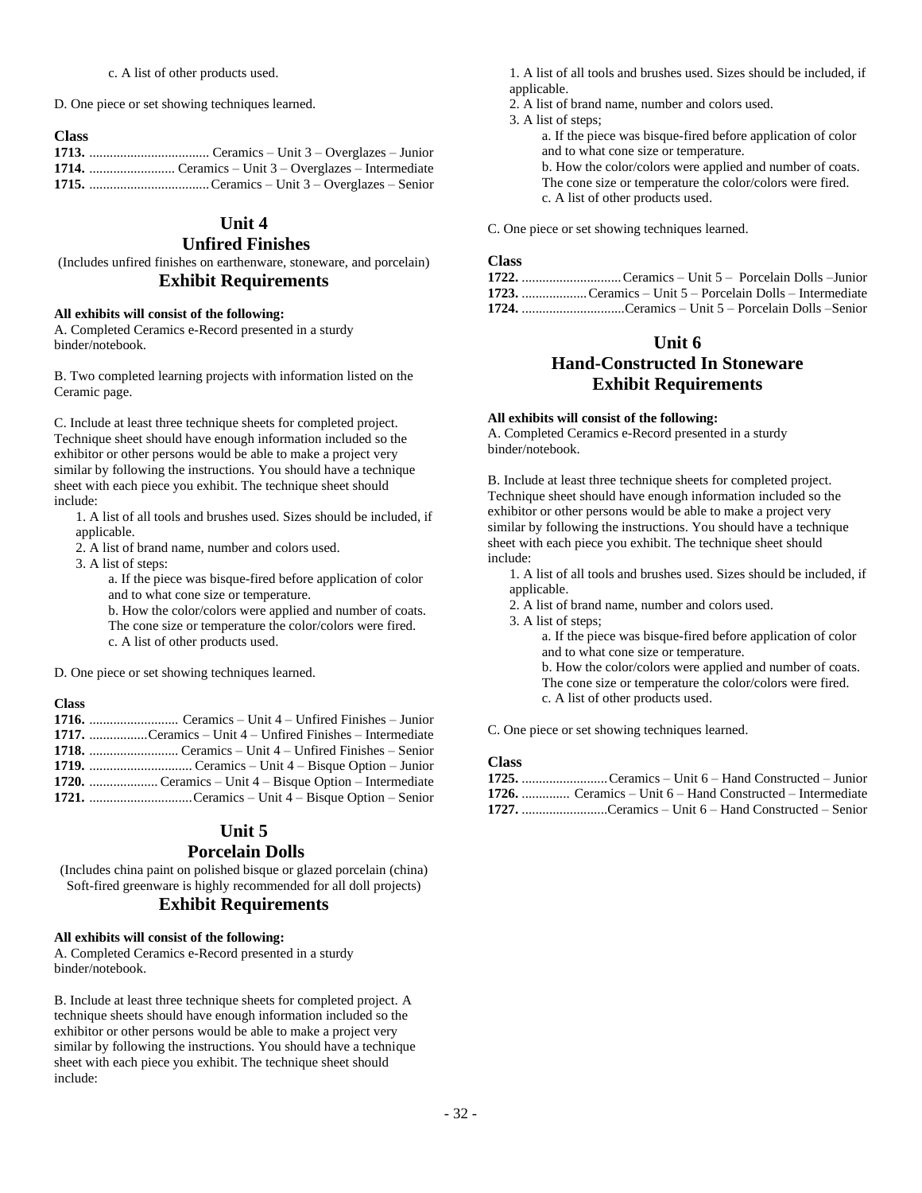c. A list of other products used.

D. One piece or set showing techniques learned.

**Class**

**1713.** .................................. Ceramics – Unit 3 – Overglazes – Junior
**1714.** ......................... Ceramics – Unit 3 – Overglazes – Intermediate
**1715.** ..................................Ceramics – Unit 3 – Overglazes – Senior

## Unit 4
## Unfired Finishes

(Includes unfired finishes on earthenware, stoneware, and porcelain)

## Exhibit Requirements

**All exhibits will consist of the following:**

A. Completed Ceramics e-Record presented in a sturdy binder/notebook.

B. Two completed learning projects with information listed on the Ceramic page.

C. Include at least three technique sheets for completed project. Technique sheet should have enough information included so the exhibitor or other persons would be able to make a project very similar by following the instructions. You should have a technique sheet with each piece you exhibit. The technique sheet should include:

1. A list of all tools and brushes used. Sizes should be included, if applicable.
2. A list of brand name, number and colors used.
3. A list of steps:
   a. If the piece was bisque-fired before application of color and to what cone size or temperature.
   b. How the color/colors were applied and number of coats. The cone size or temperature the color/colors were fired.
   c. A list of other products used.

D. One piece or set showing techniques learned.

**Class**

**1716.** .......................... Ceramics – Unit 4 – Unfired Finishes – Junior
**1717.** .................Ceramics – Unit 4 – Unfired Finishes – Intermediate
**1718.** .......................... Ceramics – Unit 4 – Unfired Finishes – Senior
**1719.** ............................. Ceramics – Unit 4 – Bisque Option – Junior
**1720.** .................... Ceramics – Unit 4 – Bisque Option – Intermediate
**1721.** .............................Ceramics – Unit 4 – Bisque Option – Senior

## Unit 5
## Porcelain Dolls

(Includes china paint on polished bisque or glazed porcelain (china) Soft-fired greenware is highly recommended for all doll projects)

## Exhibit Requirements

**All exhibits will consist of the following:**

A. Completed Ceramics e-Record presented in a sturdy binder/notebook.

B. Include at least three technique sheets for completed project. A technique sheets should have enough information included so the exhibitor or other persons would be able to make a project very similar by following the instructions. You should have a technique sheet with each piece you exhibit. The technique sheet should include:

1. A list of all tools and brushes used. Sizes should be included, if applicable.
2. A list of brand name, number and colors used.
3. A list of steps;
   a. If the piece was bisque-fired before application of color and to what cone size or temperature.
   b. How the color/colors were applied and number of coats. The cone size or temperature the color/colors were fired.
   c. A list of other products used.

C. One piece or set showing techniques learned.

**Class**

**1722.** .............................Ceramics – Unit 5 – Porcelain Dolls –Junior
**1723.** ...................Ceramics – Unit 5 – Porcelain Dolls – Intermediate
**1724.** ..............................Ceramics – Unit 5 – Porcelain Dolls –Senior

## Unit 6
## Hand-Constructed In Stoneware
## Exhibit Requirements

**All exhibits will consist of the following:**

A. Completed Ceramics e-Record presented in a sturdy binder/notebook.

B. Include at least three technique sheets for completed project. Technique sheet should have enough information included so the exhibitor or other persons would be able to make a project very similar by following the instructions. You should have a technique sheet with each piece you exhibit. The technique sheet should include:

1. A list of all tools and brushes used. Sizes should be included, if applicable.
2. A list of brand name, number and colors used.
3. A list of steps;
   a. If the piece was bisque-fired before application of color and to what cone size or temperature.
   b. How the color/colors were applied and number of coats. The cone size or temperature the color/colors were fired.
   c. A list of other products used.

C. One piece or set showing techniques learned.

**Class**

**1725.** .........................Ceramics – Unit 6 – Hand Constructed – Junior
**1726.** .............. Ceramics – Unit 6 – Hand Constructed – Intermediate
**1727.** .........................Ceramics – Unit 6 – Hand Constructed – Senior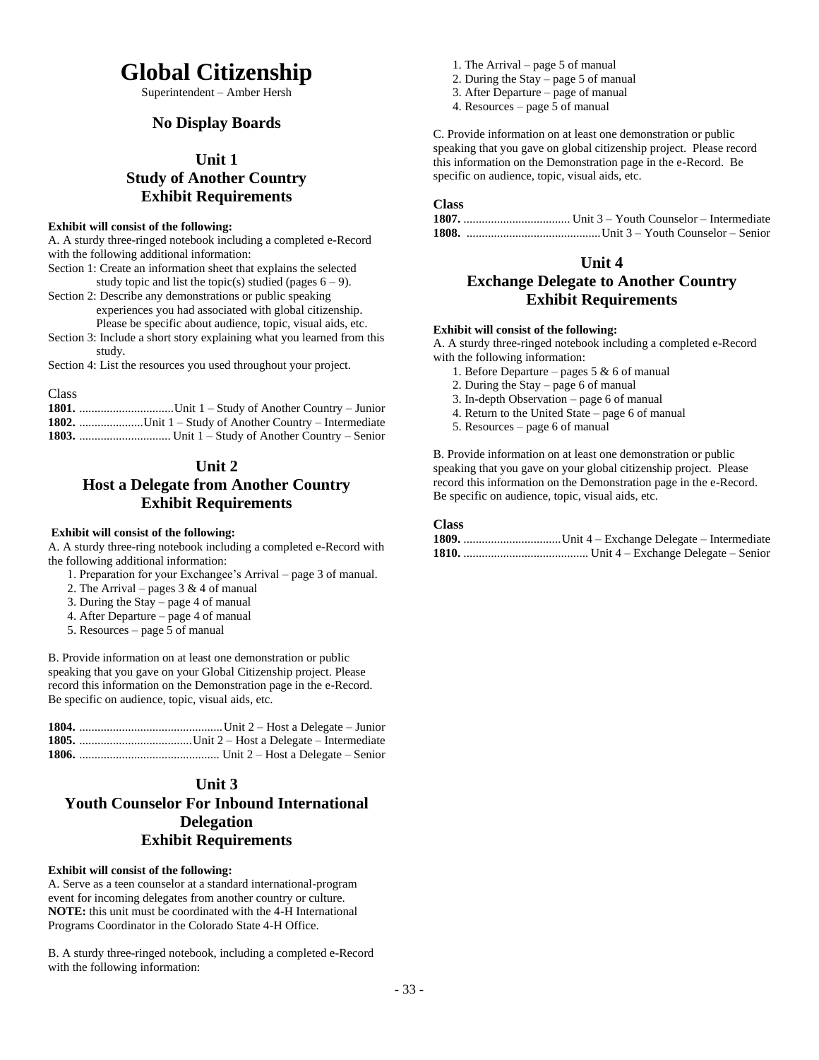# Global Citizenship

Superintendent – Amber Hersh

### No Display Boards

## Unit 1
## Study of Another Country
## Exhibit Requirements

**Exhibit will consist of the following:**

A. A sturdy three-ringed notebook including a completed e-Record with the following additional information:

Section 1: Create an information sheet that explains the selected study topic and list the topic(s) studied (pages 6 – 9).

Section 2: Describe any demonstrations or public speaking experiences you had associated with global citizenship. Please be specific about audience, topic, visual aids, etc.

Section 3: Include a short story explaining what you learned from this study.

Section 4: List the resources you used throughout your project.

Class

**1801.** ...............................Unit 1 – Study of Another Country – Junior
**1802.** .....................Unit 1 – Study of Another Country – Intermediate
**1803.** .............................. Unit 1 – Study of Another Country – Senior

## Unit 2
## Host a Delegate from Another Country
## Exhibit Requirements

**Exhibit will consist of the following:**

A. A sturdy three-ring notebook including a completed e-Record with the following additional information:

1. Preparation for your Exchangee's Arrival – page 3 of manual.
2. The Arrival – pages 3 & 4 of manual
3. During the Stay – page 4 of manual
4. After Departure – page 4 of manual
5. Resources – page 5 of manual

B. Provide information on at least one demonstration or public speaking that you gave on your Global Citizenship project. Please record this information on the Demonstration page in the e-Record. Be specific on audience, topic, visual aids, etc.

**1804.** ..............................................Unit 2 – Host a Delegate – Junior
**1805.** .....................................Unit 2 – Host a Delegate – Intermediate
**1806.** .............................................. Unit 2 – Host a Delegate – Senior

## Unit 3
## Youth Counselor For Inbound International Delegation
## Exhibit Requirements

**Exhibit will consist of the following:**

A. Serve as a teen counselor at a standard international-program event for incoming delegates from another country or culture. **NOTE:** this unit must be coordinated with the 4-H International Programs Coordinator in the Colorado State 4-H Office.

B. A sturdy three-ringed notebook, including a completed e-Record with the following information:

1. The Arrival – page 5 of manual
2. During the Stay – page 5 of manual
3. After Departure – page of manual
4. Resources – page 5 of manual

C. Provide information on at least one demonstration or public speaking that you gave on global citizenship project. Please record this information on the Demonstration page in the e-Record. Be specific on audience, topic, visual aids, etc.

**Class**

**1807.** ................................... Unit 3 – Youth Counselor – Intermediate
**1808.** ............................................Unit 3 – Youth Counselor – Senior

## Unit 4
## Exchange Delegate to Another Country
## Exhibit Requirements

**Exhibit will consist of the following:**

A. A sturdy three-ringed notebook including a completed e-Record with the following information:

1. Before Departure – pages 5 & 6 of manual
2. During the Stay – page 6 of manual
3. In-depth Observation – page 6 of manual
4. Return to the United State – page 6 of manual
5. Resources – page 6 of manual

B. Provide information on at least one demonstration or public speaking that you gave on your global citizenship project. Please record this information on the Demonstration page in the e-Record. Be specific on audience, topic, visual aids, etc.

**Class**

**1809.** ................................Unit 4 – Exchange Delegate – Intermediate
**1810.** ......................................... Unit 4 – Exchange Delegate – Senior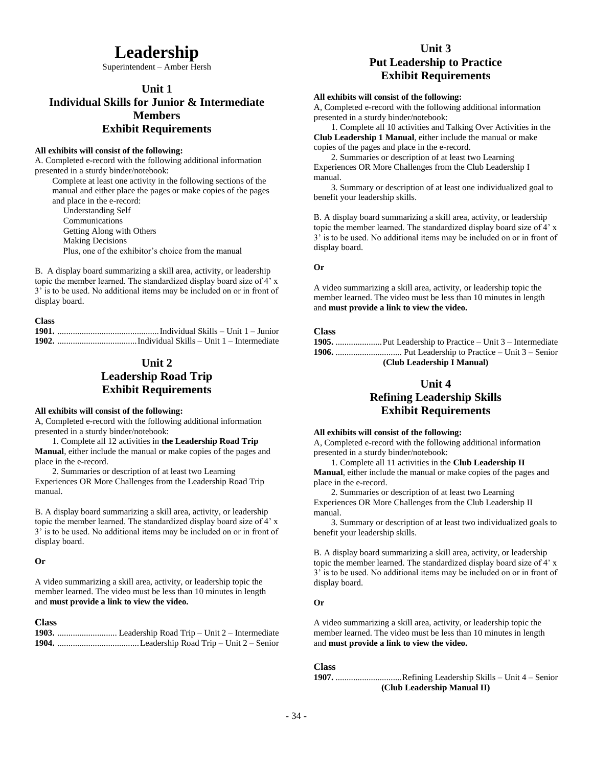# Leadership

Superintendent – Amber Hersh

## Unit 1
## Individual Skills for Junior & Intermediate Members
## Exhibit Requirements

**All exhibits will consist of the following:**

A. Completed e-record with the following additional information presented in a sturdy binder/notebook:

Complete at least one activity in the following sections of the manual and either place the pages or make copies of the pages and place in the e-record:

- Understanding Self
- Communications
- Getting Along with Others
- Making Decisions
- Plus, one of the exhibitor's choice from the manual

B. A display board summarizing a skill area, activity, or leadership topic the member learned. The standardized display board size of 4' x 3' is to be used. No additional items may be included on or in front of display board.

**Class**

**1901.** ............................................Individual Skills – Unit 1 – Junior
**1902.** ...................................Individual Skills – Unit 1 – Intermediate

## Unit 2
## Leadership Road Trip
## Exhibit Requirements

**All exhibits will consist of the following:**

A, Completed e-record with the following additional information presented in a sturdy binder/notebook:

1. Complete all 12 activities in **the Leadership Road Trip Manual**, either include the manual or make copies of the pages and place in the e-record.
2. Summaries or description of at least two Learning Experiences OR More Challenges from the Leadership Road Trip manual.

B. A display board summarizing a skill area, activity, or leadership topic the member learned. The standardized display board size of 4' x 3' is to be used. No additional items may be included on or in front of display board.

**Or**

A video summarizing a skill area, activity, or leadership topic the member learned. The video must be less than 10 minutes in length and **must provide a link to view the video.**

**Class**

**1903.** ........................... Leadership Road Trip – Unit 2 – Intermediate
**1904.** ....................................Leadership Road Trip – Unit 2 – Senior

## Unit 3
## Put Leadership to Practice
## Exhibit Requirements

**All exhibits will consist of the following:**

A, Completed e-record with the following additional information presented in a sturdy binder/notebook:

1. Complete all 10 activities and Talking Over Activities in the **Club Leadership 1 Manual**, either include the manual or make copies of the pages and place in the e-record.
2. Summaries or description of at least two Learning Experiences OR More Challenges from the Club Leadership I manual.
3. Summary or description of at least one individualized goal to benefit your leadership skills.

B. A display board summarizing a skill area, activity, or leadership topic the member learned. The standardized display board size of 4' x 3' is to be used. No additional items may be included on or in front of display board.

**Or**

A video summarizing a skill area, activity, or leadership topic the member learned. The video must be less than 10 minutes in length and **must provide a link to view the video.**

**Class**

**1905.** .....................Put Leadership to Practice – Unit 3 – Intermediate
**1906.** .............................. Put Leadership to Practice – Unit 3 – Senior

**(Club Leadership I Manual)**

## Unit 4
## Refining Leadership Skills
## Exhibit Requirements

**All exhibits will consist of the following:**

A, Completed e-record with the following additional information presented in a sturdy binder/notebook:

1. Complete all 11 activities in the **Club Leadership II Manual**, either include the manual or make copies of the pages and place in the e-record.
2. Summaries or description of at least two Learning Experiences OR More Challenges from the Club Leadership II manual.
3. Summary or description of at least two individualized goals to benefit your leadership skills.

B. A display board summarizing a skill area, activity, or leadership topic the member learned. The standardized display board size of 4' x 3' is to be used. No additional items may be included on or in front of display board.

**Or**

A video summarizing a skill area, activity, or leadership topic the member learned. The video must be less than 10 minutes in length and **must provide a link to view the video.**

**Class**

**1907.** ..............................Refining Leadership Skills – Unit 4 – Senior

**(Club Leadership Manual II)**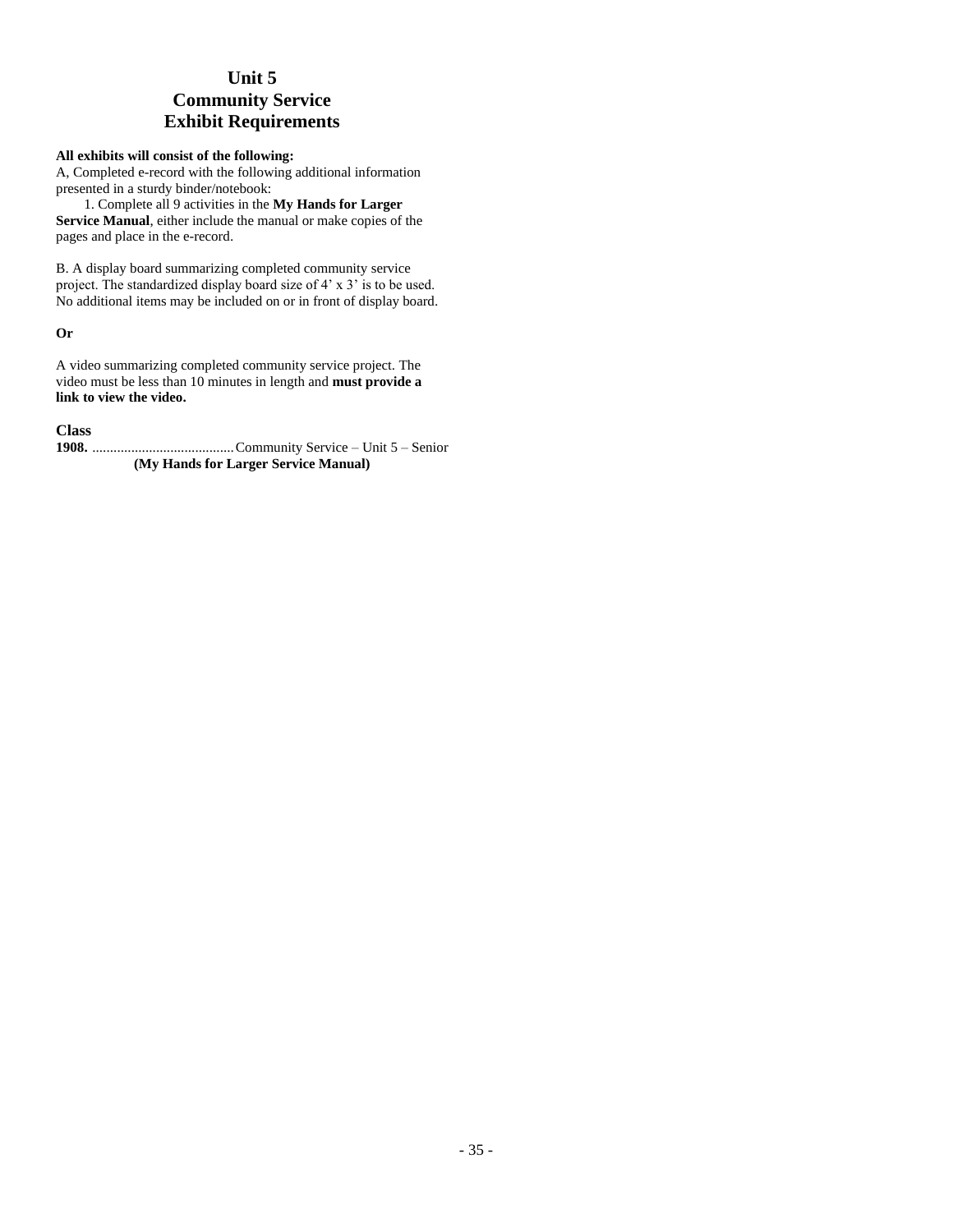# Unit 5
# Community Service
# Exhibit Requirements

**All exhibits will consist of the following:**

A, Completed e-record with the following additional information presented in a sturdy binder/notebook:

1. Complete all 9 activities in the **My Hands for Larger Service Manual**, either include the manual or make copies of the pages and place in the e-record.

B. A display board summarizing completed community service project. The standardized display board size of 4' x 3' is to be used. No additional items may be included on or in front of display board.

**Or**

A video summarizing completed community service project. The video must be less than 10 minutes in length and **must provide a link to view the video.**

**Class**

**1908.** ........................................Community Service – Unit 5 – Senior
**(My Hands for Larger Service Manual)**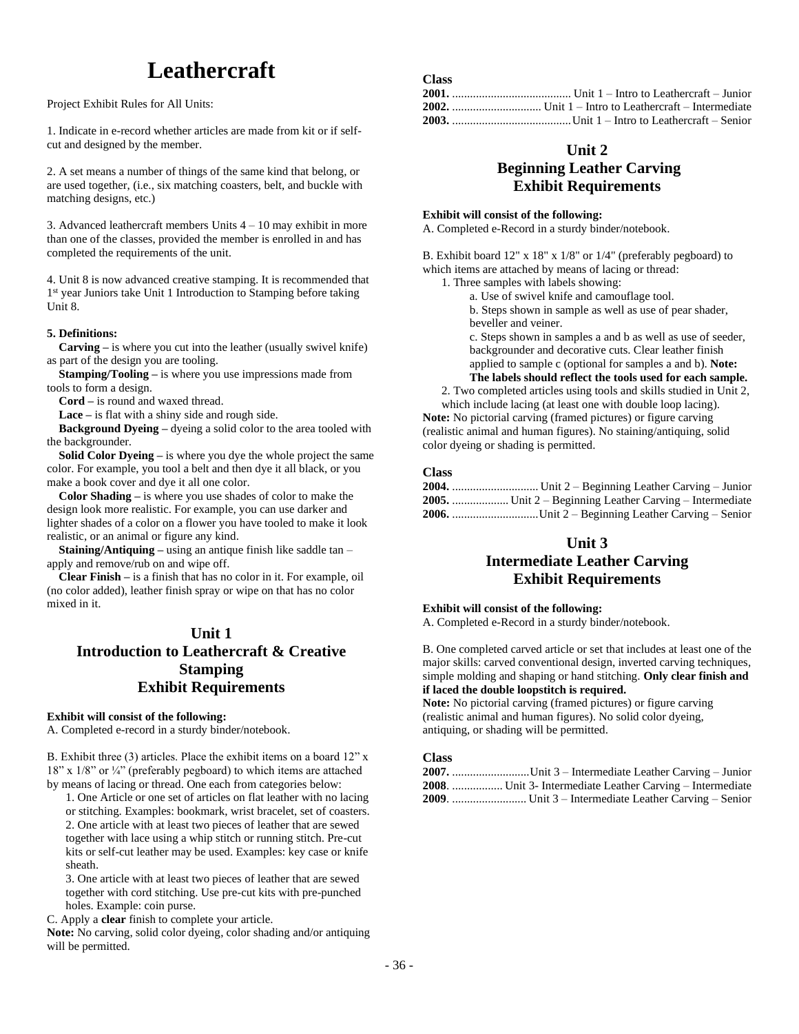# Leathercraft

Project Exhibit Rules for All Units:

1. Indicate in e-record whether articles are made from kit or if self-cut and designed by the member.

2. A set means a number of things of the same kind that belong, or are used together, (i.e., six matching coasters, belt, and buckle with matching designs, etc.)

3. Advanced leathercraft members Units 4 – 10 may exhibit in more than one of the classes, provided the member is enrolled in and has completed the requirements of the unit.

4. Unit 8 is now advanced creative stamping. It is recommended that 1st year Juniors take Unit 1 Introduction to Stamping before taking Unit 8.

**5. Definitions:**

**Carving –** is where you cut into the leather (usually swivel knife) as part of the design you are tooling.

**Stamping/Tooling –** is where you use impressions made from tools to form a design.

**Cord –** is round and waxed thread.

**Lace –** is flat with a shiny side and rough side.

**Background Dyeing –** dyeing a solid color to the area tooled with the backgrounder.

**Solid Color Dyeing –** is where you dye the whole project the same color. For example, you tool a belt and then dye it all black, or you make a book cover and dye it all one color.

**Color Shading –** is where you use shades of color to make the design look more realistic. For example, you can use darker and lighter shades of a color on a flower you have tooled to make it look realistic, or an animal or figure any kind.

**Staining/Antiquing –** using an antique finish like saddle tan – apply and remove/rub on and wipe off.

**Clear Finish –** is a finish that has no color in it. For example, oil (no color added), leather finish spray or wipe on that has no color mixed in it.

## Unit 1
## Introduction to Leathercraft & Creative Stamping
## Exhibit Requirements

**Exhibit will consist of the following:**

A. Completed e-record in a sturdy binder/notebook.

B. Exhibit three (3) articles. Place the exhibit items on a board 12" x 18" x 1/8" or ¼" (preferably pegboard) to which items are attached by means of lacing or thread. One each from categories below:

1. One Article or one set of articles on flat leather with no lacing or stitching. Examples: bookmark, wrist bracelet, set of coasters.
2. One article with at least two pieces of leather that are sewed together with lace using a whip stitch or running stitch. Pre-cut kits or self-cut leather may be used. Examples: key case or knife sheath.
3. One article with at least two pieces of leather that are sewed together with cord stitching. Use pre-cut kits with pre-punched holes. Example: coin purse.

C. Apply a **clear** finish to complete your article.

**Note:** No carving, solid color dyeing, color shading and/or antiquing will be permitted.

**Class**

**2001.** ........................................ Unit 1 – Intro to Leathercraft – Junior
**2002.** .............................. Unit 1 – Intro to Leathercraft – Intermediate
**2003.** ........................................Unit 1 – Intro to Leathercraft – Senior

## Unit 2
## Beginning Leather Carving
## Exhibit Requirements

**Exhibit will consist of the following:**

A. Completed e-Record in a sturdy binder/notebook.

B. Exhibit board 12" x 18" x 1/8" or 1/4" (preferably pegboard) to which items are attached by means of lacing or thread:

1. Three samples with labels showing:
   a. Use of swivel knife and camouflage tool.
   b. Steps shown in sample as well as use of pear shader, beveller and veiner.
   c. Steps shown in samples a and b as well as use of seeder, backgrounder and decorative cuts. Clear leather finish applied to sample c (optional for samples a and b). **Note: The labels should reflect the tools used for each sample.**
2. Two completed articles using tools and skills studied in Unit 2, which include lacing (at least one with double loop lacing).

**Note:** No pictorial carving (framed pictures) or figure carving (realistic animal and human figures). No staining/antiquing, solid color dyeing or shading is permitted.

**Class**

**2004.** ............................. Unit 2 – Beginning Leather Carving – Junior
**2005.** ................... Unit 2 – Beginning Leather Carving – Intermediate
**2006.** .............................Unit 2 – Beginning Leather Carving – Senior

## Unit 3
## Intermediate Leather Carving
## Exhibit Requirements

**Exhibit will consist of the following:**

A. Completed e-Record in a sturdy binder/notebook.

B. One completed carved article or set that includes at least one of the major skills: carved conventional design, inverted carving techniques, simple molding and shaping or hand stitching. **Only clear finish and if laced the double loopstitch is required.**

**Note:** No pictorial carving (framed pictures) or figure carving (realistic animal and human figures). No solid color dyeing, antiquing, or shading will be permitted.

**Class**

**2007.** ..........................Unit 3 – Intermediate Leather Carving – Junior
**2008**. ................. Unit 3- Intermediate Leather Carving – Intermediate
**2009**. ......................... Unit 3 – Intermediate Leather Carving – Senior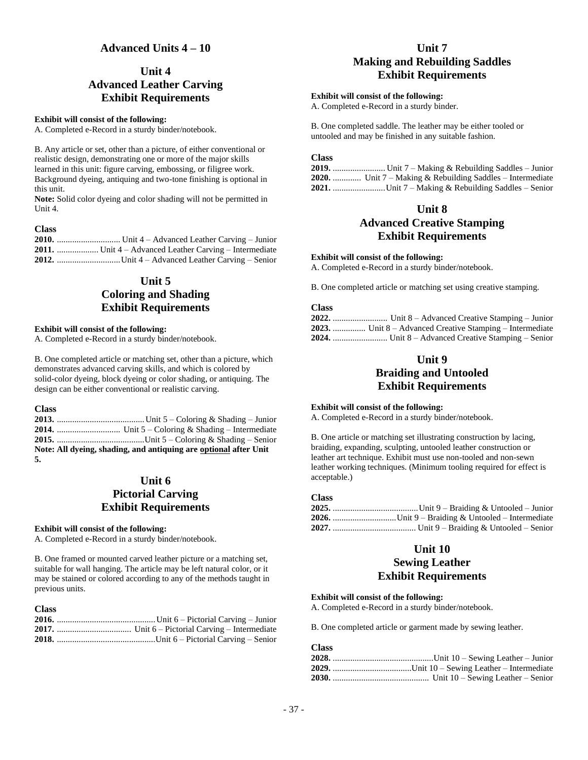## Advanced Units 4 – 10

## Unit 4
## Advanced Leather Carving
## Exhibit Requirements

**Exhibit will consist of the following:**
A. Completed e-Record in a sturdy binder/notebook.

B. Any article or set, other than a picture, of either conventional or realistic design, demonstrating one or more of the major skills learned in this unit: figure carving, embossing, or filigree work. Background dyeing, antiquing and two-tone finishing is optional in this unit.
**Note:** Solid color dyeing and color shading will not be permitted in Unit 4.

**Class**
**2010.** ............................. Unit 4 – Advanced Leather Carving – Junior
**2011.** ................... Unit 4 – Advanced Leather Carving – Intermediate
**2012.** .............................Unit 4 – Advanced Leather Carving – Senior

## Unit 5
## Coloring and Shading
## Exhibit Requirements

**Exhibit will consist of the following:**
A. Completed e-Record in a sturdy binder/notebook.

B. One completed article or matching set, other than a picture, which demonstrates advanced carving skills, and which is colored by solid-color dyeing, block dyeing or color shading, or antiquing. The design can be either conventional or realistic carving.

**Class**
**2013.** ........................................Unit 5 – Coloring & Shading – Junior
**2014.** ............................. Unit 5 – Coloring & Shading – Intermediate
**2015.** ........................................Unit 5 – Coloring & Shading – Senior
**Note: All dyeing, shading, and antiquing are optional after Unit 5.**

## Unit 6
## Pictorial Carving
## Exhibit Requirements

**Exhibit will consist of the following:**
A. Completed e-Record in a sturdy binder/notebook.

B. One framed or mounted carved leather picture or a matching set, suitable for wall hanging. The article may be left natural color, or it may be stained or colored according to any of the methods taught in previous units.

**Class**
**2016.** .............................................Unit 6 – Pictorial Carving – Junior
**2017.** .................................. Unit 6 – Pictorial Carving – Intermediate
**2018.** .............................................Unit 6 – Pictorial Carving – Senior

## Unit 7
## Making and Rebuilding Saddles
## Exhibit Requirements

**Exhibit will consist of the following:**
A. Completed e-Record in a sturdy binder.

B. One completed saddle. The leather may be either tooled or untooled and may be finished in any suitable fashion.

**Class**
**2019.** ........................ Unit 7 – Making & Rebuilding Saddles – Junior
**2020.** ............. Unit 7 – Making & Rebuilding Saddles – Intermediate
**2021.** ........................Unit 7 – Making & Rebuilding Saddles – Senior

## Unit 8
## Advanced Creative Stamping
## Exhibit Requirements

**Exhibit will consist of the following:**
A. Completed e-Record in a sturdy binder/notebook.

B. One completed article or matching set using creative stamping.

**Class**
**2022.** ......................... Unit 8 – Advanced Creative Stamping – Junior
**2023.** ............... Unit 8 – Advanced Creative Stamping – Intermediate
**2024.** ......................... Unit 8 – Advanced Creative Stamping – Senior

## Unit 9
## Braiding and Untooled
## Exhibit Requirements

**Exhibit will consist of the following:**
A. Completed e-Record in a sturdy binder/notebook.

B. One article or matching set illustrating construction by lacing, braiding, expanding, sculpting, untooled leather construction or leather art technique. Exhibit must use non-tooled and non-sewn leather working techniques. (Minimum tooling required for effect is acceptable.)

**Class**
**2025.** .......................................Unit 9 – Braiding & Untooled – Junior
**2026.** .............................Unit 9 – Braiding & Untooled – Intermediate
**2027.** ...................................... Unit 9 – Braiding & Untooled – Senior

## Unit 10
## Sewing Leather
## Exhibit Requirements

**Exhibit will consist of the following:**
A. Completed e-Record in a sturdy binder/notebook.

B. One completed article or garment made by sewing leather.

**Class**
**2028.** ..............................................Unit 10 – Sewing Leather – Junior
**2029.** ....................................Unit 10 – Sewing Leather – Intermediate
**2030.** ............................................ Unit 10 – Sewing Leather – Senior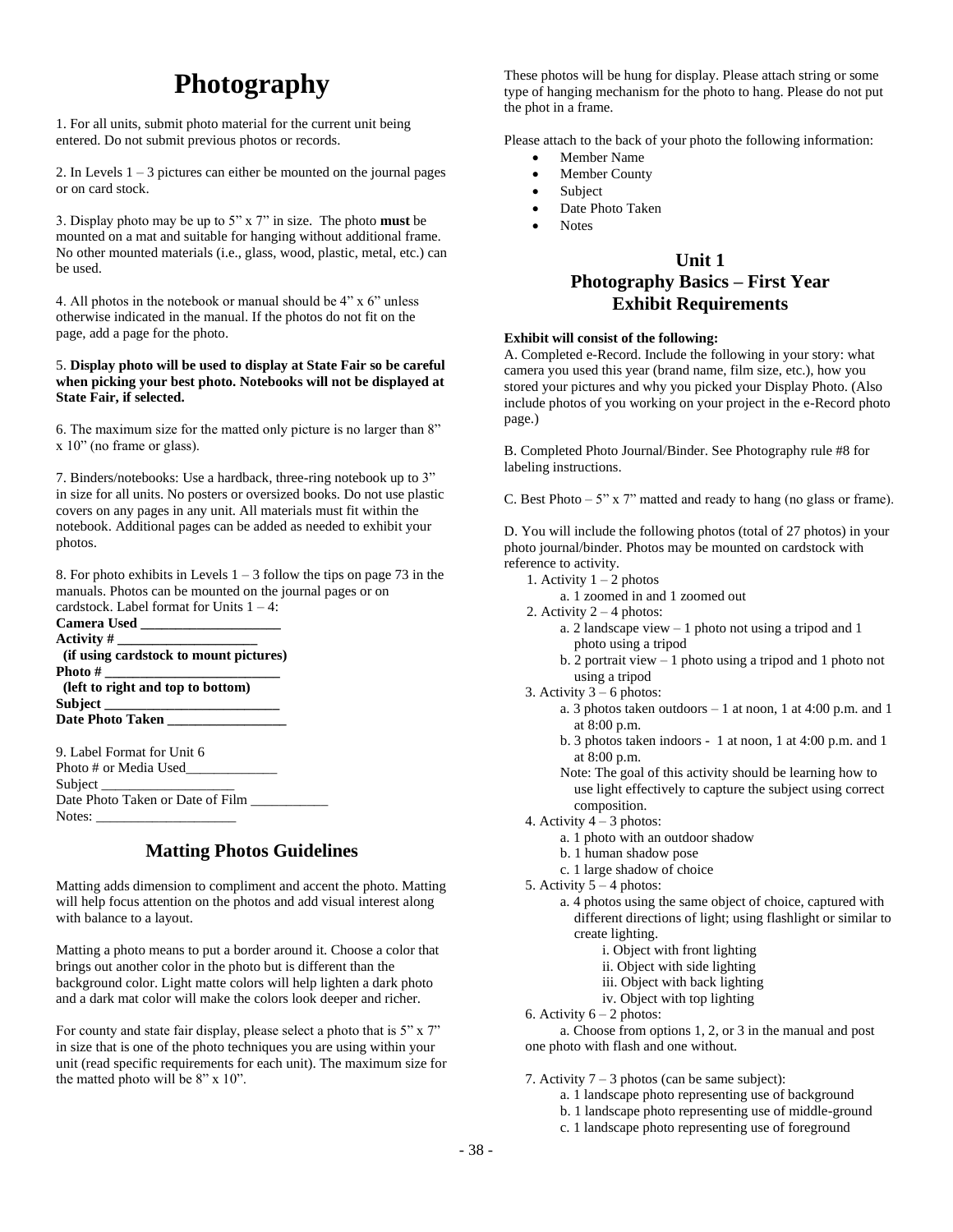# Photography

1. For all units, submit photo material for the current unit being entered. Do not submit previous photos or records.

2. In Levels 1 – 3 pictures can either be mounted on the journal pages or on card stock.

3. Display photo may be up to 5" x 7" in size. The photo **must** be mounted on a mat and suitable for hanging without additional frame. No other mounted materials (i.e., glass, wood, plastic, metal, etc.) can be used.

4. All photos in the notebook or manual should be 4" x 6" unless otherwise indicated in the manual. If the photos do not fit on the page, add a page for the photo.

5. **Display photo will be used to display at State Fair so be careful when picking your best photo. Notebooks will not be displayed at State Fair, if selected.**

6. The maximum size for the matted only picture is no larger than 8" x 10" (no frame or glass).

7. Binders/notebooks: Use a hardback, three-ring notebook up to 3" in size for all units. No posters or oversized books. Do not use plastic covers on any pages in any unit. All materials must fit within the notebook. Additional pages can be added as needed to exhibit your photos.

8. For photo exhibits in Levels 1 – 3 follow the tips on page 73 in the manuals. Photos can be mounted on the journal pages or on cardstock. Label format for Units 1 – 4:

**Camera Used ____________________**
**Activity # ____________________**
**(if using cardstock to mount pictures)**
**Photo # ________________________**
**(left to right and top to bottom)**
**Subject ________________________**
**Date Photo Taken ________________**

9. Label Format for Unit 6
Photo # or Media Used_____________
Subject ___________________
Date Photo Taken or Date of Film ___________
Notes: ____________________

## Matting Photos Guidelines

Matting adds dimension to compliment and accent the photo. Matting will help focus attention on the photos and add visual interest along with balance to a layout.

Matting a photo means to put a border around it. Choose a color that brings out another color in the photo but is different than the background color. Light matte colors will help lighten a dark photo and a dark mat color will make the colors look deeper and richer.

For county and state fair display, please select a photo that is 5" x 7" in size that is one of the photo techniques you are using within your unit (read specific requirements for each unit). The maximum size for the matted photo will be 8" x 10".

These photos will be hung for display. Please attach string or some type of hanging mechanism for the photo to hang. Please do not put the phot in a frame.

Please attach to the back of your photo the following information:

- Member Name
- Member County
- Subject
- Date Photo Taken
- Notes

## Unit 1
## Photography Basics – First Year
## Exhibit Requirements

**Exhibit will consist of the following:**

A. Completed e-Record. Include the following in your story: what camera you used this year (brand name, film size, etc.), how you stored your pictures and why you picked your Display Photo. (Also include photos of you working on your project in the e-Record photo page.)

B. Completed Photo Journal/Binder. See Photography rule #8 for labeling instructions.

C. Best Photo – 5" x 7" matted and ready to hang (no glass or frame).

D. You will include the following photos (total of 27 photos) in your photo journal/binder. Photos may be mounted on cardstock with reference to activity.

1. Activity 1 – 2 photos
    a. 1 zoomed in and 1 zoomed out
2. Activity 2 – 4 photos:
    a. 2 landscape view – 1 photo not using a tripod and 1 photo using a tripod
    b. 2 portrait view – 1 photo using a tripod and 1 photo not using a tripod
3. Activity 3 – 6 photos:
    a. 3 photos taken outdoors – 1 at noon, 1 at 4:00 p.m. and 1 at 8:00 p.m.
    b. 3 photos taken indoors - 1 at noon, 1 at 4:00 p.m. and 1 at 8:00 p.m.
    Note: The goal of this activity should be learning how to use light effectively to capture the subject using correct composition.
4. Activity 4 – 3 photos:
    a. 1 photo with an outdoor shadow
    b. 1 human shadow pose
    c. 1 large shadow of choice
5. Activity 5 – 4 photos:
    a. 4 photos using the same object of choice, captured with different directions of light; using flashlight or similar to create lighting.
        i. Object with front lighting
        ii. Object with side lighting
        iii. Object with back lighting
        iv. Object with top lighting
6. Activity 6 – 2 photos:
    a. Choose from options 1, 2, or 3 in the manual and post one photo with flash and one without.
7. Activity 7 – 3 photos (can be same subject):
    a. 1 landscape photo representing use of background
    b. 1 landscape photo representing use of middle-ground
    c. 1 landscape photo representing use of foreground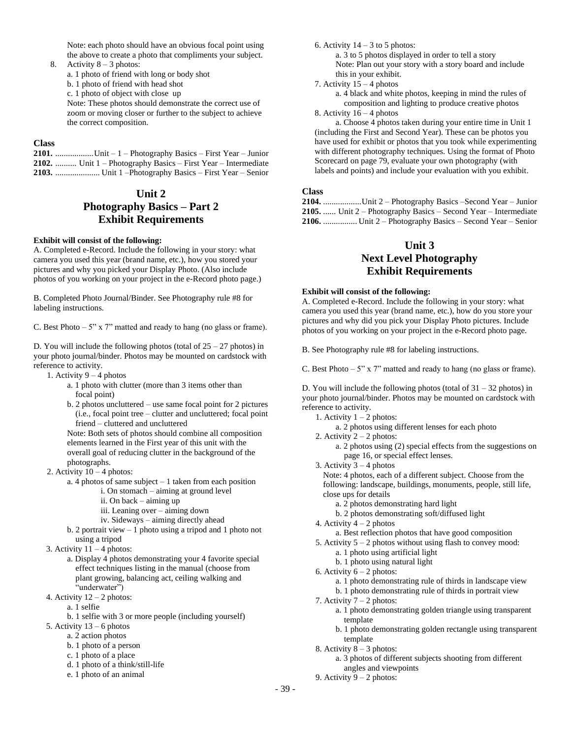Note: each photo should have an obvious focal point using the above to create a photo that compliments your subject.

8. Activity 8 – 3 photos:
   a. 1 photo of friend with long or body shot
   b. 1 photo of friend with head shot
   c. 1 photo of object with close up
   Note: These photos should demonstrate the correct use of zoom or moving closer or further to the subject to achieve the correct composition.

**Class**

**2101.** ..................Unit – 1 – Photography Basics – First Year – Junior
**2102.** .......... Unit 1 – Photography Basics – First Year – Intermediate
**2103.** ..................... Unit 1 –Photography Basics – First Year – Senior

## Unit 2
## Photography Basics – Part 2
## Exhibit Requirements

**Exhibit will consist of the following:**

A. Completed e-Record. Include the following in your story: what camera you used this year (brand name, etc.), how you stored your pictures and why you picked your Display Photo. (Also include photos of you working on your project in the e-Record photo page.)

B. Completed Photo Journal/Binder. See Photography rule #8 for labeling instructions.

C. Best Photo – 5" x 7" matted and ready to hang (no glass or frame).

D. You will include the following photos (total of 25 – 27 photos) in your photo journal/binder. Photos may be mounted on cardstock with reference to activity.

1. Activity 9 – 4 photos
   a. 1 photo with clutter (more than 3 items other than focal point)
   b. 2 photos uncluttered – use same focal point for 2 pictures (i.e., focal point tree – clutter and uncluttered; focal point friend – cluttered and uncluttered
   Note: Both sets of photos should combine all composition elements learned in the First year of this unit with the overall goal of reducing clutter in the background of the photographs.
2. Activity 10 – 4 photos:
   a. 4 photos of same subject – 1 taken from each position
      i. On stomach – aiming at ground level
      ii. On back – aiming up
      iii. Leaning over – aiming down
      iv. Sideways – aiming directly ahead
   b. 2 portrait view – 1 photo using a tripod and 1 photo not using a tripod
3. Activity 11 – 4 photos:
   a. Display 4 photos demonstrating your 4 favorite special effect techniques listing in the manual (choose from plant growing, balancing act, ceiling walking and "underwater")
4. Activity 12 – 2 photos:
   a. 1 selfie
   b. 1 selfie with 3 or more people (including yourself)
5. Activity 13 – 6 photos
   a. 2 action photos
   b. 1 photo of a person
   c. 1 photo of a place
   d. 1 photo of a think/still-life
   e. 1 photo of an animal
6. Activity 14 – 3 to 5 photos:
   a. 3 to 5 photos displayed in order to tell a story
   Note: Plan out your story with a story board and include this in your exhibit.
7. Activity 15 – 4 photos
   a. 4 black and white photos, keeping in mind the rules of composition and lighting to produce creative photos
8. Activity 16 – 4 photos
   a. Choose 4 photos taken during your entire time in Unit 1 (including the First and Second Year). These can be photos you have used for exhibit or photos that you took while experimenting with different photography techniques. Using the format of Photo Scorecard on page 79, evaluate your own photography (with labels and points) and include your evaluation with you exhibit.

**Class**

**2104.** ..................Unit 2 – Photography Basics –Second Year – Junior
**2105.** ...... Unit 2 – Photography Basics – Second Year – Intermediate
**2106.** ................ Unit 2 – Photography Basics – Second Year – Senior

## Unit 3
## Next Level Photography
## Exhibit Requirements

**Exhibit will consist of the following:**

A. Completed e-Record. Include the following in your story: what camera you used this year (brand name, etc.), how do you store your pictures and why did you pick your Display Photo pictures. Include photos of you working on your project in the e-Record photo page.

B. See Photography rule #8 for labeling instructions.

C. Best Photo – 5" x 7" matted and ready to hang (no glass or frame).

D. You will include the following photos (total of 31 – 32 photos) in your photo journal/binder. Photos may be mounted on cardstock with reference to activity.

1. Activity 1 – 2 photos:
   a. 2 photos using different lenses for each photo
2. Activity 2 – 2 photos:
   a. 2 photos using (2) special effects from the suggestions on page 16, or special effect lenses.
3. Activity 3 – 4 photos
   Note: 4 photos, each of a different subject. Choose from the following: landscape, buildings, monuments, people, still life, close ups for details
   a. 2 photos demonstrating hard light
   b. 2 photos demonstrating soft/diffused light
4. Activity 4 – 2 photos
   a. Best reflection photos that have good composition
5. Activity 5 – 2 photos without using flash to convey mood:
   a. 1 photo using artificial light
   b. 1 photo using natural light
6. Activity 6 – 2 photos:
   a. 1 photo demonstrating rule of thirds in landscape view
   b. 1 photo demonstrating rule of thirds in portrait view
7. Activity 7 – 2 photos:
   a. 1 photo demonstrating golden triangle using transparent template
   b. 1 photo demonstrating golden rectangle using transparent template
8. Activity 8 – 3 photos:
   a. 3 photos of different subjects shooting from different angles and viewpoints
9. Activity 9 – 2 photos: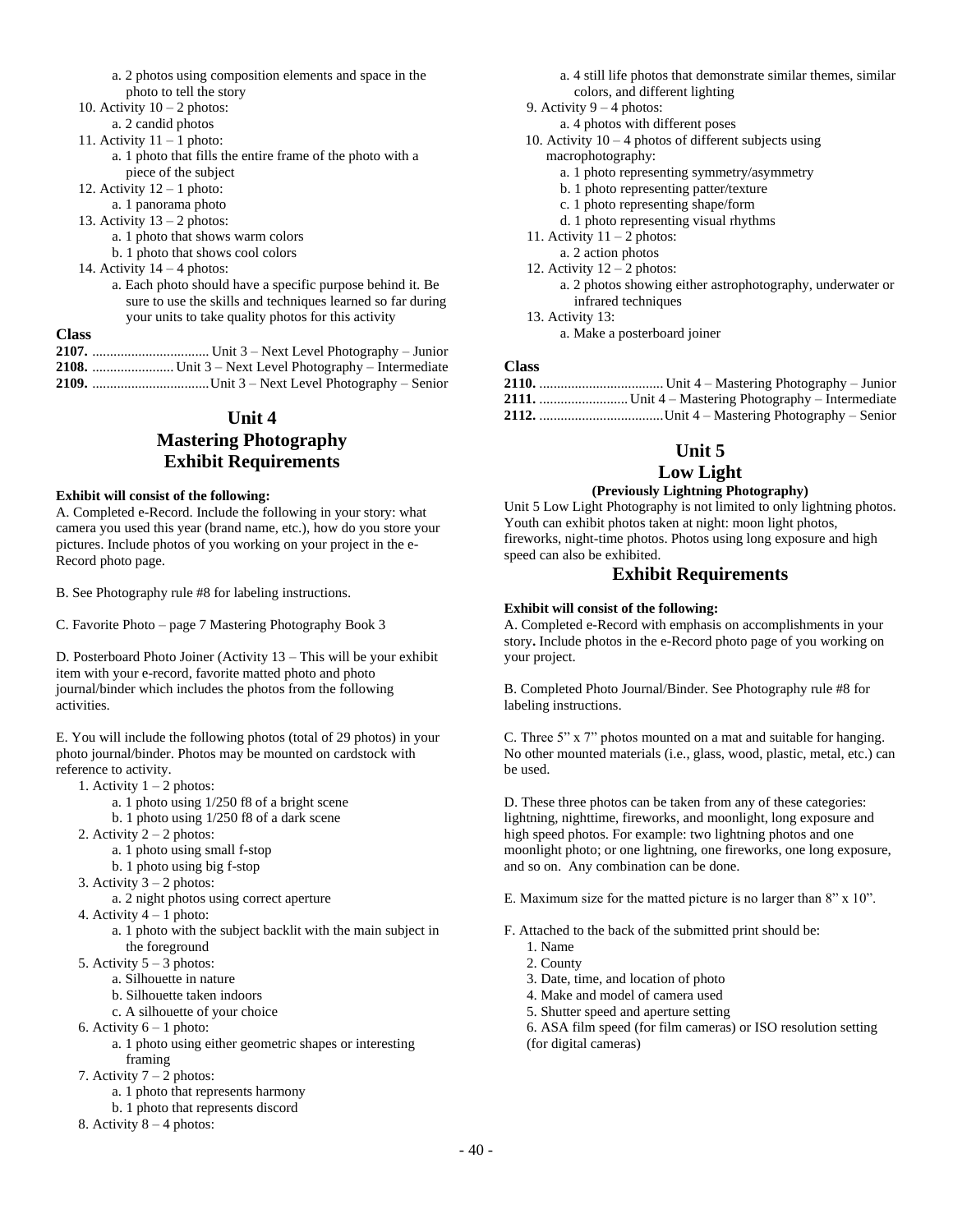a. 2 photos using composition elements and space in the photo to tell the story

10. Activity 10 – 2 photos:
    a. 2 candid photos
11. Activity 11 – 1 photo:
    a. 1 photo that fills the entire frame of the photo with a piece of the subject
12. Activity 12 – 1 photo:
    a. 1 panorama photo
13. Activity 13 – 2 photos:
    a. 1 photo that shows warm colors
    b. 1 photo that shows cool colors
14. Activity 14 – 4 photos:
    a. Each photo should have a specific purpose behind it. Be sure to use the skills and techniques learned so far during your units to take quality photos for this activity

**Class**

**2107.** ................................. Unit 3 – Next Level Photography – Junior
**2108.** ....................... Unit 3 – Next Level Photography – Intermediate
**2109.** .................................Unit 3 – Next Level Photography – Senior

## Unit 4
## Mastering Photography
## Exhibit Requirements

**Exhibit will consist of the following:**

A. Completed e-Record. Include the following in your story: what camera you used this year (brand name, etc.), how do you store your pictures. Include photos of you working on your project in the e-Record photo page.

B. See Photography rule #8 for labeling instructions.

C. Favorite Photo – page 7 Mastering Photography Book 3

D. Posterboard Photo Joiner (Activity 13 – This will be your exhibit item with your e-record, favorite matted photo and photo journal/binder which includes the photos from the following activities.

E. You will include the following photos (total of 29 photos) in your photo journal/binder. Photos may be mounted on cardstock with reference to activity.

1. Activity 1 – 2 photos:
    a. 1 photo using 1/250 f8 of a bright scene
    b. 1 photo using 1/250 f8 of a dark scene
2. Activity 2 – 2 photos:
    a. 1 photo using small f-stop
    b. 1 photo using big f-stop
3. Activity 3 – 2 photos:
    a. 2 night photos using correct aperture
4. Activity 4 – 1 photo:
    a. 1 photo with the subject backlit with the main subject in the foreground
5. Activity 5 – 3 photos:
    a. Silhouette in nature
    b. Silhouette taken indoors
    c. A silhouette of your choice
6. Activity 6 – 1 photo:
    a. 1 photo using either geometric shapes or interesting framing
7. Activity 7 – 2 photos:
    a. 1 photo that represents harmony
    b. 1 photo that represents discord
8. Activity 8 – 4 photos:
    a. 4 still life photos that demonstrate similar themes, similar colors, and different lighting
9. Activity 9 – 4 photos:
    a. 4 photos with different poses
10. Activity 10 – 4 photos of different subjects using macrophotography:
    a. 1 photo representing symmetry/asymmetry
    b. 1 photo representing patter/texture
    c. 1 photo representing shape/form
    d. 1 photo representing visual rhythms
11. Activity 11 – 2 photos:
    a. 2 action photos
12. Activity 12 – 2 photos:
    a. 2 photos showing either astrophotography, underwater or infrared techniques
13. Activity 13:
    a. Make a posterboard joiner

**Class**

**2110.** ................................... Unit 4 – Mastering Photography – Junior
**2111.** ......................... Unit 4 – Mastering Photography – Intermediate
**2112.** ...................................Unit 4 – Mastering Photography – Senior

## Unit 5
## Low Light
### (Previously Lightning Photography)

Unit 5 Low Light Photography is not limited to only lightning photos. Youth can exhibit photos taken at night: moon light photos, fireworks, night-time photos. Photos using long exposure and high speed can also be exhibited.

## Exhibit Requirements

**Exhibit will consist of the following:**

A. Completed e-Record with emphasis on accomplishments in your story**.** Include photos in the e-Record photo page of you working on your project.

B. Completed Photo Journal/Binder. See Photography rule #8 for labeling instructions.

C. Three 5" x 7" photos mounted on a mat and suitable for hanging. No other mounted materials (i.e., glass, wood, plastic, metal, etc.) can be used.

D. These three photos can be taken from any of these categories: lightning, nighttime, fireworks, and moonlight, long exposure and high speed photos. For example: two lightning photos and one moonlight photo; or one lightning, one fireworks, one long exposure, and so on. Any combination can be done.

E. Maximum size for the matted picture is no larger than 8" x 10".

F. Attached to the back of the submitted print should be:

1. Name
2. County
3. Date, time, and location of photo
4. Make and model of camera used
5. Shutter speed and aperture setting
6. ASA film speed (for film cameras) or ISO resolution setting (for digital cameras)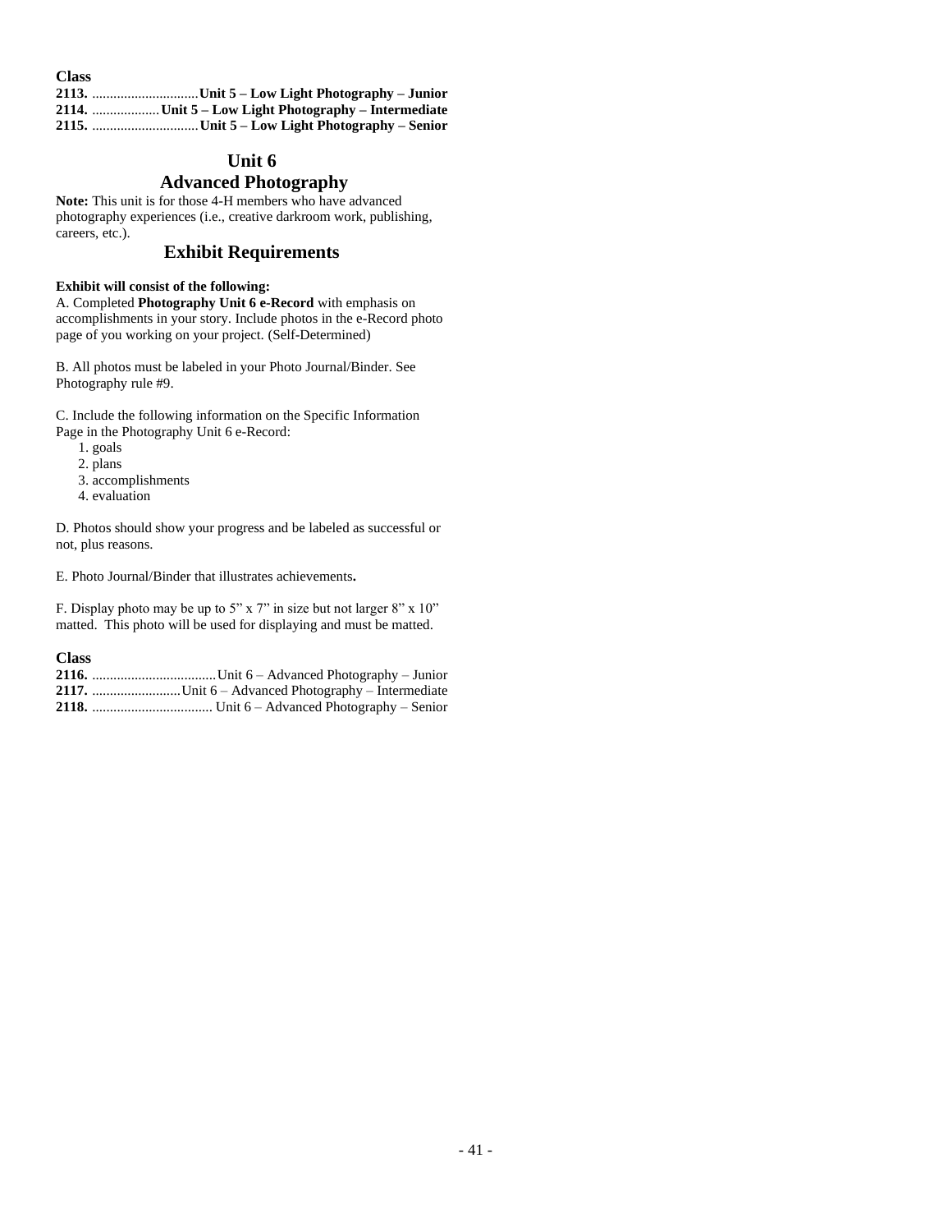**Class**

**2113.** ..............................**Unit 5 – Low Light Photography – Junior**
**2114.** ...................**Unit 5 – Low Light Photography – Intermediate**
**2115.** ..............................**Unit 5 – Low Light Photography – Senior**

## Unit 6
## Advanced Photography

**Note:** This unit is for those 4-H members who have advanced photography experiences (i.e., creative darkroom work, publishing, careers, etc.).

## Exhibit Requirements

**Exhibit will consist of the following:**

A. Completed **Photography Unit 6 e-Record** with emphasis on accomplishments in your story. Include photos in the e-Record photo page of you working on your project. (Self-Determined)

B. All photos must be labeled in your Photo Journal/Binder. See Photography rule #9.

C. Include the following information on the Specific Information Page in the Photography Unit 6 e-Record:

1. goals
2. plans
3. accomplishments
4. evaluation

D. Photos should show your progress and be labeled as successful or not, plus reasons.

E. Photo Journal/Binder that illustrates achievements**.**

F. Display photo may be up to 5" x 7" in size but not larger 8" x 10" matted. This photo will be used for displaying and must be matted.

**Class**

**2116.** ...................................Unit 6 – Advanced Photography – Junior
**2117.** .........................Unit 6 – Advanced Photography – Intermediate
**2118.** ................................. Unit 6 – Advanced Photography – Senior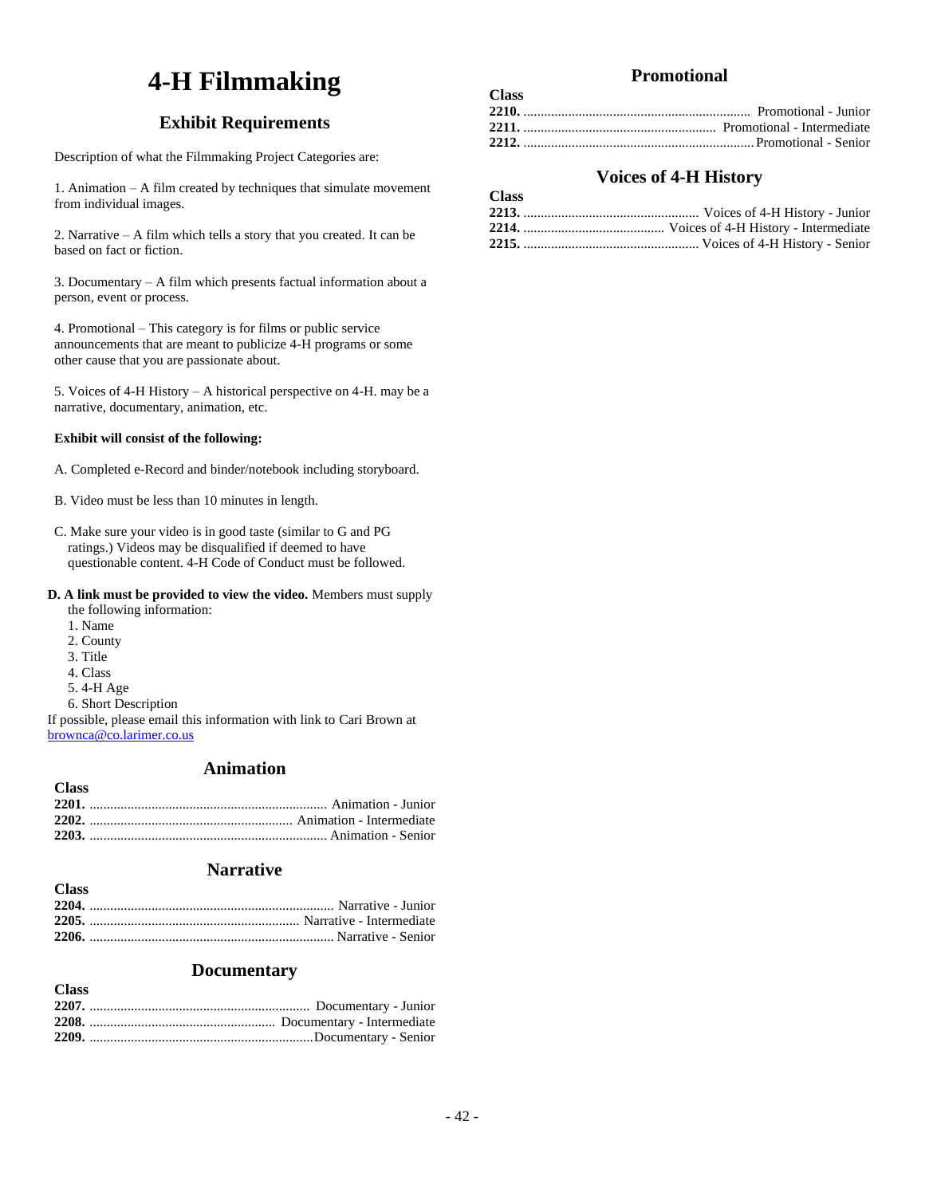# 4-H Filmmaking

## Exhibit Requirements

Description of what the Filmmaking Project Categories are:

1. Animation – A film created by techniques that simulate movement from individual images.

2. Narrative – A film which tells a story that you created. It can be based on fact or fiction.

3. Documentary – A film which presents factual information about a person, event or process.

4. Promotional – This category is for films or public service announcements that are meant to publicize 4-H programs or some other cause that you are passionate about.

5. Voices of 4-H History – A historical perspective on 4-H. may be a narrative, documentary, animation, etc.

**Exhibit will consist of the following:**

A. Completed e-Record and binder/notebook including storyboard.

B. Video must be less than 10 minutes in length.

C. Make sure your video is in good taste (similar to G and PG ratings.) Videos may be disqualified if deemed to have questionable content. 4-H Code of Conduct must be followed.

**D. A link must be provided to view the video.** Members must supply the following information:
1. Name
2. County
3. Title
4. Class
5. 4-H Age
6. Short Description

If possible, please email this information with link to Cari Brown at browncа@co.larimer.co.us

### Animation

**Class**
**2201.** ........ Animation - Junior
**2202.** ........ Animation - Intermediate
**2203.** ........ Animation - Senior

### Narrative

**Class**
**2204.** ........ Narrative - Junior
**2205.** ........ Narrative - Intermediate
**2206.** ........ Narrative - Senior

### Documentary

**Class**
**2207.** ........ Documentary - Junior
**2208.** ........ Documentary - Intermediate
**2209.** ........ Documentary - Senior

### Promotional

**Class**
**2210.** ........ Promotional - Junior
**2211.** ........ Promotional - Intermediate
**2212.** ........ Promotional - Senior

### Voices of 4-H History

**Class**
**2213.** ........ Voices of 4-H History - Junior
**2214.** ........ Voices of 4-H History - Intermediate
**2215.** ........ Voices of 4-H History - Senior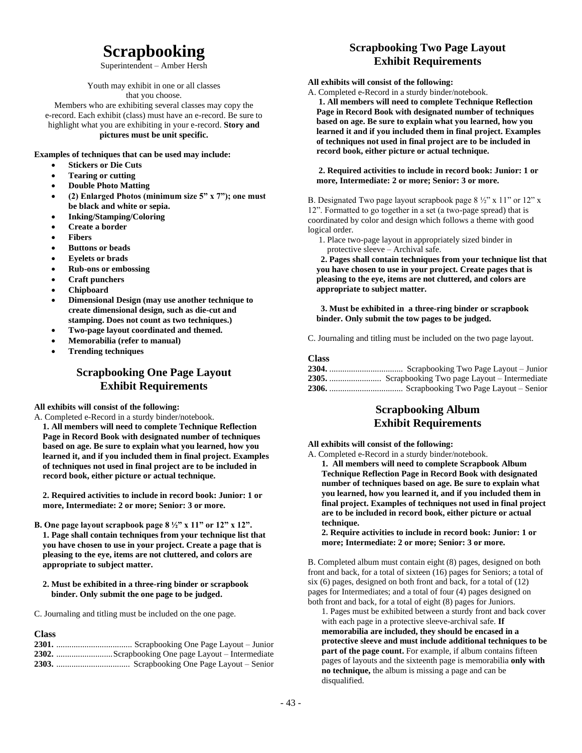# Scrapbooking

Superintendent – Amber Hersh

Youth may exhibit in one or all classes that you choose.
Members who are exhibiting several classes may copy the e-record. Each exhibit (class) must have an e-record. Be sure to highlight what you are exhibiting in your e-record. **Story and pictures must be unit specific.**

**Examples of techniques that can be used may include:**

- **Stickers or Die Cuts**
- **Tearing or cutting**
- **Double Photo Matting**
- **(2) Enlarged Photos (minimum size 5" x 7"); one must be black and white or sepia.**
- **Inking/Stamping/Coloring**
- **Create a border**
- **Fibers**
- **Buttons or beads**
- **Eyelets or brads**
- **Rub-ons or embossing**
- **Craft punchers**
- **Chipboard**
- **Dimensional Design (may use another technique to create dimensional design, such as die-cut and stamping. Does not count as two techniques.)**
- **Two-page layout coordinated and themed.**
- **Memorabilia (refer to manual)**
- **Trending techniques**

## Scrapbooking One Page Layout Exhibit Requirements

**All exhibits will consist of the following:**

A. Completed e-Record in a sturdy binder/notebook.

**1. All members will need to complete Technique Reflection Page in Record Book with designated number of techniques based on age. Be sure to explain what you learned, how you learned it, and if you included them in final project. Examples of techniques not used in final project are to be included in record book, either picture or actual technique.**

**2. Required activities to include in record book: Junior: 1 or more, Intermediate: 2 or more; Senior: 3 or more.**

**B. One page layout scrapbook page 8 ½" x 11" or 12" x 12".**

**1. Page shall contain techniques from your technique list that you have chosen to use in your project. Create a page that is pleasing to the eye, items are not cluttered, and colors are appropriate to subject matter.**

**2. Must be exhibited in a three-ring binder or scrapbook binder. Only submit the one page to be judged.**

C. Journaling and titling must be included on the one page.

**Class**

**2301.** .................................. Scrapbooking One Page Layout – Junior
**2302.** ..........................Scrapbooking One page Layout – Intermediate
**2303.** ................................. Scrapbooking One Page Layout – Senior

## Scrapbooking Two Page Layout Exhibit Requirements

**All exhibits will consist of the following:**

A. Completed e-Record in a sturdy binder/notebook.

**1. All members will need to complete Technique Reflection Page in Record Book with designated number of techniques based on age. Be sure to explain what you learned, how you learned it and if you included them in final project. Examples of techniques not used in final project are to be included in record book, either picture or actual technique.**

**2. Required activities to include in record book: Junior: 1 or more, Intermediate: 2 or more; Senior: 3 or more.**

B. Designated Two page layout scrapbook page 8 ½" x 11" or 12" x 12". Formatted to go together in a set (a two-page spread) that is coordinated by color and design which follows a theme with good logical order.

1. Place two-page layout in appropriately sized binder in protective sleeve – Archival safe.

**2. Pages shall contain techniques from your technique list that you have chosen to use in your project. Create pages that is pleasing to the eye, items are not cluttered, and colors are appropriate to subject matter.**

**3. Must be exhibited in a three-ring binder or scrapbook binder. Only submit the tow pages to be judged.**

C. Journaling and titling must be included on the two page layout.

**Class**

**2304.** .................................. Scrapbooking Two Page Layout – Junior
**2305.** ........................ Scrapbooking Two page Layout – Intermediate
**2306.** .................................. Scrapbooking Two Page Layout – Senior

## Scrapbooking Album Exhibit Requirements

**All exhibits will consist of the following:**

A. Completed e-Record in a sturdy binder/notebook.

**1. All members will need to complete Scrapbook Album Technique Reflection Page in Record Book with designated number of techniques based on age. Be sure to explain what you learned, how you learned it, and if you included them in final project. Examples of techniques not used in final project are to be included in record book, either picture or actual technique.**

**2. Require activities to include in record book: Junior: 1 or more; Intermediate: 2 or more; Senior: 3 or more.**

B. Completed album must contain eight (8) pages, designed on both front and back, for a total of sixteen (16) pages for Seniors; a total of six (6) pages, designed on both front and back, for a total of (12) pages for Intermediates; and a total of four (4) pages designed on both front and back, for a total of eight (8) pages for Juniors.

1. Pages must be exhibited between a sturdy front and back cover with each page in a protective sleeve-archival safe. **If memorabilia are included, they should be encased in a protective sleeve and must include additional techniques to be part of the page count.** For example, if album contains fifteen pages of layouts and the sixteenth page is memorabilia **only with no technique,** the album is missing a page and can be disqualified.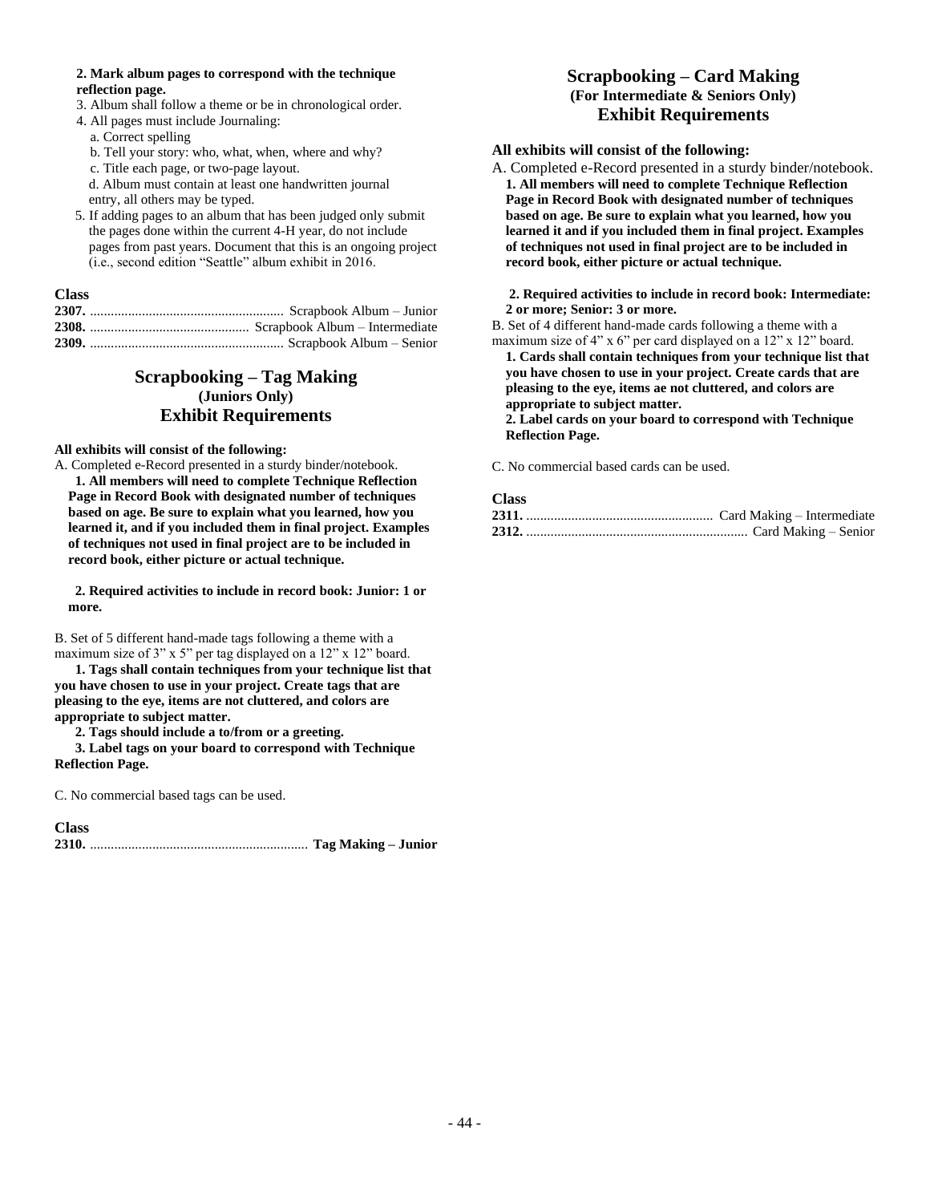**2. Mark album pages to correspond with the technique reflection page.**

3. Album shall follow a theme or be in chronological order.

4. All pages must include Journaling:
   a. Correct spelling
   b. Tell your story: who, what, when, where and why?
   c. Title each page, or two-page layout.
   d. Album must contain at least one handwritten journal entry, all others may be typed.

5. If adding pages to an album that has been judged only submit the pages done within the current 4-H year, do not include pages from past years. Document that this is an ongoing project (i.e., second edition "Seattle" album exhibit in 2016.

**Class**

**2307.** ........................................................ Scrapbook Album – Junior
**2308.** .............................................. Scrapbook Album – Intermediate
**2309.** ........................................................ Scrapbook Album – Senior

## Scrapbooking – Tag Making
### (Juniors Only)
## Exhibit Requirements

**All exhibits will consist of the following:**

A. Completed e-Record presented in a sturdy binder/notebook.

**1. All members will need to complete Technique Reflection Page in Record Book with designated number of techniques based on age. Be sure to explain what you learned, how you learned it, and if you included them in final project. Examples of techniques not used in final project are to be included in record book, either picture or actual technique.**

**2. Required activities to include in record book: Junior: 1 or more.**

B. Set of 5 different hand-made tags following a theme with a maximum size of 3" x 5" per tag displayed on a 12" x 12" board.

**1. Tags shall contain techniques from your technique list that you have chosen to use in your project. Create tags that are pleasing to the eye, items are not cluttered, and colors are appropriate to subject matter.**

**2. Tags should include a to/from or a greeting.**

**3. Label tags on your board to correspond with Technique Reflection Page.**

C. No commercial based tags can be used.

**Class**

**2310.** .............................................................. **Tag Making – Junior**

## Scrapbooking – Card Making
### (For Intermediate & Seniors Only)
## Exhibit Requirements

**All exhibits will consist of the following:**

A. Completed e-Record presented in a sturdy binder/notebook.

**1. All members will need to complete Technique Reflection Page in Record Book with designated number of techniques based on age. Be sure to explain what you learned, how you learned it and if you included them in final project. Examples of techniques not used in final project are to be included in record book, either picture or actual technique.**

**2. Required activities to include in record book: Intermediate: 2 or more; Senior: 3 or more.**

B. Set of 4 different hand-made cards following a theme with a maximum size of 4" x 6" per card displayed on a 12" x 12" board.

**1. Cards shall contain techniques from your technique list that you have chosen to use in your project. Create cards that are pleasing to the eye, items ae not cluttered, and colors are appropriate to subject matter.**

**2. Label cards on your board to correspond with Technique Reflection Page.**

C. No commercial based cards can be used.

**Class**

**2311.** ...................................................... Card Making – Intermediate
**2312.** ................................................................ Card Making – Senior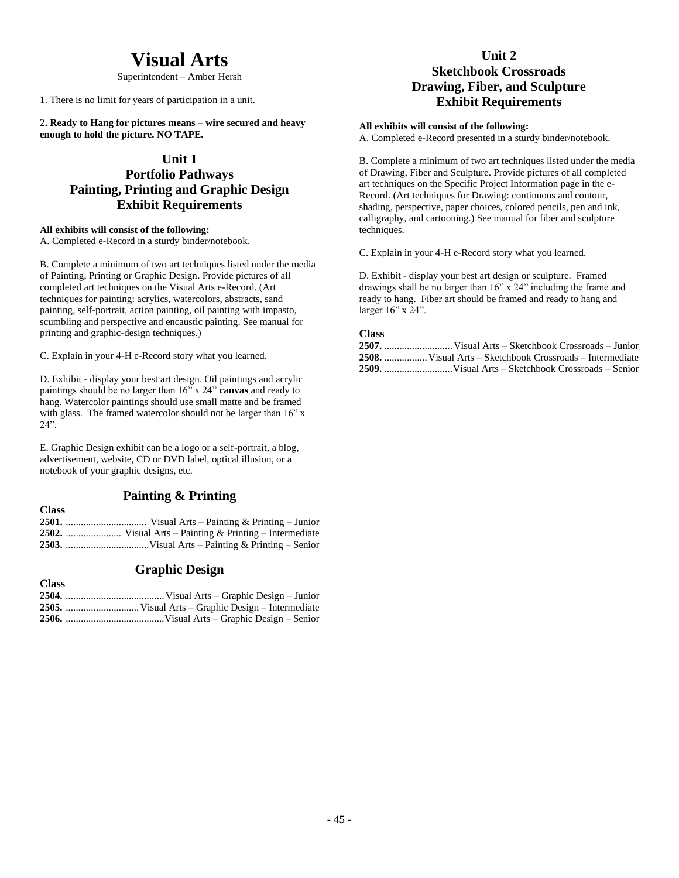# Visual Arts

Superintendent – Amber Hersh

1. There is no limit for years of participation in a unit.

2**. Ready to Hang for pictures means – wire secured and heavy enough to hold the picture. NO TAPE.**

## Unit 1
## Portfolio Pathways
## Painting, Printing and Graphic Design
## Exhibit Requirements

**All exhibits will consist of the following:**
A. Completed e-Record in a sturdy binder/notebook.

B. Complete a minimum of two art techniques listed under the media of Painting, Printing or Graphic Design. Provide pictures of all completed art techniques on the Visual Arts e-Record. (Art techniques for painting: acrylics, watercolors, abstracts, sand painting, self-portrait, action painting, oil painting with impasto, scumbling and perspective and encaustic painting. See manual for printing and graphic-design techniques.)

C. Explain in your 4-H e-Record story what you learned.

D. Exhibit - display your best art design. Oil paintings and acrylic paintings should be no larger than 16" x 24" **canvas** and ready to hang. Watercolor paintings should use small matte and be framed with glass. The framed watercolor should not be larger than 16" x 24".

E. Graphic Design exhibit can be a logo or a self-portrait, a blog, advertisement, website, CD or DVD label, optical illusion, or a notebook of your graphic designs, etc.

### Painting & Printing

**Class**
**2501.** ................................ Visual Arts – Painting & Printing – Junior
**2502.** ...................... Visual Arts – Painting & Printing – Intermediate
**2503.** .................................Visual Arts – Painting & Printing – Senior

### Graphic Design

**Class**
**2504.** .......................................Visual Arts – Graphic Design – Junior
**2505.** .............................Visual Arts – Graphic Design – Intermediate
**2506.** .......................................Visual Arts – Graphic Design – Senior

## Unit 2
## Sketchbook Crossroads
## Drawing, Fiber, and Sculpture
## Exhibit Requirements

**All exhibits will consist of the following:**
A. Completed e-Record presented in a sturdy binder/notebook.

B. Complete a minimum of two art techniques listed under the media of Drawing, Fiber and Sculpture. Provide pictures of all completed art techniques on the Specific Project Information page in the e-Record. (Art techniques for Drawing: continuous and contour, shading, perspective, paper choices, colored pencils, pen and ink, calligraphy, and cartooning.) See manual for fiber and sculpture techniques.

C. Explain in your 4-H e-Record story what you learned.

D. Exhibit - display your best art design or sculpture. Framed drawings shall be no larger than 16" x 24" including the frame and ready to hang. Fiber art should be framed and ready to hang and larger 16" x 24".

**Class**
**2507.** ...........................Visual Arts – Sketchbook Crossroads – Junior
**2508.** .................Visual Arts – Sketchbook Crossroads – Intermediate
**2509.** ...........................Visual Arts – Sketchbook Crossroads – Senior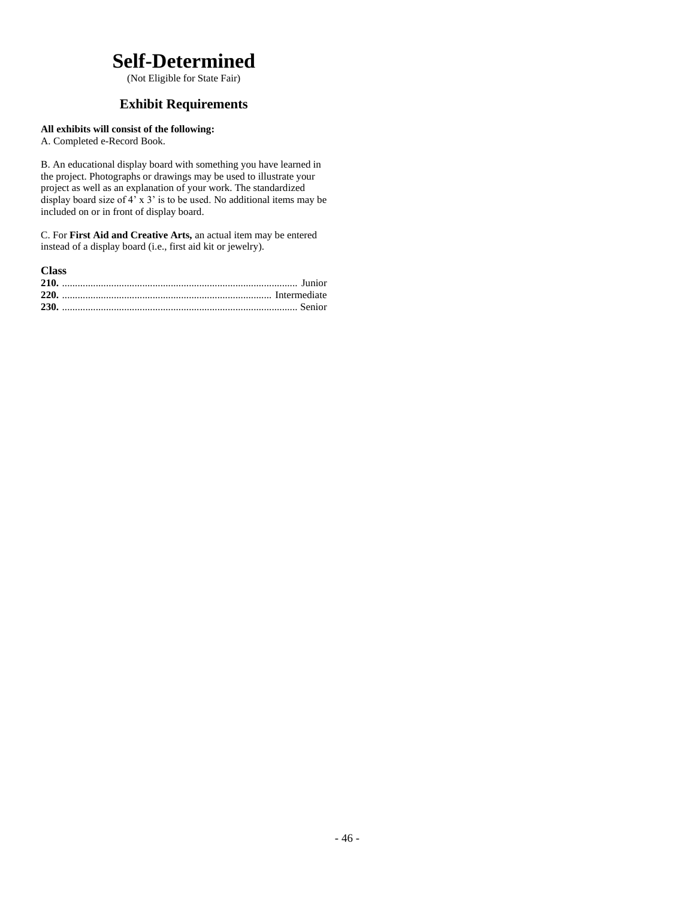# Self-Determined

(Not Eligible for State Fair)

## Exhibit Requirements

**All exhibits will consist of the following:**

A. Completed e-Record Book.

B. An educational display board with something you have learned in the project. Photographs or drawings may be used to illustrate your project as well as an explanation of your work. The standardized display board size of 4’ x 3’ is to be used. No additional items may be included on or in front of display board.

C. For **First Aid and Creative Arts,** an actual item may be entered instead of a display board (i.e., first aid kit or jewelry).

**Class**

**210.** ........................................................................................ Junior
**220.** ............................................................................... Intermediate
**230.** ........................................................................................ Senior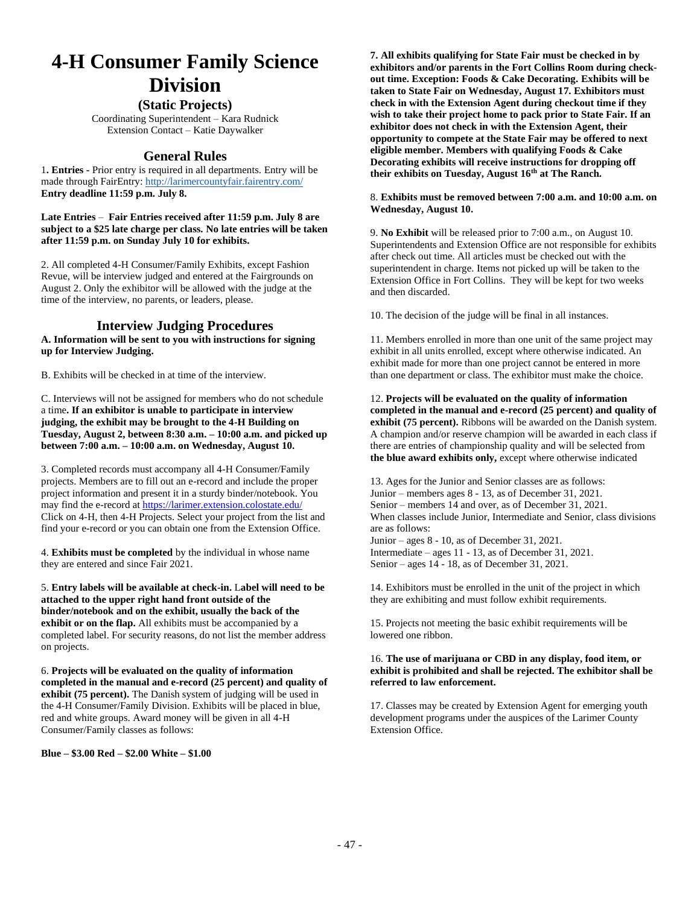# 4-H Consumer Family Science Division

### (Static Projects)

Coordinating Superintendent – Kara Rudnick
Extension Contact – Katie Daywalker

## General Rules

1**. Entries -** Prior entry is required in all departments. Entry will be made through FairEntry: http://larimercountyfair.fairentry.com/
**Entry deadline 11:59 p.m. July 8.**

**Late Entries** – **Fair Entries received after 11:59 p.m. July 8 are subject to a $25 late charge per class. No late entries will be taken after 11:59 p.m. on Sunday July 10 for exhibits.**

2. All completed 4-H Consumer/Family Exhibits, except Fashion Revue, will be interview judged and entered at the Fairgrounds on August 2. Only the exhibitor will be allowed with the judge at the time of the interview, no parents, or leaders, please.

## Interview Judging Procedures

**A. Information will be sent to you with instructions for signing up for Interview Judging.**

B. Exhibits will be checked in at time of the interview.

C. Interviews will not be assigned for members who do not schedule a time**. If an exhibitor is unable to participate in interview judging, the exhibit may be brought to the 4-H Building on Tuesday, August 2, between 8:30 a.m. – 10:00 a.m. and picked up between 7:00 a.m. – 10:00 a.m. on Wednesday, August 10.**

3. Completed records must accompany all 4-H Consumer/Family projects. Members are to fill out an e-record and include the proper project information and present it in a sturdy binder/notebook. You may find the e-record at https://larimer.extension.colostate.edu/ Click on 4-H, then 4-H Projects. Select your project from the list and find your e-record or you can obtain one from the Extension Office.

4. **Exhibits must be completed** by the individual in whose name they are entered and since Fair 2021.

5. **Entry labels will be available at check-in.** L**abel will need to be attached to the upper right hand front outside of the binder/notebook and on the exhibit, usually the back of the exhibit or on the flap.** All exhibits must be accompanied by a completed label. For security reasons, do not list the member address on projects.

6. **Projects will be evaluated on the quality of information completed in the manual and e-record (25 percent) and quality of exhibit (75 percent).** The Danish system of judging will be used in the 4-H Consumer/Family Division. Exhibits will be placed in blue, red and white groups. Award money will be given in all 4-H Consumer/Family classes as follows:

**Blue – $3.00 Red – $2.00 White – $1.00**

**7. All exhibits qualifying for State Fair must be checked in by exhibitors and/or parents in the Fort Collins Room during check-out time. Exception: Foods & Cake Decorating. Exhibits will be taken to State Fair on Wednesday, August 17. Exhibitors must check in with the Extension Agent during checkout time if they wish to take their project home to pack prior to State Fair. If an exhibitor does not check in with the Extension Agent, their opportunity to compete at the State Fair may be offered to next eligible member. Members with qualifying Foods & Cake Decorating exhibits will receive instructions for dropping off their exhibits on Tuesday, August 16th at The Ranch.**

8. **Exhibits must be removed between 7:00 a.m. and 10:00 a.m. on Wednesday, August 10.**

9. **No Exhibit** will be released prior to 7:00 a.m., on August 10. Superintendents and Extension Office are not responsible for exhibits after check out time. All articles must be checked out with the superintendent in charge. Items not picked up will be taken to the Extension Office in Fort Collins. They will be kept for two weeks and then discarded.

10. The decision of the judge will be final in all instances.

11. Members enrolled in more than one unit of the same project may exhibit in all units enrolled, except where otherwise indicated. An exhibit made for more than one project cannot be entered in more than one department or class. The exhibitor must make the choice.

12. **Projects will be evaluated on the quality of information completed in the manual and e-record (25 percent) and quality of exhibit (75 percent).** Ribbons will be awarded on the Danish system. A champion and/or reserve champion will be awarded in each class if there are entries of championship quality and will be selected from **the blue award exhibits only,** except where otherwise indicated

13. Ages for the Junior and Senior classes are as follows:
Junior – members ages 8 - 13, as of December 31, 2021.
Senior – members 14 and over, as of December 31, 2021.
When classes include Junior, Intermediate and Senior, class divisions are as follows:
Junior – ages 8 - 10, as of December 31, 2021.
Intermediate – ages 11 - 13, as of December 31, 2021.
Senior – ages 14 - 18, as of December 31, 2021.

14. Exhibitors must be enrolled in the unit of the project in which they are exhibiting and must follow exhibit requirements.

15. Projects not meeting the basic exhibit requirements will be lowered one ribbon.

16. **The use of marijuana or CBD in any display, food item, or exhibit is prohibited and shall be rejected. The exhibitor shall be referred to law enforcement.**

17. Classes may be created by Extension Agent for emerging youth development programs under the auspices of the Larimer County Extension Office.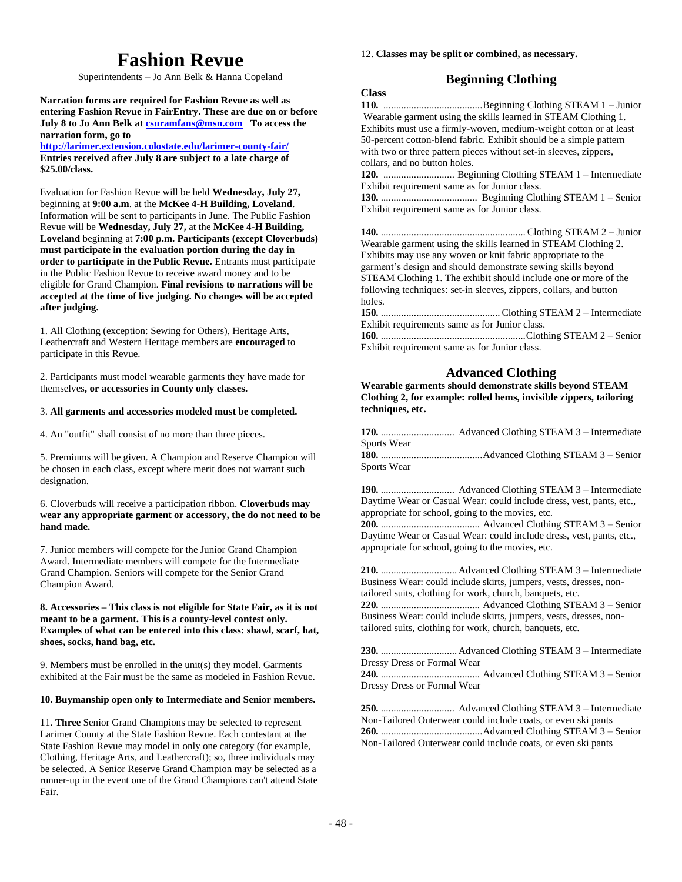# Fashion Revue

Superintendents – Jo Ann Belk & Hanna Copeland

**Narration forms are required for Fashion Revue as well as entering Fashion Revue in FairEntry. These are due on or before July 8 to Jo Ann Belk at [csuramfans@msn.com](mailto:csuramfans@msn.com) To access the narration form, go to [http://larimer.extension.colostate.edu/larimer-county-fair/](http://larimer.extension.colostate.edu/larimer-county-fair/) Entries received after July 8 are subject to a late charge of $25.00/class.**

Evaluation for Fashion Revue will be held **Wednesday, July 27,** beginning at **9:00 a.m**. at the **McKee 4-H Building, Loveland**. Information will be sent to participants in June. The Public Fashion Revue will be **Wednesday, July 27,** at the **McKee 4-H Building, Loveland** beginning at **7:00 p.m. Participants (except Cloverbuds) must participate in the evaluation portion during the day in order to participate in the Public Revue.** Entrants must participate in the Public Fashion Revue to receive award money and to be eligible for Grand Champion. **Final revisions to narrations will be accepted at the time of live judging. No changes will be accepted after judging.**

1. All Clothing (exception: Sewing for Others), Heritage Arts, Leathercraft and Western Heritage members are **encouraged** to participate in this Revue.

2. Participants must model wearable garments they have made for themselves**, or accessories in County only classes.**

3. **All garments and accessories modeled must be completed.**

4. An "outfit" shall consist of no more than three pieces.

5. Premiums will be given. A Champion and Reserve Champion will be chosen in each class, except where merit does not warrant such designation.

6. Cloverbuds will receive a participation ribbon. **Cloverbuds may wear any appropriate garment or accessory, the do not need to be hand made.**

7. Junior members will compete for the Junior Grand Champion Award. Intermediate members will compete for the Intermediate Grand Champion. Seniors will compete for the Senior Grand Champion Award.

**8. Accessories – This class is not eligible for State Fair, as it is not meant to be a garment. This is a county-level contest only. Examples of what can be entered into this class: shawl, scarf, hat, shoes, socks, hand bag, etc.**

9. Members must be enrolled in the unit(s) they model. Garments exhibited at the Fair must be the same as modeled in Fashion Revue.

**10. Buymanship open only to Intermediate and Senior members.**

11. **Three** Senior Grand Champions may be selected to represent Larimer County at the State Fashion Revue. Each contestant at the State Fashion Revue may model in only one category (for example, Clothing, Heritage Arts, and Leathercraft); so, three individuals may be selected. A Senior Reserve Grand Champion may be selected as a runner-up in the event one of the Grand Champions can't attend State Fair.

12. **Classes may be split or combined, as necessary.**

## Beginning Clothing

**Class**

**110.** ....................................... Beginning Clothing STEAM 1 – Junior
Wearable garment using the skills learned in STEAM Clothing 1. Exhibits must use a firmly-woven, medium-weight cotton or at least 50-percent cotton-blend fabric. Exhibit should be a simple pattern with two or three pattern pieces without set-in sleeves, zippers, collars, and no button holes.

**120.** ............................ Beginning Clothing STEAM 1 – Intermediate
Exhibit requirement same as for Junior class.

**130.** ...................................... Beginning Clothing STEAM 1 – Senior
Exhibit requirement same as for Junior class.

**140.** ......................................................... Clothing STEAM 2 – Junior
Wearable garment using the skills learned in STEAM Clothing 2. Exhibits may use any woven or knit fabric appropriate to the garment's design and should demonstrate sewing skills beyond STEAM Clothing 1. The exhibit should include one or more of the following techniques: set-in sleeves, zippers, collars, and button holes.

**150.** ............................................... Clothing STEAM 2 – Intermediate
Exhibit requirements same as for Junior class.

**160.** ......................................................... Clothing STEAM 2 – Senior
Exhibit requirement same as for Junior class.

## Advanced Clothing

**Wearable garments should demonstrate skills beyond STEAM Clothing 2, for example: rolled hems, invisible zippers, tailoring techniques, etc.**

**170.** ............................. Advanced Clothing STEAM 3 – Intermediate
Sports Wear

**180.** ........................................ Advanced Clothing STEAM 3 – Senior
Sports Wear

**190.** ............................. Advanced Clothing STEAM 3 – Intermediate
Daytime Wear or Casual Wear: could include dress, vest, pants, etc., appropriate for school, going to the movies, etc.

**200.** ....................................... Advanced Clothing STEAM 3 – Senior
Daytime Wear or Casual Wear: could include dress, vest, pants, etc., appropriate for school, going to the movies, etc.

**210.** .............................. Advanced Clothing STEAM 3 – Intermediate
Business Wear: could include skirts, jumpers, vests, dresses, non-tailored suits, clothing for work, church, banquets, etc.

**220.** ....................................... Advanced Clothing STEAM 3 – Senior
Business Wear: could include skirts, jumpers, vests, dresses, non-tailored suits, clothing for work, church, banquets, etc.

**230.** .............................. Advanced Clothing STEAM 3 – Intermediate
Dressy Dress or Formal Wear

**240.** ....................................... Advanced Clothing STEAM 3 – Senior
Dressy Dress or Formal Wear

**250.** ............................. Advanced Clothing STEAM 3 – Intermediate
Non-Tailored Outerwear could include coats, or even ski pants

**260.** ........................................ Advanced Clothing STEAM 3 – Senior
Non-Tailored Outerwear could include coats, or even ski pants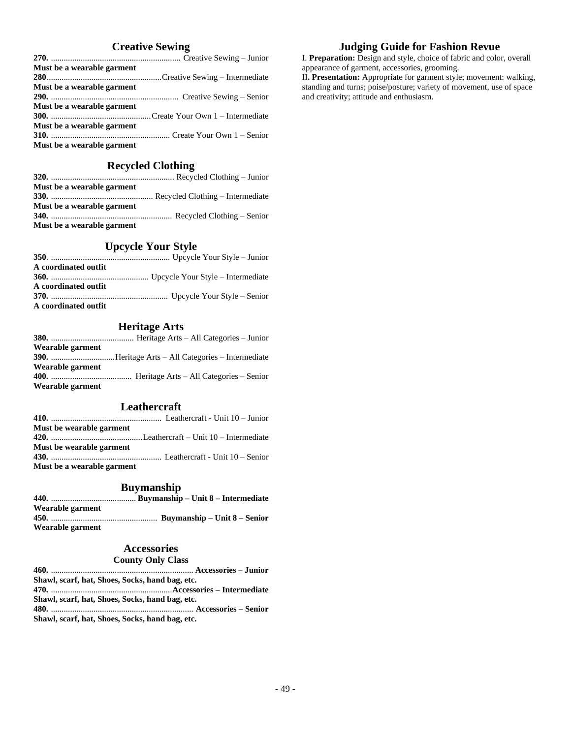## Creative Sewing

**270.** ............................................................ Creative Sewing – Junior
**Must be a wearable garment**
**280**...................................................Creative Sewing – Intermediate
**Must be a wearable garment**
**290.** ........................................................... Creative Sewing – Senior
**Must be a wearable garment**
**300.** ..............................................Create Your Own 1 – Intermediate
**Must be a wearable garment**
**310.** ...................................................... Create Your Own 1 – Senior
**Must be a wearable garment**

## Recycled Clothing

**320.** ......................................................... Recycled Clothing – Junior
**Must be a wearable garment**
**330.** ............................................... Recycled Clothing – Intermediate
**Must be a wearable garment**
**340.** ........................................................ Recycled Clothing – Senior
**Must be a wearable garment**

## Upcycle Your Style

**350**. ....................................................... Upcycle Your Style – Junior
**A coordinated outfit**
**360.** ............................................. Upcycle Your Style – Intermediate
**A coordinated outfit**
**370.** ...................................................... Upcycle Your Style – Senior
**A coordinated outfit**

## Heritage Arts

**380.** ...................................... Heritage Arts – All Categories – Junior
**Wearable garment**
**390.** ..............................Heritage Arts – All Categories – Intermediate
**Wearable garment**
**400.** ..................................... Heritage Arts – All Categories – Senior
**Wearable garment**

## Leathercraft

**410.** ................................................... Leathercraft - Unit 10 – Junior
**Must be wearable garment**
**420.** ..........................................Leathercraft – Unit 10 – Intermediate
**Must be wearable garment**
**430.** ................................................... Leathercraft - Unit 10 – Senior
**Must be a wearable garment**

## Buymanship

**440.** ....................................... **Buymanship – Unit 8 – Intermediate**
**Wearable garment**
**450.** ................................................. **Buymanship – Unit 8 – Senior**
**Wearable garment**

## Accessories

**County Only Class**

**460.** .................................................................. **Accessories – Junior**
**Shawl, scarf, hat, Shoes, Socks, hand bag, etc.**
**470.** ........................................................**Accessories – Intermediate**
**Shawl, scarf, hat, Shoes, Socks, hand bag, etc.**
**480.** .................................................................. **Accessories – Senior**
**Shawl, scarf, hat, Shoes, Socks, hand bag, etc.**

## Judging Guide for Fashion Revue

I. **Preparation:** Design and style, choice of fabric and color, overall appearance of garment, accessories, grooming.
II**. Presentation:** Appropriate for garment style; movement: walking, standing and turns; poise/posture; variety of movement, use of space and creativity; attitude and enthusiasm.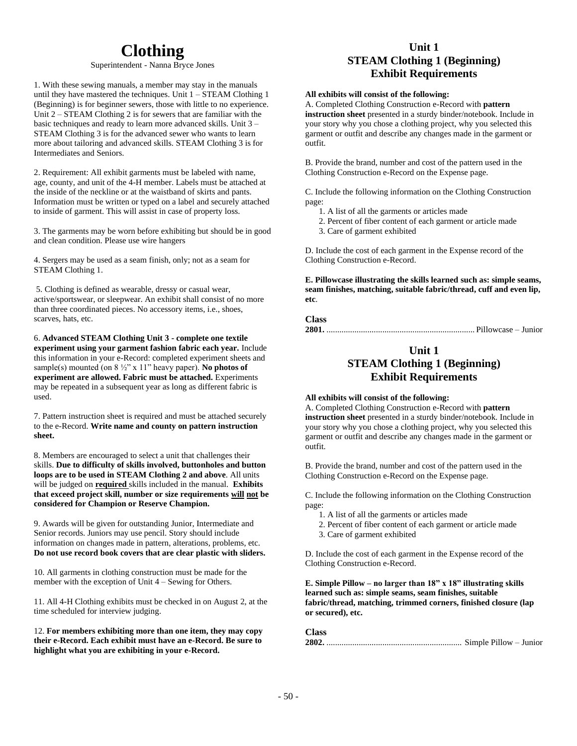# Clothing

Superintendent - Nanna Bryce Jones

1. With these sewing manuals, a member may stay in the manuals until they have mastered the techniques. Unit 1 – STEAM Clothing 1 (Beginning) is for beginner sewers, those with little to no experience. Unit 2 – STEAM Clothing 2 is for sewers that are familiar with the basic techniques and ready to learn more advanced skills. Unit 3 – STEAM Clothing 3 is for the advanced sewer who wants to learn more about tailoring and advanced skills. STEAM Clothing 3 is for Intermediates and Seniors.

2. Requirement: All exhibit garments must be labeled with name, age, county, and unit of the 4-H member. Labels must be attached at the inside of the neckline or at the waistband of skirts and pants. Information must be written or typed on a label and securely attached to inside of garment. This will assist in case of property loss.

3. The garments may be worn before exhibiting but should be in good and clean condition. Please use wire hangers

4. Sergers may be used as a seam finish, only; not as a seam for STEAM Clothing 1.

5. Clothing is defined as wearable, dressy or casual wear, active/sportswear, or sleepwear. An exhibit shall consist of no more than three coordinated pieces. No accessory items, i.e., shoes, scarves, hats, etc.

6. **Advanced STEAM Clothing Unit 3 - complete one textile experiment using your garment fashion fabric each year.** Include this information in your e-Record: completed experiment sheets and sample(s) mounted (on 8 ½" x 11" heavy paper). **No photos of experiment are allowed. Fabric must be attached.** Experiments may be repeated in a subsequent year as long as different fabric is used.

7. Pattern instruction sheet is required and must be attached securely to the e-Record. **Write name and county on pattern instruction sheet.**

8. Members are encouraged to select a unit that challenges their skills. **Due to difficulty of skills involved, buttonholes and button loops are to be used in STEAM Clothing 2 and above**. All units will be judged on **required** skills included in the manual. **Exhibits that exceed project skill, number or size requirements will not be considered for Champion or Reserve Champion.**

9. Awards will be given for outstanding Junior, Intermediate and Senior records. Juniors may use pencil. Story should include information on changes made in pattern, alterations, problems, etc. **Do not use record book covers that are clear plastic with sliders.**

10. All garments in clothing construction must be made for the member with the exception of Unit 4 – Sewing for Others.

11. All 4-H Clothing exhibits must be checked in on August 2, at the time scheduled for interview judging.

12. **For members exhibiting more than one item, they may copy their e-Record. Each exhibit must have an e-Record. Be sure to highlight what you are exhibiting in your e-Record.**

## Unit 1
## STEAM Clothing 1 (Beginning)
## Exhibit Requirements

**All exhibits will consist of the following:**

A. Completed Clothing Construction e-Record with **pattern instruction sheet** presented in a sturdy binder/notebook. Include in your story why you chose a clothing project, why you selected this garment or outfit and describe any changes made in the garment or outfit.

B. Provide the brand, number and cost of the pattern used in the Clothing Construction e-Record on the Expense page.

C. Include the following information on the Clothing Construction page:

1. A list of all the garments or articles made
2. Percent of fiber content of each garment or article made
3. Care of garment exhibited

D. Include the cost of each garment in the Expense record of the Clothing Construction e-Record.

**E. Pillowcase illustrating the skills learned such as: simple seams, seam finishes, matching, suitable fabric/thread, cuff and even lip, etc**.

**Class**

**2801.** ........................................ Pillowcase – Junior

## Unit 1
## STEAM Clothing 1 (Beginning)
## Exhibit Requirements

**All exhibits will consist of the following:**

A. Completed Clothing Construction e-Record with **pattern instruction sheet** presented in a sturdy binder/notebook. Include in your story why you chose a clothing project, why you selected this garment or outfit and describe any changes made in the garment or outfit.

B. Provide the brand, number and cost of the pattern used in the Clothing Construction e-Record on the Expense page.

C. Include the following information on the Clothing Construction page:

1. A list of all the garments or articles made
2. Percent of fiber content of each garment or article made
3. Care of garment exhibited

D. Include the cost of each garment in the Expense record of the Clothing Construction e-Record.

**E. Simple Pillow – no larger than 18" x 18" illustrating skills learned such as: simple seams, seam finishes, suitable fabric/thread, matching, trimmed corners, finished closure (lap or secured), etc.**

**Class**

**2802.** ........................................ Simple Pillow – Junior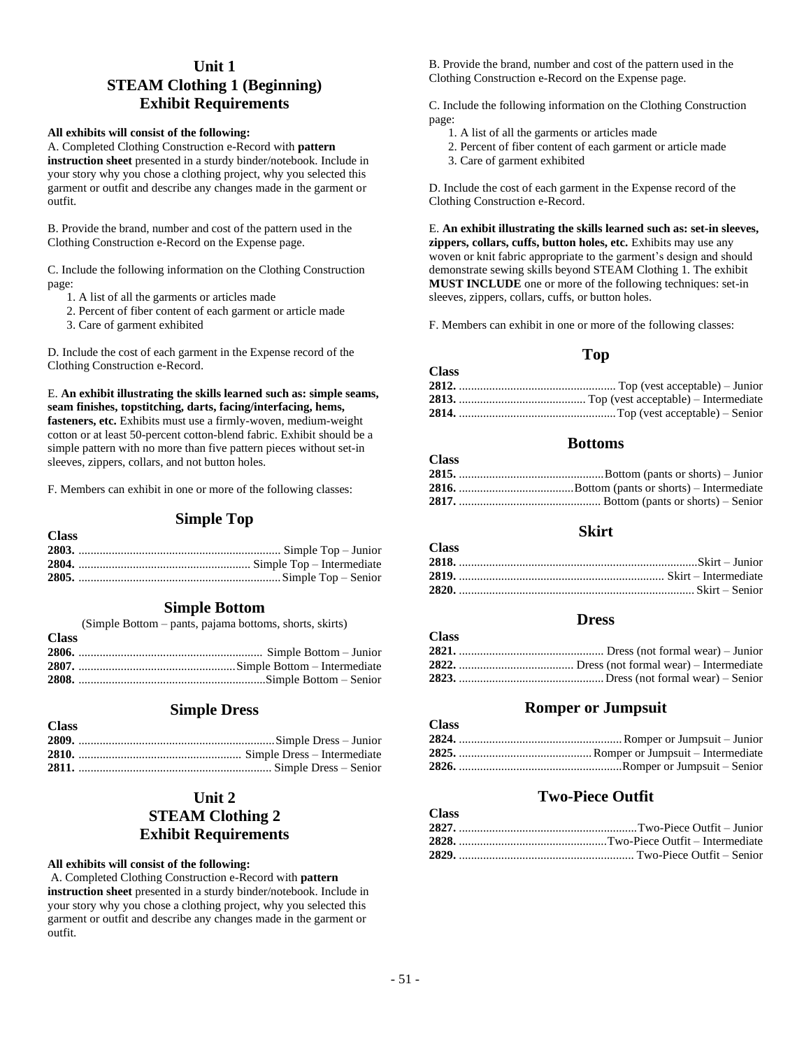## Unit 1
## STEAM Clothing 1 (Beginning)
## Exhibit Requirements

**All exhibits will consist of the following:**

A. Completed Clothing Construction e-Record with **pattern instruction sheet** presented in a sturdy binder/notebook. Include in your story why you chose a clothing project, why you selected this garment or outfit and describe any changes made in the garment or outfit.

B. Provide the brand, number and cost of the pattern used in the Clothing Construction e-Record on the Expense page.

C. Include the following information on the Clothing Construction page:

1. A list of all the garments or articles made
2. Percent of fiber content of each garment or article made
3. Care of garment exhibited

D. Include the cost of each garment in the Expense record of the Clothing Construction e-Record.

E. **An exhibit illustrating the skills learned such as: simple seams, seam finishes, topstitching, darts, facing/interfacing, hems, fasteners, etc.** Exhibits must use a firmly-woven, medium-weight cotton or at least 50-percent cotton-blend fabric. Exhibit should be a simple pattern with no more than five pattern pieces without set-in sleeves, zippers, collars, and not button holes.

F. Members can exhibit in one or more of the following classes:

### Simple Top

| Class | |
|---|---|
| **2803.** | Simple Top – Junior |
| **2804.** | Simple Top – Intermediate |
| **2805.** | Simple Top – Senior |

### Simple Bottom

(Simple Bottom – pants, pajama bottoms, shorts, skirts)

| Class | |
|---|---|
| **2806.** | Simple Bottom – Junior |
| **2807.** | Simple Bottom – Intermediate |
| **2808.** | Simple Bottom – Senior |

### Simple Dress

| Class | |
|---|---|
| **2809.** | Simple Dress – Junior |
| **2810.** | Simple Dress – Intermediate |
| **2811.** | Simple Dress – Senior |

## Unit 2
## STEAM Clothing 2
## Exhibit Requirements

**All exhibits will consist of the following:**

A. Completed Clothing Construction e-Record with **pattern instruction sheet** presented in a sturdy binder/notebook. Include in your story why you chose a clothing project, why you selected this garment or outfit and describe any changes made in the garment or outfit.

B. Provide the brand, number and cost of the pattern used in the Clothing Construction e-Record on the Expense page.

C. Include the following information on the Clothing Construction page:

1. A list of all the garments or articles made
2. Percent of fiber content of each garment or article made
3. Care of garment exhibited

D. Include the cost of each garment in the Expense record of the Clothing Construction e-Record.

E. **An exhibit illustrating the skills learned such as: set-in sleeves, zippers, collars, cuffs, button holes, etc.** Exhibits may use any woven or knit fabric appropriate to the garment's design and should demonstrate sewing skills beyond STEAM Clothing 1. The exhibit **MUST INCLUDE** one or more of the following techniques: set-in sleeves, zippers, collars, cuffs, or button holes.

F. Members can exhibit in one or more of the following classes:

### Top

| Class | |
|---|---|
| **2812.** | Top (vest acceptable) – Junior |
| **2813.** | Top (vest acceptable) – Intermediate |
| **2814.** | Top (vest acceptable) – Senior |

### Bottoms

| Class | |
|---|---|
| **2815.** | Bottom (pants or shorts) – Junior |
| **2816.** | Bottom (pants or shorts) – Intermediate |
| **2817.** | Bottom (pants or shorts) – Senior |

### Skirt

| Class | |
|---|---|
| **2818.** | Skirt – Junior |
| **2819.** | Skirt – Intermediate |
| **2820.** | Skirt – Senior |

### Dress

| Class | |
|---|---|
| **2821.** | Dress (not formal wear) – Junior |
| **2822.** | Dress (not formal wear) – Intermediate |
| **2823.** | Dress (not formal wear) – Senior |

### Romper or Jumpsuit

| Class | |
|---|---|
| **2824.** | Romper or Jumpsuit – Junior |
| **2825.** | Romper or Jumpsuit – Intermediate |
| **2826.** | Romper or Jumpsuit – Senior |

### Two-Piece Outfit

| Class | |
|---|---|
| **2827.** | Two-Piece Outfit – Junior |
| **2828.** | Two-Piece Outfit – Intermediate |
| **2829.** | Two-Piece Outfit – Senior |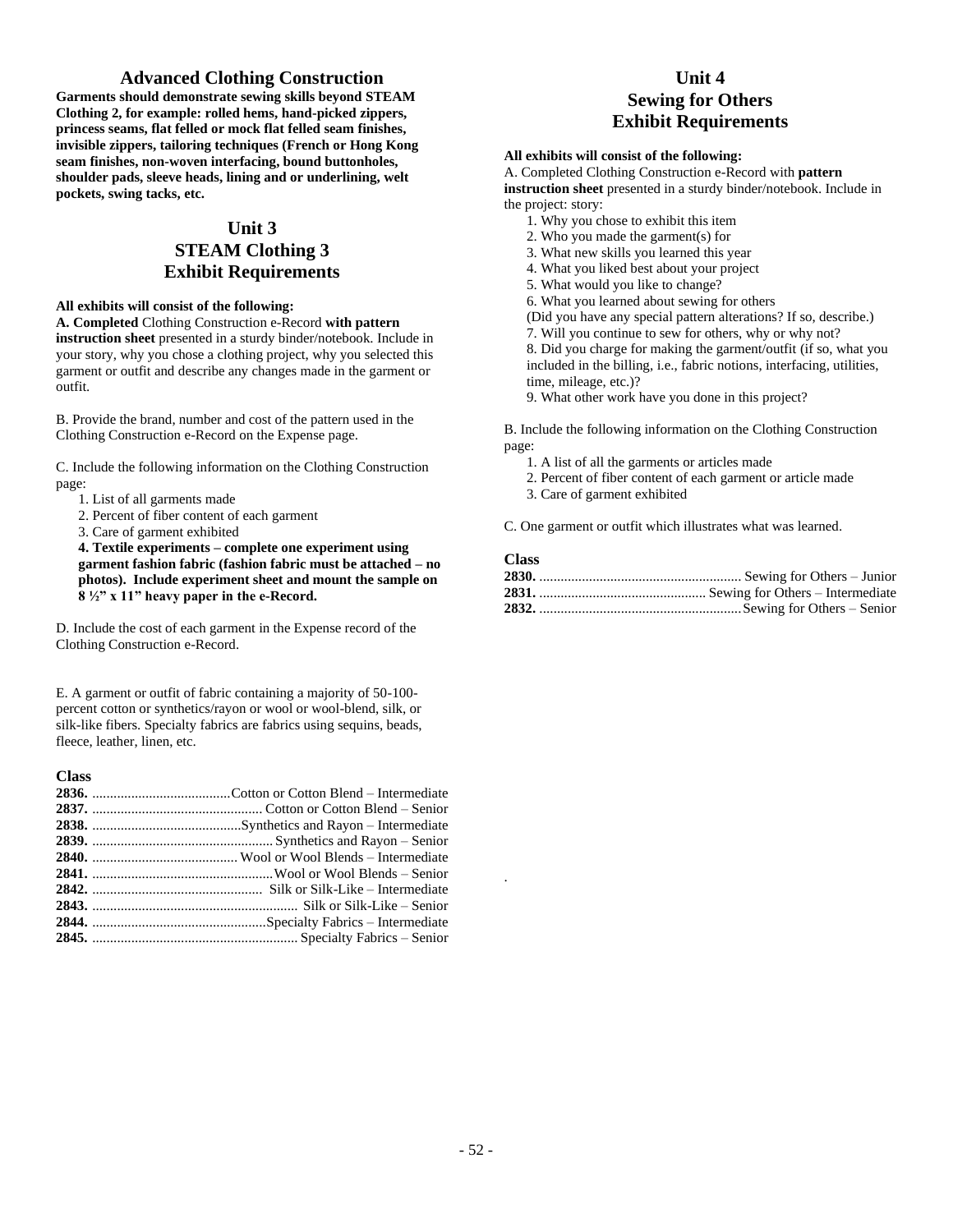## Advanced Clothing Construction

**Garments should demonstrate sewing skills beyond STEAM Clothing 2, for example: rolled hems, hand-picked zippers, princess seams, flat felled or mock flat felled seam finishes, invisible zippers, tailoring techniques (French or Hong Kong seam finishes, non-woven interfacing, bound buttonholes, shoulder pads, sleeve heads, lining and or underlining, welt pockets, swing tacks, etc.**

## Unit 3
## STEAM Clothing 3
## Exhibit Requirements

**All exhibits will consist of the following:**

**A. Completed** Clothing Construction e-Record **with pattern instruction sheet** presented in a sturdy binder/notebook. Include in your story, why you chose a clothing project, why you selected this garment or outfit and describe any changes made in the garment or outfit.

B. Provide the brand, number and cost of the pattern used in the Clothing Construction e-Record on the Expense page.

C. Include the following information on the Clothing Construction page:

1. List of all garments made
2. Percent of fiber content of each garment
3. Care of garment exhibited
4. **Textile experiments – complete one experiment using garment fashion fabric (fashion fabric must be attached – no photos). Include experiment sheet and mount the sample on 8 ½" x 11" heavy paper in the e-Record.**

D. Include the cost of each garment in the Expense record of the Clothing Construction e-Record.

E. A garment or outfit of fabric containing a majority of 50-100-percent cotton or synthetics/rayon or wool or wool-blend, silk, or silk-like fibers. Specialty fabrics are fabrics using sequins, beads, fleece, leather, linen, etc.

**Class**

**2836.** ........................................Cotton or Cotton Blend – Intermediate
**2837.** ................................................ Cotton or Cotton Blend – Senior
**2838.** ..........................................Synthetics and Rayon – Intermediate
**2839.** .................................................. Synthetics and Rayon – Senior
**2840.** ......................................... Wool or Wool Blends – Intermediate
**2841.** ..................................................Wool or Wool Blends – Senior
**2842.** ................................................ Silk or Silk-Like – Intermediate
**2843.** .......................................................... Silk or Silk-Like – Senior
**2844.** .................................................Specialty Fabrics – Intermediate
**2845.** .......................................................... Specialty Fabrics – Senior

## Unit 4
## Sewing for Others
## Exhibit Requirements

**All exhibits will consist of the following:**

A. Completed Clothing Construction e-Record with **pattern instruction sheet** presented in a sturdy binder/notebook. Include in the project: story:

1. Why you chose to exhibit this item
2. Who you made the garment(s) for
3. What new skills you learned this year
4. What you liked best about your project
5. What would you like to change?
6. What you learned about sewing for others (Did you have any special pattern alterations? If so, describe.)
7. Will you continue to sew for others, why or why not?
8. Did you charge for making the garment/outfit (if so, what you included in the billing, i.e., fabric notions, interfacing, utilities, time, mileage, etc.)?
9. What other work have you done in this project?

B. Include the following information on the Clothing Construction page:

1. A list of all the garments or articles made
2. Percent of fiber content of each garment or article made
3. Care of garment exhibited

C. One garment or outfit which illustrates what was learned.

**Class**

**2830.** ......................................................... Sewing for Others – Junior
**2831.** ............................................... Sewing for Others – Intermediate
**2832.** .........................................................Sewing for Others – Senior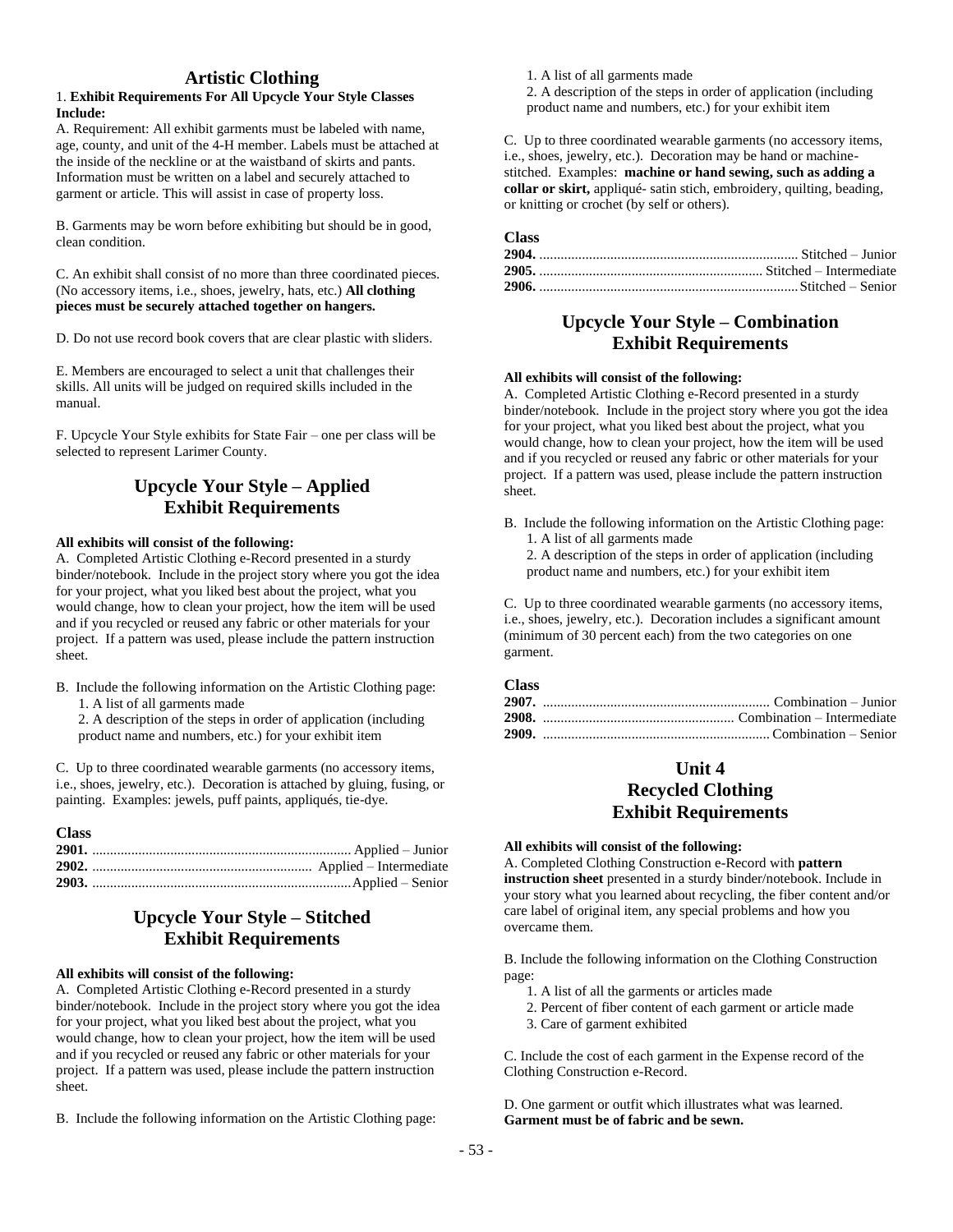# Artistic Clothing

1. **Exhibit Requirements For All Upcycle Your Style Classes Include:**

A. Requirement: All exhibit garments must be labeled with name, age, county, and unit of the 4-H member. Labels must be attached at the inside of the neckline or at the waistband of skirts and pants. Information must be written on a label and securely attached to garment or article. This will assist in case of property loss.

B. Garments may be worn before exhibiting but should be in good, clean condition.

C. An exhibit shall consist of no more than three coordinated pieces. (No accessory items, i.e., shoes, jewelry, hats, etc.) **All clothing pieces must be securely attached together on hangers.**

D. Do not use record book covers that are clear plastic with sliders.

E. Members are encouraged to select a unit that challenges their skills. All units will be judged on required skills included in the manual.

F. Upcycle Your Style exhibits for State Fair – one per class will be selected to represent Larimer County.

## Upcycle Your Style – Applied Exhibit Requirements

**All exhibits will consist of the following:**

A. Completed Artistic Clothing e-Record presented in a sturdy binder/notebook. Include in the project story where you got the idea for your project, what you liked best about the project, what you would change, how to clean your project, how the item will be used and if you recycled or reused any fabric or other materials for your project. If a pattern was used, please include the pattern instruction sheet.

B. Include the following information on the Artistic Clothing page:
1. A list of all garments made
2. A description of the steps in order of application (including product name and numbers, etc.) for your exhibit item

C. Up to three coordinated wearable garments (no accessory items, i.e., shoes, jewelry, etc.). Decoration is attached by gluing, fusing, or painting. Examples: jewels, puff paints, appliqués, tie-dye.

**Class**

**2901.** ........ Applied – Junior
**2902.** ........ Applied – Intermediate
**2903.** ........ Applied – Senior

## Upcycle Your Style – Stitched Exhibit Requirements

**All exhibits will consist of the following:**

A. Completed Artistic Clothing e-Record presented in a sturdy binder/notebook. Include in the project story where you got the idea for your project, what you liked best about the project, what you would change, how to clean your project, how the item will be used and if you recycled or reused any fabric or other materials for your project. If a pattern was used, please include the pattern instruction sheet.

B. Include the following information on the Artistic Clothing page:
1. A list of all garments made
2. A description of the steps in order of application (including product name and numbers, etc.) for your exhibit item

C. Up to three coordinated wearable garments (no accessory items, i.e., shoes, jewelry, etc.). Decoration may be hand or machine-stitched. Examples: **machine or hand sewing, such as adding a collar or skirt,** appliqué- satin stich, embroidery, quilting, beading, or knitting or crochet (by self or others).

**Class**

**2904.** ........ Stitched – Junior
**2905.** ........ Stitched – Intermediate
**2906.** ........ Stitched – Senior

## Upcycle Your Style – Combination Exhibit Requirements

**All exhibits will consist of the following:**

A. Completed Artistic Clothing e-Record presented in a sturdy binder/notebook. Include in the project story where you got the idea for your project, what you liked best about the project, what you would change, how to clean your project, how the item will be used and if you recycled or reused any fabric or other materials for your project. If a pattern was used, please include the pattern instruction sheet.

B. Include the following information on the Artistic Clothing page:
1. A list of all garments made
2. A description of the steps in order of application (including product name and numbers, etc.) for your exhibit item

C. Up to three coordinated wearable garments (no accessory items, i.e., shoes, jewelry, etc.). Decoration includes a significant amount (minimum of 30 percent each) from the two categories on one garment.

**Class**

**2907.** ........ Combination – Junior
**2908.** ........ Combination – Intermediate
**2909.** ........ Combination – Senior

## Unit 4 Recycled Clothing Exhibit Requirements

**All exhibits will consist of the following:**

A. Completed Clothing Construction e-Record with **pattern instruction sheet** presented in a sturdy binder/notebook. Include in your story what you learned about recycling, the fiber content and/or care label of original item, any special problems and how you overcame them.

B. Include the following information on the Clothing Construction page:
1. A list of all the garments or articles made
2. Percent of fiber content of each garment or article made
3. Care of garment exhibited

C. Include the cost of each garment in the Expense record of the Clothing Construction e-Record.

D. One garment or outfit which illustrates what was learned. **Garment must be of fabric and be sewn.**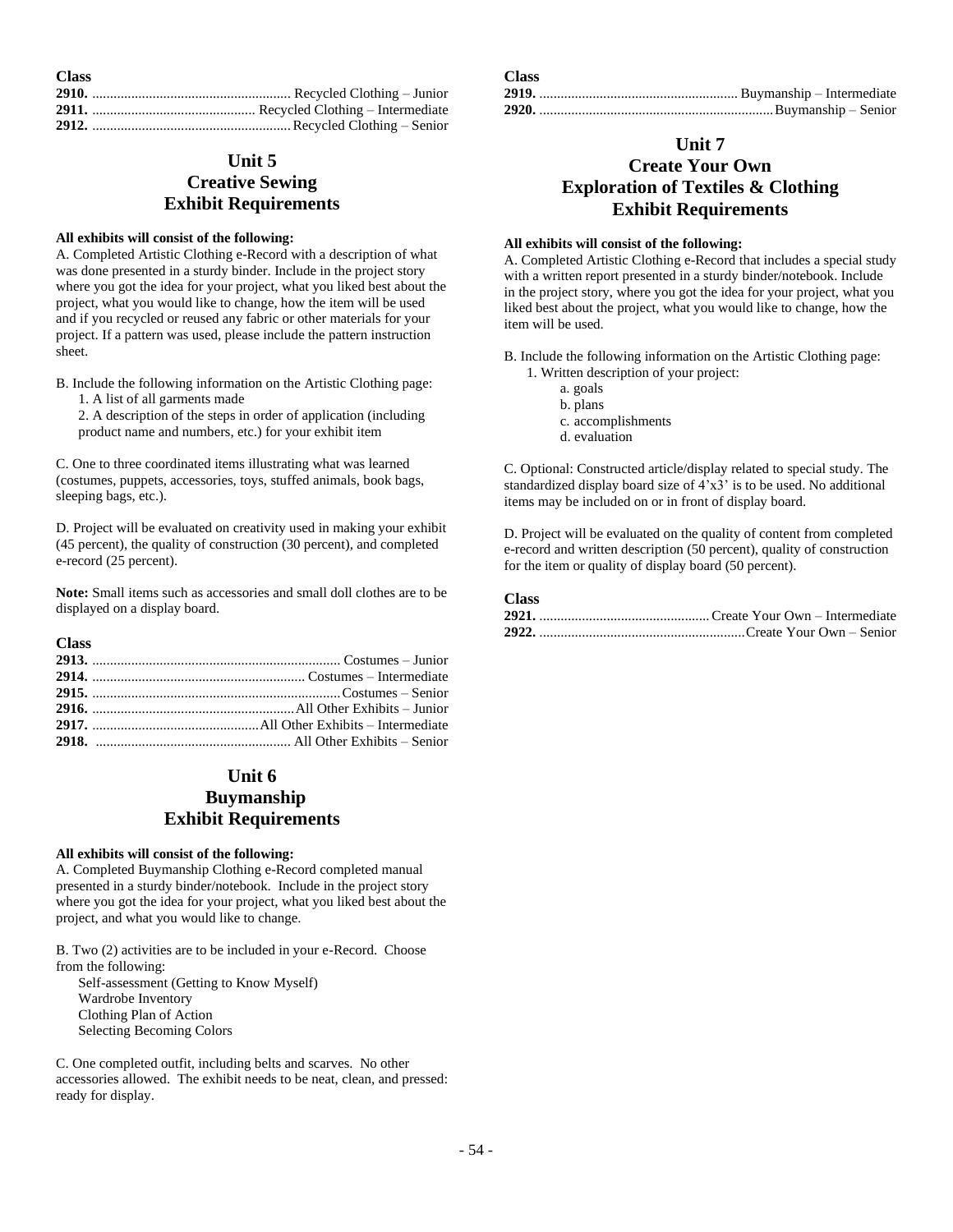**Class**

**2910.** ........................................................ Recycled Clothing – Junior
**2911.** .............................................. Recycled Clothing – Intermediate
**2912.** ........................................................ Recycled Clothing – Senior

## Unit 5
## Creative Sewing
## Exhibit Requirements

**All exhibits will consist of the following:**

A. Completed Artistic Clothing e-Record with a description of what was done presented in a sturdy binder. Include in the project story where you got the idea for your project, what you liked best about the project, what you would like to change, how the item will be used and if you recycled or reused any fabric or other materials for your project. If a pattern was used, please include the pattern instruction sheet.

B. Include the following information on the Artistic Clothing page:
1. A list of all garments made
2. A description of the steps in order of application (including product name and numbers, etc.) for your exhibit item

C. One to three coordinated items illustrating what was learned (costumes, puppets, accessories, toys, stuffed animals, book bags, sleeping bags, etc.).

D. Project will be evaluated on creativity used in making your exhibit (45 percent), the quality of construction (30 percent), and completed e-record (25 percent).

**Note:** Small items such as accessories and small doll clothes are to be displayed on a display board.

**Class**

**2913.** ...................................................................... Costumes – Junior
**2914.** ........................................................... Costumes – Intermediate
**2915.** ...................................................................... Costumes – Senior
**2916.** ......................................................... All Other Exhibits – Junior
**2917.** ............................................... All Other Exhibits – Intermediate
**2918.** ....................................................... All Other Exhibits – Senior

## Unit 6
## Buymanship
## Exhibit Requirements

**All exhibits will consist of the following:**

A. Completed Buymanship Clothing e-Record completed manual presented in a sturdy binder/notebook. Include in the project story where you got the idea for your project, what you liked best about the project, and what you would like to change.

B. Two (2) activities are to be included in your e-Record. Choose from the following:
Self-assessment (Getting to Know Myself)
Wardrobe Inventory
Clothing Plan of Action
Selecting Becoming Colors

C. One completed outfit, including belts and scarves. No other accessories allowed. The exhibit needs to be neat, clean, and pressed: ready for display.

**Class**

**2919.** ........................................................ Buymanship – Intermediate
**2920.** .................................................................. Buymanship – Senior

## Unit 7
## Create Your Own
## Exploration of Textiles & Clothing
## Exhibit Requirements

**All exhibits will consist of the following:**

A. Completed Artistic Clothing e-Record that includes a special study with a written report presented in a sturdy binder/notebook. Include in the project story, where you got the idea for your project, what you liked best about the project, what you would like to change, how the item will be used.

B. Include the following information on the Artistic Clothing page:
1. Written description of your project:
   a. goals
   b. plans
   c. accomplishments
   d. evaluation

C. Optional: Constructed article/display related to special study. The standardized display board size of 4'x3' is to be used. No additional items may be included on or in front of display board.

D. Project will be evaluated on the quality of content from completed e-record and written description (50 percent), quality of construction for the item or quality of display board (50 percent).

**Class**

**2921.** ................................................ Create Your Own – Intermediate
**2922.** .......................................................... Create Your Own – Senior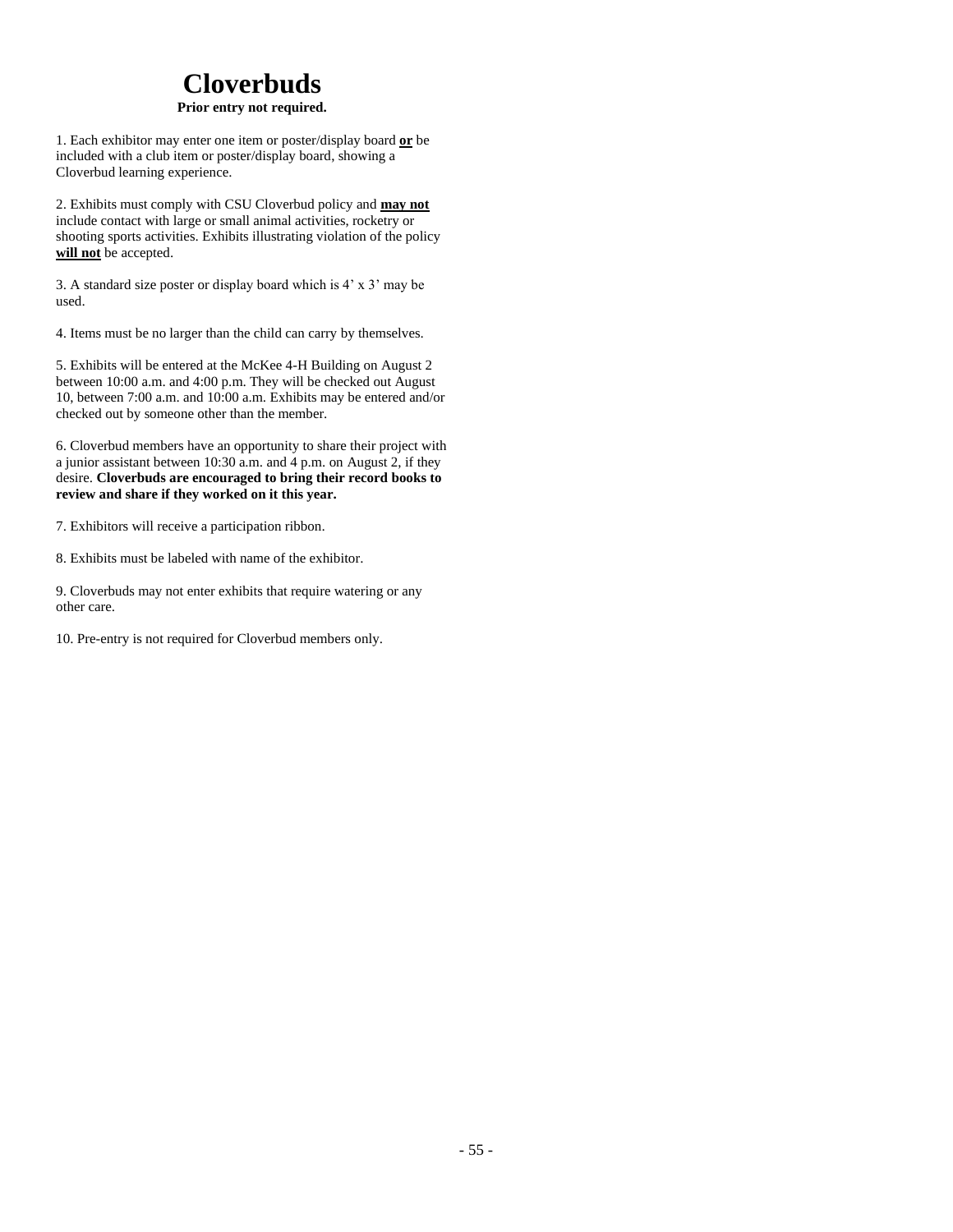# Cloverbuds

**Prior entry not required.**

1. Each exhibitor may enter one item or poster/display board **or** be included with a club item or poster/display board, showing a Cloverbud learning experience.

2. Exhibits must comply with CSU Cloverbud policy and **may not** include contact with large or small animal activities, rocketry or shooting sports activities. Exhibits illustrating violation of the policy **will not** be accepted.

3. A standard size poster or display board which is 4' x 3' may be used.

4. Items must be no larger than the child can carry by themselves.

5. Exhibits will be entered at the McKee 4-H Building on August 2 between 10:00 a.m. and 4:00 p.m. They will be checked out August 10, between 7:00 a.m. and 10:00 a.m. Exhibits may be entered and/or checked out by someone other than the member.

6. Cloverbud members have an opportunity to share their project with a junior assistant between 10:30 a.m. and 4 p.m. on August 2, if they desire. **Cloverbuds are encouraged to bring their record books to review and share if they worked on it this year.**

7. Exhibitors will receive a participation ribbon.

8. Exhibits must be labeled with name of the exhibitor.

9. Cloverbuds may not enter exhibits that require watering or any other care.

10. Pre-entry is not required for Cloverbud members only.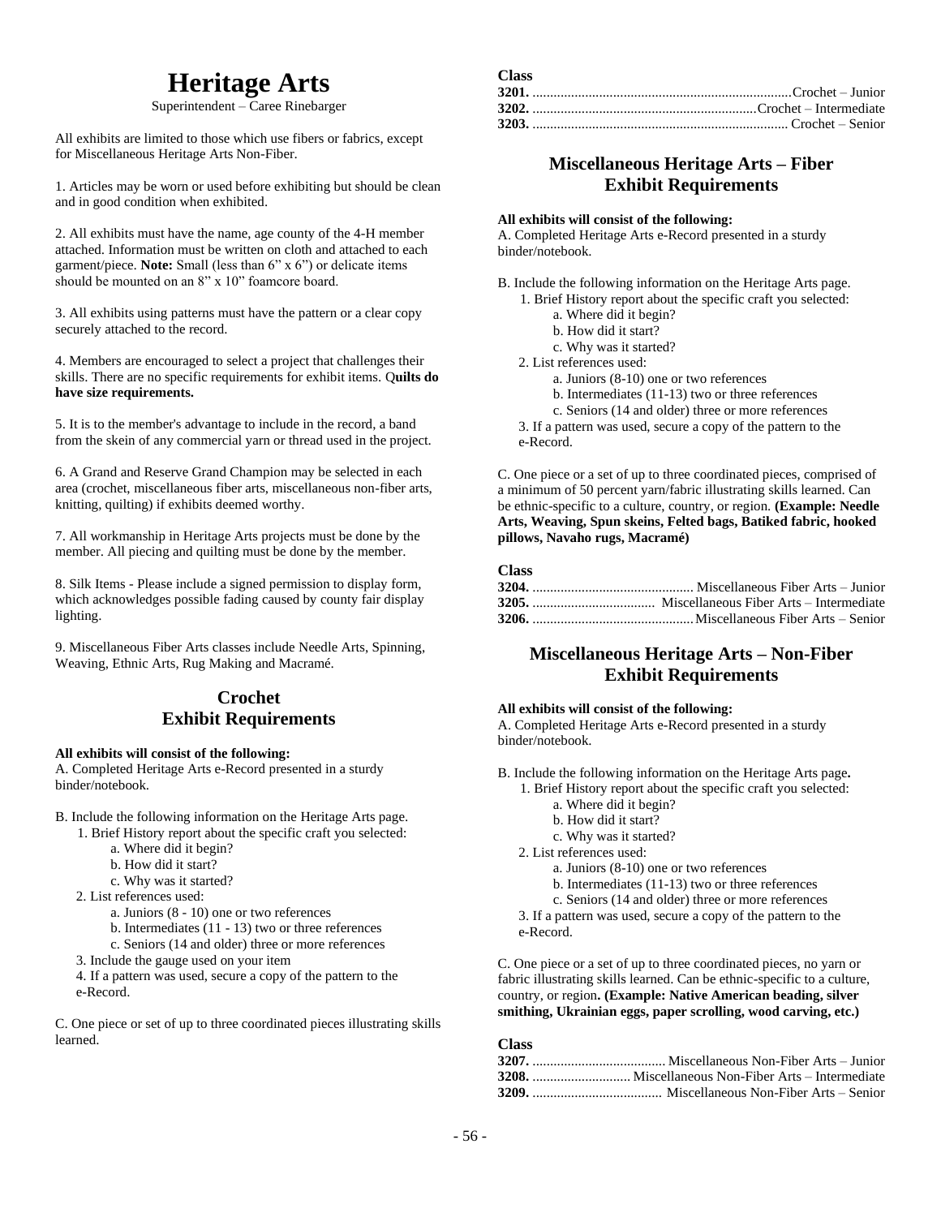# Heritage Arts

Superintendent – Caree Rinebarger

All exhibits are limited to those which use fibers or fabrics, except for Miscellaneous Heritage Arts Non-Fiber.

1. Articles may be worn or used before exhibiting but should be clean and in good condition when exhibited.

2. All exhibits must have the name, age county of the 4-H member attached. Information must be written on cloth and attached to each garment/piece. **Note:** Small (less than 6" x 6") or delicate items should be mounted on an 8" x 10" foamcore board.

3. All exhibits using patterns must have the pattern or a clear copy securely attached to the record.

4. Members are encouraged to select a project that challenges their skills. There are no specific requirements for exhibit items. Q**uilts do have size requirements.**

5. It is to the member's advantage to include in the record, a band from the skein of any commercial yarn or thread used in the project.

6. A Grand and Reserve Grand Champion may be selected in each area (crochet, miscellaneous fiber arts, miscellaneous non-fiber arts, knitting, quilting) if exhibits deemed worthy.

7. All workmanship in Heritage Arts projects must be done by the member. All piecing and quilting must be done by the member.

8. Silk Items - Please include a signed permission to display form, which acknowledges possible fading caused by county fair display lighting.

9. Miscellaneous Fiber Arts classes include Needle Arts, Spinning, Weaving, Ethnic Arts, Rug Making and Macramé.

## Crochet Exhibit Requirements

**All exhibits will consist of the following:**

A. Completed Heritage Arts e-Record presented in a sturdy binder/notebook.

B. Include the following information on the Heritage Arts page.
1. Brief History report about the specific craft you selected:
   a. Where did it begin?
   b. How did it start?
   c. Why was it started?
2. List references used:
   a. Juniors (8 - 10) one or two references
   b. Intermediates (11 - 13) two or three references
   c. Seniors (14 and older) three or more references
3. Include the gauge used on your item
4. If a pattern was used, secure a copy of the pattern to the e-Record.

C. One piece or set of up to three coordinated pieces illustrating skills learned.

**Class**

**3201.** ........ Crochet – Junior
**3202.** ........ Crochet – Intermediate
**3203.** ........ Crochet – Senior

## Miscellaneous Heritage Arts – Fiber Exhibit Requirements

**All exhibits will consist of the following:**

A. Completed Heritage Arts e-Record presented in a sturdy binder/notebook.

B. Include the following information on the Heritage Arts page.
1. Brief History report about the specific craft you selected:
   a. Where did it begin?
   b. How did it start?
   c. Why was it started?
2. List references used:
   a. Juniors (8-10) one or two references
   b. Intermediates (11-13) two or three references
   c. Seniors (14 and older) three or more references
3. If a pattern was used, secure a copy of the pattern to the e-Record.

C. One piece or a set of up to three coordinated pieces, comprised of a minimum of 50 percent yarn/fabric illustrating skills learned. Can be ethnic-specific to a culture, country, or region. **(Example: Needle Arts, Weaving, Spun skeins, Felted bags, Batiked fabric, hooked pillows, Navaho rugs, Macramé)**

**Class**

**3204.** ........ Miscellaneous Fiber Arts – Junior
**3205.** ........ Miscellaneous Fiber Arts – Intermediate
**3206.** ........ Miscellaneous Fiber Arts – Senior

## Miscellaneous Heritage Arts – Non-Fiber Exhibit Requirements

**All exhibits will consist of the following:**

A. Completed Heritage Arts e-Record presented in a sturdy binder/notebook.

B. Include the following information on the Heritage Arts page**.**
1. Brief History report about the specific craft you selected:
   a. Where did it begin?
   b. How did it start?
   c. Why was it started?
2. List references used:
   a. Juniors (8-10) one or two references
   b. Intermediates (11-13) two or three references
   c. Seniors (14 and older) three or more references
3. If a pattern was used, secure a copy of the pattern to the e-Record.

C. One piece or a set of up to three coordinated pieces, no yarn or fabric illustrating skills learned. Can be ethnic-specific to a culture, country, or region**. (Example: Native American beading, silver smithing, Ukrainian eggs, paper scrolling, wood carving, etc.)**

**Class**

**3207.** ........ Miscellaneous Non-Fiber Arts – Junior
**3208.** ........ Miscellaneous Non-Fiber Arts – Intermediate
**3209.** ........ Miscellaneous Non-Fiber Arts – Senior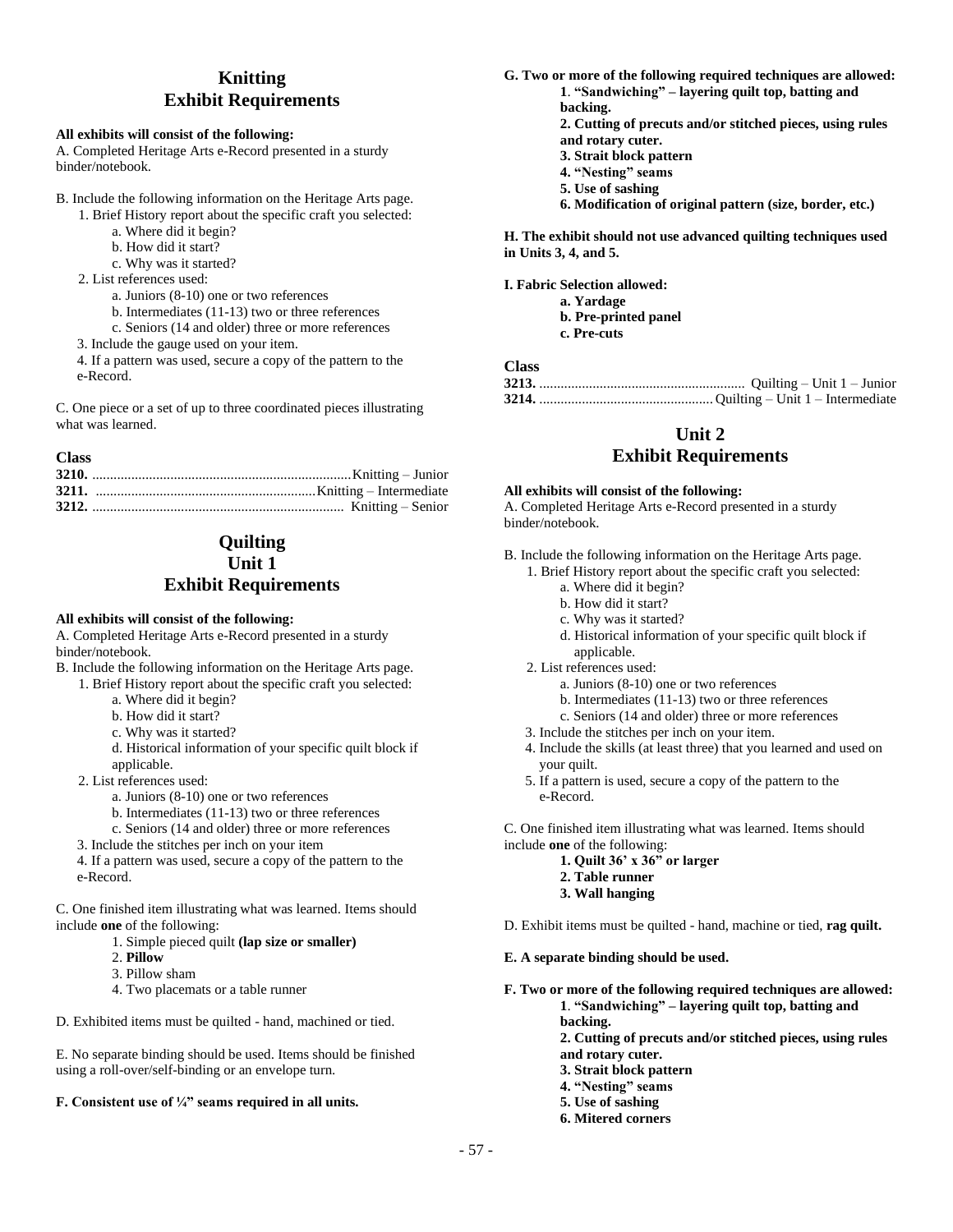## Knitting
## Exhibit Requirements

**All exhibits will consist of the following:**

A. Completed Heritage Arts e-Record presented in a sturdy binder/notebook.

B. Include the following information on the Heritage Arts page.

1. Brief History report about the specific craft you selected:
   - a. Where did it begin?
   - b. How did it start?
   - c. Why was it started?
2. List references used:
   - a. Juniors (8-10) one or two references
   - b. Intermediates (11-13) two or three references
   - c. Seniors (14 and older) three or more references
3. Include the gauge used on your item.
4. If a pattern was used, secure a copy of the pattern to the e-Record.

C. One piece or a set of up to three coordinated pieces illustrating what was learned.

**Class**

**3210.** ........................................ Knitting – Junior
**3211.** ........................................ Knitting – Intermediate
**3212.** ........................................ Knitting – Senior

## Quilting
## Unit 1
## Exhibit Requirements

**All exhibits will consist of the following:**

A. Completed Heritage Arts e-Record presented in a sturdy binder/notebook.

B. Include the following information on the Heritage Arts page.

1. Brief History report about the specific craft you selected:
   - a. Where did it begin?
   - b. How did it start?
   - c. Why was it started?
   - d. Historical information of your specific quilt block if applicable.
2. List references used:
   - a. Juniors (8-10) one or two references
   - b. Intermediates (11-13) two or three references
   - c. Seniors (14 and older) three or more references
3. Include the stitches per inch on your item
4. If a pattern was used, secure a copy of the pattern to the e-Record.

C. One finished item illustrating what was learned. Items should include **one** of the following:

1. Simple pieced quilt **(lap size or smaller)**
2. **Pillow**
3. Pillow sham
4. Two placemats or a table runner

D. Exhibited items must be quilted - hand, machined or tied.

E. No separate binding should be used. Items should be finished using a roll-over/self-binding or an envelope turn.

**F. Consistent use of ¼" seams required in all units.**

**G. Two or more of the following required techniques are allowed:**

**1. "Sandwiching" – layering quilt top, batting and backing.**
**2. Cutting of precuts and/or stitched pieces, using rules and rotary cuter.**
**3. Strait block pattern**
**4. "Nesting" seams**
**5. Use of sashing**
**6. Modification of original pattern (size, border, etc.)**

**H. The exhibit should not use advanced quilting techniques used in Units 3, 4, and 5.**

**I. Fabric Selection allowed:**

**a. Yardage**
**b. Pre-printed panel**
**c. Pre-cuts**

**Class**

**3213.** ........................................ Quilting – Unit 1 – Junior
**3214.** ........................................ Quilting – Unit 1 – Intermediate

## Unit 2
## Exhibit Requirements

**All exhibits will consist of the following:**

A. Completed Heritage Arts e-Record presented in a sturdy binder/notebook.

B. Include the following information on the Heritage Arts page.

1. Brief History report about the specific craft you selected:
   - a. Where did it begin?
   - b. How did it start?
   - c. Why was it started?
   - d. Historical information of your specific quilt block if applicable.
2. List references used:
   - a. Juniors (8-10) one or two references
   - b. Intermediates (11-13) two or three references
   - c. Seniors (14 and older) three or more references
3. Include the stitches per inch on your item.
4. Include the skills (at least three) that you learned and used on your quilt.
5. If a pattern is used, secure a copy of the pattern to the e-Record.

C. One finished item illustrating what was learned. Items should include **one** of the following:

**1. Quilt 36' x 36" or larger**
**2. Table runner**
**3. Wall hanging**

D. Exhibit items must be quilted - hand, machine or tied, **rag quilt.**

**E. A separate binding should be used.**

**F. Two or more of the following required techniques are allowed:**

**1. "Sandwiching" – layering quilt top, batting and backing.**
**2. Cutting of precuts and/or stitched pieces, using rules and rotary cuter.**
**3. Strait block pattern**
**4. "Nesting" seams**
**5. Use of sashing**
**6. Mitered corners**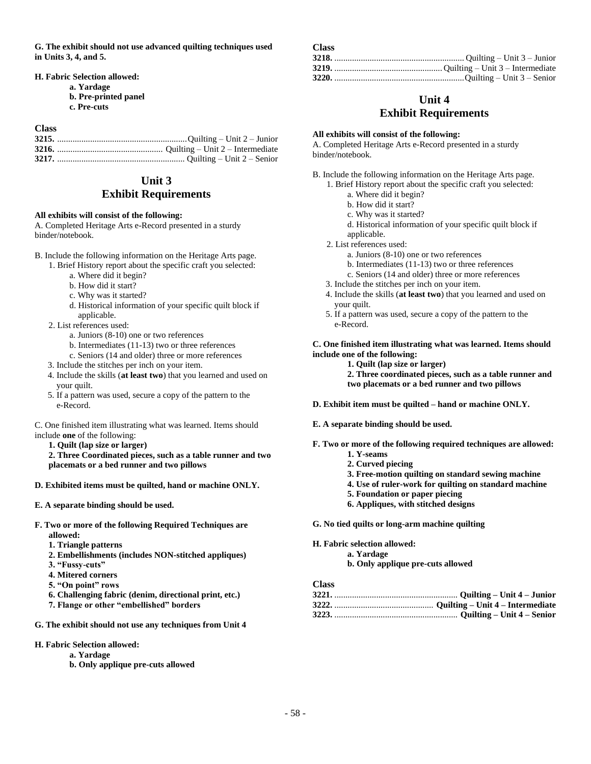**G. The exhibit should not use advanced quilting techniques used in Units 3, 4, and 5.**

**H. Fabric Selection allowed:**

- **a. Yardage**
- **b. Pre-printed panel**
- **c. Pre-cuts**

**Class**

**3215.** ........................................................... Quilting – Unit 2 – Junior
**3216.** ................................................ Quilting – Unit 2 – Intermediate
**3217.** .......................................................... Quilting – Unit 2 – Senior

## Unit 3
## Exhibit Requirements

**All exhibits will consist of the following:**
A. Completed Heritage Arts e-Record presented in a sturdy binder/notebook.

B. Include the following information on the Heritage Arts page.

1. Brief History report about the specific craft you selected:
   - a. Where did it begin?
   - b. How did it start?
   - c. Why was it started?
   - d. Historical information of your specific quilt block if applicable.
2. List references used:
   - a. Juniors (8-10) one or two references
   - b. Intermediates (11-13) two or three references
   - c. Seniors (14 and older) three or more references
3. Include the stitches per inch on your item.
4. Include the skills (**at least two**) that you learned and used on your quilt.
5. If a pattern was used, secure a copy of the pattern to the e-Record.

C. One finished item illustrating what was learned. Items should include **one** of the following:

**1. Quilt (lap size or larger)**
**2. Three Coordinated pieces, such as a table runner and two placemats or a bed runner and two pillows**

**D. Exhibited items must be quilted, hand or machine ONLY.**

**E. A separate binding should be used.**

**F. Two or more of the following Required Techniques are allowed:**

**1. Triangle patterns**
**2. Embellishments (includes NON-stitched appliques)**
**3. "Fussy-cuts"**
**4. Mitered corners**
**5. "On point" rows**
**6. Challenging fabric (denim, directional print, etc.)**
**7. Flange or other "embellished" borders**

**G. The exhibit should not use any techniques from Unit 4**

**H. Fabric Selection allowed:**

- **a. Yardage**
- **b. Only applique pre-cuts allowed**

**Class**

**3218.** ........................................................... Quilting – Unit 3 – Junior
**3219.** ................................................ Quilting – Unit 3 – Intermediate
**3220.** ........................................................... Quilting – Unit 3 – Senior

## Unit 4
## Exhibit Requirements

**All exhibits will consist of the following:**
A. Completed Heritage Arts e-Record presented in a sturdy binder/notebook.

B. Include the following information on the Heritage Arts page.

1. Brief History report about the specific craft you selected:
   - a. Where did it begin?
   - b. How did it start?
   - c. Why was it started?
   - d. Historical information of your specific quilt block if applicable.
2. List references used:
   - a. Juniors (8-10) one or two references
   - b. Intermediates (11-13) two or three references
   - c. Seniors (14 and older) three or more references
3. Include the stitches per inch on your item.
4. Include the skills (**at least two**) that you learned and used on your quilt.
5. If a pattern was used, secure a copy of the pattern to the e-Record.

**C. One finished item illustrating what was learned. Items should include one of the following:**

**1. Quilt (lap size or larger)**
**2. Three coordinated pieces, such as a table runner and two placemats or a bed runner and two pillows**

**D. Exhibit item must be quilted – hand or machine ONLY.**

**E. A separate binding should be used.**

**F. Two or more of the following required techniques are allowed:**

**1. Y-seams**
**2. Curved piecing**
**3. Free-motion quilting on standard sewing machine**
**4. Use of ruler-work for quilting on standard machine**
**5. Foundation or paper piecing**
**6. Appliques, with stitched designs**

**G. No tied quilts or long-arm machine quilting**

**H. Fabric selection allowed:**

- **a. Yardage**
- **b. Only applique pre-cuts allowed**

**Class**

**3221.** ........................................................ **Quilting – Unit 4 – Junior**
**3222.** ............................................. **Quilting – Unit 4 – Intermediate**
**3223.** ........................................................ **Quilting – Unit 4 – Senior**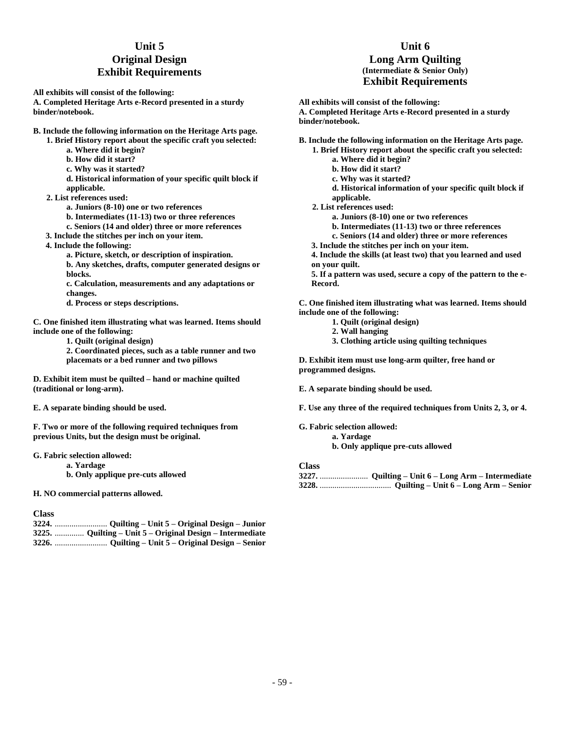## Unit 5
## Original Design
## Exhibit Requirements

**All exhibits will consist of the following:**

**A. Completed Heritage Arts e-Record presented in a sturdy binder/notebook.**

**B. Include the following information on the Heritage Arts page.**

1. **Brief History report about the specific craft you selected:**
    - **a. Where did it begin?**
    - **b. How did it start?**
    - **c. Why was it started?**
    - **d. Historical information of your specific quilt block if applicable.**
2. **List references used:**
    - **a. Juniors (8-10) one or two references**
    - **b. Intermediates (11-13) two or three references**
    - **c. Seniors (14 and older) three or more references**
3. **Include the stitches per inch on your item.**
4. **Include the following:**
    - **a. Picture, sketch, or description of inspiration.**
    - **b. Any sketches, drafts, computer generated designs or blocks.**
    - **c. Calculation, measurements and any adaptations or changes.**
    - **d. Process or steps descriptions.**

**C. One finished item illustrating what was learned. Items should include one of the following:**

1. **Quilt (original design)**
2. **Coordinated pieces, such as a table runner and two placemats or a bed runner and two pillows**

**D. Exhibit item must be quilted – hand or machine quilted (traditional or long-arm).**

**E. A separate binding should be used.**

**F. Two or more of the following required techniques from previous Units, but the design must be original.**

**G. Fabric selection allowed:**

- **a. Yardage**
- **b. Only applique pre-cuts allowed**

**H. NO commercial patterns allowed.**

**Class**

**3224.** ......................... **Quilting – Unit 5 – Original Design – Junior**
**3225.** .............. **Quilting – Unit 5 – Original Design – Intermediate**
**3226.** ......................... **Quilting – Unit 5 – Original Design – Senior**

## Unit 6
## Long Arm Quilting
**(Intermediate & Senior Only)**
## Exhibit Requirements

**All exhibits will consist of the following:**

**A. Completed Heritage Arts e-Record presented in a sturdy binder/notebook.**

**B. Include the following information on the Heritage Arts page.**

1. **Brief History report about the specific craft you selected:**
    - **a. Where did it begin?**
    - **b. How did it start?**
    - **c. Why was it started?**
    - **d. Historical information of your specific quilt block if applicable.**
2. **List references used:**
    - **a. Juniors (8-10) one or two references**
    - **b. Intermediates (11-13) two or three references**
    - **c. Seniors (14 and older) three or more references**
3. **Include the stitches per inch on your item.**
4. **Include the skills (at least two) that you learned and used on your quilt.**
5. **If a pattern was used, secure a copy of the pattern to the e-Record.**

**C. One finished item illustrating what was learned. Items should include one of the following:**

1. **Quilt (original design)**
2. **Wall hanging**
3. **Clothing article using quilting techniques**

**D. Exhibit item must use long-arm quilter, free hand or programmed designs.**

**E. A separate binding should be used.**

**F. Use any three of the required techniques from Units 2, 3, or 4.**

**G. Fabric selection allowed:**

- **a. Yardage**
- **b. Only applique pre-cuts allowed**

**Class**

**3227.** ....................... **Quilting – Unit 6 – Long Arm – Intermediate**
**3228.** .................................. **Quilting – Unit 6 – Long Arm – Senior**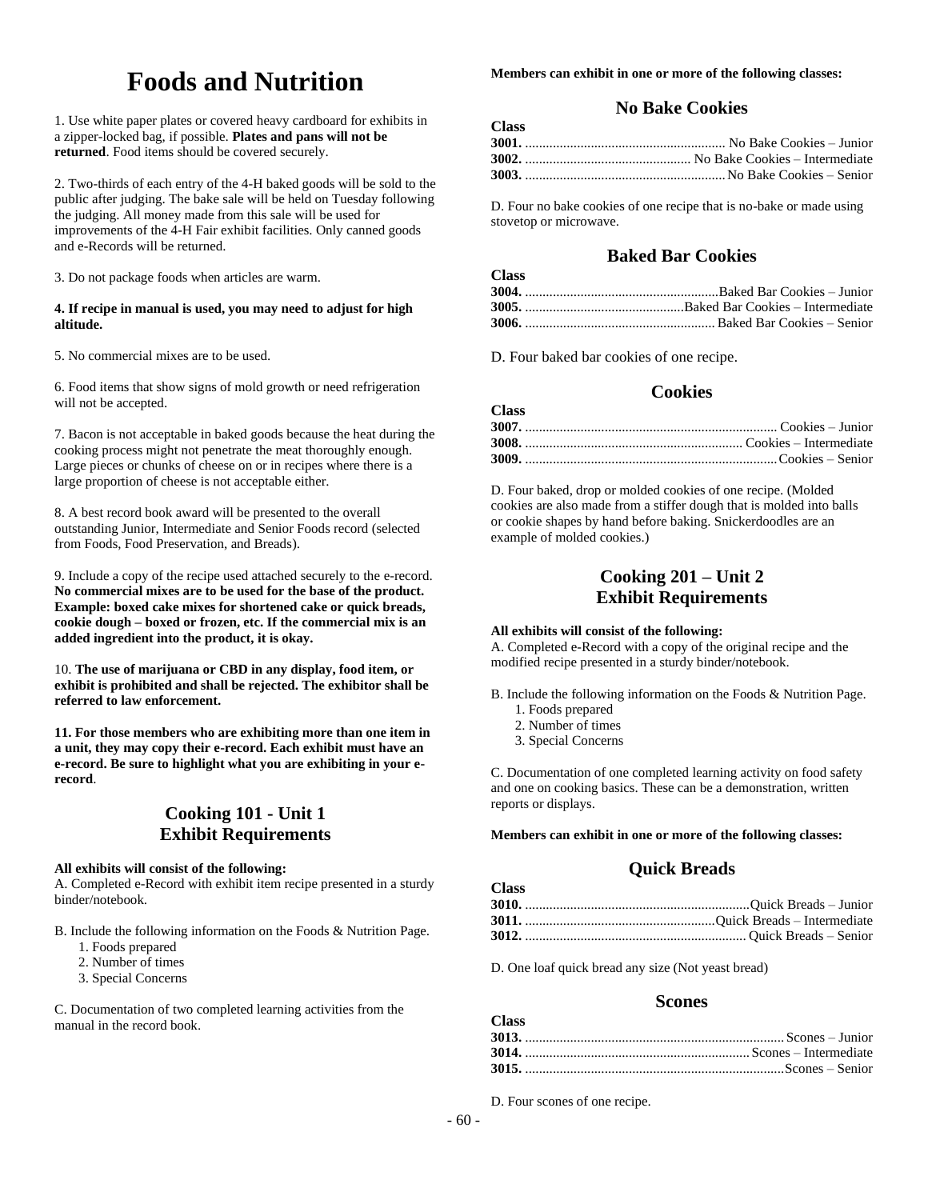# Foods and Nutrition

1. Use white paper plates or covered heavy cardboard for exhibits in a zipper-locked bag, if possible. **Plates and pans will not be returned**. Food items should be covered securely.

2. Two-thirds of each entry of the 4-H baked goods will be sold to the public after judging. The bake sale will be held on Tuesday following the judging. All money made from this sale will be used for improvements of the 4-H Fair exhibit facilities. Only canned goods and e-Records will be returned.

3. Do not package foods when articles are warm.

**4. If recipe in manual is used, you may need to adjust for high altitude.**

5. No commercial mixes are to be used.

6. Food items that show signs of mold growth or need refrigeration will not be accepted.

7. Bacon is not acceptable in baked goods because the heat during the cooking process might not penetrate the meat thoroughly enough. Large pieces or chunks of cheese on or in recipes where there is a large proportion of cheese is not acceptable either.

8. A best record book award will be presented to the overall outstanding Junior, Intermediate and Senior Foods record (selected from Foods, Food Preservation, and Breads).

9. Include a copy of the recipe used attached securely to the e-record. **No commercial mixes are to be used for the base of the product. Example: boxed cake mixes for shortened cake or quick breads, cookie dough – boxed or frozen, etc. If the commercial mix is an added ingredient into the product, it is okay.**

10. **The use of marijuana or CBD in any display, food item, or exhibit is prohibited and shall be rejected. The exhibitor shall be referred to law enforcement.**

**11. For those members who are exhibiting more than one item in a unit, they may copy their e-record. Each exhibit must have an e-record. Be sure to highlight what you are exhibiting in your e-record**.

## Cooking 101 - Unit 1 Exhibit Requirements

**All exhibits will consist of the following:**

A. Completed e-Record with exhibit item recipe presented in a sturdy binder/notebook.

B. Include the following information on the Foods & Nutrition Page.
1. Foods prepared
2. Number of times
3. Special Concerns

C. Documentation of two completed learning activities from the manual in the record book.

**Members can exhibit in one or more of the following classes:**

### No Bake Cookies

**Class**
**3001.** .......... No Bake Cookies – Junior
**3002.** .......... No Bake Cookies – Intermediate
**3003.** .......... No Bake Cookies – Senior

D. Four no bake cookies of one recipe that is no-bake or made using stovetop or microwave.

### Baked Bar Cookies

**Class**
**3004.** .......... Baked Bar Cookies – Junior
**3005.** .......... Baked Bar Cookies – Intermediate
**3006.** .......... Baked Bar Cookies – Senior

D. Four baked bar cookies of one recipe.

### Cookies

**Class**
**3007.** .......... Cookies – Junior
**3008.** .......... Cookies – Intermediate
**3009.** .......... Cookies – Senior

D. Four baked, drop or molded cookies of one recipe. (Molded cookies are also made from a stiffer dough that is molded into balls or cookie shapes by hand before baking. Snickerdoodles are an example of molded cookies.)

## Cooking 201 – Unit 2 Exhibit Requirements

**All exhibits will consist of the following:**

A. Completed e-Record with a copy of the original recipe and the modified recipe presented in a sturdy binder/notebook.

B. Include the following information on the Foods & Nutrition Page.
1. Foods prepared
2. Number of times
3. Special Concerns

C. Documentation of one completed learning activity on food safety and one on cooking basics. These can be a demonstration, written reports or displays.

**Members can exhibit in one or more of the following classes:**

### Quick Breads

**Class**
**3010.** .......... Quick Breads – Junior
**3011.** .......... Quick Breads – Intermediate
**3012.** .......... Quick Breads – Senior

D. One loaf quick bread any size (Not yeast bread)

### Scones

**Class**
**3013.** .......... Scones – Junior
**3014.** .......... Scones – Intermediate
**3015.** .......... Scones – Senior

D. Four scones of one recipe.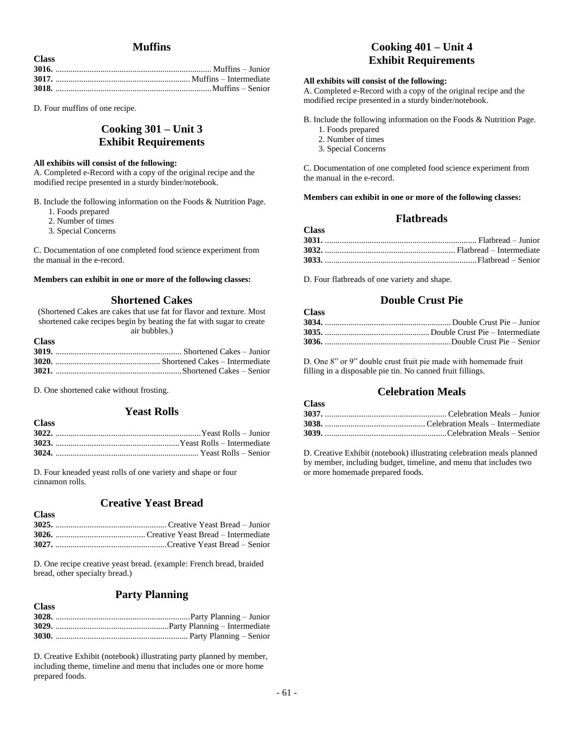## Muffins

**Class**

**3016.** .......... Muffins – Junior
**3017.** .......... Muffins – Intermediate
**3018.** .......... Muffins – Senior

D. Four muffins of one recipe.

## Cooking 301 – Unit 3 Exhibit Requirements

**All exhibits will consist of the following:**
A. Completed e-Record with a copy of the original recipe and the modified recipe presented in a sturdy binder/notebook.

B. Include the following information on the Foods & Nutrition Page.
1. Foods prepared
2. Number of times
3. Special Concerns

C. Documentation of one completed food science experiment from the manual in the e-record.

**Members can exhibit in one or more of the following classes:**

### Shortened Cakes

(Shortened Cakes are cakes that use fat for flavor and texture. Most shortened cake recipes begin by beating the fat with sugar to create air bubbles.)

**Class**

**3019.** .......... Shortened Cakes – Junior
**3020.** .......... Shortened Cakes – Intermediate
**3021.** .......... Shortened Cakes – Senior

D. One shortened cake without frosting.

### Yeast Rolls

**Class**

**3022.** .......... Yeast Rolls – Junior
**3023.** .......... Yeast Rolls – Intermediate
**3024.** .......... Yeast Rolls – Senior

D. Four kneaded yeast rolls of one variety and shape or four cinnamon rolls.

### Creative Yeast Bread

**Class**

**3025.** .......... Creative Yeast Bread – Junior
**3026.** .......... Creative Yeast Bread – Intermediate
**3027.** .......... Creative Yeast Bread – Senior

D. One recipe creative yeast bread. (example: French bread, braided bread, other specialty bread.)

### Party Planning

**Class**

**3028.** .......... Party Planning – Junior
**3029.** .......... Party Planning – Intermediate
**3030.** .......... Party Planning – Senior

D. Creative Exhibit (notebook) illustrating party planned by member, including theme, timeline and menu that includes one or more home prepared foods.

## Cooking 401 – Unit 4 Exhibit Requirements

**All exhibits will consist of the following:**
A. Completed e-Record with a copy of the original recipe and the modified recipe presented in a sturdy binder/notebook.

B. Include the following information on the Foods & Nutrition Page.
1. Foods prepared
2. Number of times
3. Special Concerns

C. Documentation of one completed food science experiment from the manual in the e-record.

**Members can exhibit in one or more of the following classes:**

### Flatbreads

**Class**

**3031.** .......... Flatbread – Junior
**3032.** .......... Flatbread – Intermediate
**3033.** .......... Flatbread – Senior

D. Four flatbreads of one variety and shape.

### Double Crust Pie

**Class**

**3034.** .......... Double Crust Pie – Junior
**3035.** .......... Double Crust Pie – Intermediate
**3036.** .......... Double Crust Pie – Senior

D. One 8" or 9" double crust fruit pie made with homemade fruit filling in a disposable pie tin. No canned fruit fillings.

### Celebration Meals

**Class**

**3037.** .......... Celebration Meals – Junior
**3038.** .......... Celebration Meals – Intermediate
**3039.** .......... Celebration Meals – Senior

D. Creative Exhibit (notebook) illustrating celebration meals planned by member, including budget, timeline, and menu that includes two or more homemade prepared foods.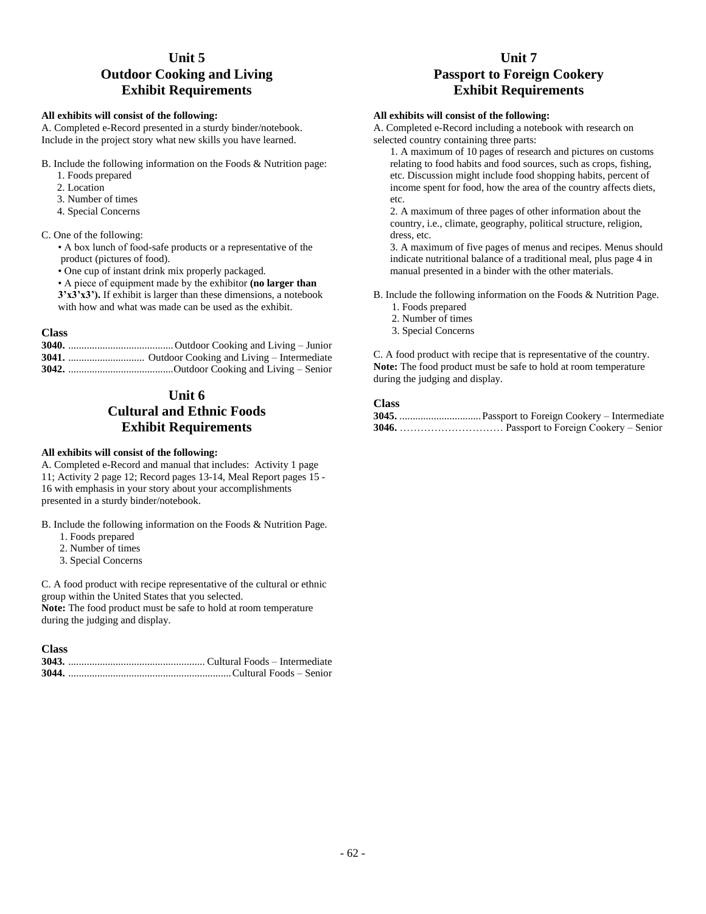## Unit 5
## Outdoor Cooking and Living
## Exhibit Requirements

**All exhibits will consist of the following:**

A. Completed e-Record presented in a sturdy binder/notebook. Include in the project story what new skills you have learned.

B. Include the following information on the Foods & Nutrition page:

1. Foods prepared
2. Location
3. Number of times
4. Special Concerns

C. One of the following:

- A box lunch of food-safe products or a representative of the product (pictures of food).
- One cup of instant drink mix properly packaged.
- A piece of equipment made by the exhibitor **(no larger than 3'x3'x3').** If exhibit is larger than these dimensions, a notebook with how and what was made can be used as the exhibit.

**Class**

**3040.** ........................................ Outdoor Cooking and Living – Junior
**3041.** ............................. Outdoor Cooking and Living – Intermediate
**3042.** ........................................ Outdoor Cooking and Living – Senior

## Unit 6
## Cultural and Ethnic Foods
## Exhibit Requirements

**All exhibits will consist of the following:**

A. Completed e-Record and manual that includes: Activity 1 page 11; Activity 2 page 12; Record pages 13-14, Meal Report pages 15 - 16 with emphasis in your story about your accomplishments presented in a sturdy binder/notebook.

B. Include the following information on the Foods & Nutrition Page.

1. Foods prepared
2. Number of times
3. Special Concerns

C. A food product with recipe representative of the cultural or ethnic group within the United States that you selected.
**Note:** The food product must be safe to hold at room temperature during the judging and display.

**Class**

**3043.** .................................................... Cultural Foods – Intermediate
**3044.** ............................................................. Cultural Foods – Senior

## Unit 7
## Passport to Foreign Cookery
## Exhibit Requirements

**All exhibits will consist of the following:**

A. Completed e-Record including a notebook with research on selected country containing three parts:

1. A maximum of 10 pages of research and pictures on customs relating to food habits and food sources, such as crops, fishing, etc. Discussion might include food shopping habits, percent of income spent for food, how the area of the country affects diets, etc.
2. A maximum of three pages of other information about the country, i.e., climate, geography, political structure, religion, dress, etc.
3. A maximum of five pages of menus and recipes. Menus should indicate nutritional balance of a traditional meal, plus page 4 in manual presented in a binder with the other materials.

B. Include the following information on the Foods & Nutrition Page.

1. Foods prepared
2. Number of times
3. Special Concerns

C. A food product with recipe that is representative of the country.
**Note:** The food product must be safe to hold at room temperature during the judging and display.

**Class**

**3045.** ............................... Passport to Foreign Cookery – Intermediate
**3046.** ………………………… Passport to Foreign Cookery – Senior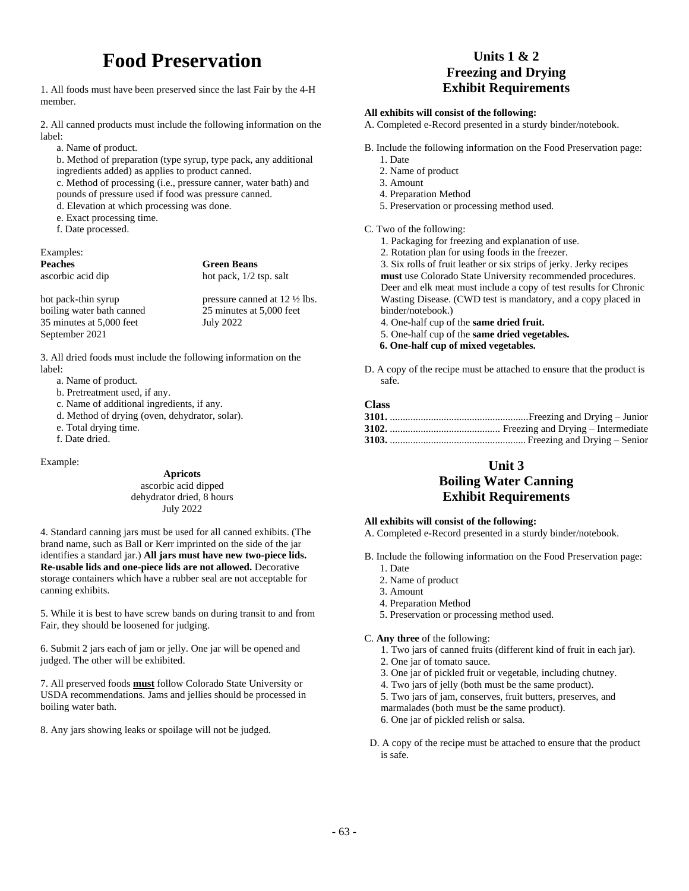# Food Preservation

1. All foods must have been preserved since the last Fair by the 4-H member.

2. All canned products must include the following information on the label:
   a. Name of product.
   b. Method of preparation (type syrup, type pack, any additional ingredients added) as applies to product canned.
   c. Method of processing (i.e., pressure canner, water bath) and pounds of pressure used if food was pressure canned.
   d. Elevation at which processing was done.
   e. Exact processing time.
   f. Date processed.

Examples:

| **Peaches** | **Green Beans** |
|---|---|
| ascorbic acid dip | hot pack, 1/2 tsp. salt |
| hot pack-thin syrup | pressure canned at 12 ½ lbs. |
| boiling water bath canned | 25 minutes at 5,000 feet |
| 35 minutes at 5,000 feet | July 2022 |
| September 2021 | |

3. All dried foods must include the following information on the label:
   a. Name of product.
   b. Pretreatment used, if any.
   c. Name of additional ingredients, if any.
   d. Method of drying (oven, dehydrator, solar).
   e. Total drying time.
   f. Date dried.

Example:

**Apricots**
ascorbic acid dipped
dehydrator dried, 8 hours
July 2022

4. Standard canning jars must be used for all canned exhibits. (The brand name, such as Ball or Kerr imprinted on the side of the jar identifies a standard jar.) **All jars must have new two-piece lids. Re-usable lids and one-piece lids are not allowed.** Decorative storage containers which have a rubber seal are not acceptable for canning exhibits.

5. While it is best to have screw bands on during transit to and from Fair, they should be loosened for judging.

6. Submit 2 jars each of jam or jelly. One jar will be opened and judged. The other will be exhibited.

7. All preserved foods **must** follow Colorado State University or USDA recommendations. Jams and jellies should be processed in boiling water bath.

8. Any jars showing leaks or spoilage will not be judged.

## Units 1 & 2 Freezing and Drying Exhibit Requirements

**All exhibits will consist of the following:**

A. Completed e-Record presented in a sturdy binder/notebook.

B. Include the following information on the Food Preservation page:
   1. Date
   2. Name of product
   3. Amount
   4. Preparation Method
   5. Preservation or processing method used.

C. Two of the following:
   1. Packaging for freezing and explanation of use.
   2. Rotation plan for using foods in the freezer.
   3. Six rolls of fruit leather or six strips of jerky. Jerky recipes **must** use Colorado State University recommended procedures. Deer and elk meat must include a copy of test results for Chronic Wasting Disease. (CWD test is mandatory, and a copy placed in binder/notebook.)
   4. One-half cup of the **same dried fruit.**
   5. One-half cup of the **same dried vegetables.**
   **6. One-half cup of mixed vegetables.**

D. A copy of the recipe must be attached to ensure that the product is safe.

**Class**

**3101.** ........................................ Freezing and Drying – Junior
**3102.** ........................................ Freezing and Drying – Intermediate
**3103.** ........................................ Freezing and Drying – Senior

## Unit 3 Boiling Water Canning Exhibit Requirements

**All exhibits will consist of the following:**

A. Completed e-Record presented in a sturdy binder/notebook.

B. Include the following information on the Food Preservation page:
   1. Date
   2. Name of product
   3. Amount
   4. Preparation Method
   5. Preservation or processing method used.

C. **Any three** of the following:
   1. Two jars of canned fruits (different kind of fruit in each jar).
   2. One jar of tomato sauce.
   3. One jar of pickled fruit or vegetable, including chutney.
   4. Two jars of jelly (both must be the same product).
   5. Two jars of jam, conserves, fruit butters, preserves, and marmalades (both must be the same product).
   6. One jar of pickled relish or salsa.

D. A copy of the recipe must be attached to ensure that the product is safe.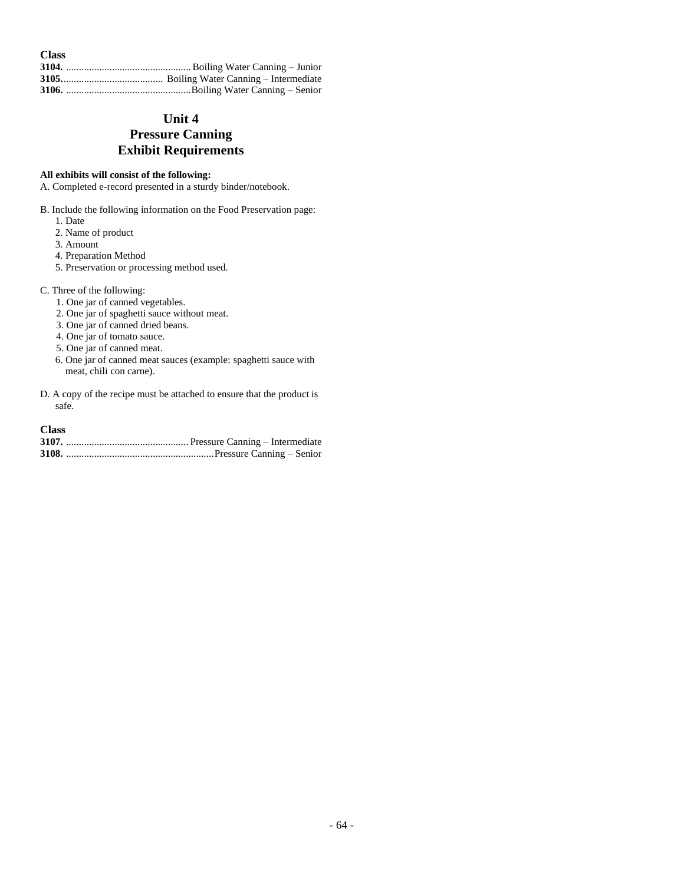**Class**

**3104.** ................................................ Boiling Water Canning – Junior
**3105.**....................................... Boiling Water Canning – Intermediate
**3106.** ................................................Boiling Water Canning – Senior

## Unit 4
## Pressure Canning
## Exhibit Requirements

**All exhibits will consist of the following:**

A. Completed e-record presented in a sturdy binder/notebook.

B. Include the following information on the Food Preservation page:
   1. Date
   2. Name of product
   3. Amount
   4. Preparation Method
   5. Preservation or processing method used.

C. Three of the following:
   1. One jar of canned vegetables.
   2. One jar of spaghetti sauce without meat.
   3. One jar of canned dried beans.
   4. One jar of tomato sauce.
   5. One jar of canned meat.
   6. One jar of canned meat sauces (example: spaghetti sauce with meat, chili con carne).

D. A copy of the recipe must be attached to ensure that the product is safe.

**Class**

**3107.** ................................................ Pressure Canning – Intermediate
**3108.** .........................................................Pressure Canning – Senior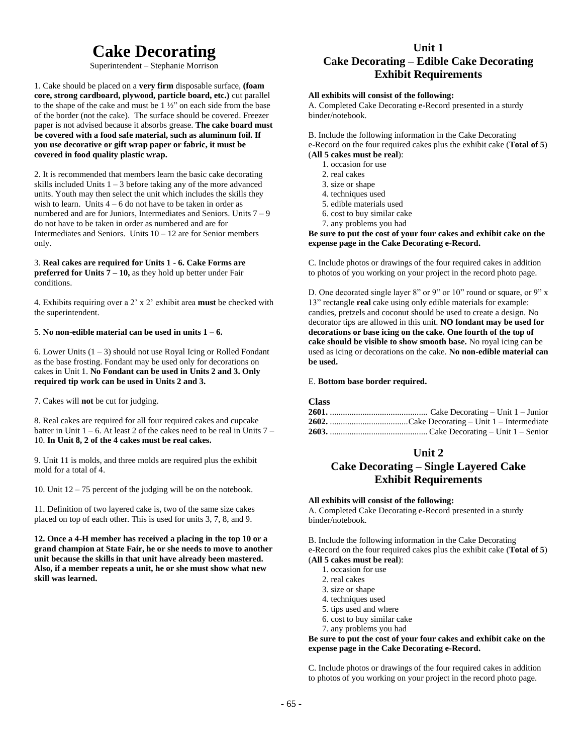# Cake Decorating

Superintendent – Stephanie Morrison

1. Cake should be placed on a **very firm** disposable surface, **(foam core, strong cardboard, plywood, particle board, etc.)** cut parallel to the shape of the cake and must be 1 ½" on each side from the base of the border (not the cake). The surface should be covered. Freezer paper is not advised because it absorbs grease. **The cake board must be covered with a food safe material, such as aluminum foil. If you use decorative or gift wrap paper or fabric, it must be covered in food quality plastic wrap.**

2. It is recommended that members learn the basic cake decorating skills included Units 1 – 3 before taking any of the more advanced units. Youth may then select the unit which includes the skills they wish to learn. Units 4 – 6 do not have to be taken in order as numbered and are for Juniors, Intermediates and Seniors. Units 7 – 9 do not have to be taken in order as numbered and are for Intermediates and Seniors. Units 10 – 12 are for Senior members only.

3. **Real cakes are required for Units 1 - 6. Cake Forms are preferred for Units 7 – 10,** as they hold up better under Fair conditions.

4. Exhibits requiring over a 2' x 2' exhibit area **must** be checked with the superintendent.

5. **No non-edible material can be used in units 1 – 6.**

6. Lower Units (1 – 3) should not use Royal Icing or Rolled Fondant as the base frosting. Fondant may be used only for decorations on cakes in Unit 1. **No Fondant can be used in Units 2 and 3. Only required tip work can be used in Units 2 and 3.**

7. Cakes will **not** be cut for judging.

8. Real cakes are required for all four required cakes and cupcake batter in Unit 1 – 6. At least 2 of the cakes need to be real in Units 7 – 10. **In Unit 8, 2 of the 4 cakes must be real cakes.**

9. Unit 11 is molds, and three molds are required plus the exhibit mold for a total of 4.

10. Unit 12 – 75 percent of the judging will be on the notebook.

11. Definition of two layered cake is, two of the same size cakes placed on top of each other. This is used for units 3, 7, 8, and 9.

**12. Once a 4-H member has received a placing in the top 10 or a grand champion at State Fair, he or she needs to move to another unit because the skills in that unit have already been mastered. Also, if a member repeats a unit, he or she must show what new skill was learned.**

## Unit 1
## Cake Decorating – Edible Cake Decorating Exhibit Requirements

**All exhibits will consist of the following:**

A. Completed Cake Decorating e-Record presented in a sturdy binder/notebook.

B. Include the following information in the Cake Decorating e-Record on the four required cakes plus the exhibit cake (**Total of 5**) (**All 5 cakes must be real**):

1. occasion for use
2. real cakes
3. size or shape
4. techniques used
5. edible materials used
6. cost to buy similar cake
7. any problems you had

**Be sure to put the cost of your four cakes and exhibit cake on the expense page in the Cake Decorating e-Record.**

C. Include photos or drawings of the four required cakes in addition to photos of you working on your project in the record photo page.

D. One decorated single layer 8" or 9" or 10" round or square, or 9" x 13" rectangle **real** cake using only edible materials for example: candies, pretzels and coconut should be used to create a design. No decorator tips are allowed in this unit. **NO fondant may be used for decorations or base icing on the cake. One fourth of the top of cake should be visible to show smooth base.** No royal icing can be used as icing or decorations on the cake. **No non-edible material can be used.**

E. **Bottom base border required.**

**Class**

**2601.** ............................................ Cake Decorating – Unit 1 – Junior
**2602.** ...................................Cake Decorating – Unit 1 – Intermediate
**2603.** ............................................ Cake Decorating – Unit 1 – Senior

## Unit 2
## Cake Decorating – Single Layered Cake Exhibit Requirements

**All exhibits will consist of the following:**

A. Completed Cake Decorating e-Record presented in a sturdy binder/notebook.

B. Include the following information in the Cake Decorating e-Record on the four required cakes plus the exhibit cake (**Total of 5**) (**All 5 cakes must be real**):

1. occasion for use
2. real cakes
3. size or shape
4. techniques used
5. tips used and where
6. cost to buy similar cake
7. any problems you had

**Be sure to put the cost of your four cakes and exhibit cake on the expense page in the Cake Decorating e-Record.**

C. Include photos or drawings of the four required cakes in addition to photos of you working on your project in the record photo page.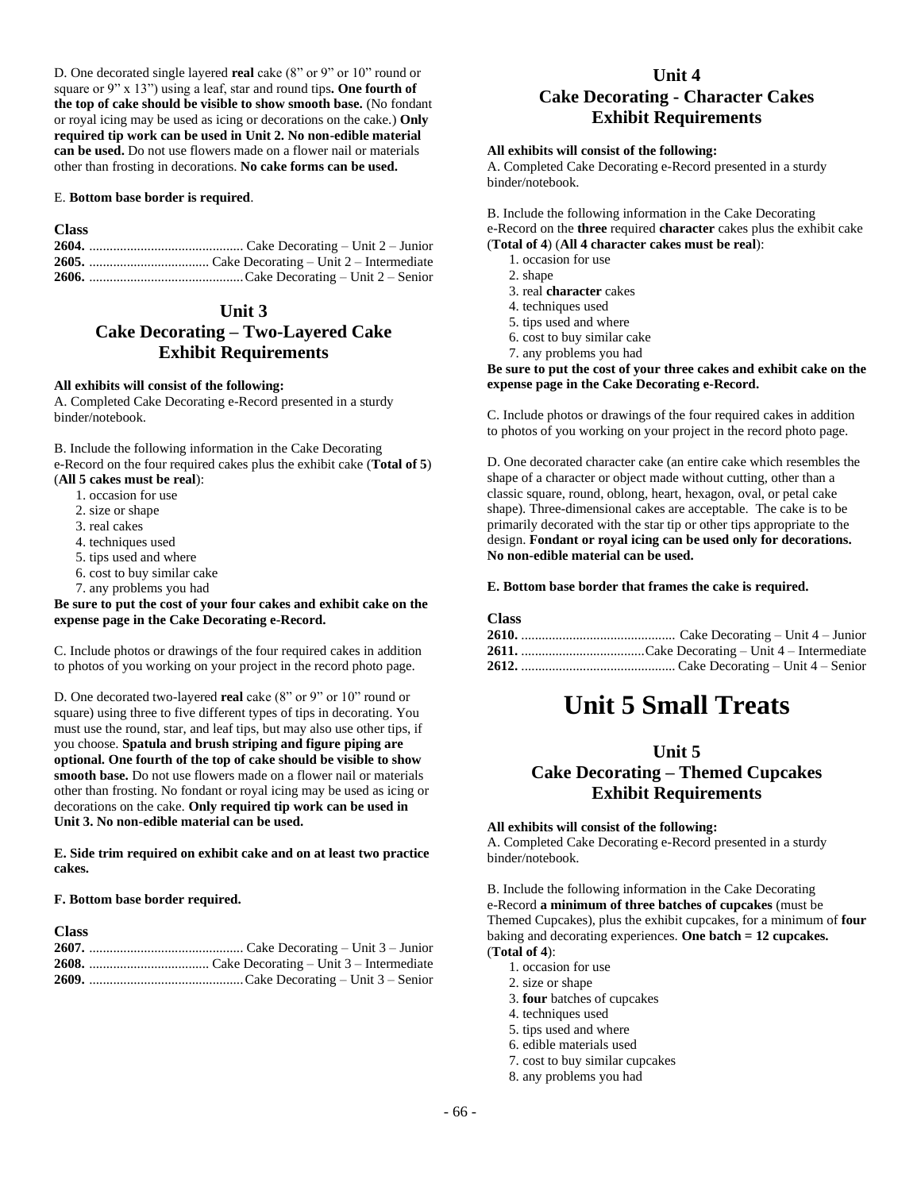D. One decorated single layered **real** cake (8" or 9" or 10" round or square or 9" x 13") using a leaf, star and round tips**. One fourth of the top of cake should be visible to show smooth base.** (No fondant or royal icing may be used as icing or decorations on the cake.) **Only required tip work can be used in Unit 2. No non-edible material can be used.** Do not use flowers made on a flower nail or materials other than frosting in decorations. **No cake forms can be used.**

E. **Bottom base border is required**.

**Class**
**2604.** ............................................ Cake Decorating – Unit 2 – Junior
**2605.** ................................... Cake Decorating – Unit 2 – Intermediate
**2606.** ............................................Cake Decorating – Unit 2 – Senior

## Unit 3
## Cake Decorating – Two-Layered Cake
## Exhibit Requirements

**All exhibits will consist of the following:**
A. Completed Cake Decorating e-Record presented in a sturdy binder/notebook.

B. Include the following information in the Cake Decorating e-Record on the four required cakes plus the exhibit cake (**Total of 5**) (**All 5 cakes must be real**):

1. occasion for use
2. size or shape
3. real cakes
4. techniques used
5. tips used and where
6. cost to buy similar cake
7. any problems you had

**Be sure to put the cost of your four cakes and exhibit cake on the expense page in the Cake Decorating e-Record.**

C. Include photos or drawings of the four required cakes in addition to photos of you working on your project in the record photo page.

D. One decorated two-layered **real** cake (8" or 9" or 10" round or square) using three to five different types of tips in decorating. You must use the round, star, and leaf tips, but may also use other tips, if you choose. **Spatula and brush striping and figure piping are optional. One fourth of the top of cake should be visible to show smooth base.** Do not use flowers made on a flower nail or materials other than frosting. No fondant or royal icing may be used as icing or decorations on the cake. **Only required tip work can be used in Unit 3. No non-edible material can be used.**

**E. Side trim required on exhibit cake and on at least two practice cakes.**

**F. Bottom base border required.**

**Class**
**2607.** ............................................ Cake Decorating – Unit 3 – Junior
**2608.** ................................... Cake Decorating – Unit 3 – Intermediate
**2609.** ............................................Cake Decorating – Unit 3 – Senior

## Unit 4
## Cake Decorating - Character Cakes
## Exhibit Requirements

**All exhibits will consist of the following:**
A. Completed Cake Decorating e-Record presented in a sturdy binder/notebook.

B. Include the following information in the Cake Decorating e-Record on the **three** required **character** cakes plus the exhibit cake (**Total of 4**) (**All 4 character cakes must be real**):

1. occasion for use
2. shape
3. real **character** cakes
4. techniques used
5. tips used and where
6. cost to buy similar cake
7. any problems you had

**Be sure to put the cost of your three cakes and exhibit cake on the expense page in the Cake Decorating e-Record.**

C. Include photos or drawings of the four required cakes in addition to photos of you working on your project in the record photo page.

D. One decorated character cake (an entire cake which resembles the shape of a character or object made without cutting, other than a classic square, round, oblong, heart, hexagon, oval, or petal cake shape). Three-dimensional cakes are acceptable. The cake is to be primarily decorated with the star tip or other tips appropriate to the design. **Fondant or royal icing can be used only for decorations. No non-edible material can be used.**

**E. Bottom base border that frames the cake is required.**

**Class**
**2610.** ............................................ Cake Decorating – Unit 4 – Junior
**2611.** ....................................Cake Decorating – Unit 4 – Intermediate
**2612.** ............................................ Cake Decorating – Unit 4 – Senior

# Unit 5 Small Treats

## Unit 5
## Cake Decorating – Themed Cupcakes
## Exhibit Requirements

**All exhibits will consist of the following:**
A. Completed Cake Decorating e-Record presented in a sturdy binder/notebook.

B. Include the following information in the Cake Decorating e-Record **a minimum of three batches of cupcakes** (must be Themed Cupcakes), plus the exhibit cupcakes, for a minimum of **four** baking and decorating experiences. **One batch = 12 cupcakes.** (**Total of 4**):

1. occasion for use
2. size or shape
3. **four** batches of cupcakes
4. techniques used
5. tips used and where
6. edible materials used
7. cost to buy similar cupcakes
8. any problems you had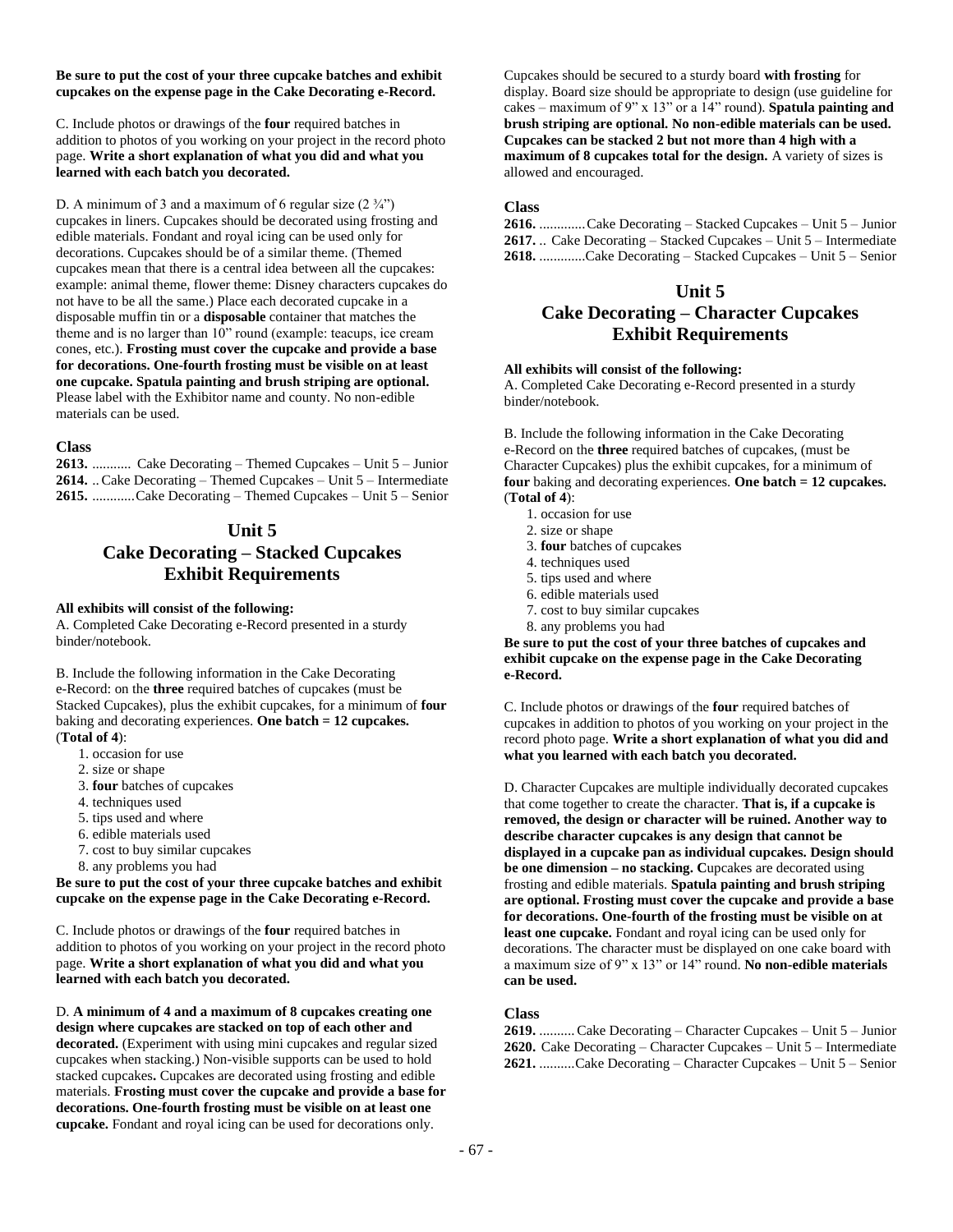**Be sure to put the cost of your three cupcake batches and exhibit cupcakes on the expense page in the Cake Decorating e-Record.**

C. Include photos or drawings of the **four** required batches in addition to photos of you working on your project in the record photo page. **Write a short explanation of what you did and what you learned with each batch you decorated.**

D. A minimum of 3 and a maximum of 6 regular size (2 ¾") cupcakes in liners. Cupcakes should be decorated using frosting and edible materials. Fondant and royal icing can be used only for decorations. Cupcakes should be of a similar theme. (Themed cupcakes mean that there is a central idea between all the cupcakes: example: animal theme, flower theme: Disney characters cupcakes do not have to be all the same.) Place each decorated cupcake in a disposable muffin tin or a **disposable** container that matches the theme and is no larger than 10" round (example: teacups, ice cream cones, etc.). **Frosting must cover the cupcake and provide a base for decorations. One-fourth frosting must be visible on at least one cupcake. Spatula painting and brush striping are optional.** Please label with the Exhibitor name and county. No non-edible materials can be used.

**Class**

**2613.** ........... Cake Decorating – Themed Cupcakes – Unit 5 – Junior
**2614.** .. Cake Decorating – Themed Cupcakes – Unit 5 – Intermediate
**2615.** ............Cake Decorating – Themed Cupcakes – Unit 5 – Senior

## Unit 5
## Cake Decorating – Stacked Cupcakes
## Exhibit Requirements

**All exhibits will consist of the following:**
A. Completed Cake Decorating e-Record presented in a sturdy binder/notebook.

B. Include the following information in the Cake Decorating e-Record: on the **three** required batches of cupcakes (must be Stacked Cupcakes), plus the exhibit cupcakes, for a minimum of **four** baking and decorating experiences. **One batch = 12 cupcakes.** (**Total of 4**):

1. occasion for use
2. size or shape
3. **four** batches of cupcakes
4. techniques used
5. tips used and where
6. edible materials used
7. cost to buy similar cupcakes
8. any problems you had

**Be sure to put the cost of your three cupcake batches and exhibit cupcake on the expense page in the Cake Decorating e-Record.**

C. Include photos or drawings of the **four** required batches in addition to photos of you working on your project in the record photo page. **Write a short explanation of what you did and what you learned with each batch you decorated.**

D. **A minimum of 4 and a maximum of 8 cupcakes creating one design where cupcakes are stacked on top of each other and decorated.** (Experiment with using mini cupcakes and regular sized cupcakes when stacking.) Non-visible supports can be used to hold stacked cupcakes**.** Cupcakes are decorated using frosting and edible materials. **Frosting must cover the cupcake and provide a base for decorations. One-fourth frosting must be visible on at least one cupcake.** Fondant and royal icing can be used for decorations only.

Cupcakes should be secured to a sturdy board **with frosting** for display. Board size should be appropriate to design (use guideline for cakes – maximum of 9" x 13" or a 14" round). **Spatula painting and brush striping are optional. No non-edible materials can be used. Cupcakes can be stacked 2 but not more than 4 high with a maximum of 8 cupcakes total for the design.** A variety of sizes is allowed and encouraged.

**Class**

**2616.** .............Cake Decorating – Stacked Cupcakes – Unit 5 – Junior
**2617.** .. Cake Decorating – Stacked Cupcakes – Unit 5 – Intermediate
**2618.** .............Cake Decorating – Stacked Cupcakes – Unit 5 – Senior

## Unit 5
## Cake Decorating – Character Cupcakes
## Exhibit Requirements

**All exhibits will consist of the following:**
A. Completed Cake Decorating e-Record presented in a sturdy binder/notebook.

B. Include the following information in the Cake Decorating e-Record on the **three** required batches of cupcakes, (must be Character Cupcakes) plus the exhibit cupcakes, for a minimum of **four** baking and decorating experiences. **One batch = 12 cupcakes.** (**Total of 4**):

1. occasion for use
2. size or shape
3. **four** batches of cupcakes
4. techniques used
5. tips used and where
6. edible materials used
7. cost to buy similar cupcakes
8. any problems you had

**Be sure to put the cost of your three batches of cupcakes and exhibit cupcake on the expense page in the Cake Decorating e-Record.**

C. Include photos or drawings of the **four** required batches of cupcakes in addition to photos of you working on your project in the record photo page. **Write a short explanation of what you did and what you learned with each batch you decorated.**

D. Character Cupcakes are multiple individually decorated cupcakes that come together to create the character. **That is, if a cupcake is removed, the design or character will be ruined. Another way to describe character cupcakes is any design that cannot be displayed in a cupcake pan as individual cupcakes. Design should be one dimension – no stacking. C**upcakes are decorated using frosting and edible materials. **Spatula painting and brush striping are optional. Frosting must cover the cupcake and provide a base for decorations. One-fourth of the frosting must be visible on at least one cupcake.** Fondant and royal icing can be used only for decorations. The character must be displayed on one cake board with a maximum size of 9" x 13" or 14" round. **No non-edible materials can be used.**

**Class**

**2619.** ..........Cake Decorating – Character Cupcakes – Unit 5 – Junior
**2620.** Cake Decorating – Character Cupcakes – Unit 5 – Intermediate
**2621.** ..........Cake Decorating – Character Cupcakes – Unit 5 – Senior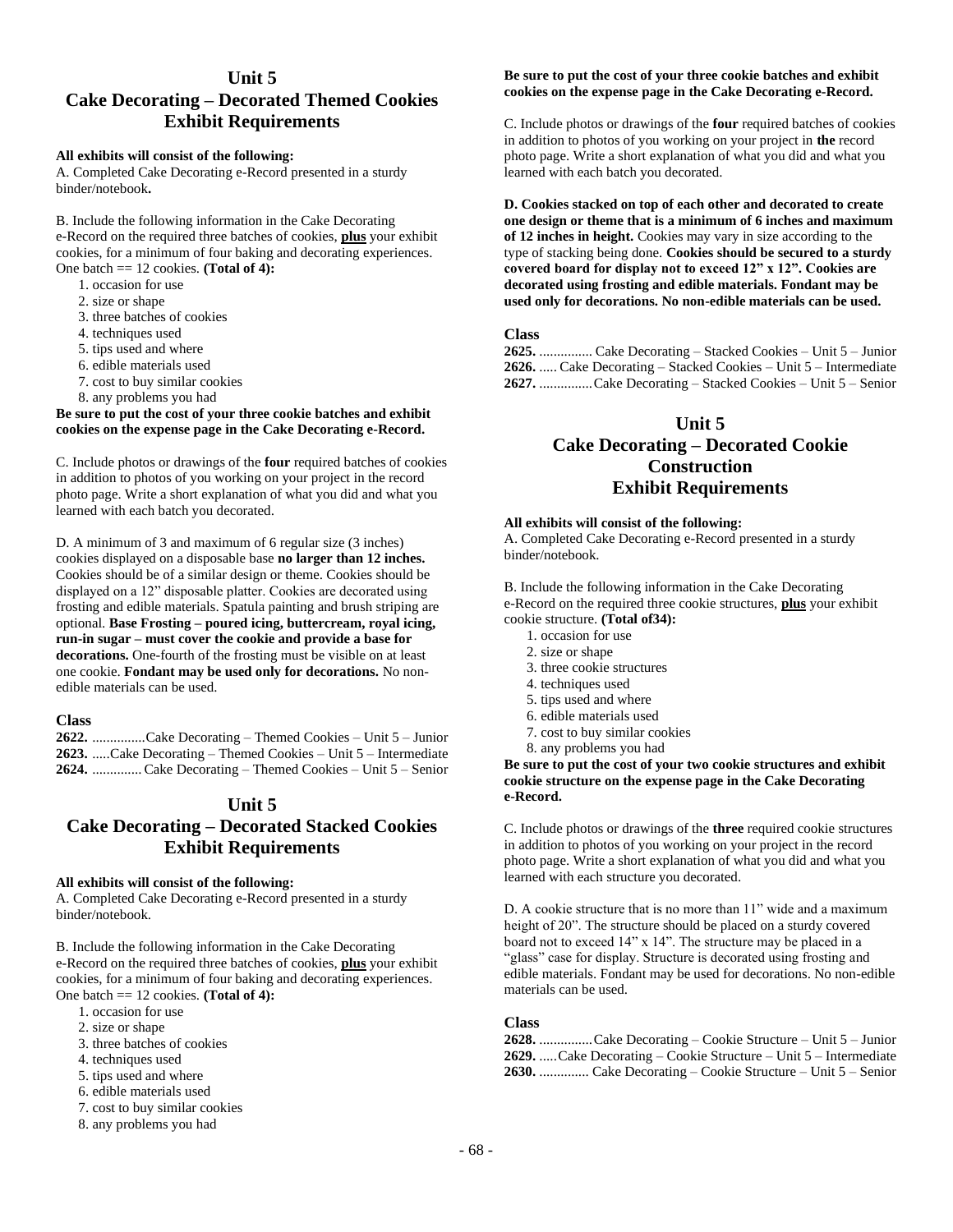## Unit 5
## Cake Decorating – Decorated Themed Cookies Exhibit Requirements

**All exhibits will consist of the following:**
A. Completed Cake Decorating e-Record presented in a sturdy binder/notebook**.**

B. Include the following information in the Cake Decorating e-Record on the required three batches of cookies, **plus** your exhibit cookies, for a minimum of four baking and decorating experiences. One batch == 12 cookies. **(Total of 4):**

1. occasion for use
2. size or shape
3. three batches of cookies
4. techniques used
5. tips used and where
6. edible materials used
7. cost to buy similar cookies
8. any problems you had

**Be sure to put the cost of your three cookie batches and exhibit cookies on the expense page in the Cake Decorating e-Record.**

C. Include photos or drawings of the **four** required batches of cookies in addition to photos of you working on your project in the record photo page. Write a short explanation of what you did and what you learned with each batch you decorated.

D. A minimum of 3 and maximum of 6 regular size (3 inches) cookies displayed on a disposable base **no larger than 12 inches.** Cookies should be of a similar design or theme. Cookies should be displayed on a 12" disposable platter. Cookies are decorated using frosting and edible materials. Spatula painting and brush striping are optional. **Base Frosting – poured icing, buttercream, royal icing, run-in sugar – must cover the cookie and provide a base for decorations.** One-fourth of the frosting must be visible on at least one cookie. **Fondant may be used only for decorations.** No non-edible materials can be used.

**Class**
**2622.** ...............Cake Decorating – Themed Cookies – Unit 5 – Junior
**2623.** .....Cake Decorating – Themed Cookies – Unit 5 – Intermediate
**2624.** .............Cake Decorating – Themed Cookies – Unit 5 – Senior

## Unit 5
## Cake Decorating – Decorated Stacked Cookies Exhibit Requirements

**All exhibits will consist of the following:**
A. Completed Cake Decorating e-Record presented in a sturdy binder/notebook.

B. Include the following information in the Cake Decorating e-Record on the required three batches of cookies, **plus** your exhibit cookies, for a minimum of four baking and decorating experiences. One batch == 12 cookies. **(Total of 4):**

1. occasion for use
2. size or shape
3. three batches of cookies
4. techniques used
5. tips used and where
6. edible materials used
7. cost to buy similar cookies
8. any problems you had

**Be sure to put the cost of your three cookie batches and exhibit cookies on the expense page in the Cake Decorating e-Record.**

C. Include photos or drawings of the **four** required batches of cookies in addition to photos of you working on your project in **the** record photo page. Write a short explanation of what you did and what you learned with each batch you decorated.

**D. Cookies stacked on top of each other and decorated to create one design or theme that is a minimum of 6 inches and maximum of 12 inches in height.** Cookies may vary in size according to the type of stacking being done. **Cookies should be secured to a sturdy covered board for display not to exceed 12" x 12". Cookies are decorated using frosting and edible materials. Fondant may be used only for decorations. No non-edible materials can be used.**

**Class**
**2625.** ............... Cake Decorating – Stacked Cookies – Unit 5 – Junior
**2626.** ..... Cake Decorating – Stacked Cookies – Unit 5 – Intermediate
**2627.** ...............Cake Decorating – Stacked Cookies – Unit 5 – Senior

## Unit 5
## Cake Decorating – Decorated Cookie Construction Exhibit Requirements

**All exhibits will consist of the following:**
A. Completed Cake Decorating e-Record presented in a sturdy binder/notebook.

B. Include the following information in the Cake Decorating e-Record on the required three cookie structures, **plus** your exhibit cookie structure. **(Total of34):**

1. occasion for use
2. size or shape
3. three cookie structures
4. techniques used
5. tips used and where
6. edible materials used
7. cost to buy similar cookies
8. any problems you had

**Be sure to put the cost of your two cookie structures and exhibit cookie structure on the expense page in the Cake Decorating e-Record.**

C. Include photos or drawings of the **three** required cookie structures in addition to photos of you working on your project in the record photo page. Write a short explanation of what you did and what you learned with each structure you decorated.

D. A cookie structure that is no more than 11" wide and a maximum height of 20". The structure should be placed on a sturdy covered board not to exceed 14" x 14". The structure may be placed in a "glass" case for display. Structure is decorated using frosting and edible materials. Fondant may be used for decorations. No non-edible materials can be used.

**Class**
**2628.** ...............Cake Decorating – Cookie Structure – Unit 5 – Junior
**2629.** .....Cake Decorating – Cookie Structure – Unit 5 – Intermediate
**2630.** .............. Cake Decorating – Cookie Structure – Unit 5 – Senior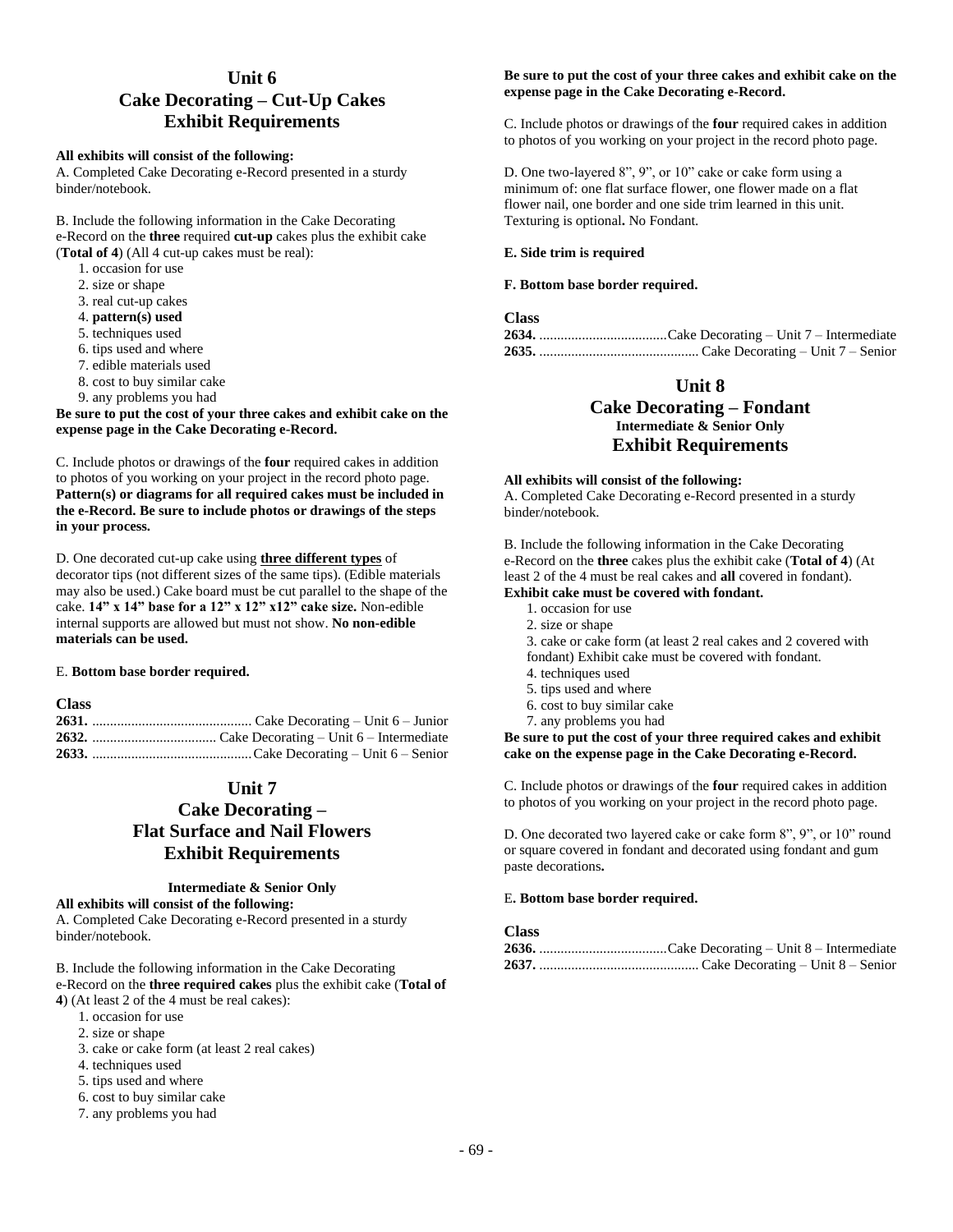## Unit 6
## Cake Decorating – Cut-Up Cakes
## Exhibit Requirements

**All exhibits will consist of the following:**
A. Completed Cake Decorating e-Record presented in a sturdy binder/notebook.

B. Include the following information in the Cake Decorating e-Record on the **three** required **cut-up** cakes plus the exhibit cake (**Total of 4**) (All 4 cut-up cakes must be real):

1. occasion for use
2. size or shape
3. real cut-up cakes
4. **pattern(s) used**
5. techniques used
6. tips used and where
7. edible materials used
8. cost to buy similar cake
9. any problems you had

**Be sure to put the cost of your three cakes and exhibit cake on the expense page in the Cake Decorating e-Record.**

C. Include photos or drawings of the **four** required cakes in addition to photos of you working on your project in the record photo page. **Pattern(s) or diagrams for all required cakes must be included in the e-Record. Be sure to include photos or drawings of the steps in your process.**

D. One decorated cut-up cake using **three different types** of decorator tips (not different sizes of the same tips). (Edible materials may also be used.) Cake board must be cut parallel to the shape of the cake. **14" x 14" base for a 12" x 12" x12" cake size.** Non-edible internal supports are allowed but must not show. **No non-edible materials can be used.**

E. **Bottom base border required.**

**Class**
**2631.** ............................................ Cake Decorating – Unit 6 – Junior
**2632.** .................................. Cake Decorating – Unit 6 – Intermediate
**2633.** ............................................ Cake Decorating – Unit 6 – Senior

## Unit 7
## Cake Decorating – Flat Surface and Nail Flowers
## Exhibit Requirements

**Intermediate & Senior Only**

**All exhibits will consist of the following:**
A. Completed Cake Decorating e-Record presented in a sturdy binder/notebook.

B. Include the following information in the Cake Decorating e-Record on the **three required cakes** plus the exhibit cake (**Total of 4**) (At least 2 of the 4 must be real cakes):

1. occasion for use
2. size or shape
3. cake or cake form (at least 2 real cakes)
4. techniques used
5. tips used and where
6. cost to buy similar cake
7. any problems you had

**Be sure to put the cost of your three cakes and exhibit cake on the expense page in the Cake Decorating e-Record.**

C. Include photos or drawings of the **four** required cakes in addition to photos of you working on your project in the record photo page.

D. One two-layered 8", 9", or 10" cake or cake form using a minimum of: one flat surface flower, one flower made on a flat flower nail, one border and one side trim learned in this unit. Texturing is optional**.** No Fondant.

**E. Side trim is required**

**F. Bottom base border required.**

**Class**
**2634.** ....................................Cake Decorating – Unit 7 – Intermediate
**2635.** ............................................ Cake Decorating – Unit 7 – Senior

## Unit 8
## Cake Decorating – Fondant
**Intermediate & Senior Only**
## Exhibit Requirements

**All exhibits will consist of the following:**
A. Completed Cake Decorating e-Record presented in a sturdy binder/notebook.

B. Include the following information in the Cake Decorating e-Record on the **three** cakes plus the exhibit cake (**Total of 4**) (At least 2 of the 4 must be real cakes and **all** covered in fondant). **Exhibit cake must be covered with fondant.**

1. occasion for use
2. size or shape
3. cake or cake form (at least 2 real cakes and 2 covered with fondant) Exhibit cake must be covered with fondant.
4. techniques used
5. tips used and where
6. cost to buy similar cake
7. any problems you had

**Be sure to put the cost of your three required cakes and exhibit cake on the expense page in the Cake Decorating e-Record.**

C. Include photos or drawings of the **four** required cakes in addition to photos of you working on your project in the record photo page.

D. One decorated two layered cake or cake form 8", 9", or 10" round or square covered in fondant and decorated using fondant and gum paste decorations**.**

E**. Bottom base border required.**

**Class**
**2636.** ....................................Cake Decorating – Unit 8 – Intermediate
**2637.** ............................................ Cake Decorating – Unit 8 – Senior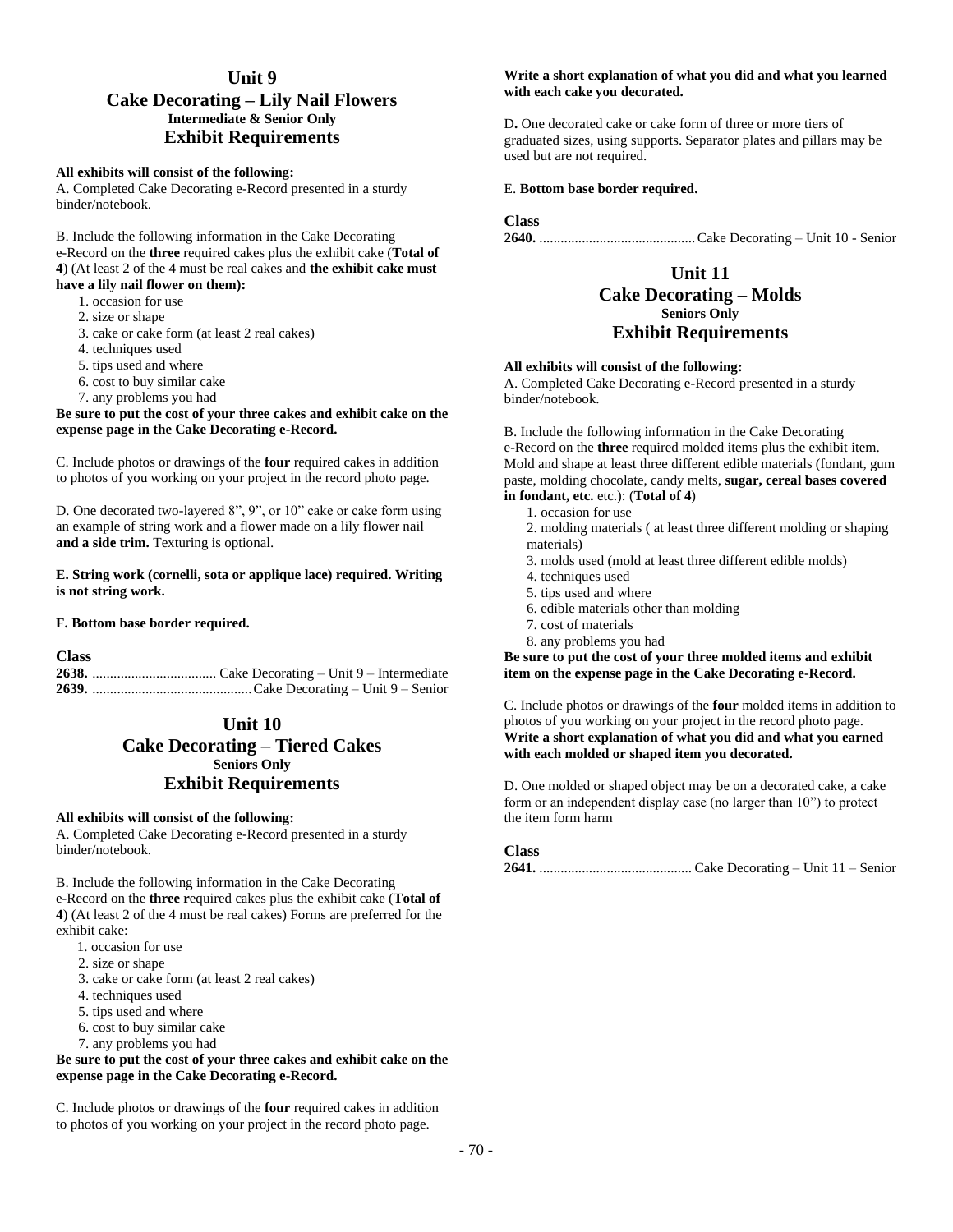# Unit 9
## Cake Decorating – Lily Nail Flowers
**Intermediate & Senior Only**
## Exhibit Requirements

**All exhibits will consist of the following:**
A. Completed Cake Decorating e-Record presented in a sturdy binder/notebook.

B. Include the following information in the Cake Decorating e-Record on the **three** required cakes plus the exhibit cake (**Total of 4**) (At least 2 of the 4 must be real cakes and **the exhibit cake must have a lily nail flower on them):**

1. occasion for use
2. size or shape
3. cake or cake form (at least 2 real cakes)
4. techniques used
5. tips used and where
6. cost to buy similar cake
7. any problems you had

**Be sure to put the cost of your three cakes and exhibit cake on the expense page in the Cake Decorating e-Record.**

C. Include photos or drawings of the **four** required cakes in addition to photos of you working on your project in the record photo page.

D. One decorated two-layered 8", 9", or 10" cake or cake form using an example of string work and a flower made on a lily flower nail **and a side trim.** Texturing is optional.

**E. String work (cornelli, sota or applique lace) required. Writing is not string work.**

**F. Bottom base border required.**

**Class**
**2638.** ................................... Cake Decorating – Unit 9 – Intermediate
**2639.** ............................................ Cake Decorating – Unit 9 – Senior

# Unit 10
## Cake Decorating – Tiered Cakes
**Seniors Only**
## Exhibit Requirements

**All exhibits will consist of the following:**
A. Completed Cake Decorating e-Record presented in a sturdy binder/notebook.

B. Include the following information in the Cake Decorating e-Record on the **three r**equired cakes plus the exhibit cake (**Total of 4**) (At least 2 of the 4 must be real cakes) Forms are preferred for the exhibit cake:

1. occasion for use
2. size or shape
3. cake or cake form (at least 2 real cakes)
4. techniques used
5. tips used and where
6. cost to buy similar cake
7. any problems you had

**Be sure to put the cost of your three cakes and exhibit cake on the expense page in the Cake Decorating e-Record.**

C. Include photos or drawings of the **four** required cakes in addition to photos of you working on your project in the record photo page. **Write a short explanation of what you did and what you learned with each cake you decorated.**

D**.** One decorated cake or cake form of three or more tiers of graduated sizes, using supports. Separator plates and pillars may be used but are not required.

E. **Bottom base border required.**

**Class**
**2640.** ............................................ Cake Decorating – Unit 10 - Senior

# Unit 11
## Cake Decorating – Molds
**Seniors Only**
## Exhibit Requirements

**All exhibits will consist of the following:**
A. Completed Cake Decorating e-Record presented in a sturdy binder/notebook.

B. Include the following information in the Cake Decorating e-Record on the **three** required molded items plus the exhibit item. Mold and shape at least three different edible materials (fondant, gum paste, molding chocolate, candy melts, **sugar, cereal bases covered in fondant, etc.** etc.): (**Total of 4**)

1. occasion for use
2. molding materials ( at least three different molding or shaping materials)
3. molds used (mold at least three different edible molds)
4. techniques used
5. tips used and where
6. edible materials other than molding
7. cost of materials
8. any problems you had

**Be sure to put the cost of your three molded items and exhibit item on the expense page in the Cake Decorating e-Record.**

C. Include photos or drawings of the **four** molded items in addition to photos of you working on your project in the record photo page. **Write a short explanation of what you did and what you earned with each molded or shaped item you decorated.**

D. One molded or shaped object may be on a decorated cake, a cake form or an independent display case (no larger than 10") to protect the item form harm

**Class**
**2641.** ........................................... Cake Decorating – Unit 11 – Senior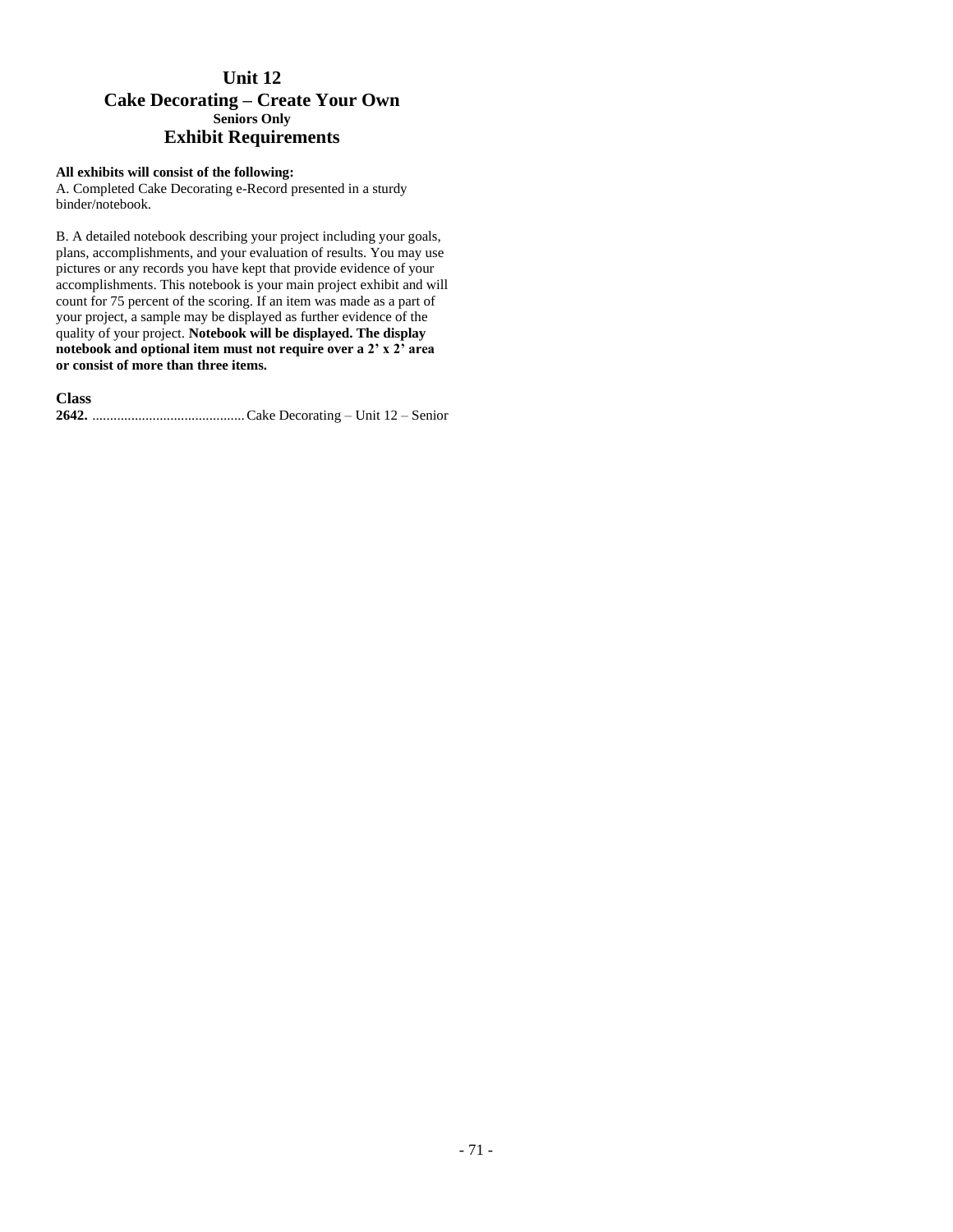# Unit 12
# Cake Decorating – Create Your Own
### Seniors Only
## Exhibit Requirements

**All exhibits will consist of the following:**

A. Completed Cake Decorating e-Record presented in a sturdy binder/notebook.

B. A detailed notebook describing your project including your goals, plans, accomplishments, and your evaluation of results. You may use pictures or any records you have kept that provide evidence of your accomplishments. This notebook is your main project exhibit and will count for 75 percent of the scoring. If an item was made as a part of your project, a sample may be displayed as further evidence of the quality of your project. **Notebook will be displayed. The display notebook and optional item must not require over a 2' x 2' area or consist of more than three items.**

**Class**

**2642.** ........................................... Cake Decorating – Unit 12 – Senior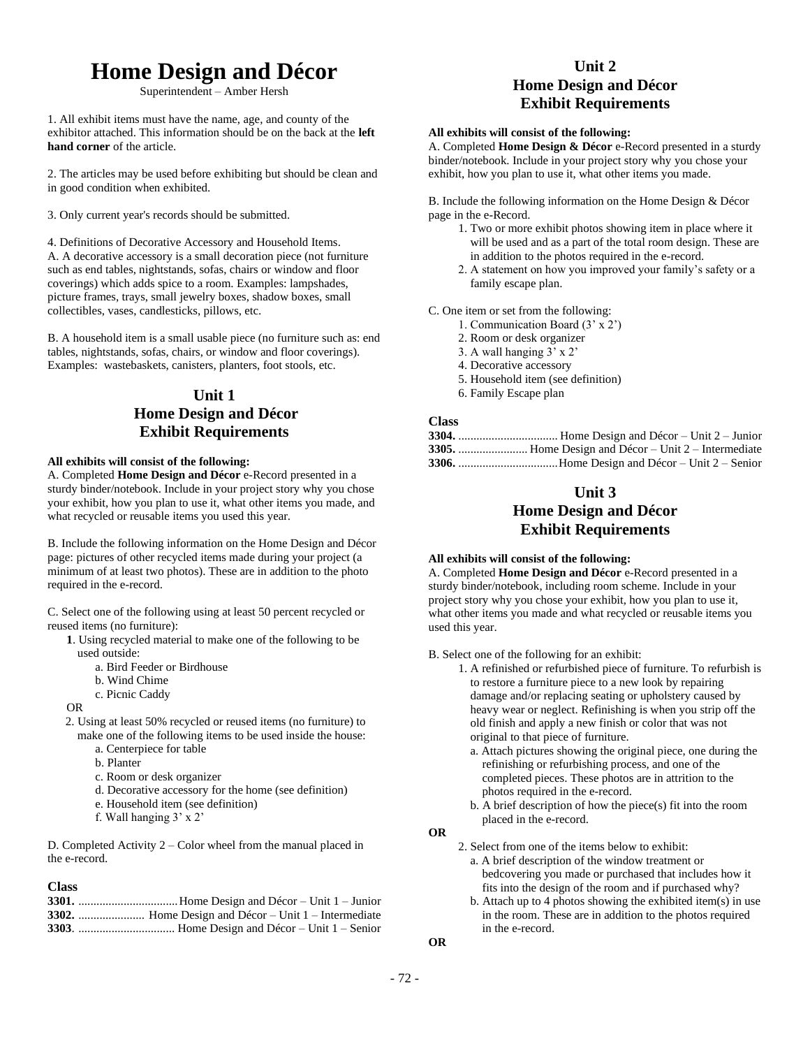# Home Design and Décor

Superintendent – Amber Hersh

1. All exhibit items must have the name, age, and county of the exhibitor attached. This information should be on the back at the **left hand corner** of the article.

2. The articles may be used before exhibiting but should be clean and in good condition when exhibited.

3. Only current year's records should be submitted.

4. Definitions of Decorative Accessory and Household Items.
A. A decorative accessory is a small decoration piece (not furniture such as end tables, nightstands, sofas, chairs or window and floor coverings) which adds spice to a room. Examples: lampshades, picture frames, trays, small jewelry boxes, shadow boxes, small collectibles, vases, candlesticks, pillows, etc.

B. A household item is a small usable piece (no furniture such as: end tables, nightstands, sofas, chairs, or window and floor coverings). Examples: wastebaskets, canisters, planters, foot stools, etc.

## Unit 1
## Home Design and Décor
## Exhibit Requirements

**All exhibits will consist of the following:**
A. Completed **Home Design and Décor** e-Record presented in a sturdy binder/notebook. Include in your project story why you chose your exhibit, how you plan to use it, what other items you made, and what recycled or reusable items you used this year.

B. Include the following information on the Home Design and Décor page: pictures of other recycled items made during your project (a minimum of at least two photos). These are in addition to the photo required in the e-record.

C. Select one of the following using at least 50 percent recycled or reused items (no furniture):

**1**. Using recycled material to make one of the following to be used outside:
- a. Bird Feeder or Birdhouse
- b. Wind Chime
- c. Picnic Caddy

OR

2. Using at least 50% recycled or reused items (no furniture) to make one of the following items to be used inside the house:
- a. Centerpiece for table
- b. Planter
- c. Room or desk organizer
- d. Decorative accessory for the home (see definition)
- e. Household item (see definition)
- f. Wall hanging 3' x 2'

D. Completed Activity 2 – Color wheel from the manual placed in the e-record.

**Class**
**3301.** ................................. Home Design and Décor – Unit 1 – Junior
**3302.** ...................... Home Design and Décor – Unit 1 – Intermediate
**3303**. ................................ Home Design and Décor – Unit 1 – Senior

## Unit 2
## Home Design and Décor
## Exhibit Requirements

**All exhibits will consist of the following:**
A. Completed **Home Design & Décor** e-Record presented in a sturdy binder/notebook. Include in your project story why you chose your exhibit, how you plan to use it, what other items you made.

B. Include the following information on the Home Design & Décor page in the e-Record.
1. Two or more exhibit photos showing item in place where it will be used and as a part of the total room design. These are in addition to the photos required in the e-record.
2. A statement on how you improved your family's safety or a family escape plan.

C. One item or set from the following:
1. Communication Board (3' x 2')
2. Room or desk organizer
3. A wall hanging 3' x 2'
4. Decorative accessory
5. Household item (see definition)
6. Family Escape plan

**Class**
**3304.** ................................. Home Design and Décor – Unit 2 – Junior
**3305.** ....................... Home Design and Décor – Unit 2 – Intermediate
**3306.** .................................Home Design and Décor – Unit 2 – Senior

## Unit 3
## Home Design and Décor
## Exhibit Requirements

**All exhibits will consist of the following:**
A. Completed **Home Design and Décor** e-Record presented in a sturdy binder/notebook, including room scheme. Include in your project story why you chose your exhibit, how you plan to use it, what other items you made and what recycled or reusable items you used this year.

B. Select one of the following for an exhibit:
1. A refinished or refurbished piece of furniture. To refurbish is to restore a furniture piece to a new look by repairing damage and/or replacing seating or upholstery caused by heavy wear or neglect. Refinishing is when you strip off the old finish and apply a new finish or color that was not original to that piece of furniture.
   - a. Attach pictures showing the original piece, one during the refinishing or refurbishing process, and one of the completed pieces. These photos are in attrition to the photos required in the e-record.
   - b. A brief description of how the piece(s) fit into the room placed in the e-record.

**OR**

2. Select from one of the items below to exhibit:
   - a. A brief description of the window treatment or bedcovering you made or purchased that includes how it fits into the design of the room and if purchased why?
   - b. Attach up to 4 photos showing the exhibited item(s) in use in the room. These are in addition to the photos required in the e-record.

**OR**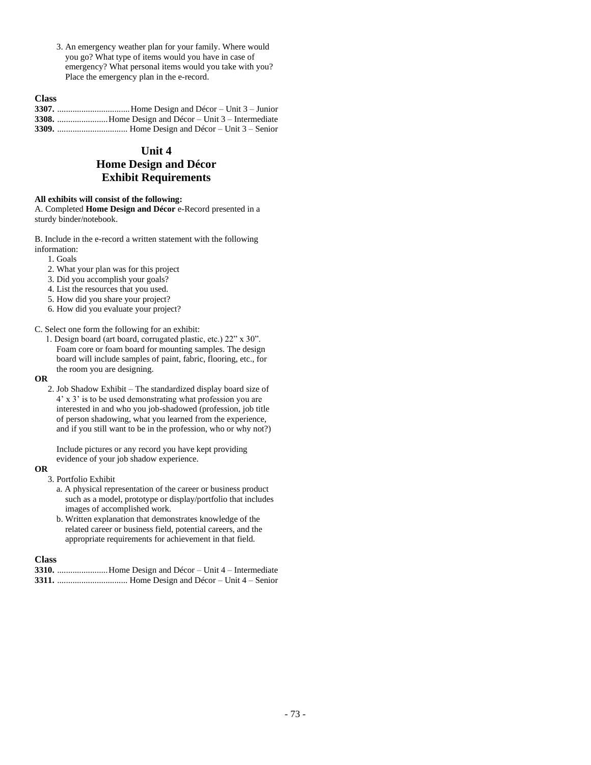3. An emergency weather plan for your family. Where would you go? What type of items would you have in case of emergency? What personal items would you take with you? Place the emergency plan in the e-record.

**Class**

**3307.** ................................. Home Design and Décor – Unit 3 – Junior
**3308.** ....................... Home Design and Décor – Unit 3 – Intermediate
**3309.** ................................ Home Design and Décor – Unit 3 – Senior

## Unit 4
## Home Design and Décor
## Exhibit Requirements

**All exhibits will consist of the following:**

A. Completed **Home Design and Décor** e-Record presented in a sturdy binder/notebook.

B. Include in the e-record a written statement with the following information:

1. Goals
2. What your plan was for this project
3. Did you accomplish your goals?
4. List the resources that you used.
5. How did you share your project?
6. How did you evaluate your project?

C. Select one form the following for an exhibit:

1. Design board (art board, corrugated plastic, etc.) 22" x 30". Foam core or foam board for mounting samples. The design board will include samples of paint, fabric, flooring, etc., for the room you are designing.

**OR**

2. Job Shadow Exhibit – The standardized display board size of 4' x 3' is to be used demonstrating what profession you are interested in and who you job-shadowed (profession, job title of person shadowing, what you learned from the experience, and if you still want to be in the profession, who or why not?)

   Include pictures or any record you have kept providing evidence of your job shadow experience.

**OR**

3. Portfolio Exhibit
   a. A physical representation of the career or business product such as a model, prototype or display/portfolio that includes images of accomplished work.
   b. Written explanation that demonstrates knowledge of the related career or business field, potential careers, and the appropriate requirements for achievement in that field.

**Class**

**3310.** ....................... Home Design and Décor – Unit 4 – Intermediate
**3311.** ................................ Home Design and Décor – Unit 4 – Senior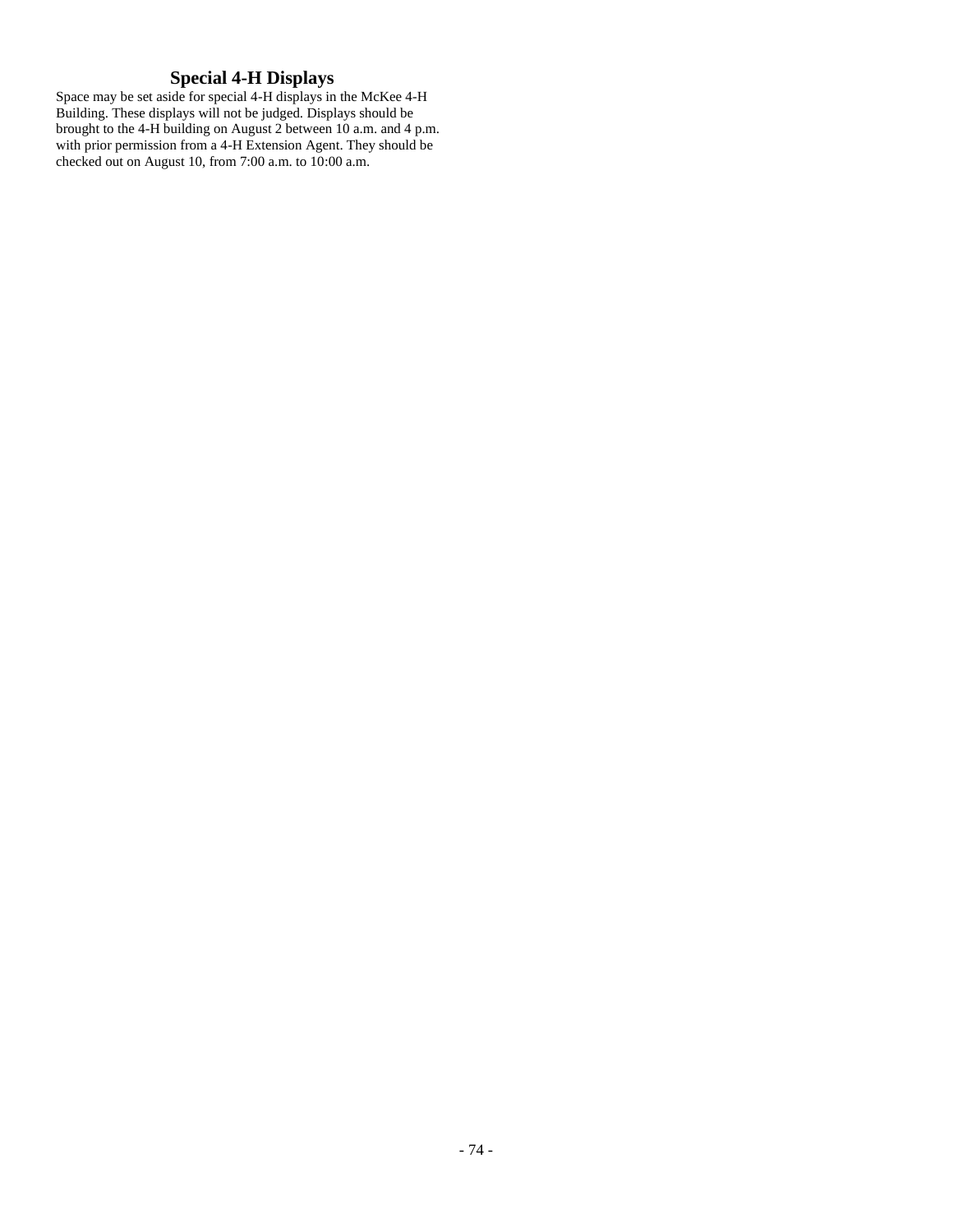## Special 4-H Displays

Space may be set aside for special 4-H displays in the McKee 4-H Building. These displays will not be judged. Displays should be brought to the 4-H building on August 2 between 10 a.m. and 4 p.m. with prior permission from a 4-H Extension Agent. They should be checked out on August 10, from 7:00 a.m. to 10:00 a.m.